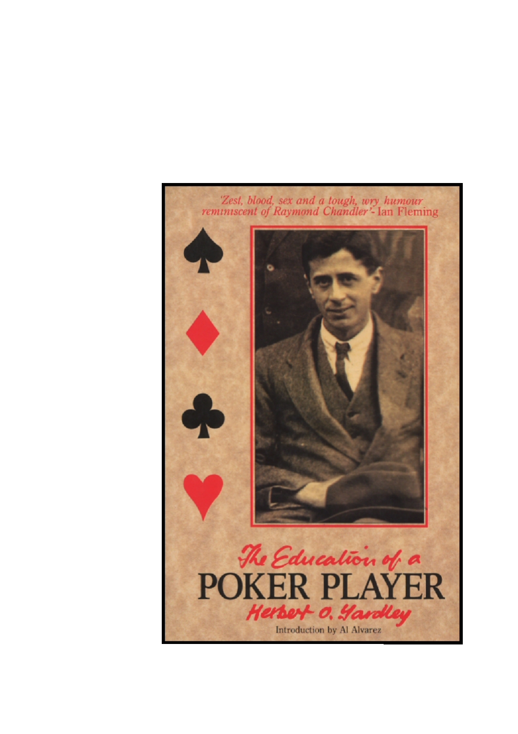'Zest, blood, sex and a tough, wry humour reminiscent of Raymond Chandler'- Ian Fleming

# *The Education of a* POKER PLAYER

*Herbert O. Yardley*

Introduction by Al Alvarez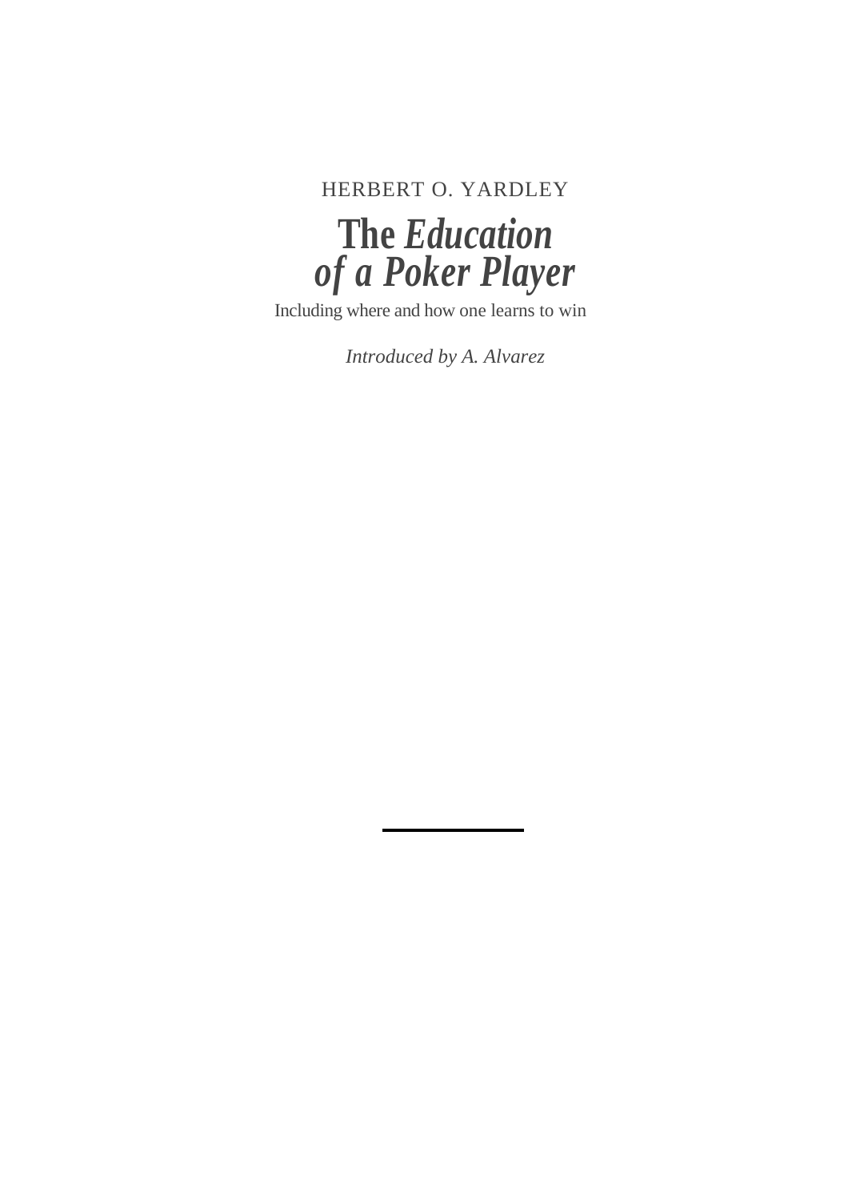HERBERT O. YARDLEY

# The *Education of a Poker Player*

Including where and how one learns to win

*Introduced by A. Alvarez*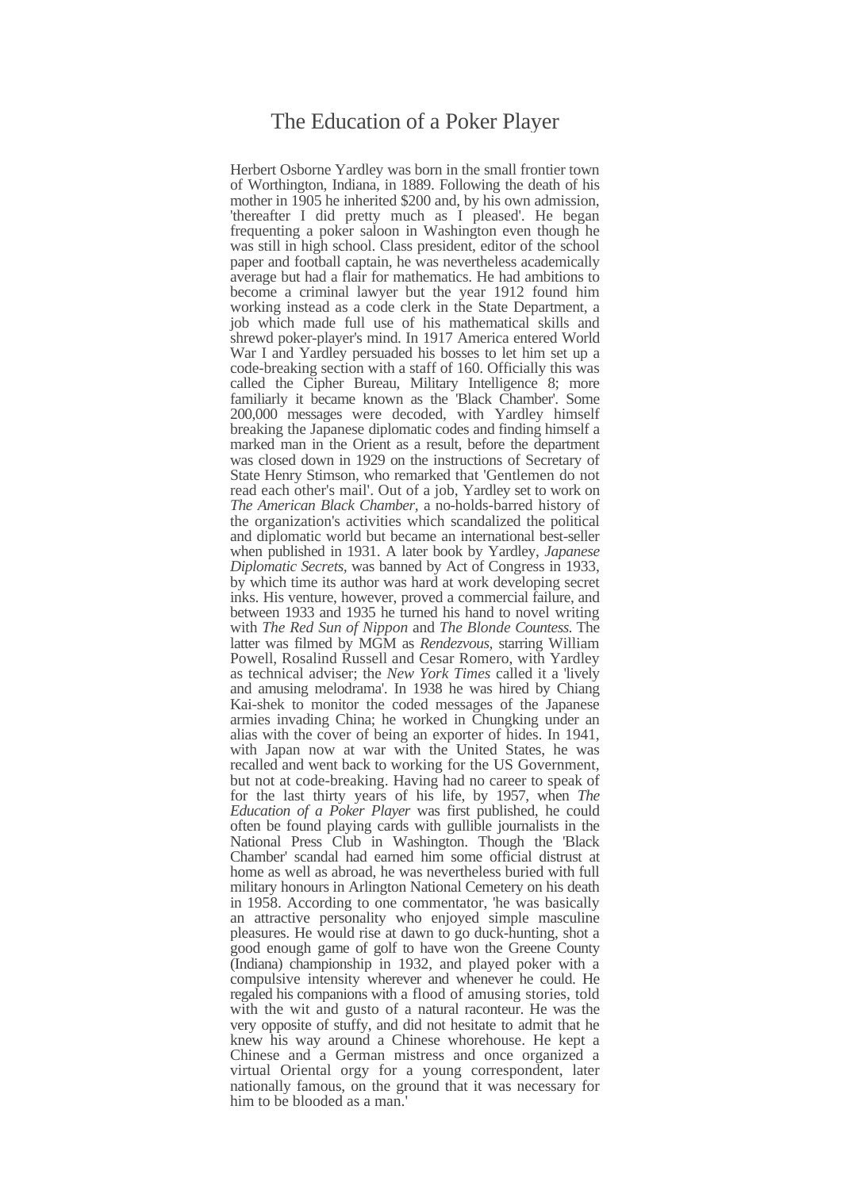# The Education of a Poker Player

Herbert Osborne Yardley was born in the small frontier town of Worthington, Indiana, in 1889. Following the death of his mother in 1905 he inherited $200 and, by his own admission, 'thereafter I did pretty much as I pleased'. He began frequenting a poker saloon in Washington even though he was still in high school. Class president, editor of the school paper and football captain, he was nevertheless academically average but had a flair for mathematics. He had ambitions to become a criminal lawyer but the year 1912 found him working instead as a code clerk in the State Department, a job which made full use of his mathematical skills and shrewd poker-player's mind. In 1917 America entered World War I and Yardley persuaded his bosses to let him set up a code-breaking section with a staff of 160. Officially this was called the Cipher Bureau, Military Intelligence 8; more familiarly it became known as the 'Black Chamber'. Some 200,000 messages were decoded, with Yardley himself breaking the Japanese diplomatic codes and finding himself a marked man in the Orient as a result, before the department was closed down in 1929 on the instructions of Secretary of State Henry Stimson, who remarked that 'Gentlemen do not read each other's mail'. Out of a job, Yardley set to work on *The American Black Chamber*, a no-holds-barred history of the organization's activities which scandalized the political and diplomatic world but became an international best-seller when published in 1931. A later book by Yardley, *Japanese Diplomatic Secrets*, was banned by Act of Congress in 1933, by which time its author was hard at work developing secret inks. His venture, however, proved a commercial failure, and between 1933 and 1935 he turned his hand to novel writing with *The Red Sun of Nippon* and *The Blonde Countess*. The latter was filmed by MGM as *Rendezvous*, starring William Powell, Rosalind Russell and Cesar Romero, with Yardley as technical adviser; the *New York Times* called it a 'lively and amusing melodrama'. In 1938 he was hired by Chiang Kai-shek to monitor the coded messages of the Japanese armies invading China; he worked in Chungking under an alias with the cover of being an exporter of hides. In 1941, with Japan now at war with the United States, he was recalled and went back to working for the US Government, but not at code-breaking. Having had no career to speak of for the last thirty years of his life, by 1957, when *The Education of a Poker Player* was first published, he could often be found playing cards with gullible journalists in the National Press Club in Washington. Though the 'Black Chamber' scandal had earned him some official distrust at home as well as abroad, he was nevertheless buried with full military honours in Arlington National Cemetery on his death in 1958. According to one commentator, 'he was basically an attractive personality who enjoyed simple masculine pleasures. He would rise at dawn to go duck-hunting, shot a good enough game of golf to have won the Greene County (Indiana) championship in 1932, and played poker with a compulsive intensity wherever and whenever he could. He regaled his companions with a flood of amusing stories, told with the wit and gusto of a natural raconteur. He was the very opposite of stuffy, and did not hesitate to admit that he knew his way around a Chinese whorehouse. He kept a Chinese and a German mistress and once organized a virtual Oriental orgy for a young correspondent, later nationally famous, on the ground that it was necessary for him to be blooded as a man.'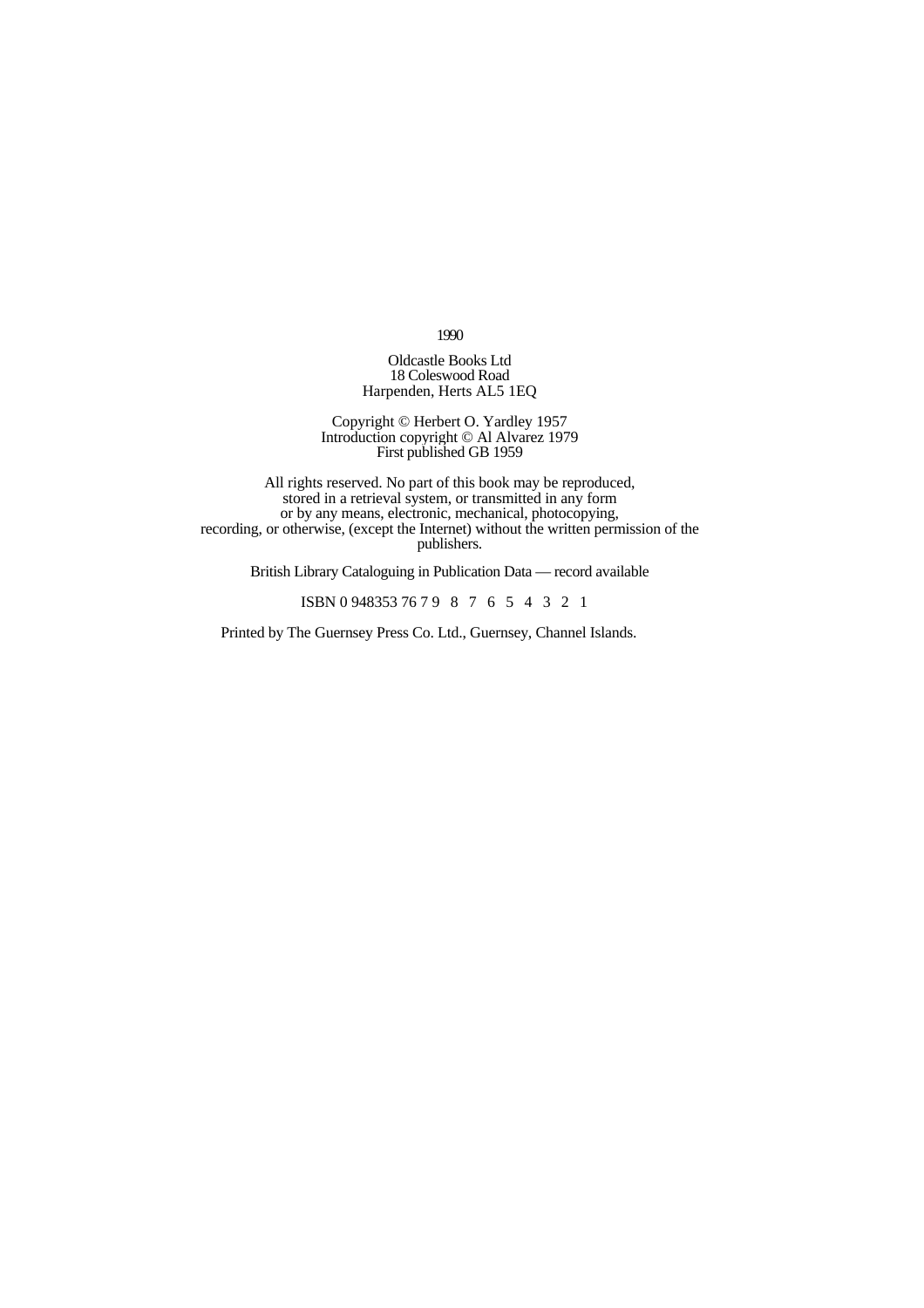1990

Oldcastle Books Ltd
18 Coleswood Road
Harpenden, Herts AL5 1EQ

Copyright © Herbert O. Yardley 1957
Introduction copyright © Al Alvarez 1979
First published GB 1959

All rights reserved. No part of this book may be reproduced, stored in a retrieval system, or transmitted in any form or by any means, electronic, mechanical, photocopying, recording, or otherwise, (except the Internet) without the written permission of the publishers.

British Library Cataloguing in Publication Data — record available

ISBN 0 948353 76 7 9 8 7 6 5 4 3 2 1

Printed by The Guernsey Press Co. Ltd., Guernsey, Channel Islands.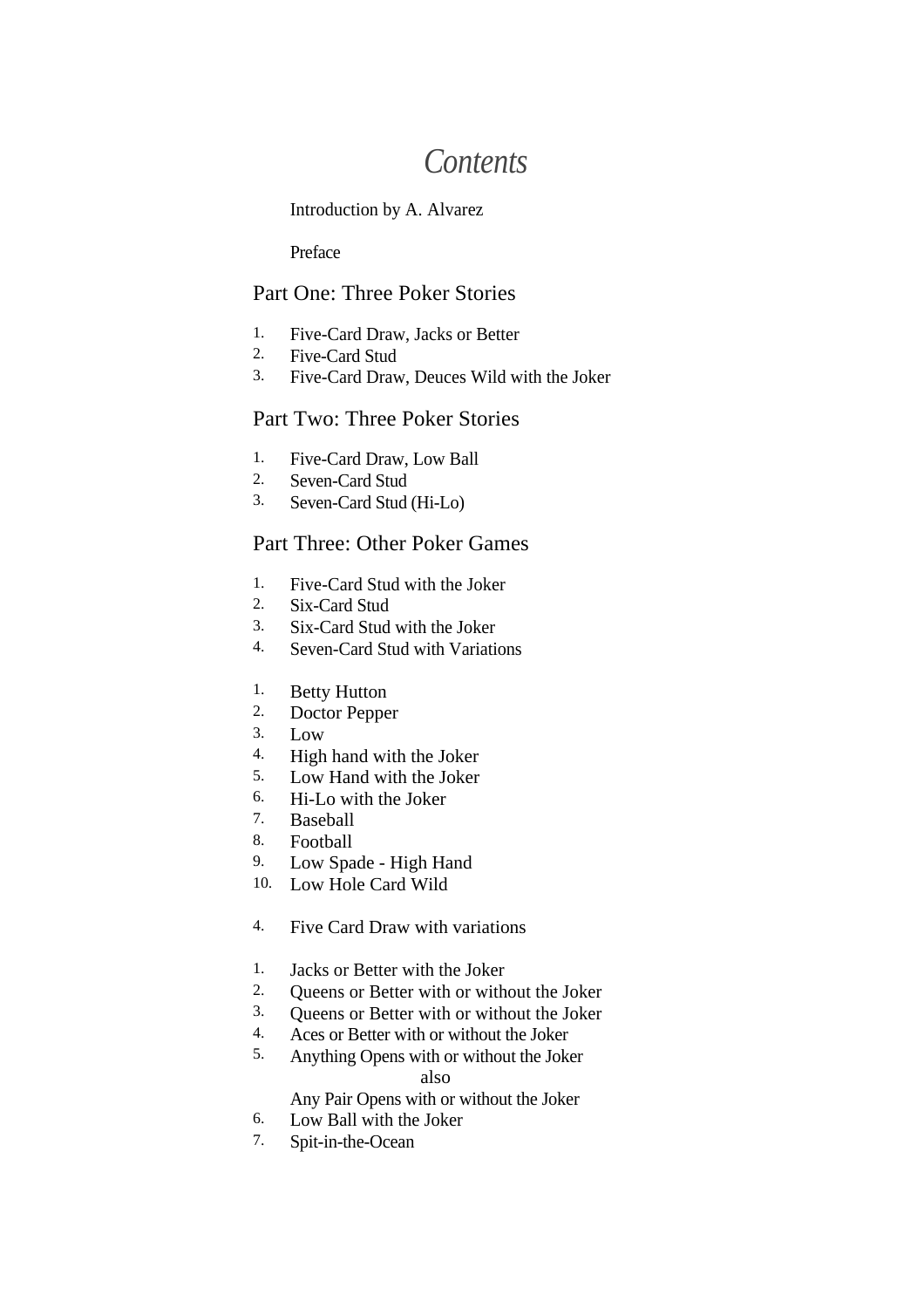# *Contents*

Introduction by A. Alvarez

Preface

## Part One: Three Poker Stories

1. Five-Card Draw, Jacks or Better
2. Five-Card Stud
3. Five-Card Draw, Deuces Wild with the Joker

## Part Two: Three Poker Stories

1. Five-Card Draw, Low Ball
2. Seven-Card Stud
3. Seven-Card Stud (Hi-Lo)

## Part Three: Other Poker Games

1. Five-Card Stud with the Joker
2. Six-Card Stud
3. Six-Card Stud with the Joker
4. Seven-Card Stud with Variations

1. Betty Hutton
2. Doctor Pepper
3. Low
4. High hand with the Joker
5. Low Hand with the Joker
6. Hi-Lo with the Joker
7. Baseball
8. Football
9. Low Spade - High Hand
10. Low Hole Card Wild

4. Five Card Draw with variations

1. Jacks or Better with the Joker
2. Queens or Better with or without the Joker
3. Queens or Better with or without the Joker
4. Aces or Better with or without the Joker
5. Anything Opens with or without the Joker
   also
   Any Pair Opens with or without the Joker
6. Low Ball with the Joker
7. Spit-in-the-Ocean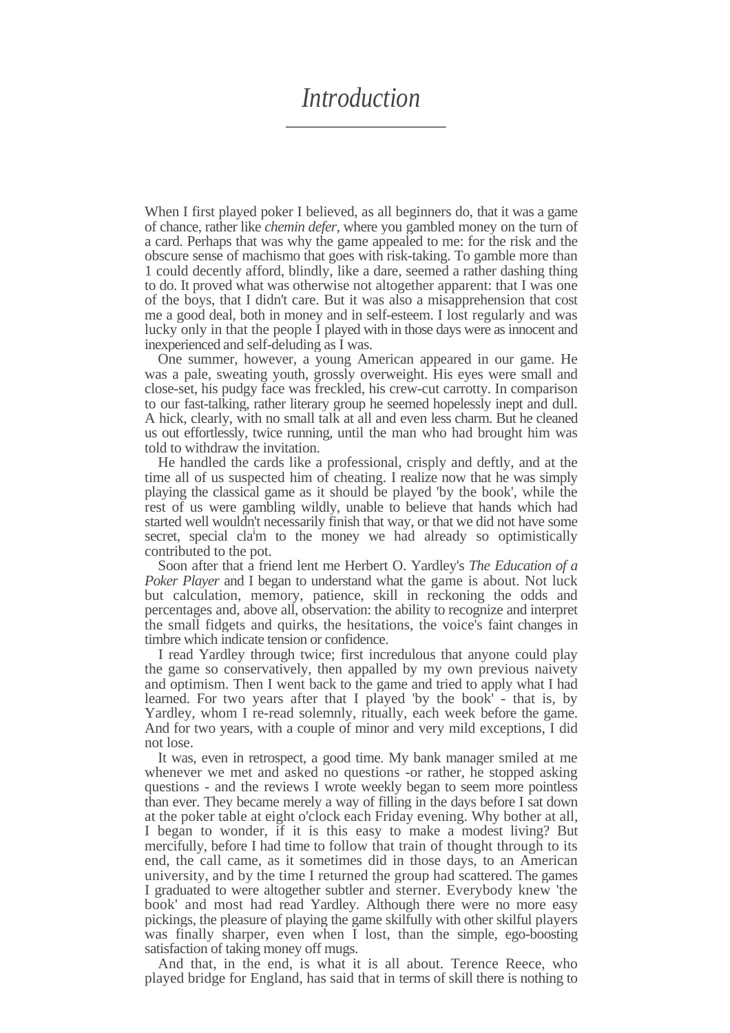# *Introduction*

When I first played poker I believed, as all beginners do, that it was a game of chance, rather like *chemin defer*, where you gambled money on the turn of a card. Perhaps that was why the game appealed to me: for the risk and the obscure sense of machismo that goes with risk-taking. To gamble more than 1 could decently afford, blindly, like a dare, seemed a rather dashing thing to do. It proved what was otherwise not altogether apparent: that I was one of the boys, that I didn't care. But it was also a misapprehension that cost me a good deal, both in money and in self-esteem. I lost regularly and was lucky only in that the people I played with in those days were as innocent and inexperienced and self-deluding as I was.

One summer, however, a young American appeared in our game. He was a pale, sweating youth, grossly overweight. His eyes were small and close-set, his pudgy face was freckled, his crew-cut carrotty. In comparison to our fast-talking, rather literary group he seemed hopelessly inept and dull. A hick, clearly, with no small talk at all and even less charm. But he cleaned us out effortlessly, twice running, until the man who had brought him was told to withdraw the invitation.

He handled the cards like a professional, crisply and deftly, and at the time all of us suspected him of cheating. I realize now that he was simply playing the classical game as it should be played 'by the book', while the rest of us were gambling wildly, unable to believe that hands which had started well wouldn't necessarily finish that way, or that we did not have some secret, special claim to the money we had already so optimistically contributed to the pot.

Soon after that a friend lent me Herbert O. Yardley's *The Education of a Poker Player* and I began to understand what the game is about. Not luck but calculation, memory, patience, skill in reckoning the odds and percentages and, above all, observation: the ability to recognize and interpret the small fidgets and quirks, the hesitations, the voice's faint changes in timbre which indicate tension or confidence.

I read Yardley through twice; first incredulous that anyone could play the game so conservatively, then appalled by my own previous naivety and optimism. Then I went back to the game and tried to apply what I had learned. For two years after that I played 'by the book' - that is, by Yardley, whom I re-read solemnly, ritually, each week before the game. And for two years, with a couple of minor and very mild exceptions, I did not lose.

It was, even in retrospect, a good time. My bank manager smiled at me whenever we met and asked no questions -or rather, he stopped asking questions - and the reviews I wrote weekly began to seem more pointless than ever. They became merely a way of filling in the days before I sat down at the poker table at eight o'clock each Friday evening. Why bother at all, I began to wonder, if it is this easy to make a modest living? But mercifully, before I had time to follow that train of thought through to its end, the call came, as it sometimes did in those days, to an American university, and by the time I returned the group had scattered. The games I graduated to were altogether subtler and sterner. Everybody knew 'the book' and most had read Yardley. Although there were no more easy pickings, the pleasure of playing the game skilfully with other skilful players was finally sharper, even when I lost, than the simple, ego-boosting satisfaction of taking money off mugs.

And that, in the end, is what it is all about. Terence Reece, who played bridge for England, has said that in terms of skill there is nothing to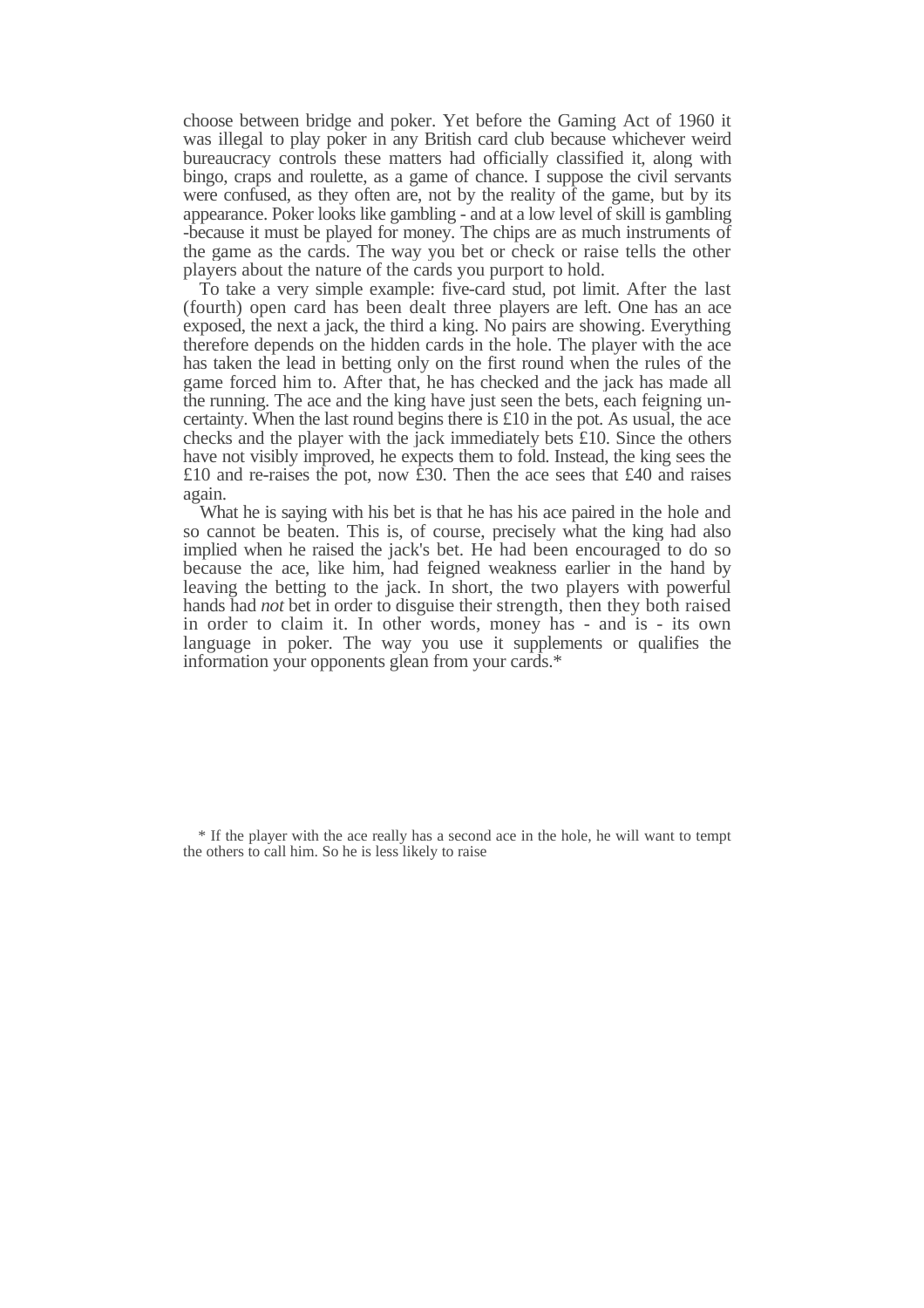choose between bridge and poker. Yet before the Gaming Act of 1960 it was illegal to play poker in any British card club because whichever weird bureaucracy controls these matters had officially classified it, along with bingo, craps and roulette, as a game of chance. I suppose the civil servants were confused, as they often are, not by the reality of the game, but by its appearance. Poker looks like gambling - and at a low level of skill is gambling -because it must be played for money. The chips are as much instruments of the game as the cards. The way you bet or check or raise tells the other players about the nature of the cards you purport to hold.

To take a very simple example: five-card stud, pot limit. After the last (fourth) open card has been dealt three players are left. One has an ace exposed, the next a jack, the third a king. No pairs are showing. Everything therefore depends on the hidden cards in the hole. The player with the ace has taken the lead in betting only on the first round when the rules of the game forced him to. After that, he has checked and the jack has made all the running. The ace and the king have just seen the bets, each feigning uncertainty. When the last round begins there is £10 in the pot. As usual, the ace checks and the player with the jack immediately bets £10. Since the others have not visibly improved, he expects them to fold. Instead, the king sees the £10 and re-raises the pot, now £30. Then the ace sees that £40 and raises again.

What he is saying with his bet is that he has his ace paired in the hole and so cannot be beaten. This is, of course, precisely what the king had also implied when he raised the jack's bet. He had been encouraged to do so because the ace, like him, had feigned weakness earlier in the hand by leaving the betting to the jack. In short, the two players with powerful hands had *not* bet in order to disguise their strength, then they both raised in order to claim it. In other words, money has - and is - its own language in poker. The way you use it supplements or qualifies the information your opponents glean from your cards.*

* If the player with the ace really has a second ace in the hole, he will want to tempt the others to call him. So he is less likely to raise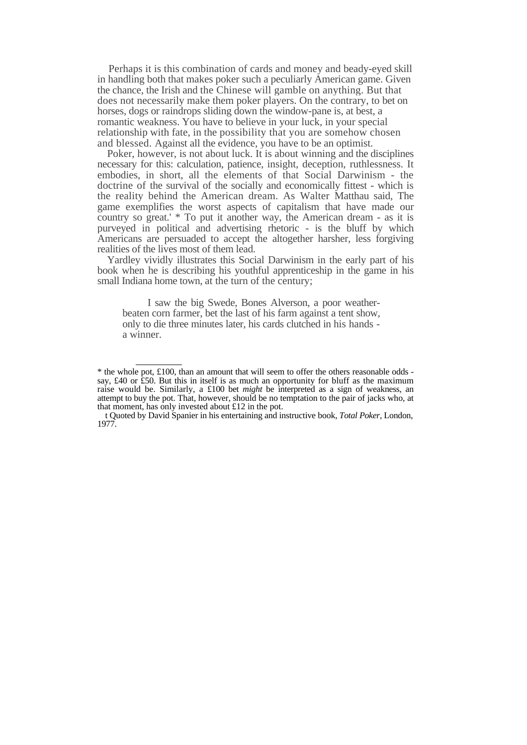Perhaps it is this combination of cards and money and beady-eyed skill in handling both that makes poker such a peculiarly American game. Given the chance, the Irish and the Chinese will gamble on anything. But that does not necessarily make them poker players. On the contrary, to bet on horses, dogs or raindrops sliding down the window-pane is, at best, a romantic weakness. You have to believe in your luck, in your special relationship with fate, in the possibility that you are somehow chosen and blessed. Against all the evidence, you have to be an optimist.

Poker, however, is not about luck. It is about winning and the disciplines necessary for this: calculation, patience, insight, deception, ruthlessness. It embodies, in short, all the elements of that Social Darwinism - the doctrine of the survival of the socially and economically fittest - which is the reality behind the American dream. As Walter Matthau said, The game exemplifies the worst aspects of capitalism that have made our country so great.' * To put it another way, the American dream - as it is purveyed in political and advertising rhetoric - is the bluff by which Americans are persuaded to accept the altogether harsher, less forgiving realities of the lives most of them lead.

Yardley vividly illustrates this Social Darwinism in the early part of his book when he is describing his youthful apprenticeship in the game in his small Indiana home town, at the turn of the century;

> I saw the big Swede, Bones Alverson, a poor weather-beaten corn farmer, bet the last of his farm against a tent show, only to die three minutes later, his cards clutched in his hands - a winner.

---

* the whole pot, £100, than an amount that will seem to offer the others reasonable odds - say, £40 or £50. But this in itself is as much an opportunity for bluff as the maximum raise would be. Similarly, a £100 bet *might* be interpreted as a sign of weakness, an attempt to buy the pot. That, however, should be no temptation to the pair of jacks who, at that moment, has only invested about £12 in the pot.

t Quoted by David Spanier in his entertaining and instructive book, *Total Poker*, London, 1977.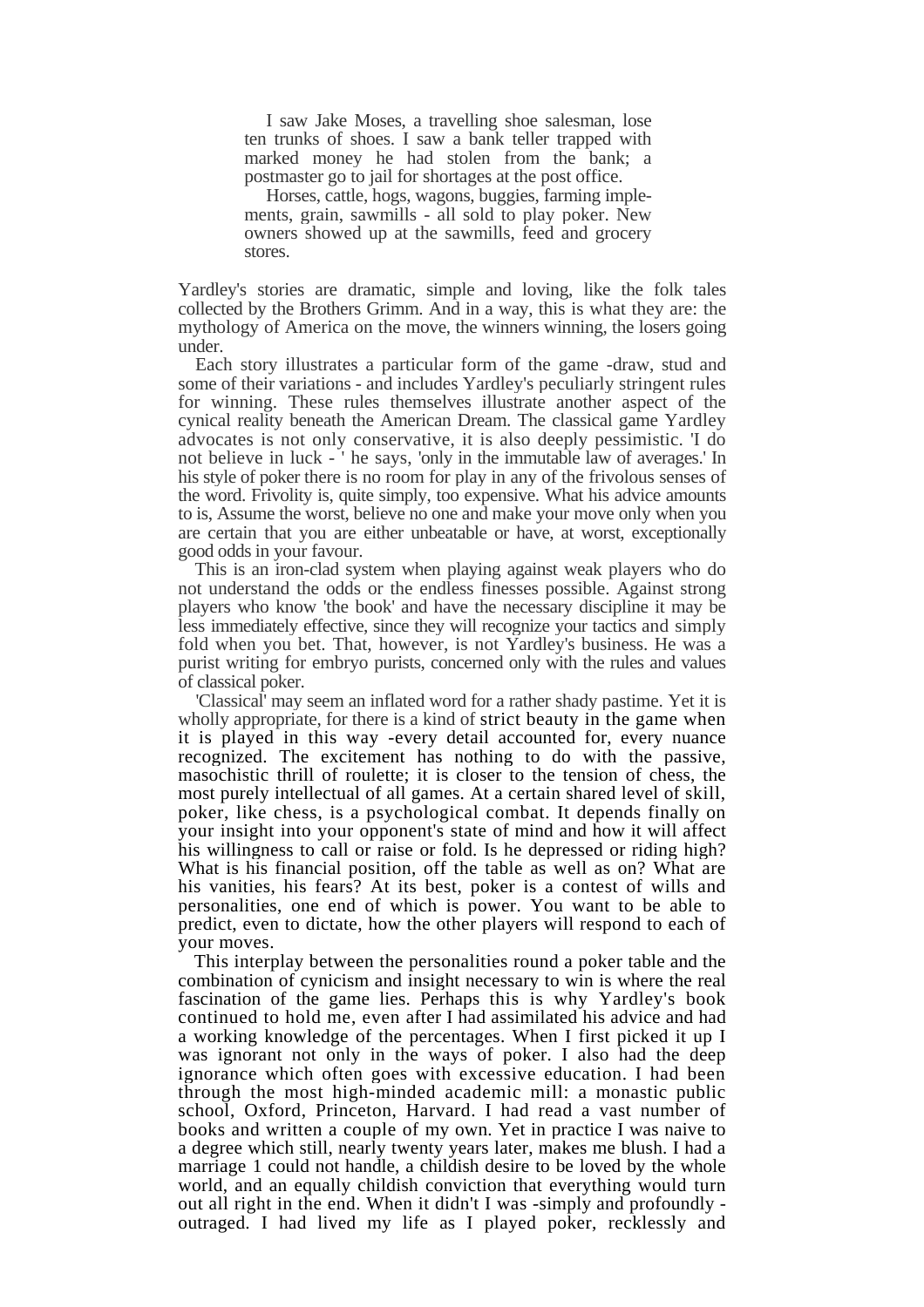> I saw Jake Moses, a travelling shoe salesman, lose ten trunks of shoes. I saw a bank teller trapped with marked money he had stolen from the bank; a postmaster go to jail for shortages at the post office.
>
> Horses, cattle, hogs, wagons, buggies, farming implements, grain, sawmills - all sold to play poker. New owners showed up at the sawmills, feed and grocery stores.

Yardley's stories are dramatic, simple and loving, like the folk tales collected by the Brothers Grimm. And in a way, this is what they are: the mythology of America on the move, the winners winning, the losers going under.

Each story illustrates a particular form of the game -draw, stud and some of their variations - and includes Yardley's peculiarly stringent rules for winning. These rules themselves illustrate another aspect of the cynical reality beneath the American Dream. The classical game Yardley advocates is not only conservative, it is also deeply pessimistic. 'I do not believe in luck - ' he says, 'only in the immutable law of averages.' In his style of poker there is no room for play in any of the frivolous senses of the word. Frivolity is, quite simply, too expensive. What his advice amounts to is, Assume the worst, believe no one and make your move only when you are certain that you are either unbeatable or have, at worst, exceptionally good odds in your favour.

This is an iron-clad system when playing against weak players who do not understand the odds or the endless finesses possible. Against strong players who know 'the book' and have the necessary discipline it may be less immediately effective, since they will recognize your tactics and simply fold when you bet. That, however, is not Yardley's business. He was a purist writing for embryo purists, concerned only with the rules and values of classical poker.

'Classical' may seem an inflated word for a rather shady pastime. Yet it is wholly appropriate, for there is a kind of strict beauty in the game when it is played in this way -every detail accounted for, every nuance recognized. The excitement has nothing to do with the passive, masochistic thrill of roulette; it is closer to the tension of chess, the most purely intellectual of all games. At a certain shared level of skill, poker, like chess, is a psychological combat. It depends finally on your insight into your opponent's state of mind and how it will affect his willingness to call or raise or fold. Is he depressed or riding high? What is his financial position, off the table as well as on? What are his vanities, his fears? At its best, poker is a contest of wills and personalities, one end of which is power. You want to be able to predict, even to dictate, how the other players will respond to each of your moves.

This interplay between the personalities round a poker table and the combination of cynicism and insight necessary to win is where the real fascination of the game lies. Perhaps this is why Yardley's book continued to hold me, even after I had assimilated his advice and had a working knowledge of the percentages. When I first picked it up I was ignorant not only in the ways of poker. I also had the deep ignorance which often goes with excessive education. I had been through the most high-minded academic mill: a monastic public school, Oxford, Princeton, Harvard. I had read a vast number of books and written a couple of my own. Yet in practice I was naive to a degree which still, nearly twenty years later, makes me blush. I had a marriage 1 could not handle, a childish desire to be loved by the whole world, and an equally childish conviction that everything would turn out all right in the end. When it didn't I was -simply and profoundly - outraged. I had lived my life as I played poker, recklessly and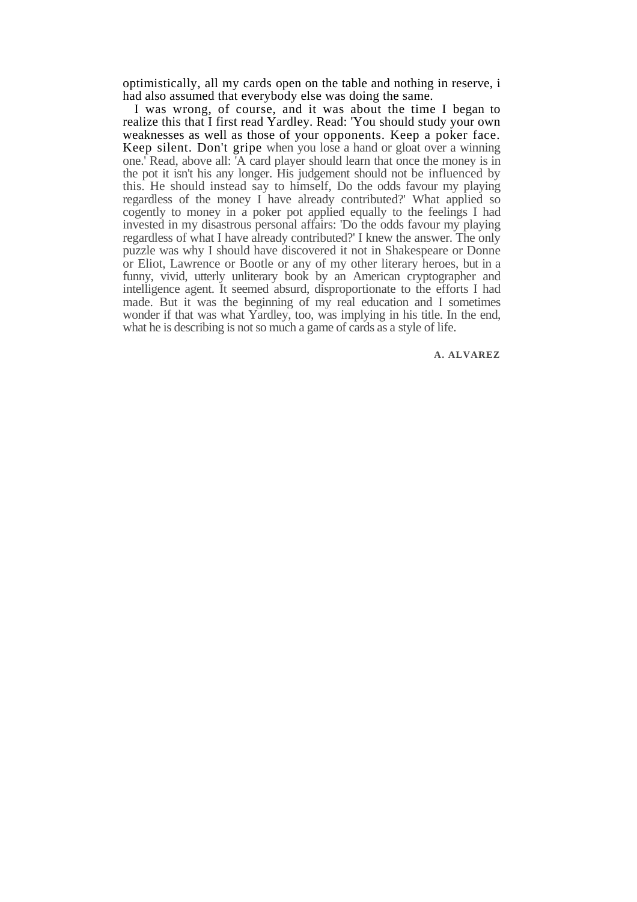optimistically, all my cards open on the table and nothing in reserve, i had also assumed that everybody else was doing the same.

I was wrong, of course, and it was about the time I began to realize this that I first read Yardley. Read: 'You should study your own weaknesses as well as those of your opponents. Keep a poker face. Keep silent. Don't gripe when you lose a hand or gloat over a winning one.' Read, above all: 'A card player should learn that once the money is in the pot it isn't his any longer. His judgement should not be influenced by this. He should instead say to himself, Do the odds favour my playing regardless of the money I have already contributed?' What applied so cogently to money in a poker pot applied equally to the feelings I had invested in my disastrous personal affairs: 'Do the odds favour my playing regardless of what I have already contributed?' I knew the answer. The only puzzle was why I should have discovered it not in Shakespeare or Donne or Eliot, Lawrence or Bootle or any of my other literary heroes, but in a funny, vivid, utterly unliterary book by an American cryptographer and intelligence agent. It seemed absurd, disproportionate to the efforts I had made. But it was the beginning of my real education and I sometimes wonder if that was what Yardley, too, was implying in his title. In the end, what he is describing is not so much a game of cards as a style of life.

**A. ALVAREZ**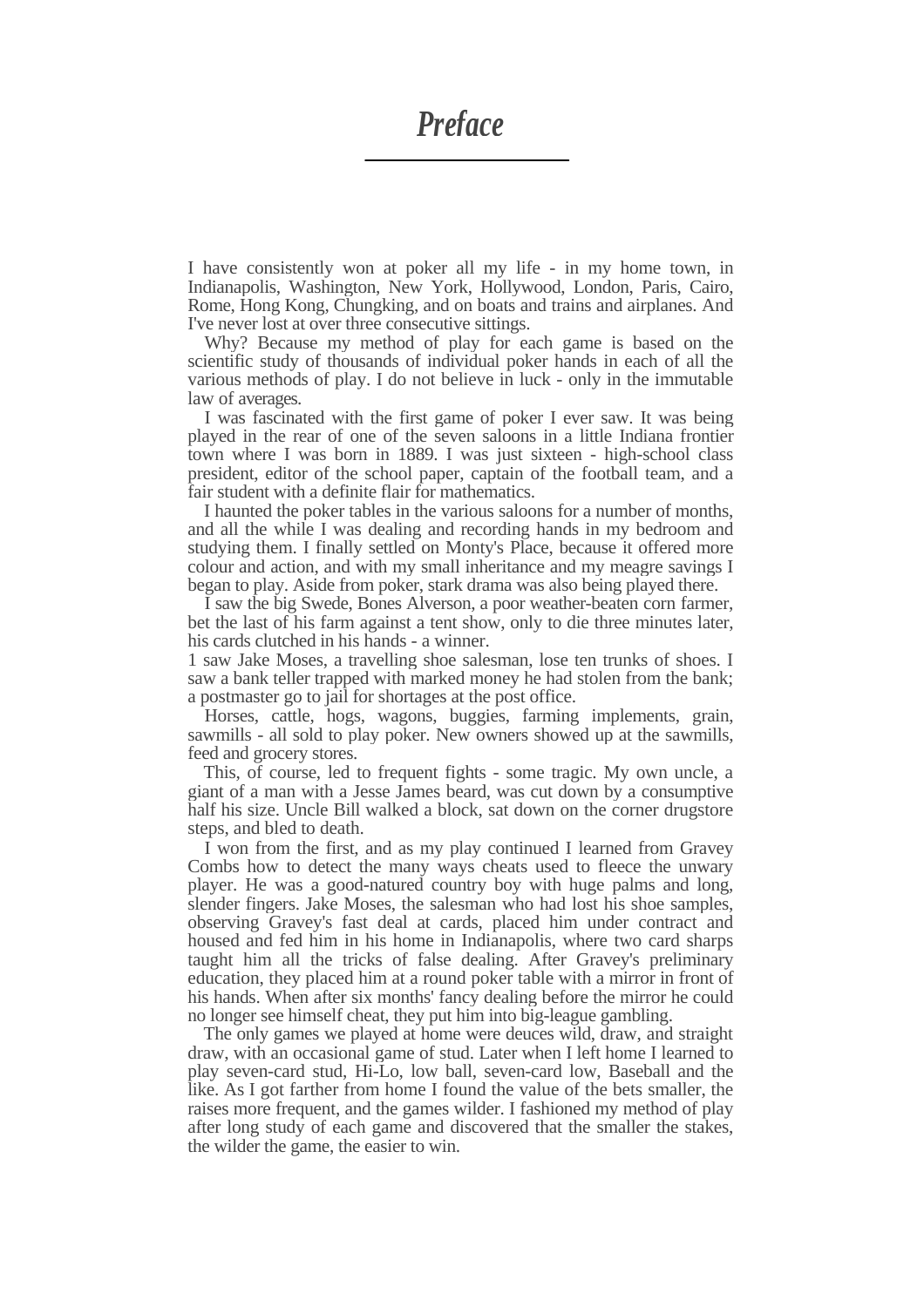# *Preface*

I have consistently won at poker all my life - in my home town, in Indianapolis, Washington, New York, Hollywood, London, Paris, Cairo, Rome, Hong Kong, Chungking, and on boats and trains and airplanes. And I've never lost at over three consecutive sittings.

Why? Because my method of play for each game is based on the scientific study of thousands of individual poker hands in each of all the various methods of play. I do not believe in luck - only in the immutable law of averages.

I was fascinated with the first game of poker I ever saw. It was being played in the rear of one of the seven saloons in a little Indiana frontier town where I was born in 1889. I was just sixteen - high-school class president, editor of the school paper, captain of the football team, and a fair student with a definite flair for mathematics.

I haunted the poker tables in the various saloons for a number of months, and all the while I was dealing and recording hands in my bedroom and studying them. I finally settled on Monty's Place, because it offered more colour and action, and with my small inheritance and my meagre savings I began to play. Aside from poker, stark drama was also being played there.

I saw the big Swede, Bones Alverson, a poor weather-beaten corn farmer, bet the last of his farm against a tent show, only to die three minutes later, his cards clutched in his hands - a winner.

1 saw Jake Moses, a travelling shoe salesman, lose ten trunks of shoes. I saw a bank teller trapped with marked money he had stolen from the bank; a postmaster go to jail for shortages at the post office.

Horses, cattle, hogs, wagons, buggies, farming implements, grain, sawmills - all sold to play poker. New owners showed up at the sawmills, feed and grocery stores.

This, of course, led to frequent fights - some tragic. My own uncle, a giant of a man with a Jesse James beard, was cut down by a consumptive half his size. Uncle Bill walked a block, sat down on the corner drugstore steps, and bled to death.

I won from the first, and as my play continued I learned from Gravey Combs how to detect the many ways cheats used to fleece the unwary player. He was a good-natured country boy with huge palms and long, slender fingers. Jake Moses, the salesman who had lost his shoe samples, observing Gravey's fast deal at cards, placed him under contract and housed and fed him in his home in Indianapolis, where two card sharps taught him all the tricks of false dealing. After Gravey's preliminary education, they placed him at a round poker table with a mirror in front of his hands. When after six months' fancy dealing before the mirror he could no longer see himself cheat, they put him into big-league gambling.

The only games we played at home were deuces wild, draw, and straight draw, with an occasional game of stud. Later when I left home I learned to play seven-card stud, Hi-Lo, low ball, seven-card low, Baseball and the like. As I got farther from home I found the value of the bets smaller, the raises more frequent, and the games wilder. I fashioned my method of play after long study of each game and discovered that the smaller the stakes, the wilder the game, the easier to win.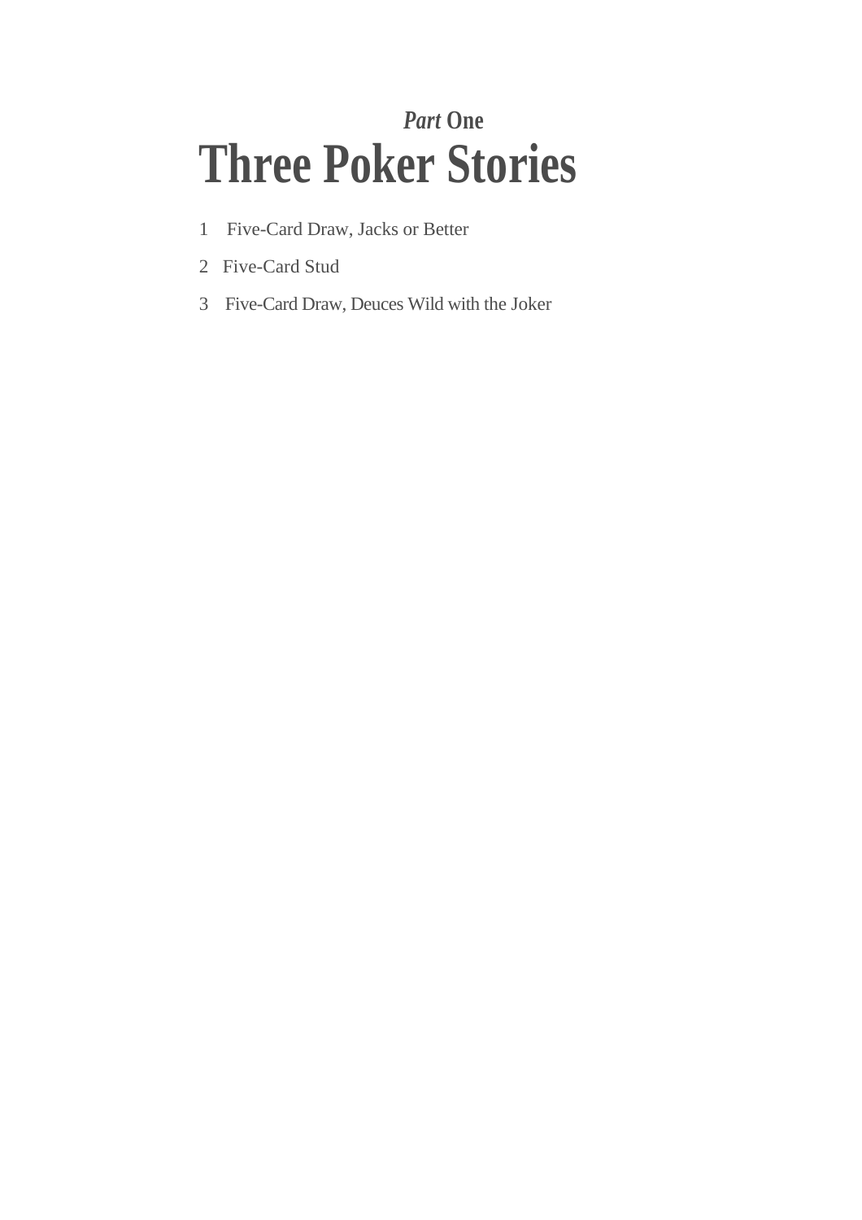*Part* **One**

# Three Poker Stories

1. Five-Card Draw, Jacks or Better
2. Five-Card Stud
3. Five-Card Draw, Deuces Wild with the Joker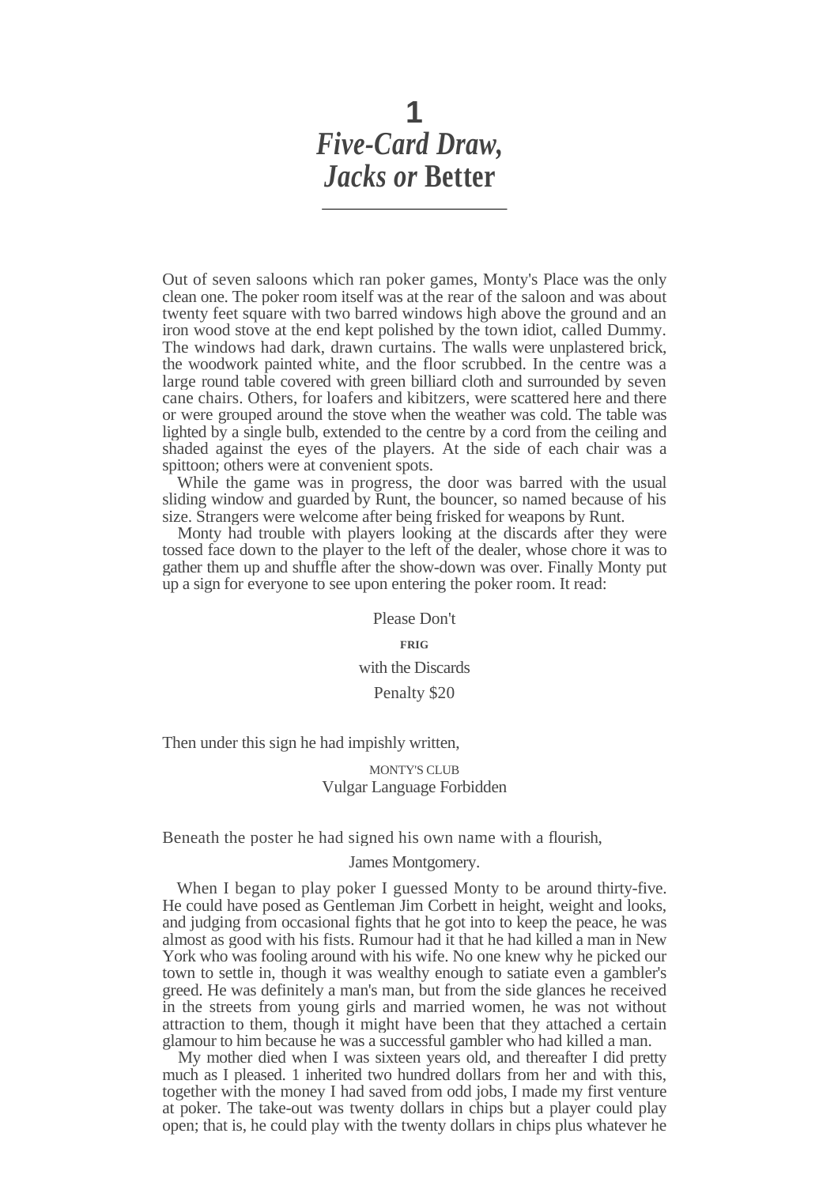# 1
# *Five-Card Draw, Jacks or* Better

Out of seven saloons which ran poker games, Monty's Place was the only clean one. The poker room itself was at the rear of the saloon and was about twenty feet square with two barred windows high above the ground and an iron wood stove at the end kept polished by the town idiot, called Dummy. The windows had dark, drawn curtains. The walls were unplastered brick, the woodwork painted white, and the floor scrubbed. In the centre was a large round table covered with green billiard cloth and surrounded by seven cane chairs. Others, for loafers and kibitzers, were scattered here and there or were grouped around the stove when the weather was cold. The table was lighted by a single bulb, extended to the centre by a cord from the ceiling and shaded against the eyes of the players. At the side of each chair was a spittoon; others were at convenient spots.

While the game was in progress, the door was barred with the usual sliding window and guarded by Runt, the bouncer, so named because of his size. Strangers were welcome after being frisked for weapons by Runt.

Monty had trouble with players looking at the discards after they were tossed face down to the player to the left of the dealer, whose chore it was to gather them up and shuffle after the show-down was over. Finally Monty put up a sign for everyone to see upon entering the poker room. It read:

Please Don't

FRIG

with the Discards

Penalty $20

Then under this sign he had impishly written,

MONTY'S CLUB
Vulgar Language Forbidden

Beneath the poster he had signed his own name with a flourish,

James Montgomery.

When I began to play poker I guessed Monty to be around thirty-five. He could have posed as Gentleman Jim Corbett in height, weight and looks, and judging from occasional fights that he got into to keep the peace, he was almost as good with his fists. Rumour had it that he had killed a man in New York who was fooling around with his wife. No one knew why he picked our town to settle in, though it was wealthy enough to satiate even a gambler's greed. He was definitely a man's man, but from the side glances he received in the streets from young girls and married women, he was not without attraction to them, though it might have been that they attached a certain glamour to him because he was a successful gambler who had killed a man.

My mother died when I was sixteen years old, and thereafter I did pretty much as I pleased. 1 inherited two hundred dollars from her and with this, together with the money I had saved from odd jobs, I made my first venture at poker. The take-out was twenty dollars in chips but a player could play open; that is, he could play with the twenty dollars in chips plus whatever he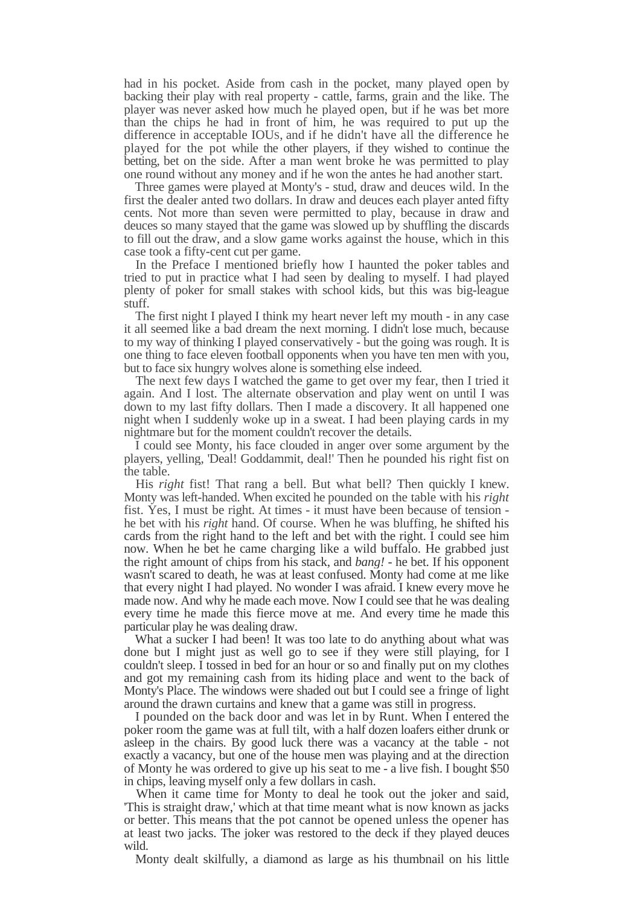had in his pocket. Aside from cash in the pocket, many played open by backing their play with real property - cattle, farms, grain and the like. The player was never asked how much he played open, but if he was bet more than the chips he had in front of him, he was required to put up the difference in acceptable IOUs, and if he didn't have all the difference he played for the pot while the other players, if they wished to continue the betting, bet on the side. After a man went broke he was permitted to play one round without any money and if he won the antes he had another start.

Three games were played at Monty's - stud, draw and deuces wild. In the first the dealer anted two dollars. In draw and deuces each player anted fifty cents. Not more than seven were permitted to play, because in draw and deuces so many stayed that the game was slowed up by shuffling the discards to fill out the draw, and a slow game works against the house, which in this case took a fifty-cent cut per game.

In the Preface I mentioned briefly how I haunted the poker tables and tried to put in practice what I had seen by dealing to myself. I had played plenty of poker for small stakes with school kids, but this was big-league stuff.

The first night I played I think my heart never left my mouth - in any case it all seemed like a bad dream the next morning. I didn't lose much, because to my way of thinking I played conservatively - but the going was rough. It is one thing to face eleven football opponents when you have ten men with you, but to face six hungry wolves alone is something else indeed.

The next few days I watched the game to get over my fear, then I tried it again. And I lost. The alternate observation and play went on until I was down to my last fifty dollars. Then I made a discovery. It all happened one night when I suddenly woke up in a sweat. I had been playing cards in my nightmare but for the moment couldn't recover the details.

I could see Monty, his face clouded in anger over some argument by the players, yelling, 'Deal! Goddammit, deal!' Then he pounded his right fist on the table.

His *right* fist! That rang a bell. But what bell? Then quickly I knew. Monty was left-handed. When excited he pounded on the table with his *right* fist. Yes, I must be right. At times - it must have been because of tension - he bet with his *right* hand. Of course. When he was bluffing, he shifted his cards from the right hand to the left and bet with the right. I could see him now. When he bet he came charging like a wild buffalo. He grabbed just the right amount of chips from his stack, and *bang!* - he bet. If his opponent wasn't scared to death, he was at least confused. Monty had come at me like that every night I had played. No wonder I was afraid. I knew every move he made now. And why he made each move. Now I could see that he was dealing every time he made this fierce move at me. And every time he made this particular play he was dealing draw.

What a sucker I had been! It was too late to do anything about what was done but I might just as well go to see if they were still playing, for I couldn't sleep. I tossed in bed for an hour or so and finally put on my clothes and got my remaining cash from its hiding place and went to the back of Monty's Place. The windows were shaded out but I could see a fringe of light around the drawn curtains and knew that a game was still in progress.

I pounded on the back door and was let in by Runt. When I entered the poker room the game was at full tilt, with a half dozen loafers either drunk or asleep in the chairs. By good luck there was a vacancy at the table - not exactly a vacancy, but one of the house men was playing and at the direction of Monty he was ordered to give up his seat to me - a live fish. I bought $50 in chips, leaving myself only a few dollars in cash.

When it came time for Monty to deal he took out the joker and said, 'This is straight draw,' which at that time meant what is now known as jacks or better. This means that the pot cannot be opened unless the opener has at least two jacks. The joker was restored to the deck if they played deuces wild.

Monty dealt skilfully, a diamond as large as his thumbnail on his little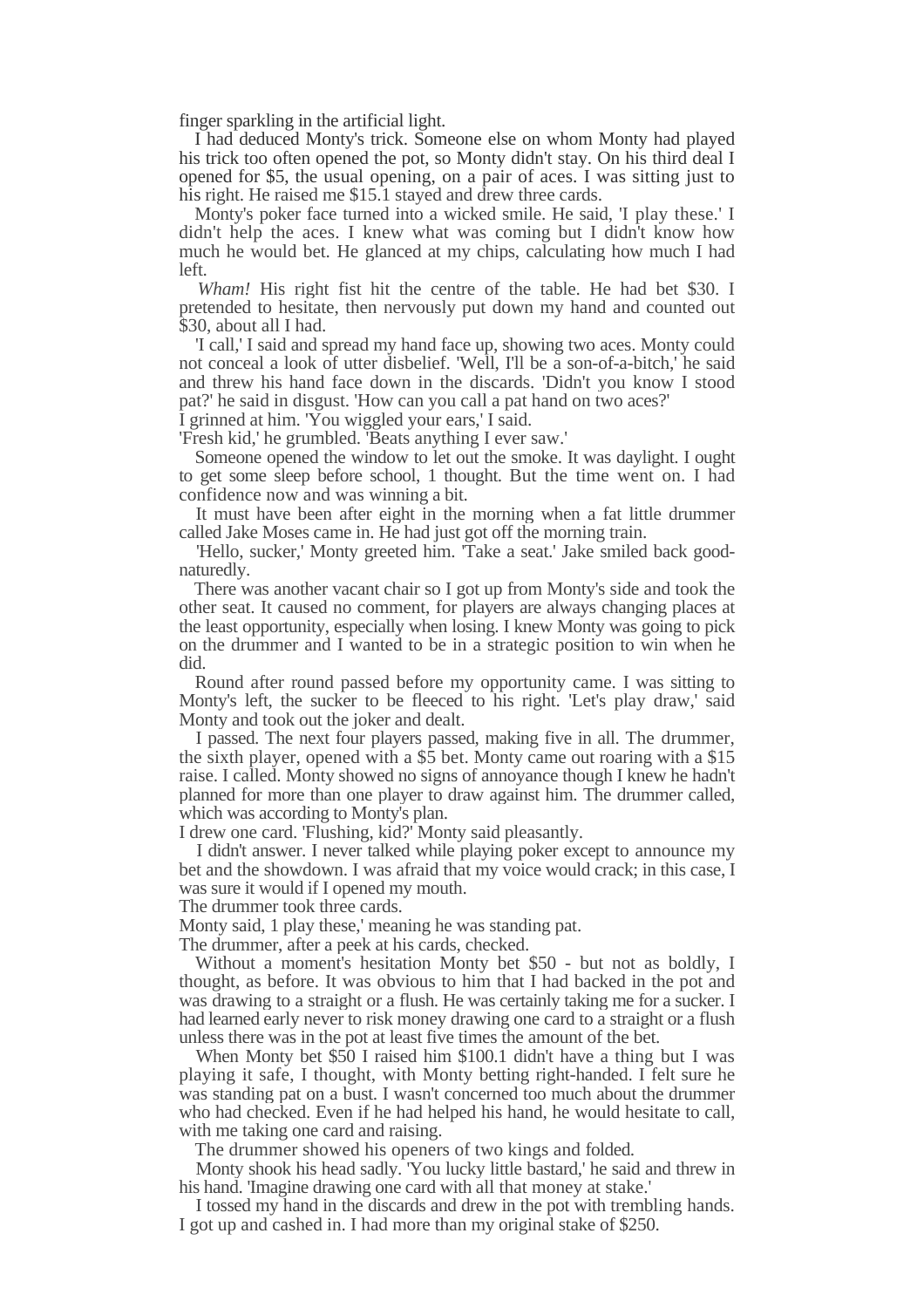finger sparkling in the artificial light.

I had deduced Monty's trick. Someone else on whom Monty had played his trick too often opened the pot, so Monty didn't stay. On his third deal I opened for $5, the usual opening, on a pair of aces. I was sitting just to his right. He raised me $15.1 stayed and drew three cards.

Monty's poker face turned into a wicked smile. He said, 'I play these.' I didn't help the aces. I knew what was coming but I didn't know how much he would bet. He glanced at my chips, calculating how much I had left.

*Wham!* His right fist hit the centre of the table. He had bet $30. I pretended to hesitate, then nervously put down my hand and counted out $30, about all I had.

'I call,' I said and spread my hand face up, showing two aces. Monty could not conceal a look of utter disbelief. 'Well, I'll be a son-of-a-bitch,' he said and threw his hand face down in the discards. 'Didn't you know I stood pat?' he said in disgust. 'How can you call a pat hand on two aces?'

I grinned at him. 'You wiggled your ears,' I said.

'Fresh kid,' he grumbled. 'Beats anything I ever saw.'

Someone opened the window to let out the smoke. It was daylight. I ought to get some sleep before school, 1 thought. But the time went on. I had confidence now and was winning a bit.

It must have been after eight in the morning when a fat little drummer called Jake Moses came in. He had just got off the morning train.

'Hello, sucker,' Monty greeted him. 'Take a seat.' Jake smiled back good-naturedly.

There was another vacant chair so I got up from Monty's side and took the other seat. It caused no comment, for players are always changing places at the least opportunity, especially when losing. I knew Monty was going to pick on the drummer and I wanted to be in a strategic position to win when he did.

Round after round passed before my opportunity came. I was sitting to Monty's left, the sucker to be fleeced to his right. 'Let's play draw,' said Monty and took out the joker and dealt.

I passed. The next four players passed, making five in all. The drummer, the sixth player, opened with a $5 bet. Monty came out roaring with a $15 raise. I called. Monty showed no signs of annoyance though I knew he hadn't planned for more than one player to draw against him. The drummer called, which was according to Monty's plan.

I drew one card. 'Flushing, kid?' Monty said pleasantly.

I didn't answer. I never talked while playing poker except to announce my bet and the showdown. I was afraid that my voice would crack; in this case, I was sure it would if I opened my mouth.

The drummer took three cards.

Monty said, 1 play these,' meaning he was standing pat.

The drummer, after a peek at his cards, checked.

Without a moment's hesitation Monty bet $50 - but not as boldly, I thought, as before. It was obvious to him that I had backed in the pot and was drawing to a straight or a flush. He was certainly taking me for a sucker. I had learned early never to risk money drawing one card to a straight or a flush unless there was in the pot at least five times the amount of the bet.

When Monty bet $50 I raised him $100.1 didn't have a thing but I was playing it safe, I thought, with Monty betting right-handed. I felt sure he was standing pat on a bust. I wasn't concerned too much about the drummer who had checked. Even if he had helped his hand, he would hesitate to call, with me taking one card and raising.

The drummer showed his openers of two kings and folded.

Monty shook his head sadly. 'You lucky little bastard,' he said and threw in his hand. 'Imagine drawing one card with all that money at stake.'

I tossed my hand in the discards and drew in the pot with trembling hands. I got up and cashed in. I had more than my original stake of $250.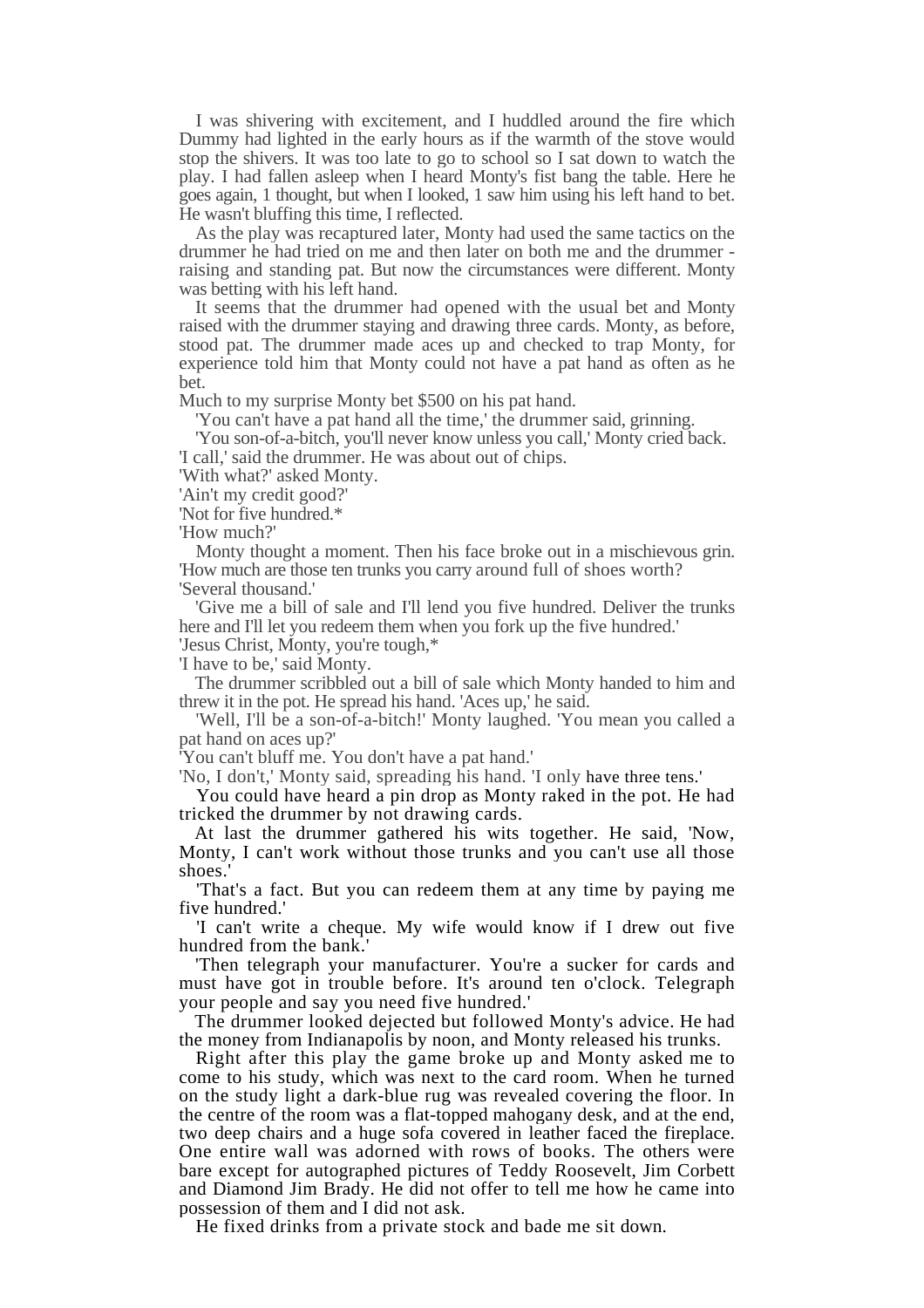I was shivering with excitement, and I huddled around the fire which Dummy had lighted in the early hours as if the warmth of the stove would stop the shivers. It was too late to go to school so I sat down to watch the play. I had fallen asleep when I heard Monty's fist bang the table. Here he goes again, 1 thought, but when I looked, 1 saw him using his left hand to bet. He wasn't bluffing this time, I reflected.

As the play was recaptured later, Monty had used the same tactics on the drummer he had tried on me and then later on both me and the drummer - raising and standing pat. But now the circumstances were different. Monty was betting with his left hand.

It seems that the drummer had opened with the usual bet and Monty raised with the drummer staying and drawing three cards. Monty, as before, stood pat. The drummer made aces up and checked to trap Monty, for experience told him that Monty could not have a pat hand as often as he bet.

Much to my surprise Monty bet $500 on his pat hand.

'You can't have a pat hand all the time,' the drummer said, grinning.

'You son-of-a-bitch, you'll never know unless you call,' Monty cried back.

'I call,' said the drummer. He was about out of chips.

'With what?' asked Monty.

'Ain't my credit good?'

'Not for five hundred.*

'How much?'

Monty thought a moment. Then his face broke out in a mischievous grin. 'How much are those ten trunks you carry around full of shoes worth?

'Several thousand.'

'Give me a bill of sale and I'll lend you five hundred. Deliver the trunks here and I'll let you redeem them when you fork up the five hundred.'

'Jesus Christ, Monty, you're tough,*

'I have to be,' said Monty.

The drummer scribbled out a bill of sale which Monty handed to him and threw it in the pot. He spread his hand. 'Aces up,' he said.

'Well, I'll be a son-of-a-bitch!' Monty laughed. 'You mean you called a pat hand on aces up?'

'You can't bluff me. You don't have a pat hand.'

'No, I don't,' Monty said, spreading his hand. 'I only have three tens.'

You could have heard a pin drop as Monty raked in the pot. He had tricked the drummer by not drawing cards.

At last the drummer gathered his wits together. He said, 'Now, Monty, I can't work without those trunks and you can't use all those shoes.'

'That's a fact. But you can redeem them at any time by paying me five hundred.'

'I can't write a cheque. My wife would know if I drew out five hundred from the bank.'

'Then telegraph your manufacturer. You're a sucker for cards and must have got in trouble before. It's around ten o'clock. Telegraph your people and say you need five hundred.'

The drummer looked dejected but followed Monty's advice. He had the money from Indianapolis by noon, and Monty released his trunks.

Right after this play the game broke up and Monty asked me to come to his study, which was next to the card room. When he turned on the study light a dark-blue rug was revealed covering the floor. In the centre of the room was a flat-topped mahogany desk, and at the end, two deep chairs and a huge sofa covered in leather faced the fireplace. One entire wall was adorned with rows of books. The others were bare except for autographed pictures of Teddy Roosevelt, Jim Corbett and Diamond Jim Brady. He did not offer to tell me how he came into possession of them and I did not ask.

He fixed drinks from a private stock and bade me sit down.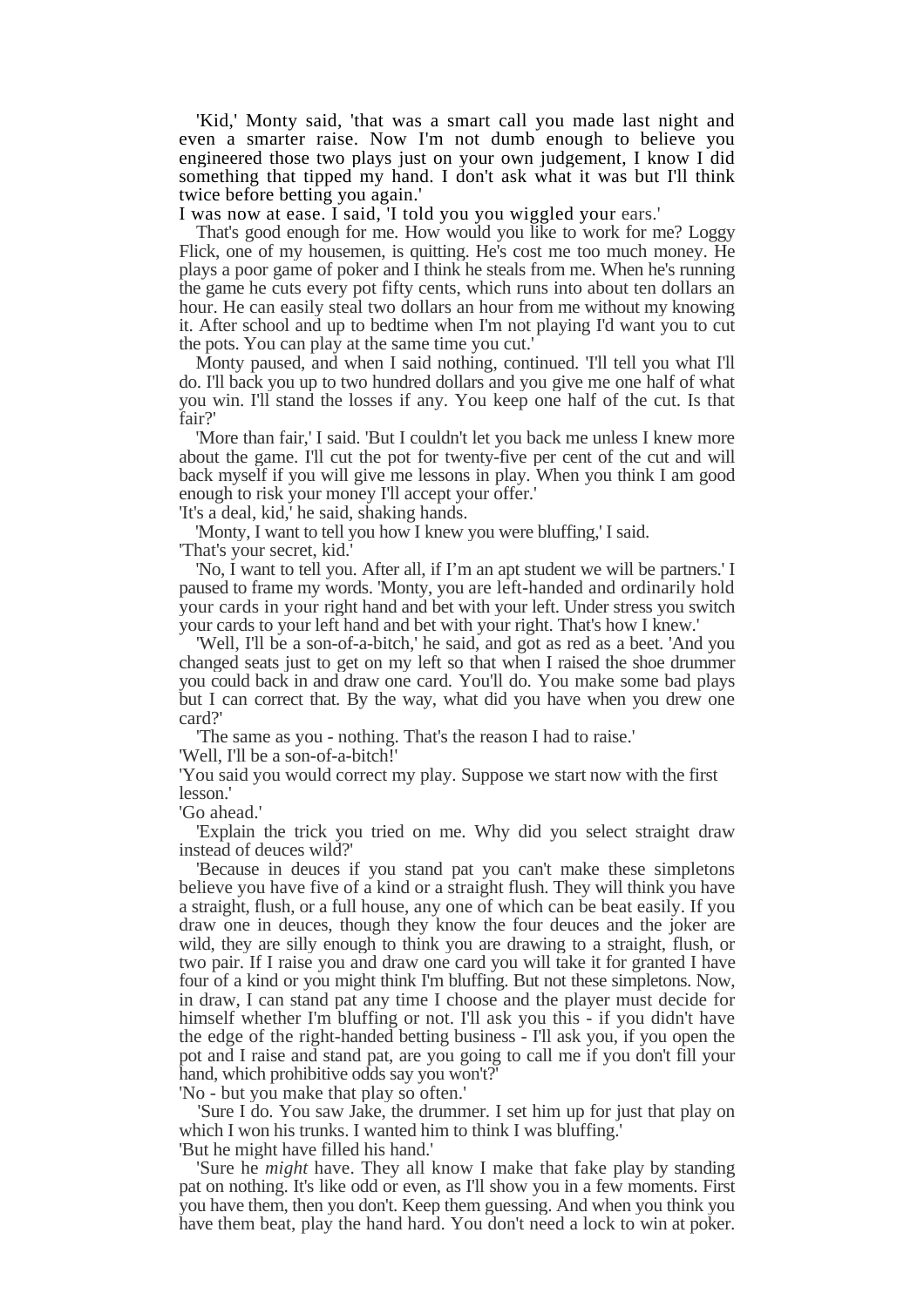'Kid,' Monty said, 'that was a smart call you made last night and even a smarter raise. Now I'm not dumb enough to believe you engineered those two plays just on your own judgement, I know I did something that tipped my hand. I don't ask what it was but I'll think twice before betting you again.'

I was now at ease. I said, 'I told you you wiggled your ears.'

That's good enough for me. How would you like to work for me? Loggy Flick, one of my housemen, is quitting. He's cost me too much money. He plays a poor game of poker and I think he steals from me. When he's running the game he cuts every pot fifty cents, which runs into about ten dollars an hour. He can easily steal two dollars an hour from me without my knowing it. After school and up to bedtime when I'm not playing I'd want you to cut the pots. You can play at the same time you cut.'

Monty paused, and when I said nothing, continued. 'I'll tell you what I'll do. I'll back you up to two hundred dollars and you give me one half of what you win. I'll stand the losses if any. You keep one half of the cut. Is that fair?'

'More than fair,' I said. 'But I couldn't let you back me unless I knew more about the game. I'll cut the pot for twenty-five per cent of the cut and will back myself if you will give me lessons in play. When you think I am good enough to risk your money I'll accept your offer.'

'It's a deal, kid,' he said, shaking hands.

'Monty, I want to tell you how I knew you were bluffing,' I said.

'That's your secret, kid.'

'No, I want to tell you. After all, if I'm an apt student we will be partners.' I paused to frame my words. 'Monty, you are left-handed and ordinarily hold your cards in your right hand and bet with your left. Under stress you switch your cards to your left hand and bet with your right. That's how I knew.'

'Well, I'll be a son-of-a-bitch,' he said, and got as red as a beet. 'And you changed seats just to get on my left so that when I raised the shoe drummer you could back in and draw one card. You'll do. You make some bad plays but I can correct that. By the way, what did you have when you drew one card?'

'The same as you - nothing. That's the reason I had to raise.'

'Well, I'll be a son-of-a-bitch!'

'You said you would correct my play. Suppose we start now with the first lesson.'

'Go ahead.'

'Explain the trick you tried on me. Why did you select straight draw instead of deuces wild?'

'Because in deuces if you stand pat you can't make these simpletons believe you have five of a kind or a straight flush. They will think you have a straight, flush, or a full house, any one of which can be beat easily. If you draw one in deuces, though they know the four deuces and the joker are wild, they are silly enough to think you are drawing to a straight, flush, or two pair. If I raise you and draw one card you will take it for granted I have four of a kind or you might think I'm bluffing. But not these simpletons. Now, in draw, I can stand pat any time I choose and the player must decide for himself whether I'm bluffing or not. I'll ask you this - if you didn't have the edge of the right-handed betting business - I'll ask you, if you open the pot and I raise and stand pat, are you going to call me if you don't fill your hand, which prohibitive odds say you won't?'

'No - but you make that play so often.'

'Sure I do. You saw Jake, the drummer. I set him up for just that play on which I won his trunks. I wanted him to think I was bluffing.'

'But he might have filled his hand.'

'Sure he *might* have. They all know I make that fake play by standing pat on nothing. It's like odd or even, as I'll show you in a few moments. First you have them, then you don't. Keep them guessing. And when you think you have them beat, play the hand hard. You don't need a lock to win at poker.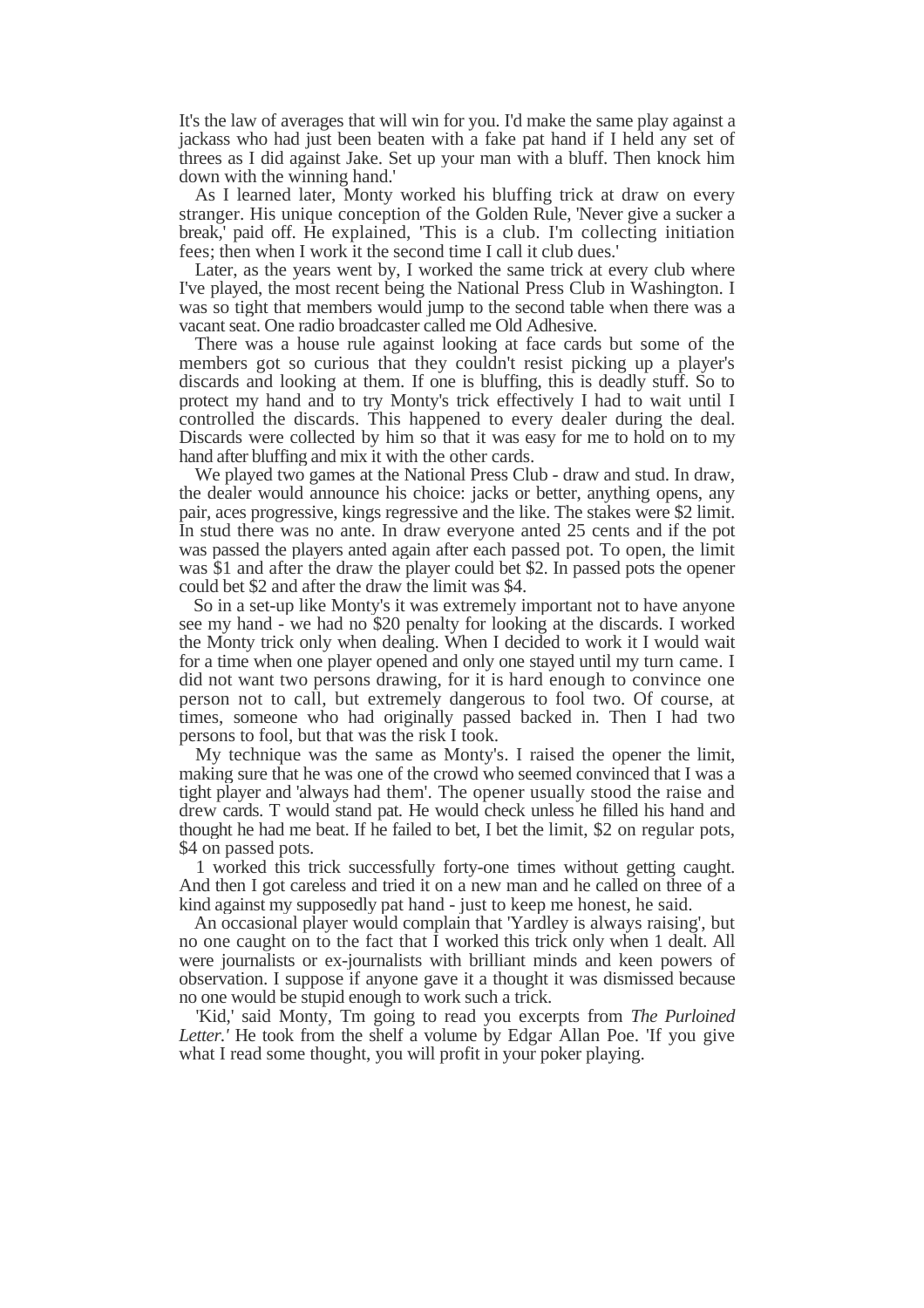It's the law of averages that will win for you. I'd make the same play against a jackass who had just been beaten with a fake pat hand if I held any set of threes as I did against Jake. Set up your man with a bluff. Then knock him down with the winning hand.'

As I learned later, Monty worked his bluffing trick at draw on every stranger. His unique conception of the Golden Rule, 'Never give a sucker a break,' paid off. He explained, 'This is a club. I'm collecting initiation fees; then when I work it the second time I call it club dues.'

Later, as the years went by, I worked the same trick at every club where I've played, the most recent being the National Press Club in Washington. I was so tight that members would jump to the second table when there was a vacant seat. One radio broadcaster called me Old Adhesive.

There was a house rule against looking at face cards but some of the members got so curious that they couldn't resist picking up a player's discards and looking at them. If one is bluffing, this is deadly stuff. So to protect my hand and to try Monty's trick effectively I had to wait until I controlled the discards. This happened to every dealer during the deal. Discards were collected by him so that it was easy for me to hold on to my hand after bluffing and mix it with the other cards.

We played two games at the National Press Club - draw and stud. In draw, the dealer would announce his choice: jacks or better, anything opens, any pair, aces progressive, kings regressive and the like. The stakes were $2 limit. In stud there was no ante. In draw everyone anted 25 cents and if the pot was passed the players anted again after each passed pot. To open, the limit was $1 and after the draw the player could bet $2. In passed pots the opener could bet $2 and after the draw the limit was $4.

So in a set-up like Monty's it was extremely important not to have anyone see my hand - we had no $20 penalty for looking at the discards. I worked the Monty trick only when dealing. When I decided to work it I would wait for a time when one player opened and only one stayed until my turn came. I did not want two persons drawing, for it is hard enough to convince one person not to call, but extremely dangerous to fool two. Of course, at times, someone who had originally passed backed in. Then I had two persons to fool, but that was the risk I took.

My technique was the same as Monty's. I raised the opener the limit, making sure that he was one of the crowd who seemed convinced that I was a tight player and 'always had them'. The opener usually stood the raise and drew cards. T would stand pat. He would check unless he filled his hand and thought he had me beat. If he failed to bet, I bet the limit, $2 on regular pots, $4 on passed pots.

1 worked this trick successfully forty-one times without getting caught. And then I got careless and tried it on a new man and he called on three of a kind against my supposedly pat hand - just to keep me honest, he said.

An occasional player would complain that 'Yardley is always raising', but no one caught on to the fact that I worked this trick only when 1 dealt. All were journalists or ex-journalists with brilliant minds and keen powers of observation. I suppose if anyone gave it a thought it was dismissed because no one would be stupid enough to work such a trick.

'Kid,' said Monty, Tm going to read you excerpts from *The Purloined Letter.'* He took from the shelf a volume by Edgar Allan Poe. 'If you give what I read some thought, you will profit in your poker playing.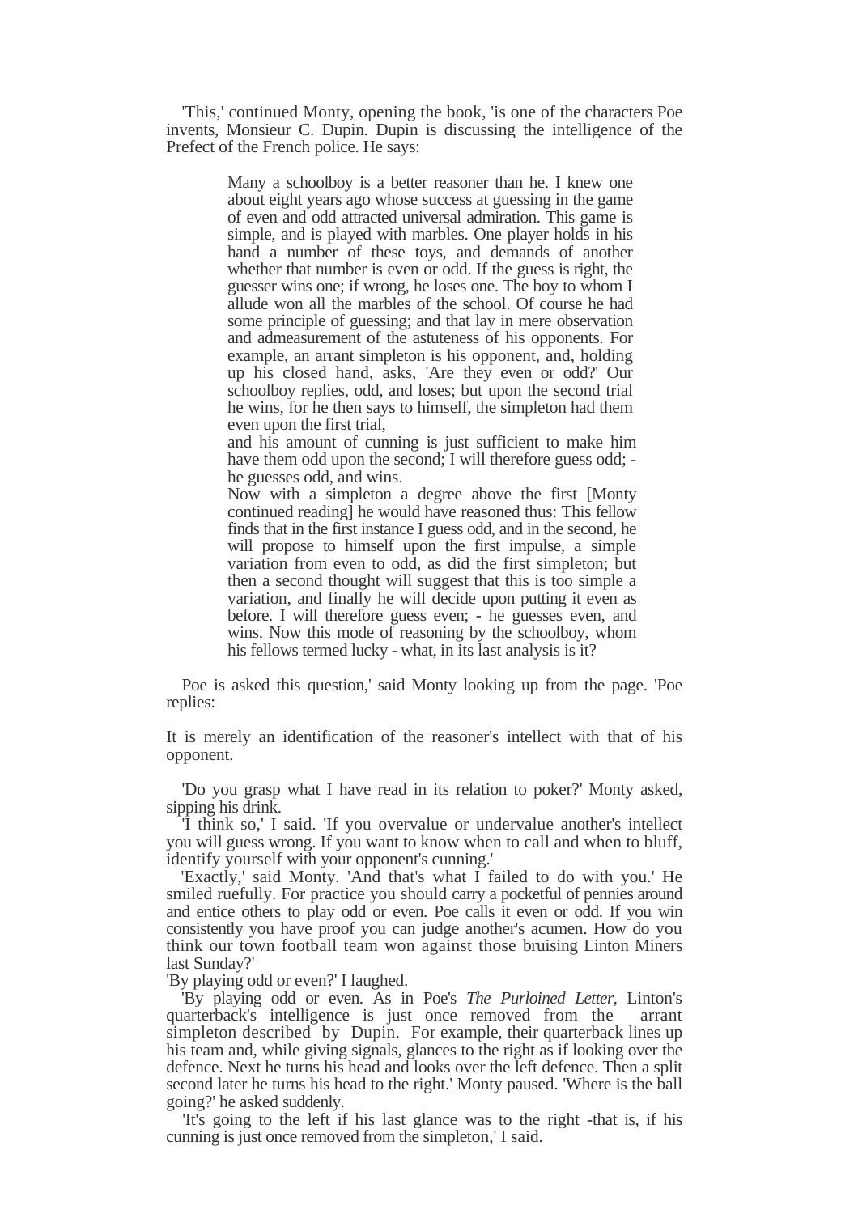'This,' continued Monty, opening the book, 'is one of the characters Poe invents, Monsieur C. Dupin. Dupin is discussing the intelligence of the Prefect of the French police. He says:

> Many a schoolboy is a better reasoner than he. I knew one about eight years ago whose success at guessing in the game of even and odd attracted universal admiration. This game is simple, and is played with marbles. One player holds in his hand a number of these toys, and demands of another whether that number is even or odd. If the guess is right, the guesser wins one; if wrong, he loses one. The boy to whom I allude won all the marbles of the school. Of course he had some principle of guessing; and that lay in mere observation and admeasurement of the astuteness of his opponents. For example, an arrant simpleton is his opponent, and, holding up his closed hand, asks, 'Are they even or odd?' Our schoolboy replies, odd, and loses; but upon the second trial he wins, for he then says to himself, the simpleton had them even upon the first trial,
>
> and his amount of cunning is just sufficient to make him have them odd upon the second; I will therefore guess odd; - he guesses odd, and wins.
>
> Now with a simpleton a degree above the first [Monty continued reading] he would have reasoned thus: This fellow finds that in the first instance I guess odd, and in the second, he will propose to himself upon the first impulse, a simple variation from even to odd, as did the first simpleton; but then a second thought will suggest that this is too simple a variation, and finally he will decide upon putting it even as before. I will therefore guess even; - he guesses even, and wins. Now this mode of reasoning by the schoolboy, whom his fellows termed lucky - what, in its last analysis is it?

Poe is asked this question,' said Monty looking up from the page. 'Poe replies:

It is merely an identification of the reasoner's intellect with that of his opponent.

'Do you grasp what I have read in its relation to poker?' Monty asked, sipping his drink.

'I think so,' I said. 'If you overvalue or undervalue another's intellect you will guess wrong. If you want to know when to call and when to bluff, identify yourself with your opponent's cunning.'

'Exactly,' said Monty. 'And that's what I failed to do with you.' He smiled ruefully. For practice you should carry a pocketful of pennies around and entice others to play odd or even. Poe calls it even or odd. If you win consistently you have proof you can judge another's acumen. How do you think our town football team won against those bruising Linton Miners last Sunday?'

'By playing odd or even?' I laughed.

'By playing odd or even. As in Poe's *The Purloined Letter*, Linton's quarterback's intelligence is just once removed from the arrant simpleton described by Dupin. For example, their quarterback lines up his team and, while giving signals, glances to the right as if looking over the defence. Next he turns his head and looks over the left defence. Then a split second later he turns his head to the right.' Monty paused. 'Where is the ball going?' he asked suddenly.

'It's going to the left if his last glance was to the right -that is, if his cunning is just once removed from the simpleton,' I said.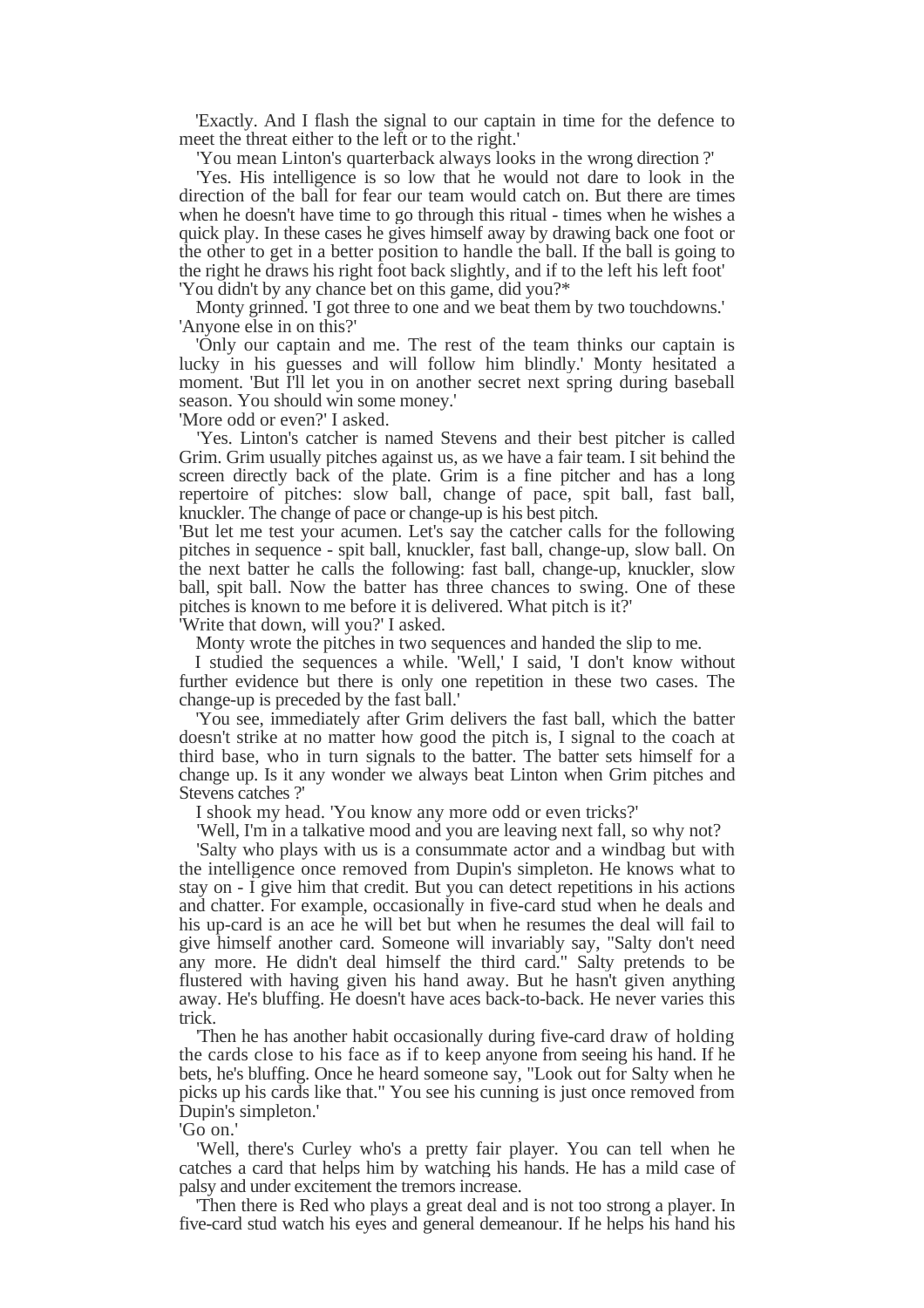'Exactly. And I flash the signal to our captain in time for the defence to meet the threat either to the left or to the right.'

'You mean Linton's quarterback always looks in the wrong direction ?'

'Yes. His intelligence is so low that he would not dare to look in the direction of the ball for fear our team would catch on. But there are times when he doesn't have time to go through this ritual - times when he wishes a quick play. In these cases he gives himself away by drawing back one foot or the other to get in a better position to handle the ball. If the ball is going to the right he draws his right foot back slightly, and if to the left his left foot'

'You didn't by any chance bet on this game, did you?*

Monty grinned. 'I got three to one and we beat them by two touchdowns.'

'Anyone else in on this?'

'Only our captain and me. The rest of the team thinks our captain is lucky in his guesses and will follow him blindly.' Monty hesitated a moment. 'But I'll let you in on another secret next spring during baseball season. You should win some money.'

'More odd or even?' I asked.

'Yes. Linton's catcher is named Stevens and their best pitcher is called Grim. Grim usually pitches against us, as we have a fair team. I sit behind the screen directly back of the plate. Grim is a fine pitcher and has a long repertoire of pitches: slow ball, change of pace, spit ball, fast ball, knuckler. The change of pace or change-up is his best pitch.

'But let me test your acumen. Let's say the catcher calls for the following pitches in sequence - spit ball, knuckler, fast ball, change-up, slow ball. On the next batter he calls the following: fast ball, change-up, knuckler, slow ball, spit ball. Now the batter has three chances to swing. One of these pitches is known to me before it is delivered. What pitch is it?'

'Write that down, will you?' I asked.

Monty wrote the pitches in two sequences and handed the slip to me.

I studied the sequences a while. 'Well,' I said, 'I don't know without further evidence but there is only one repetition in these two cases. The change-up is preceded by the fast ball.'

'You see, immediately after Grim delivers the fast ball, which the batter doesn't strike at no matter how good the pitch is, I signal to the coach at third base, who in turn signals to the batter. The batter sets himself for a change up. Is it any wonder we always beat Linton when Grim pitches and Stevens catches ?'

I shook my head. 'You know any more odd or even tricks?'

'Well, I'm in a talkative mood and you are leaving next fall, so why not?

'Salty who plays with us is a consummate actor and a windbag but with the intelligence once removed from Dupin's simpleton. He knows what to stay on - I give him that credit. But you can detect repetitions in his actions and chatter. For example, occasionally in five-card stud when he deals and his up-card is an ace he will bet but when he resumes the deal will fail to give himself another card. Someone will invariably say, "Salty don't need any more. He didn't deal himself the third card." Salty pretends to be flustered with having given his hand away. But he hasn't given anything away. He's bluffing. He doesn't have aces back-to-back. He never varies this trick.

'Then he has another habit occasionally during five-card draw of holding the cards close to his face as if to keep anyone from seeing his hand. If he bets, he's bluffing. Once he heard someone say, "Look out for Salty when he picks up his cards like that." You see his cunning is just once removed from Dupin's simpleton.'

'Go on.'

'Well, there's Curley who's a pretty fair player. You can tell when he catches a card that helps him by watching his hands. He has a mild case of palsy and under excitement the tremors increase.

'Then there is Red who plays a great deal and is not too strong a player. In five-card stud watch his eyes and general demeanour. If he helps his hand his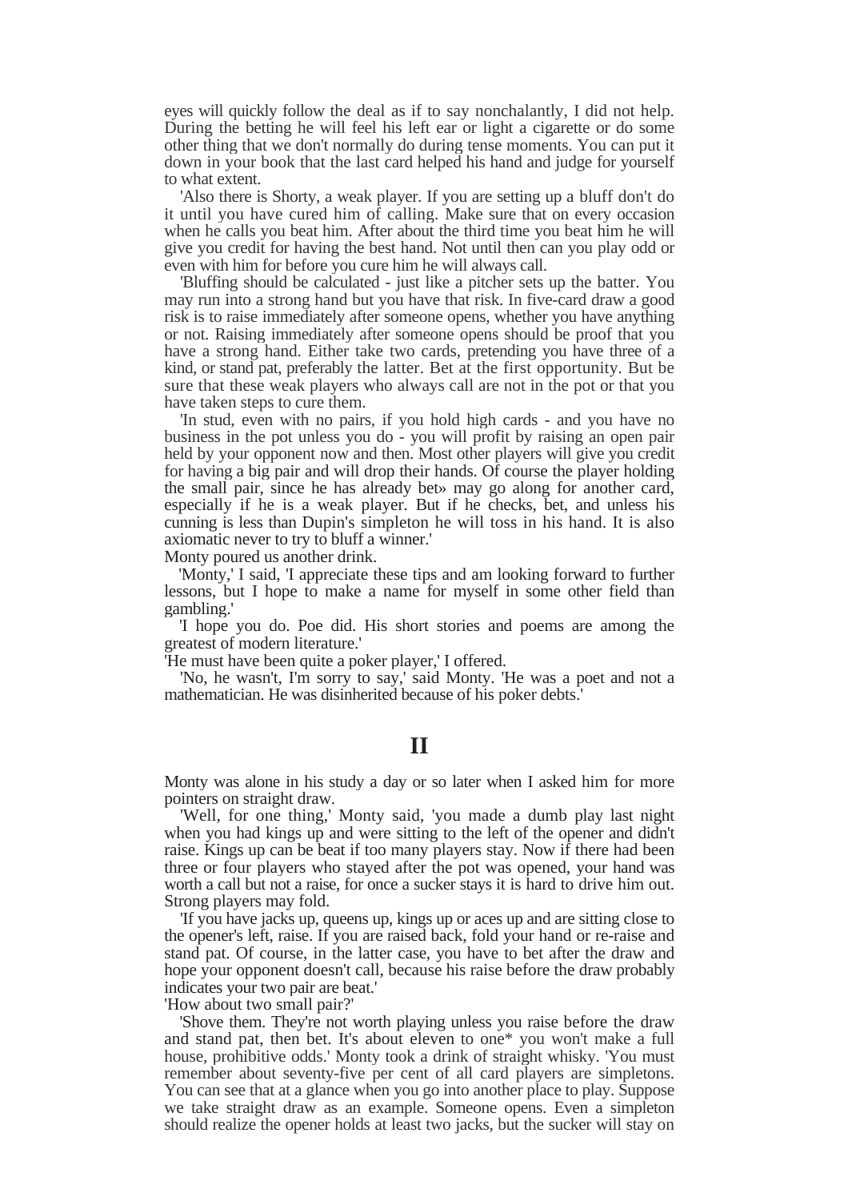eyes will quickly follow the deal as if to say nonchalantly, I did not help. During the betting he will feel his left ear or light a cigarette or do some other thing that we don't normally do during tense moments. You can put it down in your book that the last card helped his hand and judge for yourself to what extent.

'Also there is Shorty, a weak player. If you are setting up a bluff don't do it until you have cured him of calling. Make sure that on every occasion when he calls you beat him. After about the third time you beat him he will give you credit for having the best hand. Not until then can you play odd or even with him for before you cure him he will always call.

'Bluffing should be calculated - just like a pitcher sets up the batter. You may run into a strong hand but you have that risk. In five-card draw a good risk is to raise immediately after someone opens, whether you have anything or not. Raising immediately after someone opens should be proof that you have a strong hand. Either take two cards, pretending you have three of a kind, or stand pat, preferably the latter. Bet at the first opportunity. But be sure that these weak players who always call are not in the pot or that you have taken steps to cure them.

'In stud, even with no pairs, if you hold high cards - and you have no business in the pot unless you do - you will profit by raising an open pair held by your opponent now and then. Most other players will give you credit for having a big pair and will drop their hands. Of course the player holding the small pair, since he has already bet» may go along for another card, especially if he is a weak player. But if he checks, bet, and unless his cunning is less than Dupin's simpleton he will toss in his hand. It is also axiomatic never to try to bluff a winner.'

Monty poured us another drink.

'Monty,' I said, 'I appreciate these tips and am looking forward to further lessons, but I hope to make a name for myself in some other field than gambling.'

'I hope you do. Poe did. His short stories and poems are among the greatest of modern literature.'

'He must have been quite a poker player,' I offered.

'No, he wasn't, I'm sorry to say,' said Monty. 'He was a poet and not a mathematician. He was disinherited because of his poker debts.'

## II

Monty was alone in his study a day or so later when I asked him for more pointers on straight draw.

'Well, for one thing,' Monty said, 'you made a dumb play last night when you had kings up and were sitting to the left of the opener and didn't raise. Kings up can be beat if too many players stay. Now if there had been three or four players who stayed after the pot was opened, your hand was worth a call but not a raise, for once a sucker stays it is hard to drive him out. Strong players may fold.

'If you have jacks up, queens up, kings up or aces up and are sitting close to the opener's left, raise. If you are raised back, fold your hand or re-raise and stand pat. Of course, in the latter case, you have to bet after the draw and hope your opponent doesn't call, because his raise before the draw probably indicates your two pair are beat.'

'How about two small pair?'

'Shove them. They're not worth playing unless you raise before the draw and stand pat, then bet. It's about eleven to one* you won't make a full house, prohibitive odds.' Monty took a drink of straight whisky. 'You must remember about seventy-five per cent of all card players are simpletons. You can see that at a glance when you go into another place to play. Suppose we take straight draw as an example. Someone opens. Even a simpleton should realize the opener holds at least two jacks, but the sucker will stay on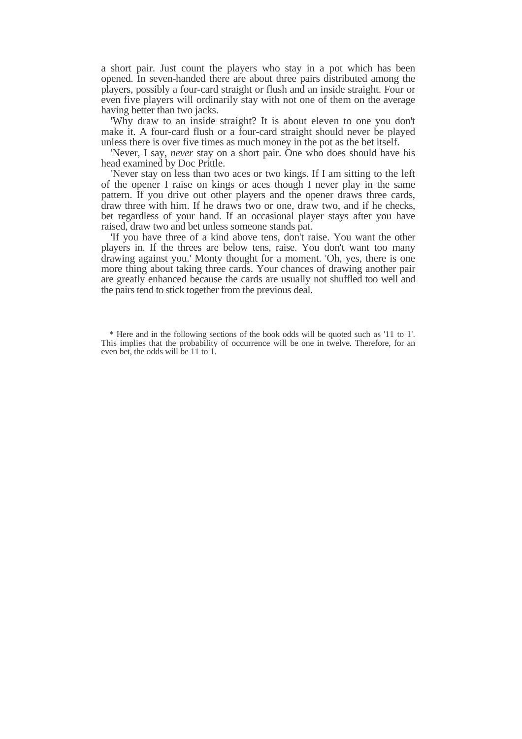a short pair. Just count the players who stay in a pot which has been opened. In seven-handed there are about three pairs distributed among the players, possibly a four-card straight or flush and an inside straight. Four or even five players will ordinarily stay with not one of them on the average having better than two jacks.

'Why draw to an inside straight? It is about eleven to one you don't make it. A four-card flush or a four-card straight should never be played unless there is over five times as much money in the pot as the bet itself.

'Never, I say, *never* stay on a short pair. One who does should have his head examined by Doc Prittle.

'Never stay on less than two aces or two kings. If I am sitting to the left of the opener I raise on kings or aces though I never play in the same pattern. If you drive out other players and the opener draws three cards, draw three with him. If he draws two or one, draw two, and if he checks, bet regardless of your hand. If an occasional player stays after you have raised, draw two and bet unless someone stands pat.

'If you have three of a kind above tens, don't raise. You want the other players in. If the threes are below tens, raise. You don't want too many drawing against you.' Monty thought for a moment. 'Oh, yes, there is one more thing about taking three cards. Your chances of drawing another pair are greatly enhanced because the cards are usually not shuffled too well and the pairs tend to stick together from the previous deal.

\* Here and in the following sections of the book odds will be quoted such as '11 to 1'. This implies that the probability of occurrence will be one in twelve. Therefore, for an even bet, the odds will be 11 to 1.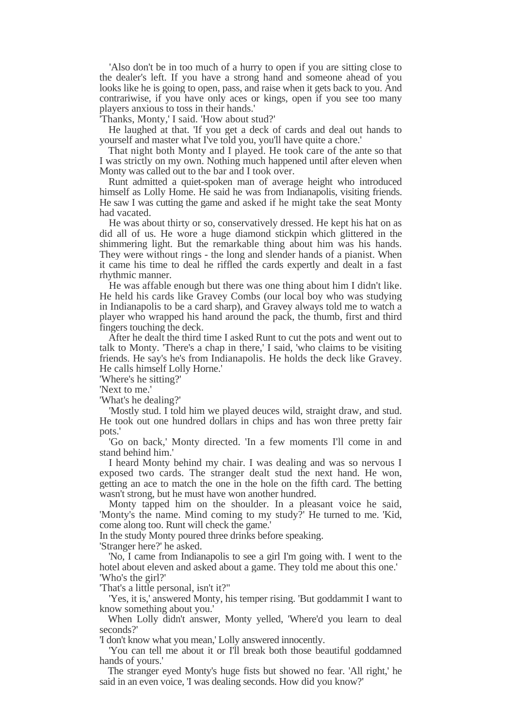'Also don't be in too much of a hurry to open if you are sitting close to the dealer's left. If you have a strong hand and someone ahead of you looks like he is going to open, pass, and raise when it gets back to you. And contrariwise, if you have only aces or kings, open if you see too many players anxious to toss in their hands.'

'Thanks, Monty,' I said. 'How about stud?'

He laughed at that. 'If you get a deck of cards and deal out hands to yourself and master what I've told you, you'll have quite a chore.'

That night both Monty and I played. He took care of the ante so that I was strictly on my own. Nothing much happened until after eleven when Monty was called out to the bar and I took over.

Runt admitted a quiet-spoken man of average height who introduced himself as Lolly Home. He said he was from Indianapolis, visiting friends. He saw I was cutting the game and asked if he might take the seat Monty had vacated.

He was about thirty or so, conservatively dressed. He kept his hat on as did all of us. He wore a huge diamond stickpin which glittered in the shimmering light. But the remarkable thing about him was his hands. They were without rings - the long and slender hands of a pianist. When it came his time to deal he riffled the cards expertly and dealt in a fast rhythmic manner.

He was affable enough but there was one thing about him I didn't like. He held his cards like Gravey Combs (our local boy who was studying in Indianapolis to be a card sharp), and Gravey always told me to watch a player who wrapped his hand around the pack, the thumb, first and third fingers touching the deck.

After he dealt the third time I asked Runt to cut the pots and went out to talk to Monty. 'There's a chap in there,' I said, 'who claims to be visiting friends. He say's he's from Indianapolis. He holds the deck like Gravey. He calls himself Lolly Horne.'

'Where's he sitting?'

'Next to me.'

'What's he dealing?'

'Mostly stud. I told him we played deuces wild, straight draw, and stud. He took out one hundred dollars in chips and has won three pretty fair pots.'

'Go on back,' Monty directed. 'In a few moments I'll come in and stand behind him.'

I heard Monty behind my chair. I was dealing and was so nervous I exposed two cards. The stranger dealt stud the next hand. He won, getting an ace to match the one in the hole on the fifth card. The betting wasn't strong, but he must have won another hundred.

Monty tapped him on the shoulder. In a pleasant voice he said, 'Monty's the name. Mind coming to my study?' He turned to me. 'Kid, come along too. Runt will check the game.'

In the study Monty poured three drinks before speaking.

'Stranger here?' he asked.

'No, I came from Indianapolis to see a girl I'm going with. I went to the hotel about eleven and asked about a game. They told me about this one.'

'Who's the girl?'

'That's a little personal, isn't it?"

'Yes, it is,' answered Monty, his temper rising. 'But goddammit I want to know something about you.'

When Lolly didn't answer, Monty yelled, 'Where'd you learn to deal seconds?'

'I don't know what you mean,' Lolly answered innocently.

'You can tell me about it or I'll break both those beautiful goddamned hands of yours.'

The stranger eyed Monty's huge fists but showed no fear. 'All right,' he said in an even voice, 'I was dealing seconds. How did you know?'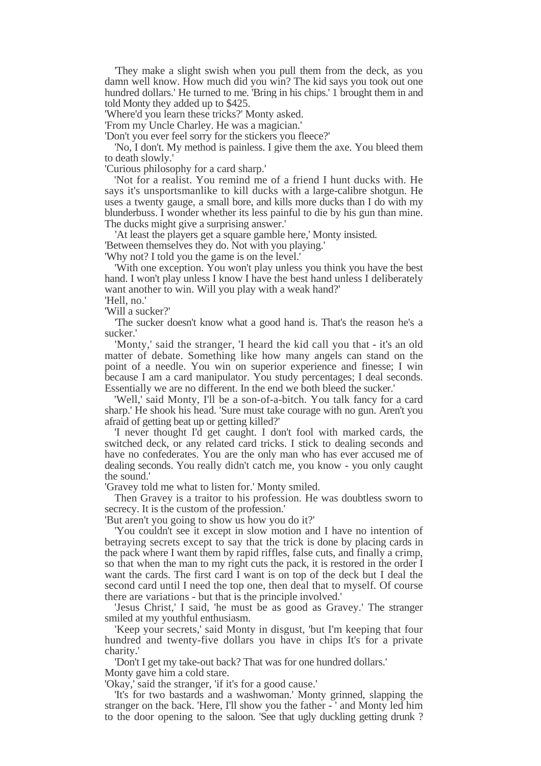'They make a slight swish when you pull them from the deck, as you damn well know. How much did you win? The kid says you took out one hundred dollars.' He turned to me. 'Bring in his chips.' 1 brought them in and told Monty they added up to $425.

'Where'd you learn these tricks?' Monty asked.

'From my Uncle Charley. He was a magician.'

'Don't you ever feel sorry for the stickers you fleece?'

'No, I don't. My method is painless. I give them the axe. You bleed them to death slowly.'

'Curious philosophy for a card sharp.'

'Not for a realist. You remind me of a friend I hunt ducks with. He says it's unsportsmanlike to kill ducks with a large-calibre shotgun. He uses a twenty gauge, a small bore, and kills more ducks than I do with my blunderbuss. I wonder whether its less painful to die by his gun than mine. The ducks might give a surprising answer.'

'At least the players get a square gamble here,' Monty insisted.

'Between themselves they do. Not with you playing.'

'Why not? I told you the game is on the level.'

'With one exception. You won't play unless you think you have the best hand. I won't play unless I know I have the best hand unless I deliberately want another to win. Will you play with a weak hand?'

'Hell, no.'

'Will a sucker?'

'The sucker doesn't know what a good hand is. That's the reason he's a sucker.'

'Monty,' said the stranger, 'I heard the kid call you that - it's an old matter of debate. Something like how many angels can stand on the point of a needle. You win on superior experience and finesse; I win because I am a card manipulator. You study percentages; I deal seconds. Essentially we are no different. In the end we both bleed the sucker.'

'Well,' said Monty, I'll be a son-of-a-bitch. You talk fancy for a card sharp.' He shook his head. 'Sure must take courage with no gun. Aren't you afraid of getting beat up or getting killed?'

'I never thought I'd get caught. I don't fool with marked cards, the switched deck, or any related card tricks. I stick to dealing seconds and have no confederates. You are the only man who has ever accused me of dealing seconds. You really didn't catch me, you know - you only caught the sound.'

'Gravey told me what to listen for.' Monty smiled.

Then Gravey is a traitor to his profession. He was doubtless sworn to secrecy. It is the custom of the profession.'

'But aren't you going to show us how you do it?'

'You couldn't see it except in slow motion and I have no intention of betraying secrets except to say that the trick is done by placing cards in the pack where I want them by rapid riffles, false cuts, and finally a crimp, so that when the man to my right cuts the pack, it is restored in the order I want the cards. The first card I want is on top of the deck but I deal the second card until I need the top one, then deal that to myself. Of course there are variations - but that is the principle involved.'

'Jesus Christ,' I said, 'he must be as good as Gravey.' The stranger smiled at my youthful enthusiasm.

'Keep your secrets,' said Monty in disgust, 'but I'm keeping that four hundred and twenty-five dollars you have in chips It's for a private charity.'

'Don't I get my take-out back? That was for one hundred dollars.'

Monty gave him a cold stare.

'Okay,' said the stranger, 'if it's for a good cause.'

'It's for two bastards and a washwoman.' Monty grinned, slapping the stranger on the back. 'Here, I'll show you the father - ' and Monty led him to the door opening to the saloon. 'See that ugly duckling getting drunk ?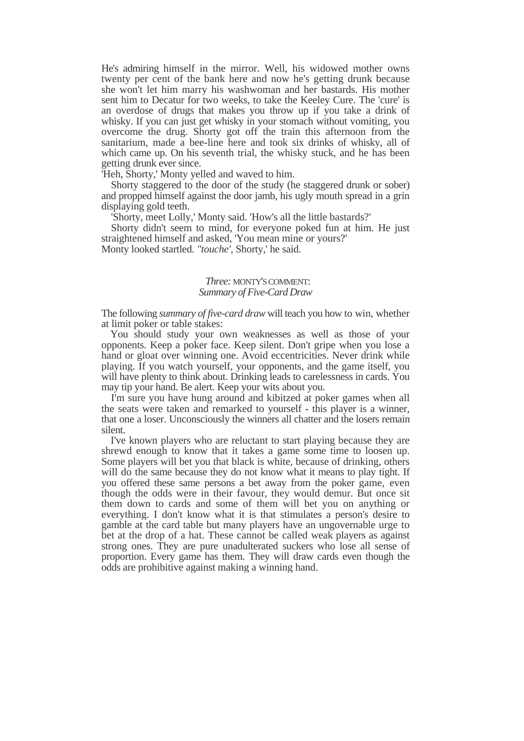He's admiring himself in the mirror. Well, his widowed mother owns twenty per cent of the bank here and now he's getting drunk because she won't let him marry his washwoman and her bastards. His mother sent him to Decatur for two weeks, to take the Keeley Cure. The 'cure' is an overdose of drugs that makes you throw up if you take a drink of whisky. If you can just get whisky in your stomach without vomiting, you overcome the drug. Shorty got off the train this afternoon from the sanitarium, made a bee-line here and took six drinks of whisky, all of which came up. On his seventh trial, the whisky stuck, and he has been getting drunk ever since.

'Heh, Shorty,' Monty yelled and waved to him.

Shorty staggered to the door of the study (he staggered drunk or sober) and propped himself against the door jamb, his ugly mouth spread in a grin displaying gold teeth.

'Shorty, meet Lolly,' Monty said. 'How's all the little bastards?'

Shorty didn't seem to mind, for everyone poked fun at him. He just straightened himself and asked, 'You mean mine or yours?'

Monty looked startled. *"touche'*, Shorty,' he said.

## *Three:* MONTY'S COMMENT: *Summary of Five-Card Draw*

The following *summary of five-card draw* will teach you how to win, whether at limit poker or table stakes:

You should study your own weaknesses as well as those of your opponents. Keep a poker face. Keep silent. Don't gripe when you lose a hand or gloat over winning one. Avoid eccentricities. Never drink while playing. If you watch yourself, your opponents, and the game itself, you will have plenty to think about. Drinking leads to carelessness in cards. You may tip your hand. Be alert. Keep your wits about you.

I'm sure you have hung around and kibitzed at poker games when all the seats were taken and remarked to yourself - this player is a winner, that one a loser. Unconsciously the winners all chatter and the losers remain silent.

I've known players who are reluctant to start playing because they are shrewd enough to know that it takes a game some time to loosen up. Some players will bet you that black is white, because of drinking, others will do the same because they do not know what it means to play tight. If you offered these same persons a bet away from the poker game, even though the odds were in their favour, they would demur. But once sit them down to cards and some of them will bet you on anything or everything. I don't know what it is that stimulates a person's desire to gamble at the card table but many players have an ungovernable urge to bet at the drop of a hat. These cannot be called weak players as against strong ones. They are pure unadulterated suckers who lose all sense of proportion. Every game has them. They will draw cards even though the odds are prohibitive against making a winning hand.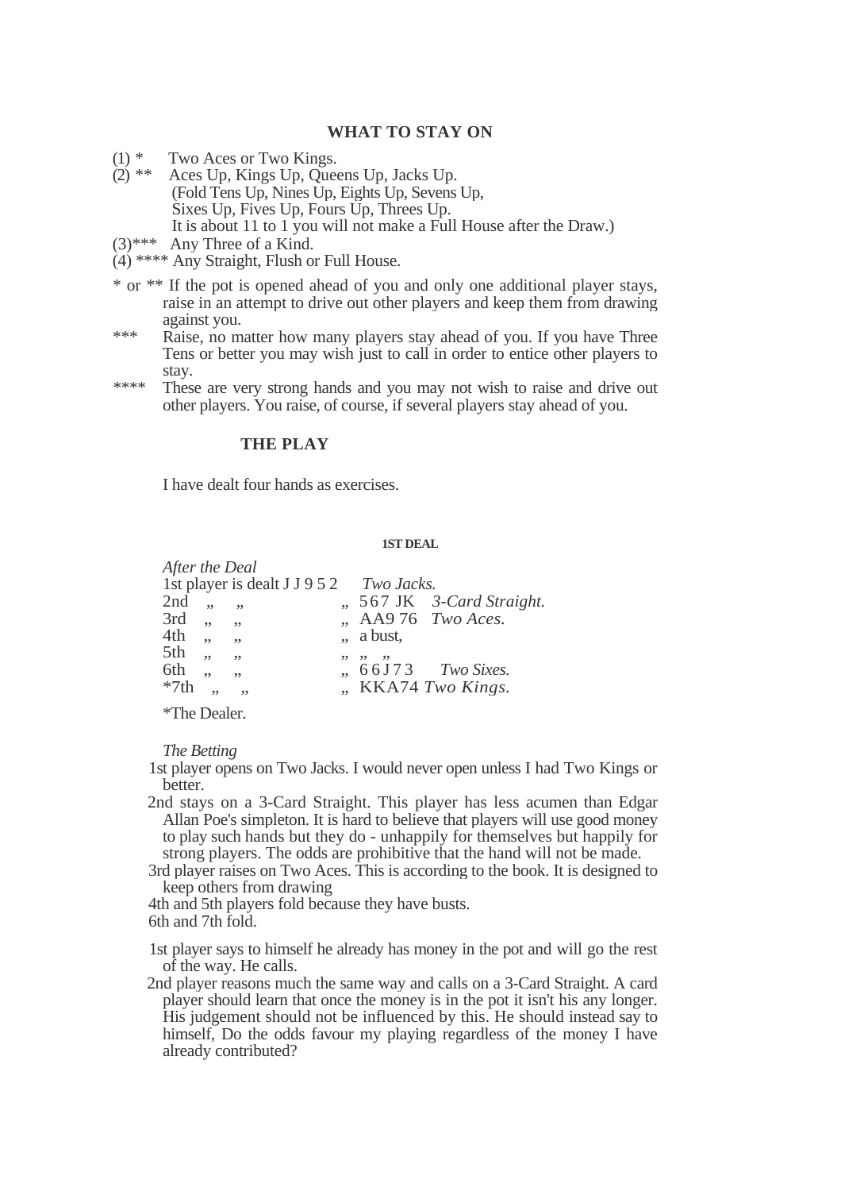## WHAT TO STAY ON

(1) * Two Aces or Two Kings.
(2) ** Aces Up, Kings Up, Queens Up, Jacks Up.
(Fold Tens Up, Nines Up, Eights Up, Sevens Up,
Sixes Up, Fives Up, Fours Up, Threes Up.
It is about 11 to 1 you will not make a Full House after the Draw.)
(3)*** Any Three of a Kind.
(4) **** Any Straight, Flush or Full House.

\* or ** If the pot is opened ahead of you and only one additional player stays, raise in an attempt to drive out other players and keep them from drawing against you.

\*** Raise, no matter how many players stay ahead of you. If you have Three Tens or better you may wish just to call in order to entice other players to stay.

\**** These are very strong hands and you may not wish to raise and drive out other players. You raise, of course, if several players stay ahead of you.

## THE PLAY

I have dealt four hands as exercises.

### 1ST DEAL

*After the Deal*

1st player is dealt J J 9 5 2 *Two Jacks.*
2nd „ „ „ 5 6 7 JK *3-Card Straight.*
3rd „ „ „ AA9 76 *Two Aces.*
4th „ „ „ a bust,
5th „ „ „ „ „
6th „ „ „ 6 6 J 7 3 *Two Sixes.*
*7th „ „ „ KKA74 *Two Kings.*

*The Dealer.

*The Betting*

1st player opens on Two Jacks. I would never open unless I had Two Kings or better.

2nd stays on a 3-Card Straight. This player has less acumen than Edgar Allan Poe's simpleton. It is hard to believe that players will use good money to play such hands but they do - unhappily for themselves but happily for strong players. The odds are prohibitive that the hand will not be made.

3rd player raises on Two Aces. This is according to the book. It is designed to keep others from drawing

4th and 5th players fold because they have busts.

6th and 7th fold.

1st player says to himself he already has money in the pot and will go the rest of the way. He calls.

2nd player reasons much the same way and calls on a 3-Card Straight. A card player should learn that once the money is in the pot it isn't his any longer. His judgement should not be influenced by this. He should instead say to himself, Do the odds favour my playing regardless of the money I have already contributed?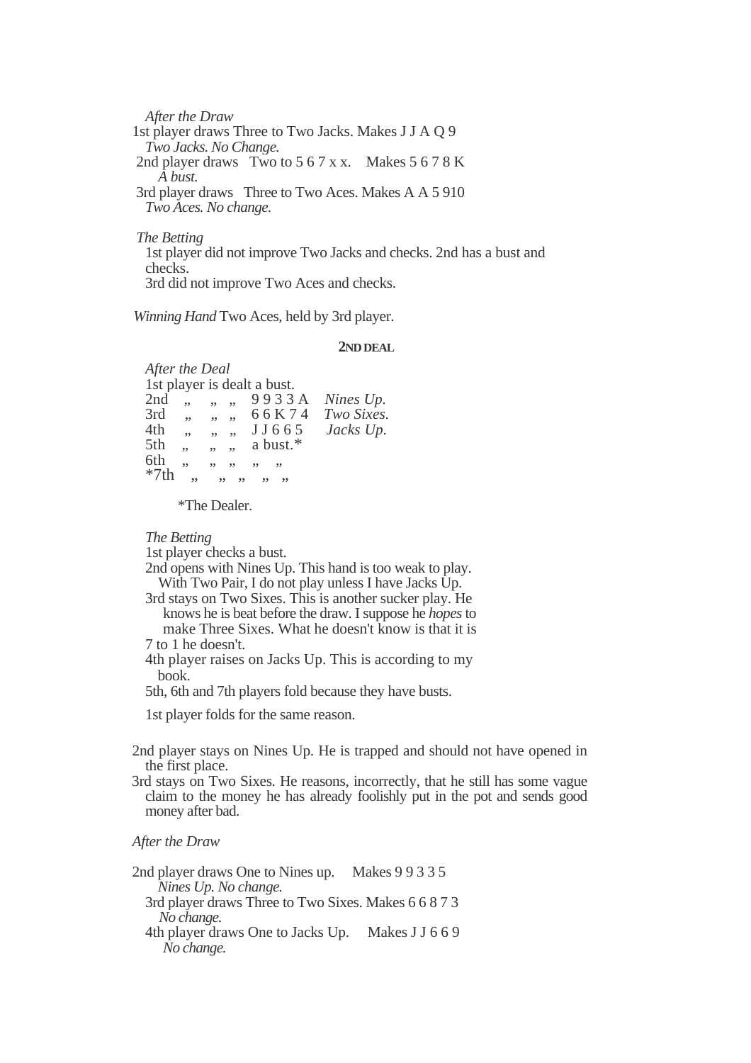*After the Draw*

1st player draws Three to Two Jacks. Makes J J A Q 9
*Two Jacks. No Change.*

2nd player draws Two to 5 6 7 x x. Makes 5 6 7 8 K
*A bust.*

3rd player draws Three to Two Aces. Makes A A 5 910
*Two Aces. No change.*

*The Betting*

1st player did not improve Two Jacks and checks. 2nd has a bust and checks.

3rd did not improve Two Aces and checks.

*Winning Hand* Two Aces, held by 3rd player.

## 2ND DEAL

*After the Deal*

1st player is dealt a bust.

| | | | | | |
|---|---|---|---|---|---|
| 2nd | „ | „ | „ | 9 9 3 3 A | *Nines Up.* |
| 3rd | „ | „ | „ | 6 6 K 7 4 | *Two Sixes.* |
| 4th | „ | „ | „ | J J 6 6 5 | *Jacks Up.* |
| 5th | „ | „ | „ | a bust.* | |
| 6th | „ | „ | „ | „ „ | |
| *7th | „ | „ | „ | „ „ | |

*The Dealer.

*The Betting*

1st player checks a bust.

2nd opens with Nines Up. This hand is too weak to play. With Two Pair, I do not play unless I have Jacks Up.

3rd stays on Two Sixes. This is another sucker play. He knows he is beat before the draw. I suppose he *hopes* to make Three Sixes. What he doesn't know is that it is 7 to 1 he doesn't.

4th player raises on Jacks Up. This is according to my book.

5th, 6th and 7th players fold because they have busts.

1st player folds for the same reason.

2nd player stays on Nines Up. He is trapped and should not have opened in the first place.

3rd stays on Two Sixes. He reasons, incorrectly, that he still has some vague claim to the money he has already foolishly put in the pot and sends good money after bad.

*After the Draw*

2nd player draws One to Nines up. Makes 9 9 3 3 5
*Nines Up. No change.*

3rd player draws Three to Two Sixes. Makes 6 6 8 7 3
*No change.*

4th player draws One to Jacks Up. Makes J J 6 6 9
*No change.*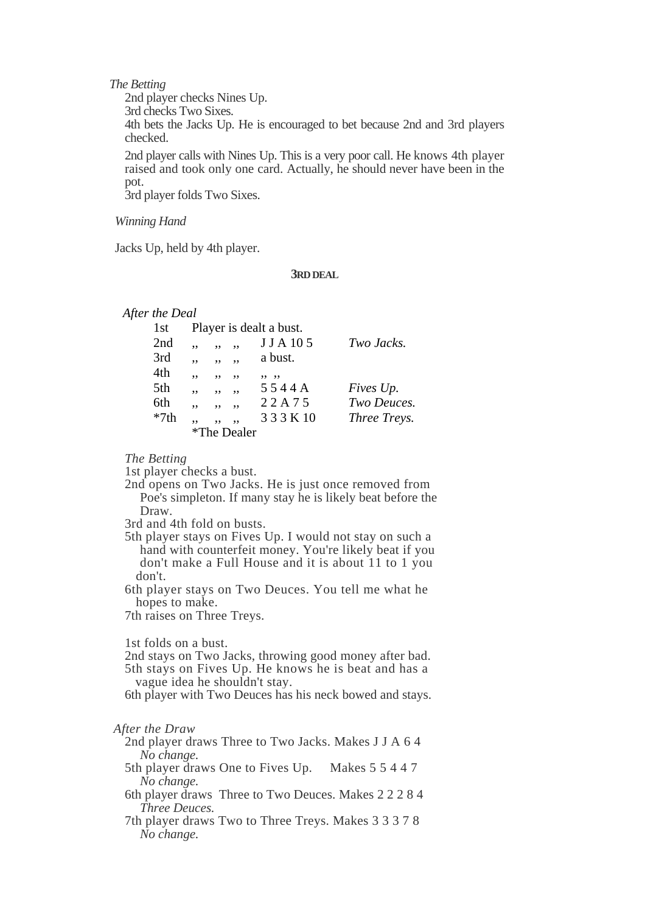*The Betting*

2nd player checks Nines Up.

3rd checks Two Sixes.

4th bets the Jacks Up. He is encouraged to bet because 2nd and 3rd players checked.

2nd player calls with Nines Up. This is a very poor call. He knows 4th player raised and took only one card. Actually, he should never have been in the pot.

3rd player folds Two Sixes.

*Winning Hand*

Jacks Up, held by 4th player.

### 3RD DEAL

*After the Deal*

| | | | |
|---|---|---|---|
| 1st | Player is dealt a bust. | | |
| 2nd | ,, ,, ,, | J J A 10 5 | *Two Jacks.* |
| 3rd | ,, ,, ,, | a bust. | |
| 4th | ,, ,, ,, | ,, ,, | |
| 5th | ,, ,, ,, | 5 5 4 4 A | *Fives Up.* |
| 6th | ,, ,, ,, | 2 2 A 7 5 | *Two Deuces.* |
| *7th | ,, ,, ,, | 3 3 3 K 10 | *Three Treys.* |

*The Dealer

*The Betting*

1st player checks a bust.

2nd opens on Two Jacks. He is just once removed from Poe's simpleton. If many stay he is likely beat before the Draw.

3rd and 4th fold on busts.

5th player stays on Fives Up. I would not stay on such a hand with counterfeit money. You're likely beat if you don't make a Full House and it is about 11 to 1 you don't.

6th player stays on Two Deuces. You tell me what he hopes to make.

7th raises on Three Treys.

1st folds on a bust.

2nd stays on Two Jacks, throwing good money after bad.

5th stays on Fives Up. He knows he is beat and has a vague idea he shouldn't stay.

6th player with Two Deuces has his neck bowed and stays.

*After the Draw*

2nd player draws Three to Two Jacks. Makes J J A 6 4
*No change.*

5th player draws One to Fives Up. Makes 5 5 4 4 7
*No change.*

6th player draws Three to Two Deuces. Makes 2 2 2 8 4
*Three Deuces.*

7th player draws Two to Three Treys. Makes 3 3 3 7 8
*No change.*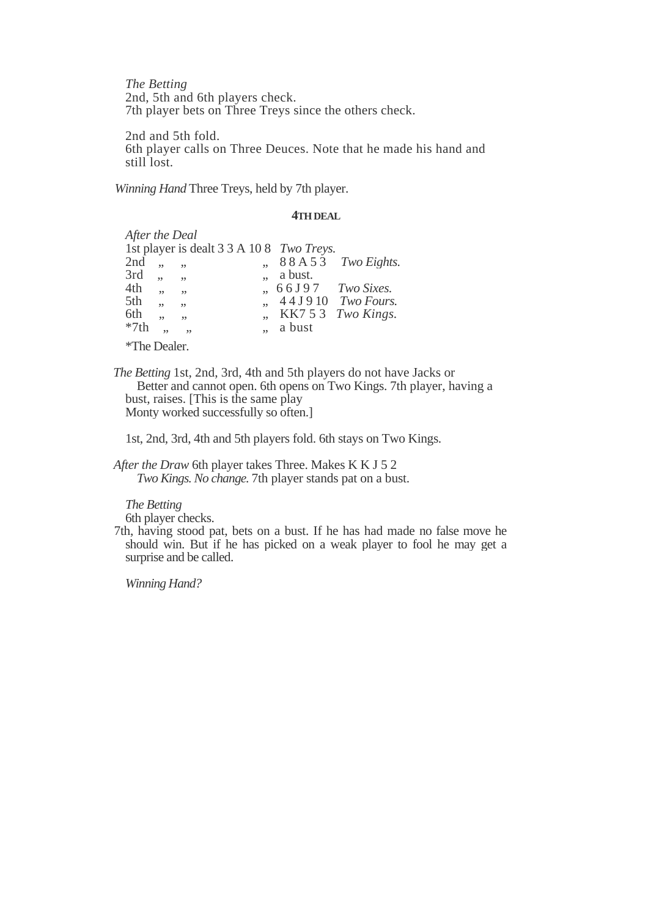*The Betting*
2nd, 5th and 6th players check.
7th player bets on Three Treys since the others check.

2nd and 5th fold.
6th player calls on Three Deuces. Note that he made his hand and still lost.

*Winning Hand* Three Treys, held by 7th player.

### 4TH DEAL

*After the Deal*

1st player is dealt 3 3 A 10 8 *Two Treys.*
2nd „ „ „ 8 8 A 5 3 *Two Eights.*
3rd „ „ „ a bust.
4th „ „ „ 6 6 J 9 7 *Two Sixes.*
5th „ „ „ 4 4 J 9 10 *Two Fours.*
6th „ „ „ KK7 5 3 *Two Kings.*
*7th „ „ „ a bust

*The Dealer.

*The Betting* 1st, 2nd, 3rd, 4th and 5th players do not have Jacks or Better and cannot open. 6th opens on Two Kings. 7th player, having a bust, raises. [This is the same play Monty worked successfully so often.]

1st, 2nd, 3rd, 4th and 5th players fold. 6th stays on Two Kings.

*After the Draw* 6th player takes Three. Makes K K J 5 2 *Two Kings. No change.* 7th player stands pat on a bust.

*The Betting*
6th player checks.
7th, having stood pat, bets on a bust. If he has had made no false move he should win. But if he has picked on a weak player to fool he may get a surprise and be called.

*Winning Hand?*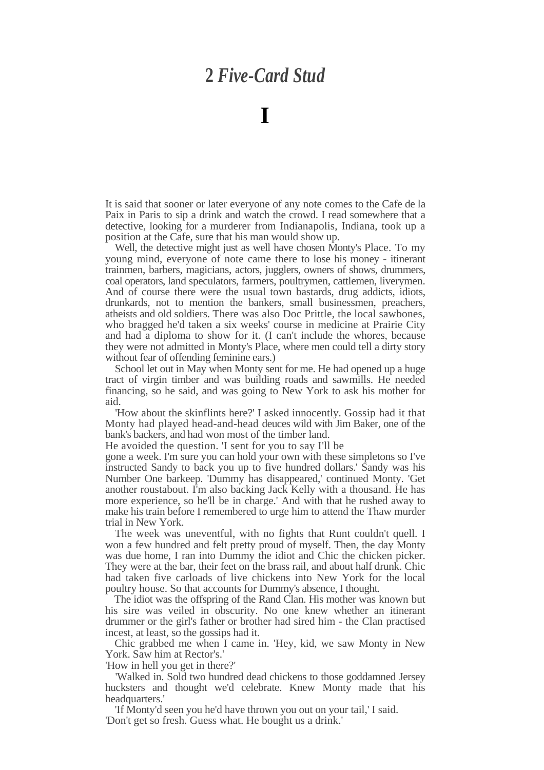# 2 *Five-Card Stud*

## I

It is said that sooner or later everyone of any note comes to the Cafe de la Paix in Paris to sip a drink and watch the crowd. I read somewhere that a detective, looking for a murderer from Indianapolis, Indiana, took up a position at the Cafe, sure that his man would show up.

Well, the detective might just as well have chosen Monty's Place. To my young mind, everyone of note came there to lose his money - itinerant trainmen, barbers, magicians, actors, jugglers, owners of shows, drummers, coal operators, land speculators, farmers, poultrymen, cattlemen, liverymen. And of course there were the usual town bastards, drug addicts, idiots, drunkards, not to mention the bankers, small businessmen, preachers, atheists and old soldiers. There was also Doc Prittle, the local sawbones, who bragged he'd taken a six weeks' course in medicine at Prairie City and had a diploma to show for it. (I can't include the whores, because they were not admitted in Monty's Place, where men could tell a dirty story without fear of offending feminine ears.)

School let out in May when Monty sent for me. He had opened up a huge tract of virgin timber and was building roads and sawmills. He needed financing, so he said, and was going to New York to ask his mother for aid.

'How about the skinflints here?' I asked innocently. Gossip had it that Monty had played head-and-head deuces wild with Jim Baker, one of the bank's backers, and had won most of the timber land.

He avoided the question. 'I sent for you to say I'll be gone a week. I'm sure you can hold your own with these simpletons so I've instructed Sandy to back you up to five hundred dollars.' Sandy was his Number One barkeep. 'Dummy has disappeared,' continued Monty. 'Get another roustabout. I'm also backing Jack Kelly with a thousand. He has more experience, so he'll be in charge.' And with that he rushed away to make his train before I remembered to urge him to attend the Thaw murder trial in New York.

The week was uneventful, with no fights that Runt couldn't quell. I won a few hundred and felt pretty proud of myself. Then, the day Monty was due home, I ran into Dummy the idiot and Chic the chicken picker. They were at the bar, their feet on the brass rail, and about half drunk. Chic had taken five carloads of live chickens into New York for the local poultry house. So that accounts for Dummy's absence, I thought.

The idiot was the offspring of the Rand Clan. His mother was known but his sire was veiled in obscurity. No one knew whether an itinerant drummer or the girl's father or brother had sired him - the Clan practised incest, at least, so the gossips had it.

Chic grabbed me when I came in. 'Hey, kid, we saw Monty in New York. Saw him at Rector's.'

'How in hell you get in there?'

'Walked in. Sold two hundred dead chickens to those goddamned Jersey hucksters and thought we'd celebrate. Knew Monty made that his headquarters.'

'If Monty'd seen you he'd have thrown you out on your tail,' I said.

'Don't get so fresh. Guess what. He bought us a drink.'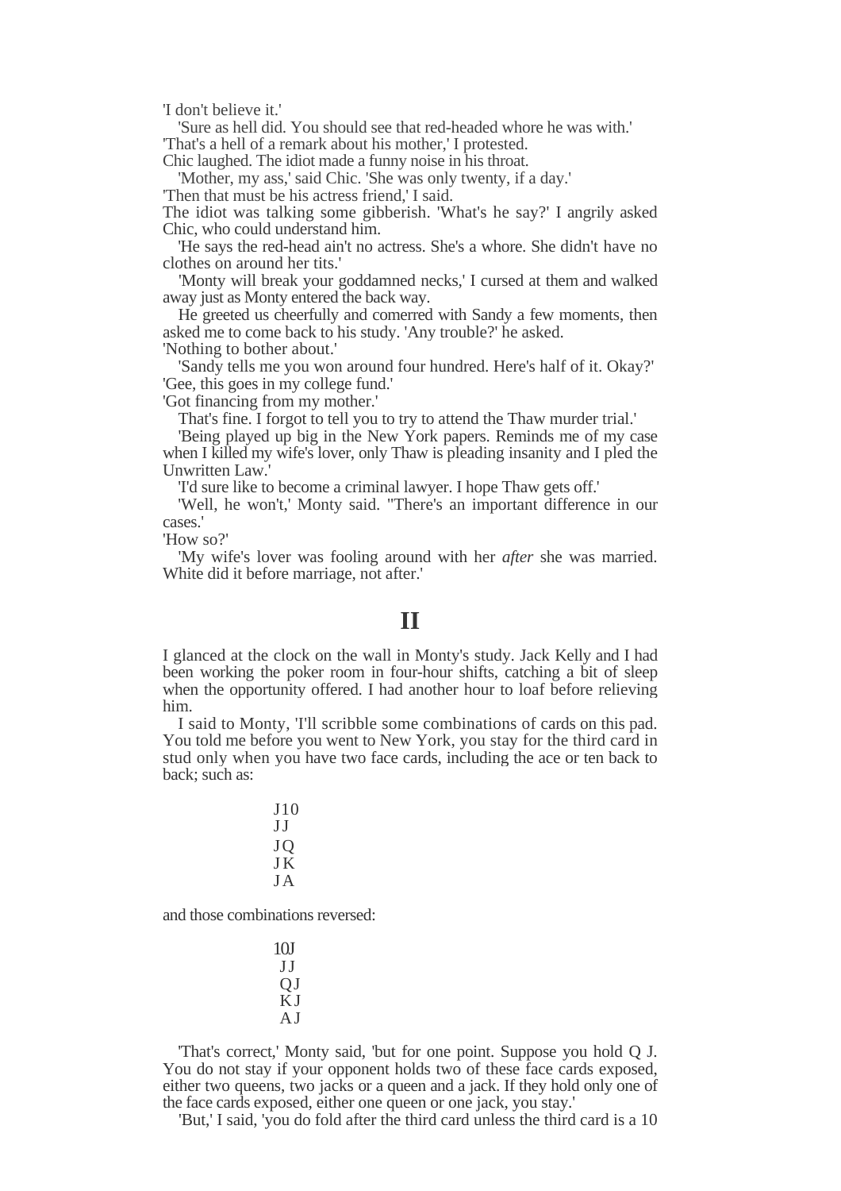'I don't believe it.'

'Sure as hell did. You should see that red-headed whore he was with.'

'That's a hell of a remark about his mother,' I protested.

Chic laughed. The idiot made a funny noise in his throat.

'Mother, my ass,' said Chic. 'She was only twenty, if a day.'

'Then that must be his actress friend,' I said.

The idiot was talking some gibberish. 'What's he say?' I angrily asked Chic, who could understand him.

'He says the red-head ain't no actress. She's a whore. She didn't have no clothes on around her tits.'

'Monty will break your goddamned necks,' I cursed at them and walked away just as Monty entered the back way.

He greeted us cheerfully and comerred with Sandy a few moments, then asked me to come back to his study. 'Any trouble?' he asked.

'Nothing to bother about.'

'Sandy tells me you won around four hundred. Here's half of it. Okay?'

'Gee, this goes in my college fund.'

'Got financing from my mother.'

That's fine. I forgot to tell you to try to attend the Thaw murder trial.'

'Being played up big in the New York papers. Reminds me of my case when I killed my wife's lover, only Thaw is pleading insanity and I pled the Unwritten Law.'

'I'd sure like to become a criminal lawyer. I hope Thaw gets off.'

'Well, he won't,' Monty said. ''There's an important difference in our cases.'

'How so?'

'My wife's lover was fooling around with her *after* she was married. White did it before marriage, not after.'

## II

I glanced at the clock on the wall in Monty's study. Jack Kelly and I had been working the poker room in four-hour shifts, catching a bit of sleep when the opportunity offered. I had another hour to loaf before relieving him.

I said to Monty, 'I'll scribble some combinations of cards on this pad. You told me before you went to New York, you stay for the third card in stud only when you have two face cards, including the ace or ten back to back; such as:

J10
J J
J Q
J K
J A

and those combinations reversed:

10J
J J
Q J
K J
A J

'That's correct,' Monty said, 'but for one point. Suppose you hold Q J. You do not stay if your opponent holds two of these face cards exposed, either two queens, two jacks or a queen and a jack. If they hold only one of the face cards exposed, either one queen or one jack, you stay.'

'But,' I said, 'you do fold after the third card unless the third card is a 10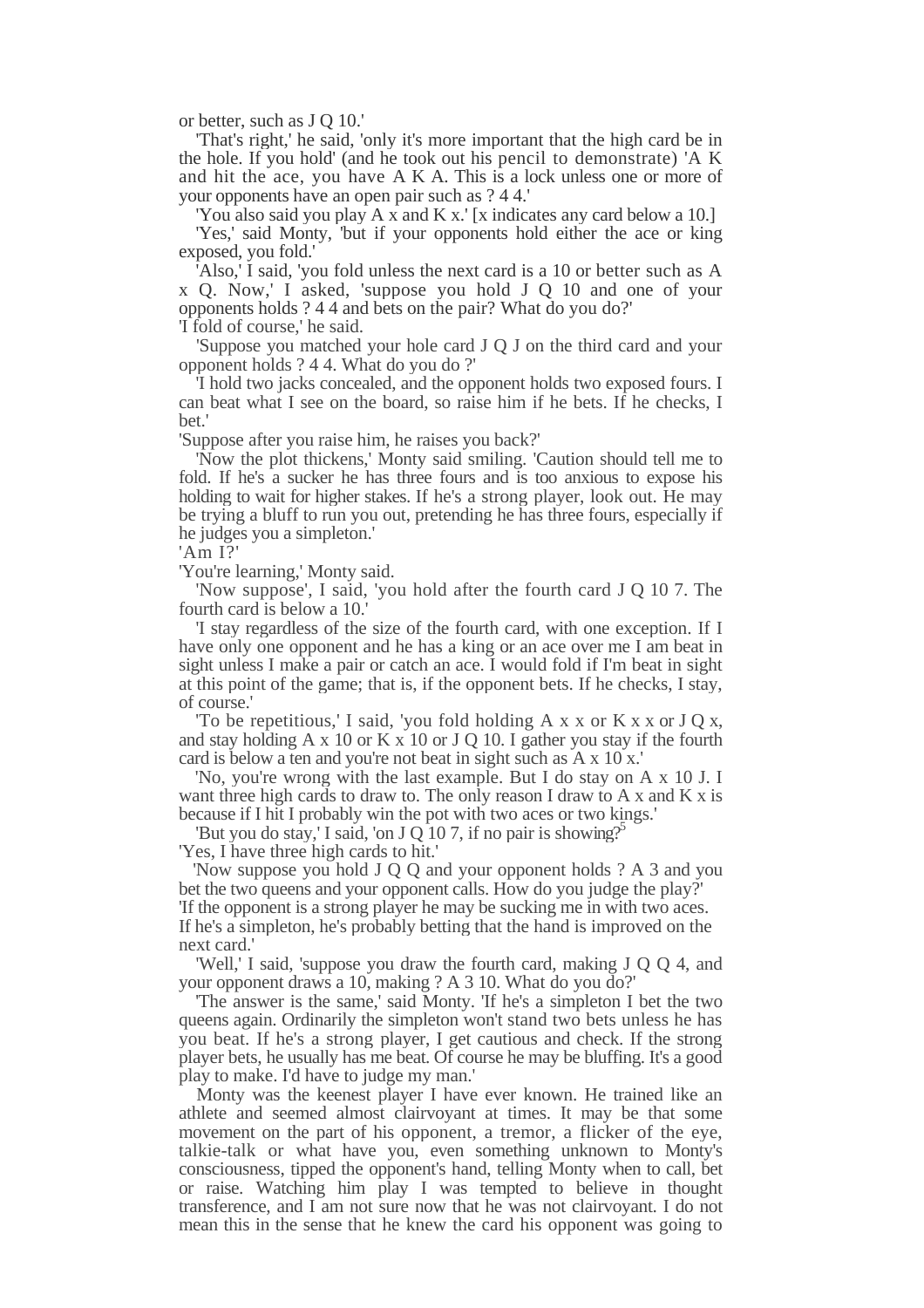or better, such as J Q 10.'

'That's right,' he said, 'only it's more important that the high card be in the hole. If you hold' (and he took out his pencil to demonstrate) 'A K and hit the ace, you have A K A. This is a lock unless one or more of your opponents have an open pair such as ? 4 4.'

'You also said you play A x and K x.' [x indicates any card below a 10.]

'Yes,' said Monty, 'but if your opponents hold either the ace or king exposed, you fold.'

'Also,' I said, 'you fold unless the next card is a 10 or better such as A x Q. Now,' I asked, 'suppose you hold J Q 10 and one of your opponents holds ? 4 4 and bets on the pair? What do you do?'

'I fold of course,' he said.

'Suppose you matched your hole card J Q J on the third card and your opponent holds ? 4 4. What do you do ?'

'I hold two jacks concealed, and the opponent holds two exposed fours. I can beat what I see on the board, so raise him if he bets. If he checks, I bet.'

'Suppose after you raise him, he raises you back?'

'Now the plot thickens,' Monty said smiling. 'Caution should tell me to fold. If he's a sucker he has three fours and is too anxious to expose his holding to wait for higher stakes. If he's a strong player, look out. He may be trying a bluff to run you out, pretending he has three fours, especially if he judges you a simpleton.'

'Am I?'

'You're learning,' Monty said.

'Now suppose', I said, 'you hold after the fourth card J Q 10 7. The fourth card is below a 10.'

'I stay regardless of the size of the fourth card, with one exception. If I have only one opponent and he has a king or an ace over me I am beat in sight unless I make a pair or catch an ace. I would fold if I'm beat in sight at this point of the game; that is, if the opponent bets. If he checks, I stay, of course.'

'To be repetitious,' I said, 'you fold holding A x x or K x x or J Q x, and stay holding A x 10 or K x 10 or J Q 10. I gather you stay if the fourth card is below a ten and you're not beat in sight such as A x 10 x.'

'No, you're wrong with the last example. But I do stay on A x 10 J. I want three high cards to draw to. The only reason I draw to A x and K x is because if I hit I probably win the pot with two aces or two kings.'

'But you do stay,' I said, 'on J Q 10 7, if no pair is showing?[5]

'Yes, I have three high cards to hit.'

'Now suppose you hold J Q Q and your opponent holds ? A 3 and you bet the two queens and your opponent calls. How do you judge the play?'

'If the opponent is a strong player he may be sucking me in with two aces. If he's a simpleton, he's probably betting that the hand is improved on the next card.'

'Well,' I said, 'suppose you draw the fourth card, making J Q Q 4, and your opponent draws a 10, making ? A 3 10. What do you do?'

'The answer is the same,' said Monty. 'If he's a simpleton I bet the two queens again. Ordinarily the simpleton won't stand two bets unless he has you beat. If he's a strong player, I get cautious and check. If the strong player bets, he usually has me beat. Of course he may be bluffing. It's a good play to make. I'd have to judge my man.'

Monty was the keenest player I have ever known. He trained like an athlete and seemed almost clairvoyant at times. It may be that some movement on the part of his opponent, a tremor, a flicker of the eye, talkie-talk or what have you, even something unknown to Monty's consciousness, tipped the opponent's hand, telling Monty when to call, bet or raise. Watching him play I was tempted to believe in thought transference, and I am not sure now that he was not clairvoyant. I do not mean this in the sense that he knew the card his opponent was going to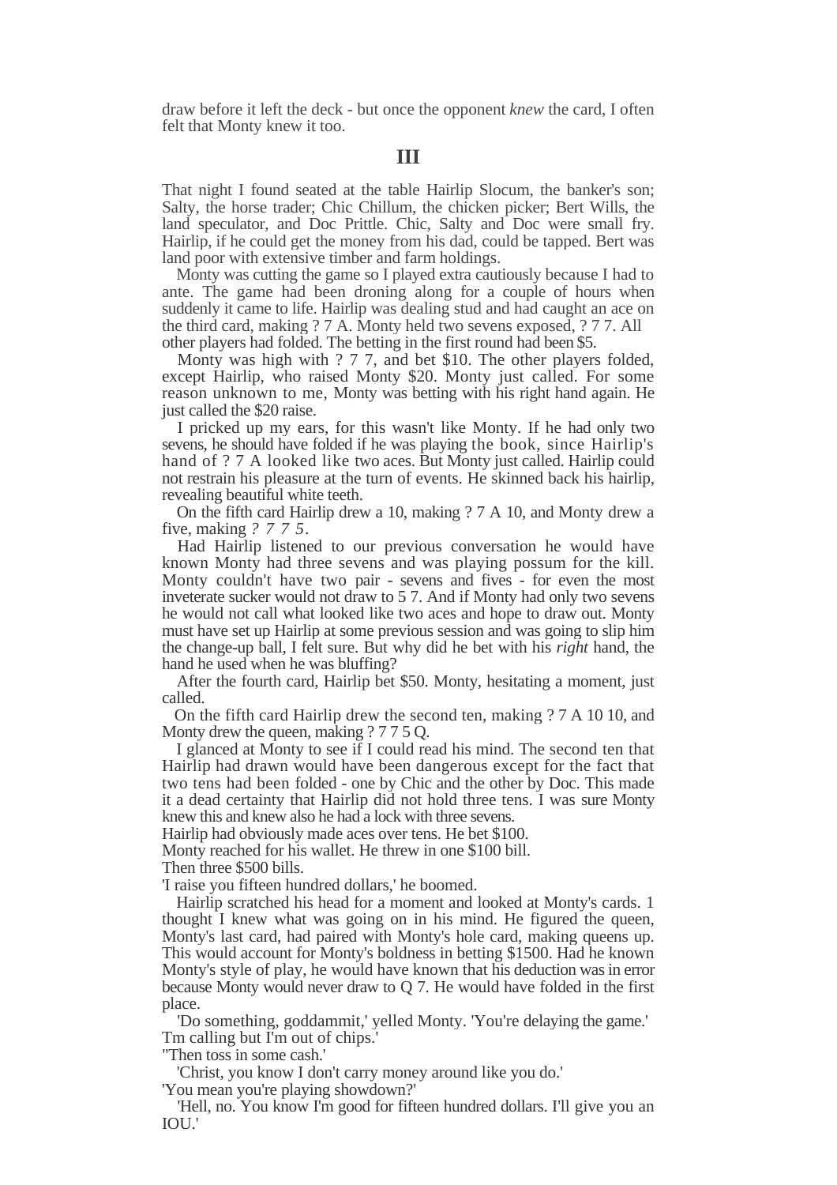draw before it left the deck - but once the opponent *knew* the card, I often felt that Monty knew it too.

## III

That night I found seated at the table Hairlip Slocum, the banker's son; Salty, the horse trader; Chic Chillum, the chicken picker; Bert Wills, the land speculator, and Doc Prittle. Chic, Salty and Doc were small fry. Hairlip, if he could get the money from his dad, could be tapped. Bert was land poor with extensive timber and farm holdings.

Monty was cutting the game so I played extra cautiously because I had to ante. The game had been droning along for a couple of hours when suddenly it came to life. Hairlip was dealing stud and had caught an ace on the third card, making ? 7 A. Monty held two sevens exposed, ? 7 7. All other players had folded. The betting in the first round had been $5.

Monty was high with ? 7 7, and bet $10. The other players folded, except Hairlip, who raised Monty $20. Monty just called. For some reason unknown to me, Monty was betting with his right hand again. He just called the $20 raise.

I pricked up my ears, for this wasn't like Monty. If he had only two sevens, he should have folded if he was playing the book, since Hairlip's hand of ? 7 A looked like two aces. But Monty just called. Hairlip could not restrain his pleasure at the turn of events. He skinned back his hairlip, revealing beautiful white teeth.

On the fifth card Hairlip drew a 10, making ? 7 A 10, and Monty drew a five, making *? 7 7 5*.

Had Hairlip listened to our previous conversation he would have known Monty had three sevens and was playing possum for the kill. Monty couldn't have two pair - sevens and fives - for even the most inveterate sucker would not draw to 5 7. And if Monty had only two sevens he would not call what looked like two aces and hope to draw out. Monty must have set up Hairlip at some previous session and was going to slip him the change-up ball, I felt sure. But why did he bet with his *right* hand, the hand he used when he was bluffing?

After the fourth card, Hairlip bet $50. Monty, hesitating a moment, just called.

On the fifth card Hairlip drew the second ten, making ? 7 A 10 10, and Monty drew the queen, making ? 7 7 5 Q.

I glanced at Monty to see if I could read his mind. The second ten that Hairlip had drawn would have been dangerous except for the fact that two tens had been folded - one by Chic and the other by Doc. This made it a dead certainty that Hairlip did not hold three tens. I was sure Monty knew this and knew also he had a lock with three sevens.

Hairlip had obviously made aces over tens. He bet $100.

Monty reached for his wallet. He threw in one $100 bill.

Then three $500 bills.

'I raise you fifteen hundred dollars,' he boomed.

Hairlip scratched his head for a moment and looked at Monty's cards. 1 thought I knew what was going on in his mind. He figured the queen, Monty's last card, had paired with Monty's hole card, making queens up. This would account for Monty's boldness in betting $1500. Had he known Monty's style of play, he would have known that his deduction was in error because Monty would never draw to Q 7. He would have folded in the first place.

'Do something, goddammit,' yelled Monty. 'You're delaying the game.'

Tm calling but I'm out of chips.'

''Then toss in some cash.'

'Christ, you know I don't carry money around like you do.'

'You mean you're playing showdown?'

'Hell, no. You know I'm good for fifteen hundred dollars. I'll give you an IOU.'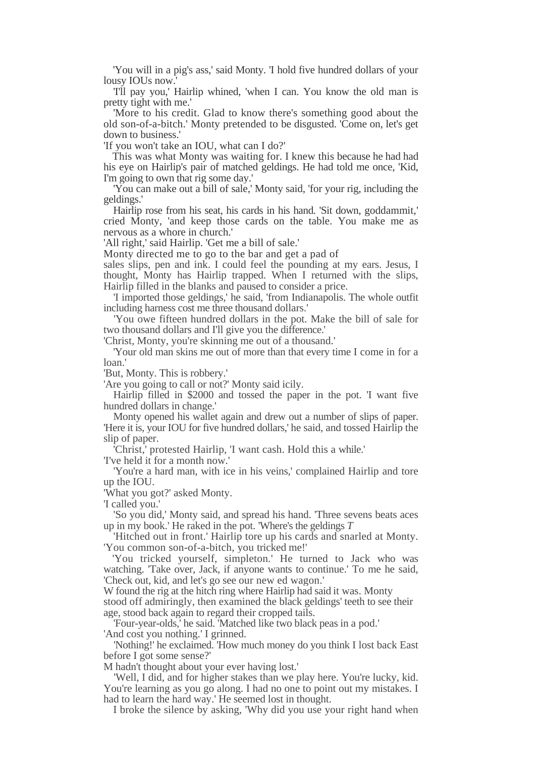'You will in a pig's ass,' said Monty. 'I hold five hundred dollars of your lousy IOUs now.'

'I'll pay you,' Hairlip whined, 'when I can. You know the old man is pretty tight with me.'

'More to his credit. Glad to know there's something good about the old son-of-a-bitch.' Monty pretended to be disgusted. 'Come on, let's get down to business.'

'If you won't take an IOU, what can I do?'

This was what Monty was waiting for. I knew this because he had had his eye on Hairlip's pair of matched geldings. He had told me once, 'Kid, I'm going to own that rig some day.'

'You can make out a bill of sale,' Monty said, 'for your rig, including the geldings.'

Hairlip rose from his seat, his cards in his hand. 'Sit down, goddammit,' cried Monty, 'and keep those cards on the table. You make me as nervous as a whore in church.'

'All right,' said Hairlip. 'Get me a bill of sale.'

Monty directed me to go to the bar and get a pad of sales slips, pen and ink. I could feel the pounding at my ears. Jesus, I thought, Monty has Hairlip trapped. When I returned with the slips, Hairlip filled in the blanks and paused to consider a price.

'I imported those geldings,' he said, 'from Indianapolis. The whole outfit including harness cost me three thousand dollars.'

'You owe fifteen hundred dollars in the pot. Make the bill of sale for two thousand dollars and I'll give you the difference.'

'Christ, Monty, you're skinning me out of a thousand.'

'Your old man skins me out of more than that every time I come in for a loan.'

'But, Monty. This is robbery.'

'Are you going to call or not?' Monty said icily.

Hairlip filled in $2000 and tossed the paper in the pot. 'I want five hundred dollars in change.'

Monty opened his wallet again and drew out a number of slips of paper. 'Here it is, your IOU for five hundred dollars,' he said, and tossed Hairlip the slip of paper.

'Christ,' protested Hairlip, 'I want cash. Hold this a while.'

'I've held it for a month now.'

'You're a hard man, with ice in his veins,' complained Hairlip and tore up the IOU.

'What you got?' asked Monty.

'I called you.'

'So you did,' Monty said, and spread his hand. 'Three sevens beats aces up in my book.' He raked in the pot. 'Where's the geldings *T*

'Hitched out in front.' Hairlip tore up his cards and snarled at Monty. 'You common son-of-a-bitch, you tricked me!'

'You tricked yourself, simpleton.' He turned to Jack who was watching. 'Take over, Jack, if anyone wants to continue.' To me he said, 'Check out, kid, and let's go see our new ed wagon.'

W found the rig at the hitch ring where Hairlip had said it was. Monty stood off admiringly, then examined the black geldings' teeth to see their age, stood back again to regard their cropped tails.

'Four-year-olds,' he said. 'Matched like two black peas in a pod.'

'And cost you nothing.' I grinned.

'Nothing!' he exclaimed. 'How much money do you think I lost back East before I got some sense?'

M hadn't thought about your ever having lost.'

'Well, I did, and for higher stakes than we play here. You're lucky, kid. You're learning as you go along. I had no one to point out my mistakes. I had to learn the hard way.' He seemed lost in thought.

I broke the silence by asking, 'Why did you use your right hand when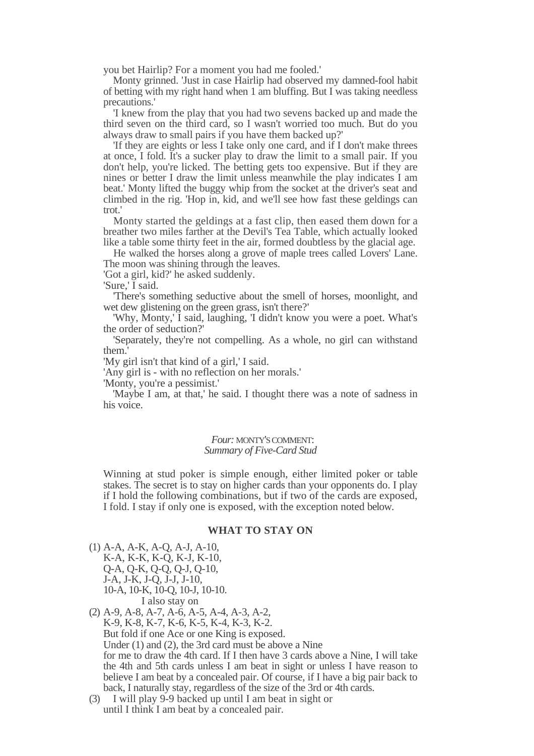you bet Hairlip? For a moment you had me fooled.'

Monty grinned. 'Just in case Hairlip had observed my damned-fool habit of betting with my right hand when 1 am bluffing. But I was taking needless precautions.'

'I knew from the play that you had two sevens backed up and made the third seven on the third card, so I wasn't worried too much. But do you always draw to small pairs if you have them backed up?'

'If they are eights or less I take only one card, and if I don't make threes at once, I fold. It's a sucker play to draw the limit to a small pair. If you don't help, you're licked. The betting gets too expensive. But if they are nines or better I draw the limit unless meanwhile the play indicates I am beat.' Monty lifted the buggy whip from the socket at the driver's seat and climbed in the rig. 'Hop in, kid, and we'll see how fast these geldings can trot.'

Monty started the geldings at a fast clip, then eased them down for a breather two miles farther at the Devil's Tea Table, which actually looked like a table some thirty feet in the air, formed doubtless by the glacial age.

He walked the horses along a grove of maple trees called Lovers' Lane. The moon was shining through the leaves.

'Got a girl, kid?' he asked suddenly.

'Sure,' I said.

'There's something seductive about the smell of horses, moonlight, and wet dew glistening on the green grass, isn't there?'

'Why, Monty,' I said, laughing, 'I didn't know you were a poet. What's the order of seduction?'

'Separately, they're not compelling. As a whole, no girl can withstand them.'

'My girl isn't that kind of a girl,' I said.

'Any girl is - with no reflection on her morals.'

'Monty, you're a pessimist.'

'Maybe I am, at that,' he said. I thought there was a note of sadness in his voice.

## *Four:* MONTY'S COMMENT: *Summary of Five-Card Stud*

Winning at stud poker is simple enough, either limited poker or table stakes. The secret is to stay on higher cards than your opponents do. I play if I hold the following combinations, but if two of the cards are exposed, I fold. I stay if only one is exposed, with the exception noted below.

### WHAT TO STAY ON

(1) A-A, A-K, A-Q, A-J, A-10,
K-A, K-K, K-Q, K-J, K-10,
Q-A, Q-K, Q-Q, Q-J, Q-10,
J-A, J-K, J-Q, J-J, J-10,
10-A, 10-K, 10-Q, 10-J, 10-10.

I also stay on

(2) A-9, A-8, A-7, A-6, A-5, A-4, A-3, A-2,
K-9, K-8, K-7, K-6, K-5, K-4, K-3, K-2.
But fold if one Ace or one King is exposed.
Under (1) and (2), the 3rd card must be above a Nine for me to draw the 4th card. If I then have 3 cards above a Nine, I will take the 4th and 5th cards unless I am beat in sight or unless I have reason to believe I am beat by a concealed pair. Of course, if I have a big pair back to back, I naturally stay, regardless of the size of the 3rd or 4th cards.

(3) I will play 9-9 backed up until I am beat in sight or until I think I am beat by a concealed pair.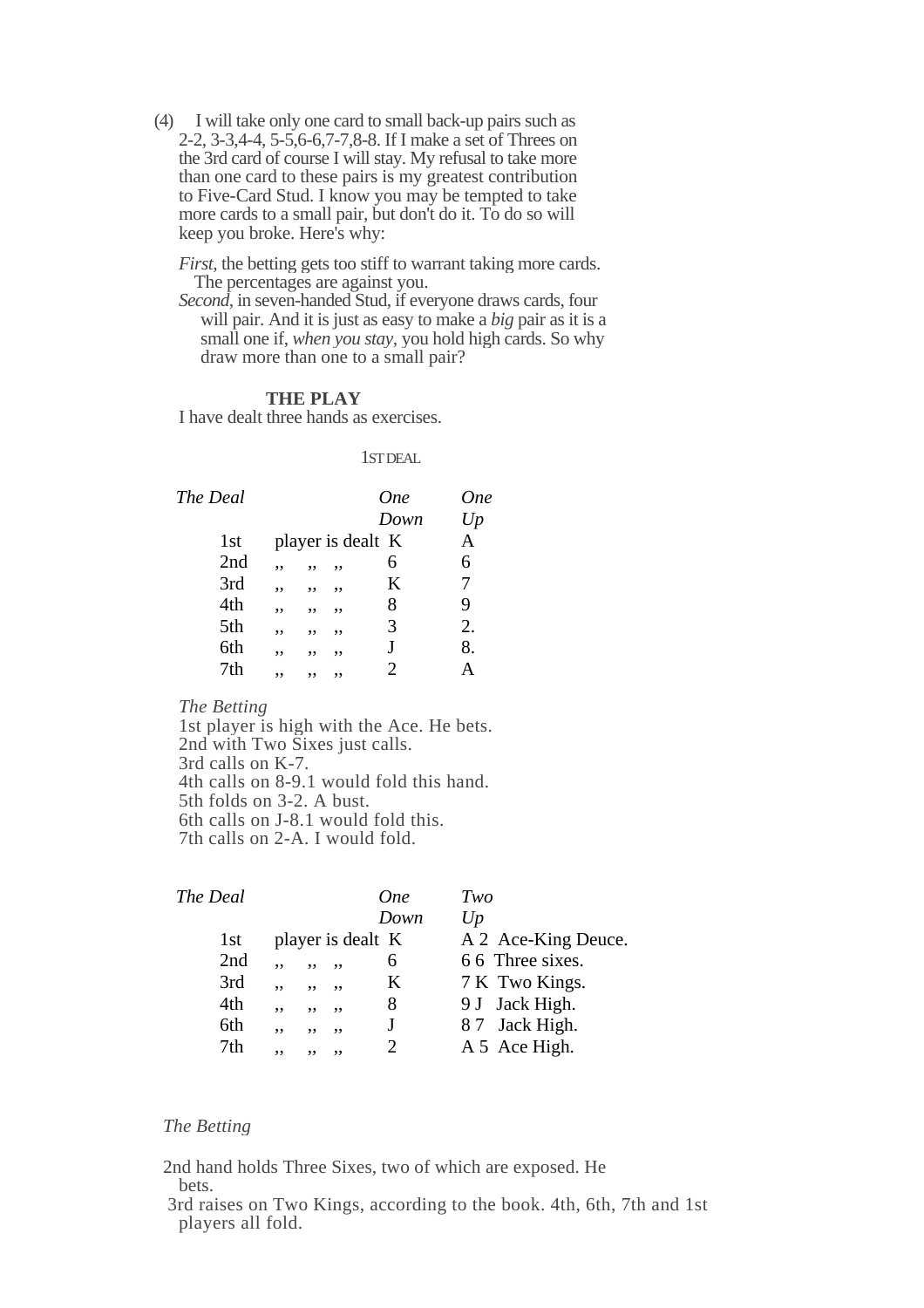(4) I will take only one card to small back-up pairs such as 2-2, 3-3,4-4, 5-5,6-6,7-7,8-8. If I make a set of Threes on the 3rd card of course I will stay. My refusal to take more than one card to these pairs is my greatest contribution to Five-Card Stud. I know you may be tempted to take more cards to a small pair, but don't do it. To do so will keep you broke. Here's why:

*First*, the betting gets too stiff to warrant taking more cards. The percentages are against you.
*Second*, in seven-handed Stud, if everyone draws cards, four will pair. And it is just as easy to make a *big* pair as it is a small one if, *when you stay*, you hold high cards. So why draw more than one to a small pair?

## THE PLAY

I have dealt three hands as exercises.

### 1ST DEAL

| *The Deal* | | *One Down* | *One Up* |
|---|---|---|---|
| 1st | player is dealt | K | A |
| 2nd | ,, ,, ,, | 6 | 6 |
| 3rd | ,, ,, ,, | K | 7 |
| 4th | ,, ,, ,, | 8 | 9 |
| 5th | ,, ,, ,, | 3 | 2. |
| 6th | ,, ,, ,, | J | 8. |
| 7th | ,, ,, ,, | 2 | A |

*The Betting*
1st player is high with the Ace. He bets.
2nd with Two Sixes just calls.
3rd calls on K-7.
4th calls on 8-9.1 would fold this hand.
5th folds on 3-2. A bust.
6th calls on J-8.1 would fold this.
7th calls on 2-A. I would fold.

| *The Deal* | | *One Down* | *Two Up* |
|---|---|---|---|
| 1st | player is dealt | K | A 2 Ace-King Deuce. |
| 2nd | ,, ,, ,, | 6 | 6 6 Three sixes. |
| 3rd | ,, ,, ,, | K | 7 K Two Kings. |
| 4th | ,, ,, ,, | 8 | 9 J Jack High. |
| 6th | ,, ,, ,, | J | 8 7 Jack High. |
| 7th | ,, ,, ,, | 2 | A 5 Ace High. |

*The Betting*

2nd hand holds Three Sixes, two of which are exposed. He bets.
3rd raises on Two Kings, according to the book. 4th, 6th, 7th and 1st players all fold.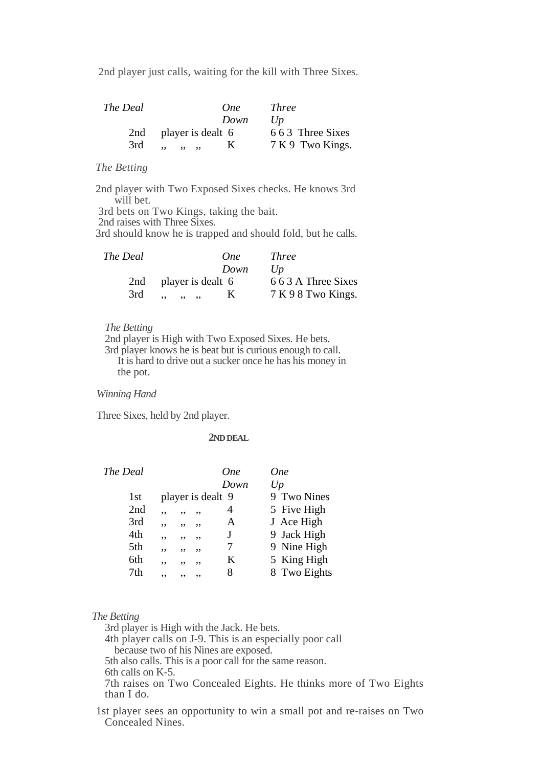2nd player just calls, waiting for the kill with Three Sixes.

| *The Deal* | | *One Down* | *Three Up* |
|---|---|---|---|
| 2nd | player is dealt | 6 | 6 6 3 Three Sixes |
| 3rd | ,, ,, ,, | K | 7 K 9 Two Kings. |

*The Betting*

2nd player with Two Exposed Sixes checks. He knows 3rd will bet.
3rd bets on Two Kings, taking the bait.
2nd raises with Three Sixes.
3rd should know he is trapped and should fold, but he calls.

| *The Deal* | | *One Down* | *Three Up* |
|---|---|---|---|
| 2nd | player is dealt | 6 | 6 6 3 A Three Sixes |
| 3rd | ,, ,, ,, | K | 7 K 9 8 Two Kings. |

*The Betting*

2nd player is High with Two Exposed Sixes. He bets.
3rd player knows he is beat but is curious enough to call. It is hard to drive out a sucker once he has his money in the pot.

*Winning Hand*

Three Sixes, held by 2nd player.

## 2ND DEAL

| *The Deal* | | *One Down* | *One Up* |
|---|---|---|---|
| 1st | player is dealt | 9 | 9 Two Nines |
| 2nd | ,, ,, ,, | 4 | 5 Five High |
| 3rd | ,, ,, ,, | A | J Ace High |
| 4th | ,, ,, ,, | J | 9 Jack High |
| 5th | ,, ,, ,, | 7 | 9 Nine High |
| 6th | ,, ,, ,, | K | 5 King High |
| 7th | ,, ,, ,, | 8 | 8 Two Eights |

*The Betting*

3rd player is High with the Jack. He bets.
4th player calls on J-9. This is an especially poor call because two of his Nines are exposed.
5th also calls. This is a poor call for the same reason.
6th calls on K-5.
7th raises on Two Concealed Eights. He thinks more of Two Eights than I do.
1st player sees an opportunity to win a small pot and re-raises on Two Concealed Nines.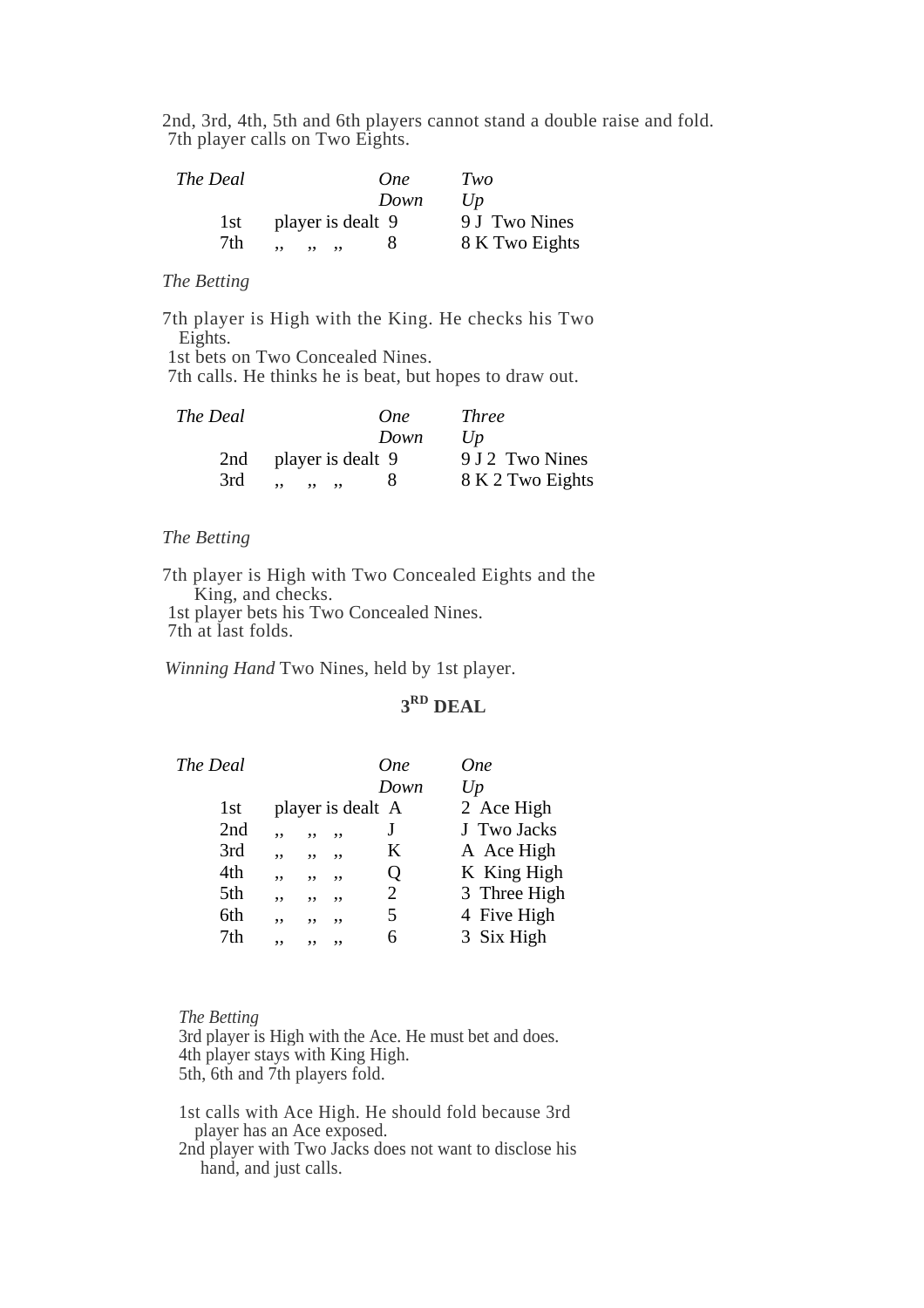2nd, 3rd, 4th, 5th and 6th players cannot stand a double raise and fold.
7th player calls on Two Eights.

| *The Deal* | | *One Down* | *Two Up* |
|---|---|---|---|
| 1st | player is dealt | 9 | 9 J Two Nines |
| 7th | ,, ,, ,, | 8 | 8 K Two Eights |

*The Betting*

7th player is High with the King. He checks his Two Eights.
1st bets on Two Concealed Nines.
7th calls. He thinks he is beat, but hopes to draw out.

| *The Deal* | | *One Down* | *Three Up* |
|---|---|---|---|
| 2nd | player is dealt | 9 | 9 J 2 Two Nines |
| 3rd | ,, ,, ,, | 8 | 8 K 2 Two Eights |

*The Betting*

7th player is High with Two Concealed Eights and the King, and checks.
1st player bets his Two Concealed Nines.
7th at last folds.

*Winning Hand* Two Nines, held by 1st player.

## 3RD DEAL

| *The Deal* | | *One Down* | *One Up* |
|---|---|---|---|
| 1st | player is dealt | A | 2 Ace High |
| 2nd | ,, ,, ,, | J | J Two Jacks |
| 3rd | ,, ,, ,, | K | A Ace High |
| 4th | ,, ,, ,, | Q | K King High |
| 5th | ,, ,, ,, | 2 | 3 Three High |
| 6th | ,, ,, ,, | 5 | 4 Five High |
| 7th | ,, ,, ,, | 6 | 3 Six High |

*The Betting*
3rd player is High with the Ace. He must bet and does.
4th player stays with King High.
5th, 6th and 7th players fold.

1st calls with Ace High. He should fold because 3rd player has an Ace exposed.
2nd player with Two Jacks does not want to disclose his hand, and just calls.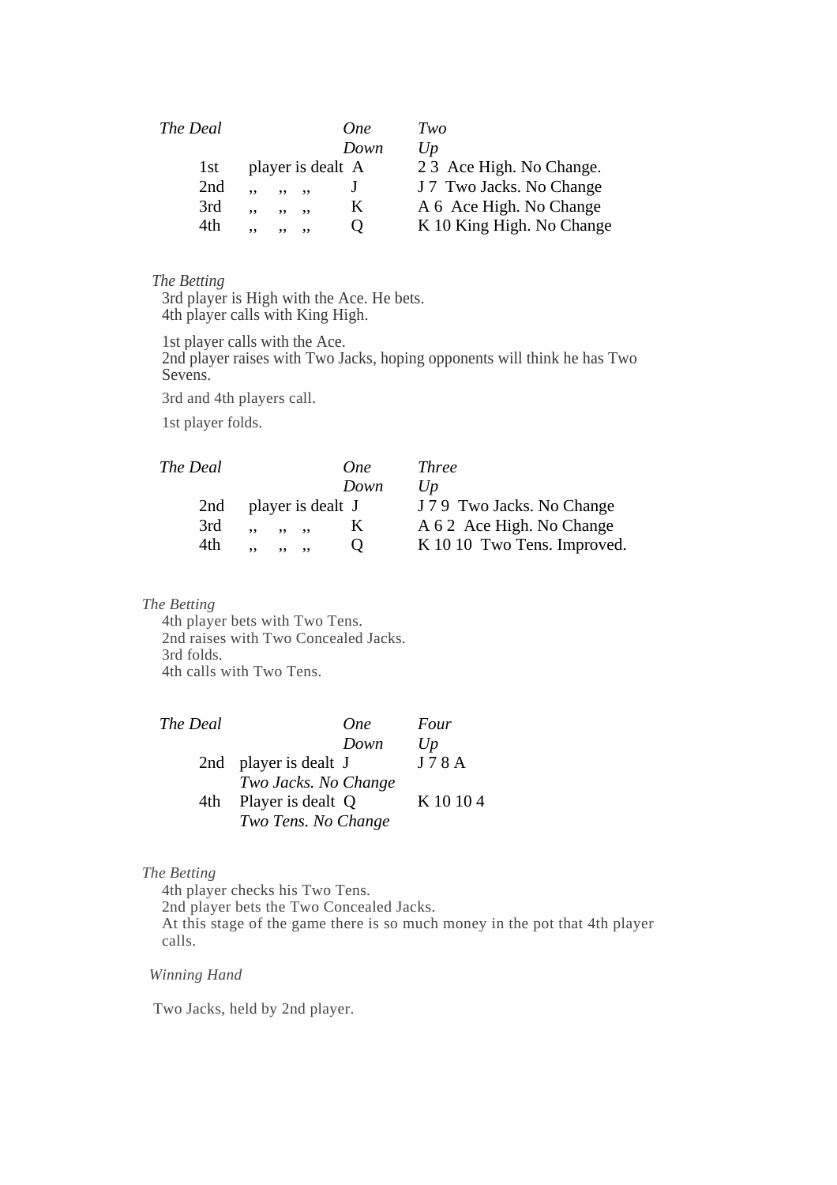| *The Deal* | | *One Down* | *Two Up* |
|---|---|---|---|
| 1st | player is dealt | A | 2 3 Ace High. No Change. |
| 2nd | ,, ,, ,, | J | J 7 Two Jacks. No Change |
| 3rd | ,, ,, ,, | K | A 6 Ace High. No Change |
| 4th | ,, ,, ,, | Q | K 10 King High. No Change |

*The Betting*

3rd player is High with the Ace. He bets.
4th player calls with King High.

1st player calls with the Ace.
2nd player raises with Two Jacks, hoping opponents will think he has Two Sevens.

3rd and 4th players call.

1st player folds.

| *The Deal* | | *One Down* | *Three Up* |
|---|---|---|---|
| 2nd | player is dealt | J | J 7 9 Two Jacks. No Change |
| 3rd | ,, ,, ,, | K | A 6 2 Ace High. No Change |
| 4th | ,, ,, ,, | Q | K 10 10 Two Tens. Improved. |

*The Betting*

4th player bets with Two Tens.
2nd raises with Two Concealed Jacks.
3rd folds.
4th calls with Two Tens.

| *The Deal* | | *One Down* | *Four Up* |
|---|---|---|---|
| 2nd | player is dealt | J | J 7 8 A |
| | *Two Jacks. No Change* | | |
| 4th | Player is dealt | Q | K 10 10 4 |
| | *Two Tens. No Change* | | |

*The Betting*

4th player checks his Two Tens.
2nd player bets the Two Concealed Jacks.
At this stage of the game there is so much money in the pot that 4th player calls.

*Winning Hand*

Two Jacks, held by 2nd player.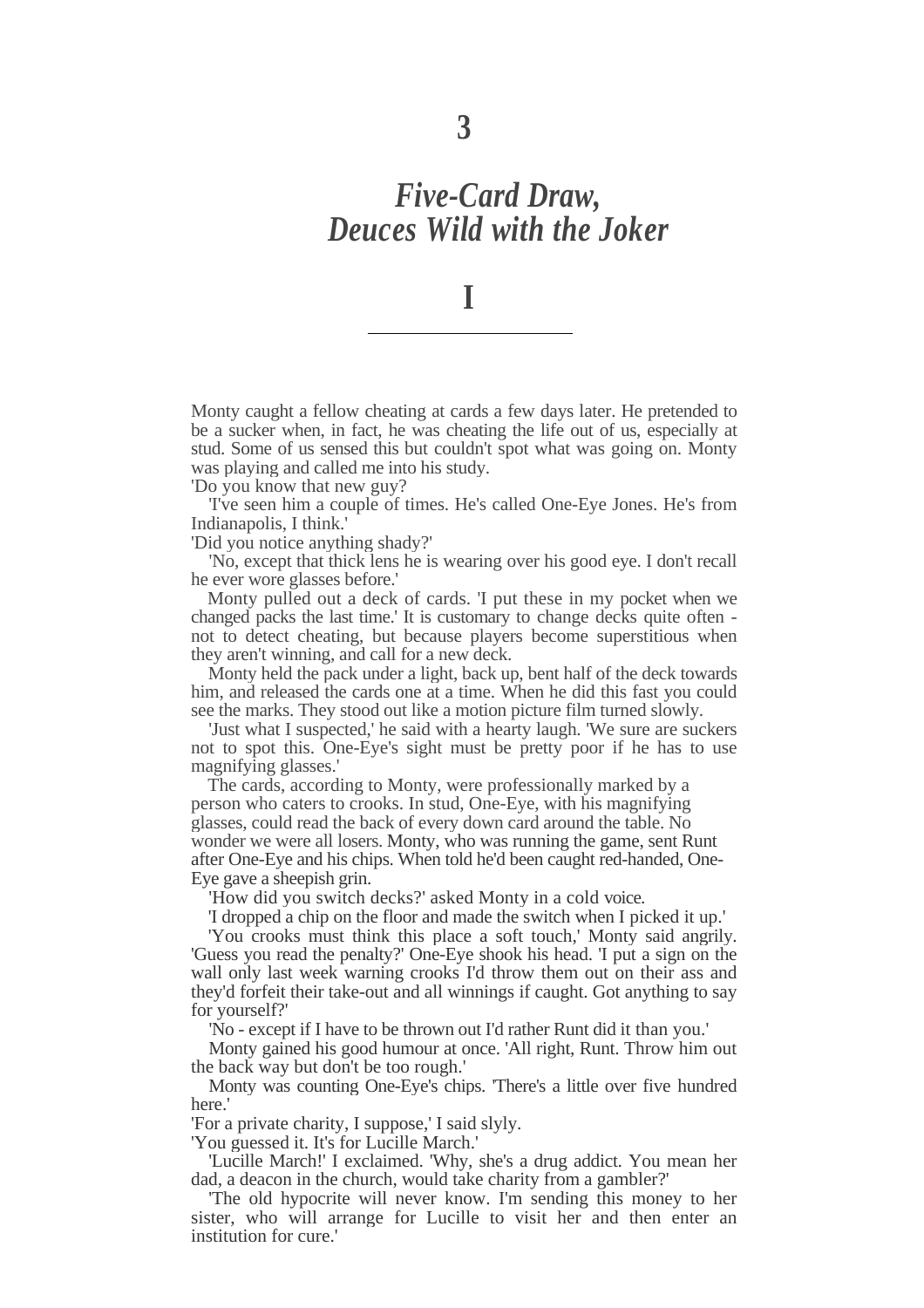# 3

## *Five-Card Draw, Deuces Wild with the Joker*

## I

Monty caught a fellow cheating at cards a few days later. He pretended to be a sucker when, in fact, he was cheating the life out of us, especially at stud. Some of us sensed this but couldn't spot what was going on. Monty was playing and called me into his study.

'Do you know that new guy?

'I've seen him a couple of times. He's called One-Eye Jones. He's from Indianapolis, I think.'

'Did you notice anything shady?'

'No, except that thick lens he is wearing over his good eye. I don't recall he ever wore glasses before.'

Monty pulled out a deck of cards. 'I put these in my pocket when we changed packs the last time.' It is customary to change decks quite often - not to detect cheating, but because players become superstitious when they aren't winning, and call for a new deck.

Monty held the pack under a light, back up, bent half of the deck towards him, and released the cards one at a time. When he did this fast you could see the marks. They stood out like a motion picture film turned slowly.

'Just what I suspected,' he said with a hearty laugh. 'We sure are suckers not to spot this. One-Eye's sight must be pretty poor if he has to use magnifying glasses.'

The cards, according to Monty, were professionally marked by a person who caters to crooks. In stud, One-Eye, with his magnifying glasses, could read the back of every down card around the table. No wonder we were all losers. Monty, who was running the game, sent Runt after One-Eye and his chips. When told he'd been caught red-handed, One-Eye gave a sheepish grin.

'How did you switch decks?' asked Monty in a cold voice.

'I dropped a chip on the floor and made the switch when I picked it up.'

'You crooks must think this place a soft touch,' Monty said angrily. 'Guess you read the penalty?' One-Eye shook his head. 'I put a sign on the wall only last week warning crooks I'd throw them out on their ass and they'd forfeit their take-out and all winnings if caught. Got anything to say for yourself?'

'No - except if I have to be thrown out I'd rather Runt did it than you.'

Monty gained his good humour at once. 'All right, Runt. Throw him out the back way but don't be too rough.'

Monty was counting One-Eye's chips. 'There's a little over five hundred here.'

'For a private charity, I suppose,' I said slyly.

'You guessed it. It's for Lucille March.'

'Lucille March!' I exclaimed. 'Why, she's a drug addict. You mean her dad, a deacon in the church, would take charity from a gambler?'

'The old hypocrite will never know. I'm sending this money to her sister, who will arrange for Lucille to visit her and then enter an institution for cure.'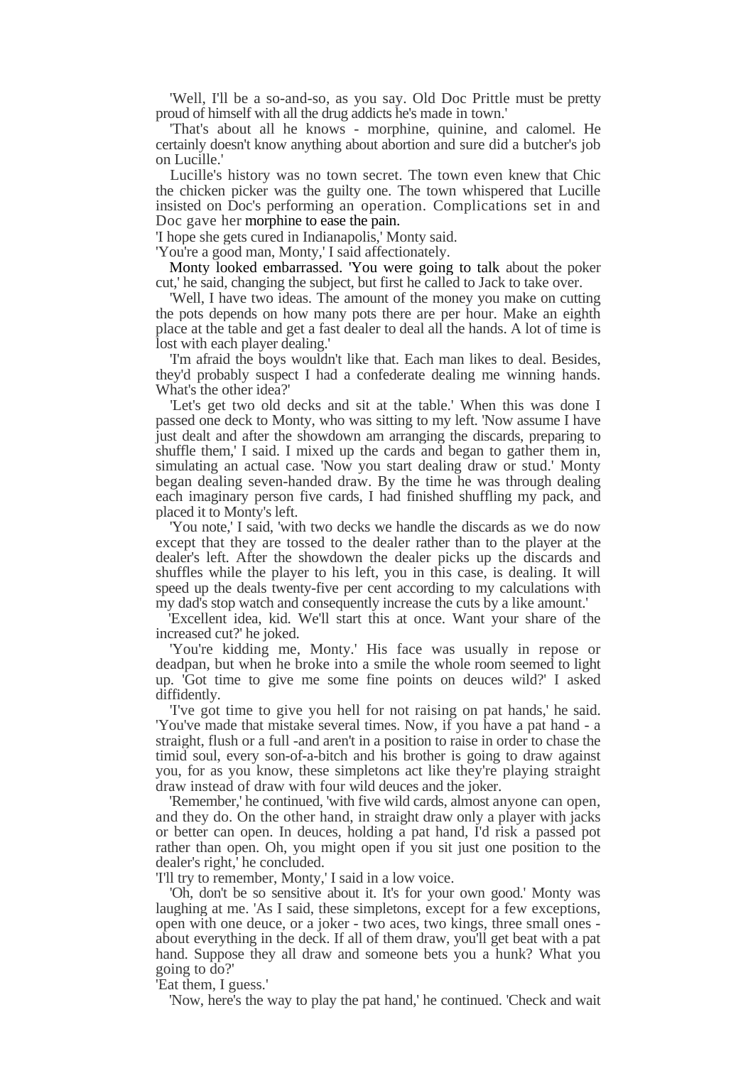'Well, I'll be a so-and-so, as you say. Old Doc Prittle must be pretty proud of himself with all the drug addicts he's made in town.'

'That's about all he knows - morphine, quinine, and calomel. He certainly doesn't know anything about abortion and sure did a butcher's job on Lucille.'

Lucille's history was no town secret. The town even knew that Chic the chicken picker was the guilty one. The town whispered that Lucille insisted on Doc's performing an operation. Complications set in and Doc gave her morphine to ease the pain.

'I hope she gets cured in Indianapolis,' Monty said.

'You're a good man, Monty,' I said affectionately.

Monty looked embarrassed. 'You were going to talk about the poker cut,' he said, changing the subject, but first he called to Jack to take over.

'Well, I have two ideas. The amount of the money you make on cutting the pots depends on how many pots there are per hour. Make an eighth place at the table and get a fast dealer to deal all the hands. A lot of time is lost with each player dealing.'

'I'm afraid the boys wouldn't like that. Each man likes to deal. Besides, they'd probably suspect I had a confederate dealing me winning hands. What's the other idea?'

'Let's get two old decks and sit at the table.' When this was done I passed one deck to Monty, who was sitting to my left. 'Now assume I have just dealt and after the showdown am arranging the discards, preparing to shuffle them,' I said. I mixed up the cards and began to gather them in, simulating an actual case. 'Now you start dealing draw or stud.' Monty began dealing seven-handed draw. By the time he was through dealing each imaginary person five cards, I had finished shuffling my pack, and placed it to Monty's left.

'You note,' I said, 'with two decks we handle the discards as we do now except that they are tossed to the dealer rather than to the player at the dealer's left. After the showdown the dealer picks up the discards and shuffles while the player to his left, you in this case, is dealing. It will speed up the deals twenty-five per cent according to my calculations with my dad's stop watch and consequently increase the cuts by a like amount.'

'Excellent idea, kid. We'll start this at once. Want your share of the increased cut?' he joked.

'You're kidding me, Monty.' His face was usually in repose or deadpan, but when he broke into a smile the whole room seemed to light up. 'Got time to give me some fine points on deuces wild?' I asked diffidently.

'I've got time to give you hell for not raising on pat hands,' he said. 'You've made that mistake several times. Now, if you have a pat hand - a straight, flush or a full -and aren't in a position to raise in order to chase the timid soul, every son-of-a-bitch and his brother is going to draw against you, for as you know, these simpletons act like they're playing straight draw instead of draw with four wild deuces and the joker.

'Remember,' he continued, 'with five wild cards, almost anyone can open, and they do. On the other hand, in straight draw only a player with jacks or better can open. In deuces, holding a pat hand, I'd risk a passed pot rather than open. Oh, you might open if you sit just one position to the dealer's right,' he concluded.

'I'll try to remember, Monty,' I said in a low voice.

'Oh, don't be so sensitive about it. It's for your own good.' Monty was laughing at me. 'As I said, these simpletons, except for a few exceptions, open with one deuce, or a joker - two aces, two kings, three small ones - about everything in the deck. If all of them draw, you'll get beat with a pat hand. Suppose they all draw and someone bets you a hunk? What you going to do?'

'Eat them, I guess.'

'Now, here's the way to play the pat hand,' he continued. 'Check and wait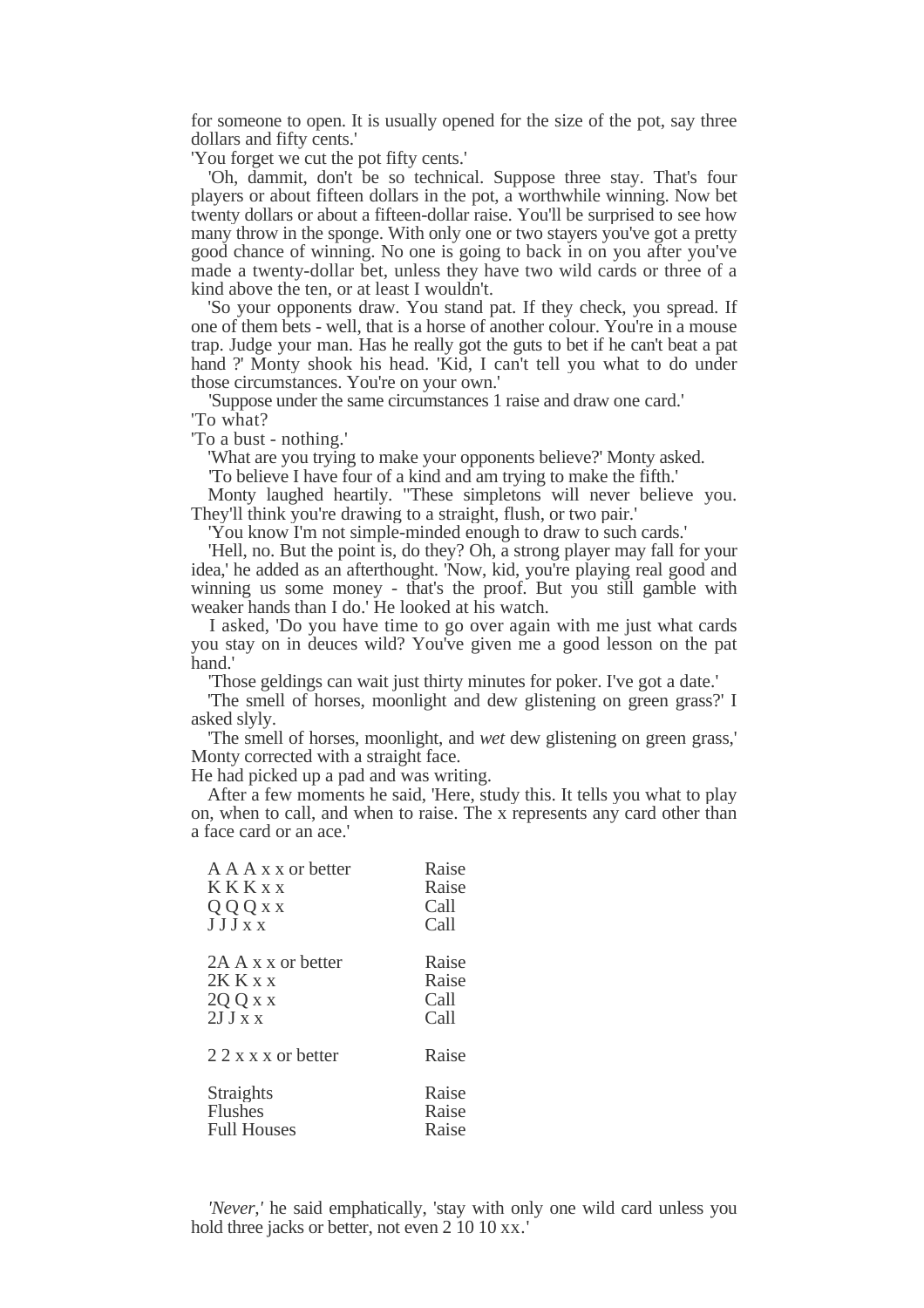for someone to open. It is usually opened for the size of the pot, say three dollars and fifty cents.'

'You forget we cut the pot fifty cents.'

'Oh, dammit, don't be so technical. Suppose three stay. That's four players or about fifteen dollars in the pot, a worthwhile winning. Now bet twenty dollars or about a fifteen-dollar raise. You'll be surprised to see how many throw in the sponge. With only one or two stayers you've got a pretty good chance of winning. No one is going to back in on you after you've made a twenty-dollar bet, unless they have two wild cards or three of a kind above the ten, or at least I wouldn't.

'So your opponents draw. You stand pat. If they check, you spread. If one of them bets - well, that is a horse of another colour. You're in a mouse trap. Judge your man. Has he really got the guts to bet if he can't beat a pat hand ?' Monty shook his head. 'Kid, I can't tell you what to do under those circumstances. You're on your own.'

'Suppose under the same circumstances 1 raise and draw one card.'

'To what?

'To a bust - nothing.'

'What are you trying to make your opponents believe?' Monty asked.

'To believe I have four of a kind and am trying to make the fifth.'

Monty laughed heartily. ''These simpletons will never believe you. They'll think you're drawing to a straight, flush, or two pair.'

'You know I'm not simple-minded enough to draw to such cards.'

'Hell, no. But the point is, do they? Oh, a strong player may fall for your idea,' he added as an afterthought. 'Now, kid, you're playing real good and winning us some money - that's the proof. But you still gamble with weaker hands than I do.' He looked at his watch.

I asked, 'Do you have time to go over again with me just what cards you stay on in deuces wild? You've given me a good lesson on the pat hand.'

'Those geldings can wait just thirty minutes for poker. I've got a date.'

'The smell of horses, moonlight and dew glistening on green grass?' I asked slyly.

'The smell of horses, moonlight, and *wet* dew glistening on green grass,' Monty corrected with a straight face.

He had picked up a pad and was writing.

After a few moments he said, 'Here, study this. It tells you what to play on, when to call, and when to raise. The x represents any card other than a face card or an ace.'

| | |
|---|---|
| A A A x x or better | Raise |
| K K K x x | Raise |
| Q Q Q x x | Call |
| J J J x x | Call |
| | |
| 2A A x x or better | Raise |
| 2K K x x | Raise |
| 2Q Q x x | Call |
| 2J J x x | Call |
| | |
| 2 2 x x x or better | Raise |
| | |
| Straights | Raise |
| Flushes | Raise |
| Full Houses | Raise |

*'Never,'* he said emphatically, 'stay with only one wild card unless you hold three jacks or better, not even 2 10 10 xx.'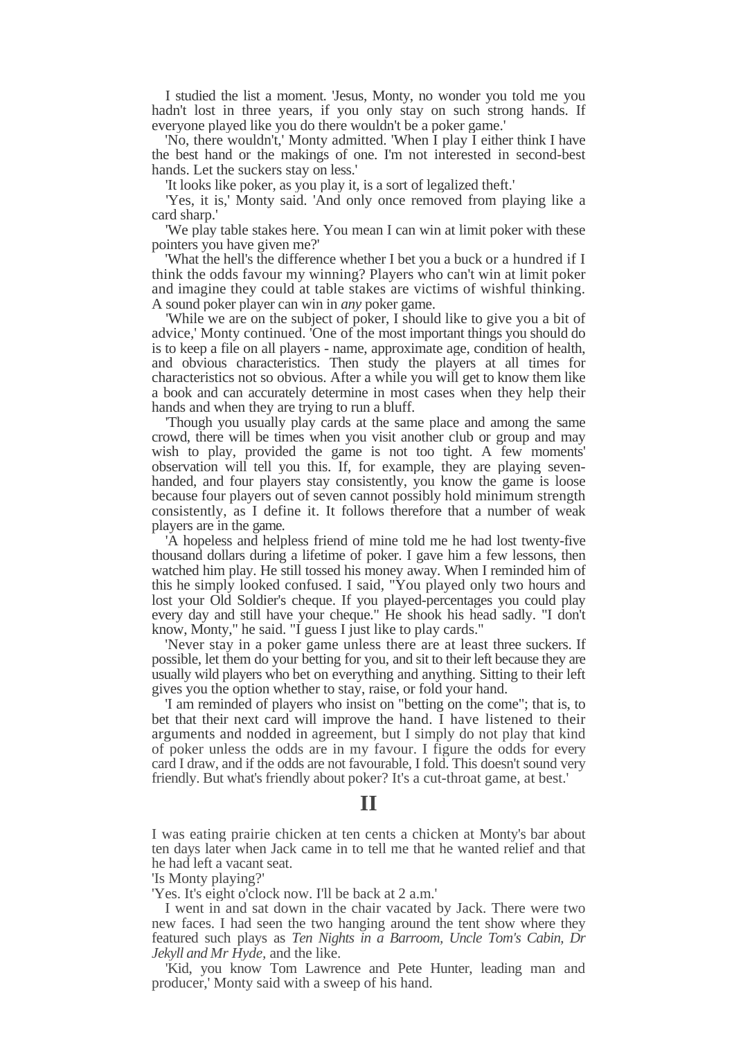I studied the list a moment. 'Jesus, Monty, no wonder you told me you hadn't lost in three years, if you only stay on such strong hands. If everyone played like you do there wouldn't be a poker game.'

'No, there wouldn't,' Monty admitted. 'When I play I either think I have the best hand or the makings of one. I'm not interested in second-best hands. Let the suckers stay on less.'

'It looks like poker, as you play it, is a sort of legalized theft.'

'Yes, it is,' Monty said. 'And only once removed from playing like a card sharp.'

'We play table stakes here. You mean I can win at limit poker with these pointers you have given me?'

'What the hell's the difference whether I bet you a buck or a hundred if I think the odds favour my winning? Players who can't win at limit poker and imagine they could at table stakes are victims of wishful thinking. A sound poker player can win in *any* poker game.

'While we are on the subject of poker, I should like to give you a bit of advice,' Monty continued. 'One of the most important things you should do is to keep a file on all players - name, approximate age, condition of health, and obvious characteristics. Then study the players at all times for characteristics not so obvious. After a while you will get to know them like a book and can accurately determine in most cases when they help their hands and when they are trying to run a bluff.

'Though you usually play cards at the same place and among the same crowd, there will be times when you visit another club or group and may wish to play, provided the game is not too tight. A few moments' observation will tell you this. If, for example, they are playing seven-handed, and four players stay consistently, you know the game is loose because four players out of seven cannot possibly hold minimum strength consistently, as I define it. It follows therefore that a number of weak players are in the game.

'A hopeless and helpless friend of mine told me he had lost twenty-five thousand dollars during a lifetime of poker. I gave him a few lessons, then watched him play. He still tossed his money away. When I reminded him of this he simply looked confused. I said, "You played only two hours and lost your Old Soldier's cheque. If you played-percentages you could play every day and still have your cheque." He shook his head sadly. "I don't know, Monty," he said. "I guess I just like to play cards."

'Never stay in a poker game unless there are at least three suckers. If possible, let them do your betting for you, and sit to their left because they are usually wild players who bet on everything and anything. Sitting to their left gives you the option whether to stay, raise, or fold your hand.

'I am reminded of players who insist on "betting on the come"; that is, to bet that their next card will improve the hand. I have listened to their arguments and nodded in agreement, but I simply do not play that kind of poker unless the odds are in my favour. I figure the odds for every card I draw, and if the odds are not favourable, I fold. This doesn't sound very friendly. But what's friendly about poker? It's a cut-throat game, at best.'

## II

I was eating prairie chicken at ten cents a chicken at Monty's bar about ten days later when Jack came in to tell me that he wanted relief and that he had left a vacant seat.

'Is Monty playing?'

'Yes. It's eight o'clock now. I'll be back at 2 a.m.'

I went in and sat down in the chair vacated by Jack. There were two new faces. I had seen the two hanging around the tent show where they featured such plays as *Ten Nights in a Barroom, Uncle Tom's Cabin, Dr Jekyll and Mr Hyde*, and the like.

'Kid, you know Tom Lawrence and Pete Hunter, leading man and producer,' Monty said with a sweep of his hand.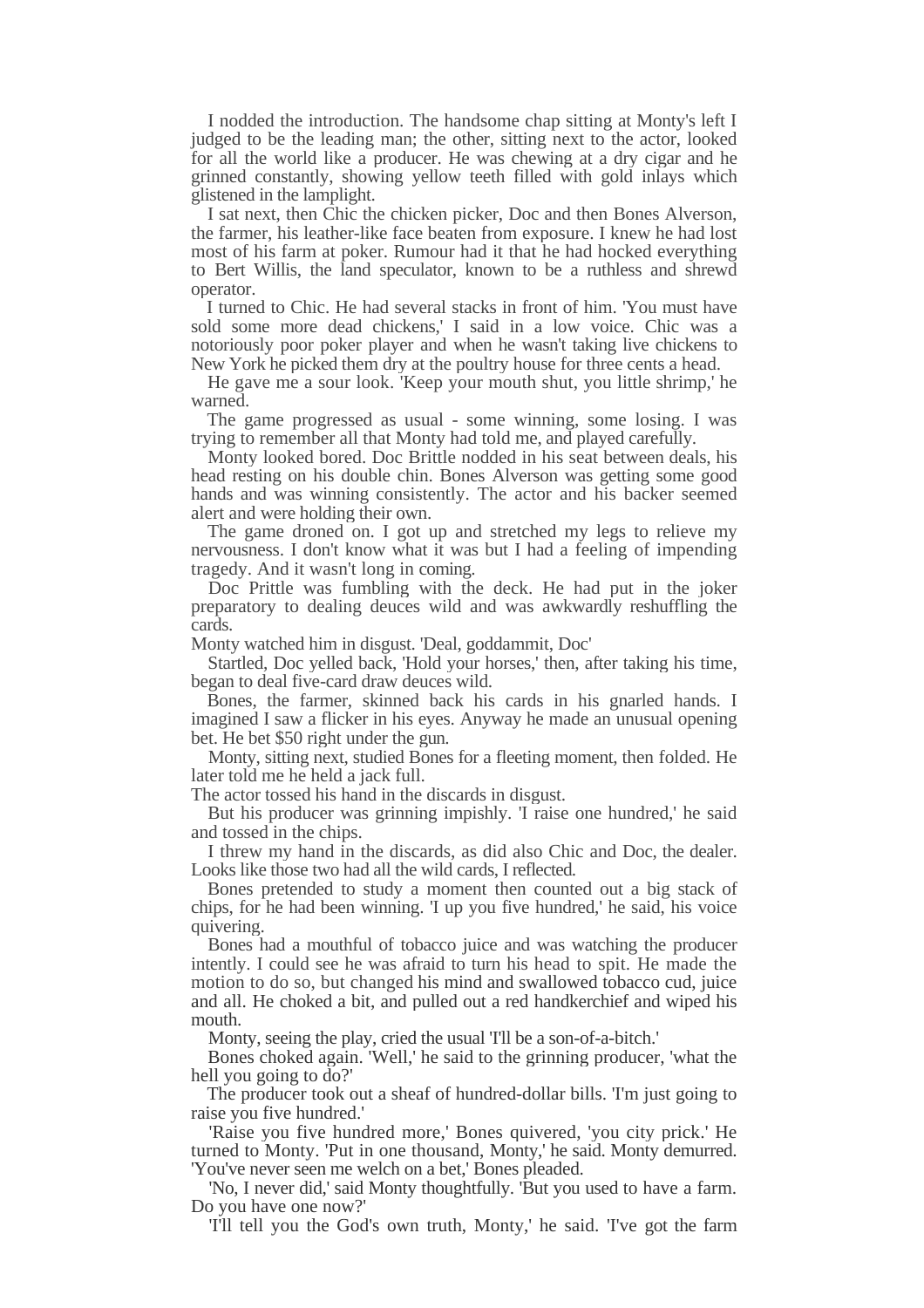I nodded the introduction. The handsome chap sitting at Monty's left I judged to be the leading man; the other, sitting next to the actor, looked for all the world like a producer. He was chewing at a dry cigar and he grinned constantly, showing yellow teeth filled with gold inlays which glistened in the lamplight.

I sat next, then Chic the chicken picker, Doc and then Bones Alverson, the farmer, his leather-like face beaten from exposure. I knew he had lost most of his farm at poker. Rumour had it that he had hocked everything to Bert Willis, the land speculator, known to be a ruthless and shrewd operator.

I turned to Chic. He had several stacks in front of him. 'You must have sold some more dead chickens,' I said in a low voice. Chic was a notoriously poor poker player and when he wasn't taking live chickens to New York he picked them dry at the poultry house for three cents a head.

He gave me a sour look. 'Keep your mouth shut, you little shrimp,' he warned.

The game progressed as usual - some winning, some losing. I was trying to remember all that Monty had told me, and played carefully.

Monty looked bored. Doc Brittle nodded in his seat between deals, his head resting on his double chin. Bones Alverson was getting some good hands and was winning consistently. The actor and his backer seemed alert and were holding their own.

The game droned on. I got up and stretched my legs to relieve my nervousness. I don't know what it was but I had a feeling of impending tragedy. And it wasn't long in coming.

Doc Prittle was fumbling with the deck. He had put in the joker preparatory to dealing deuces wild and was awkwardly reshuffling the cards.

Monty watched him in disgust. 'Deal, goddammit, Doc'

Startled, Doc yelled back, 'Hold your horses,' then, after taking his time, began to deal five-card draw deuces wild.

Bones, the farmer, skinned back his cards in his gnarled hands. I imagined I saw a flicker in his eyes. Anyway he made an unusual opening bet. He bet $50 right under the gun.

Monty, sitting next, studied Bones for a fleeting moment, then folded. He later told me he held a jack full.

The actor tossed his hand in the discards in disgust.

But his producer was grinning impishly. 'I raise one hundred,' he said and tossed in the chips.

I threw my hand in the discards, as did also Chic and Doc, the dealer. Looks like those two had all the wild cards, I reflected.

Bones pretended to study a moment then counted out a big stack of chips, for he had been winning. 'I up you five hundred,' he said, his voice quivering.

Bones had a mouthful of tobacco juice and was watching the producer intently. I could see he was afraid to turn his head to spit. He made the motion to do so, but changed his mind and swallowed tobacco cud, juice and all. He choked a bit, and pulled out a red handkerchief and wiped his mouth.

Monty, seeing the play, cried the usual 'I'll be a son-of-a-bitch.'

Bones choked again. 'Well,' he said to the grinning producer, 'what the hell you going to do?'

The producer took out a sheaf of hundred-dollar bills. 'I'm just going to raise you five hundred.'

'Raise you five hundred more,' Bones quivered, 'you city prick.' He turned to Monty. 'Put in one thousand, Monty,' he said. Monty demurred. 'You've never seen me welch on a bet,' Bones pleaded.

'No, I never did,' said Monty thoughtfully. 'But you used to have a farm. Do you have one now?'

'I'll tell you the God's own truth, Monty,' he said. 'I've got the farm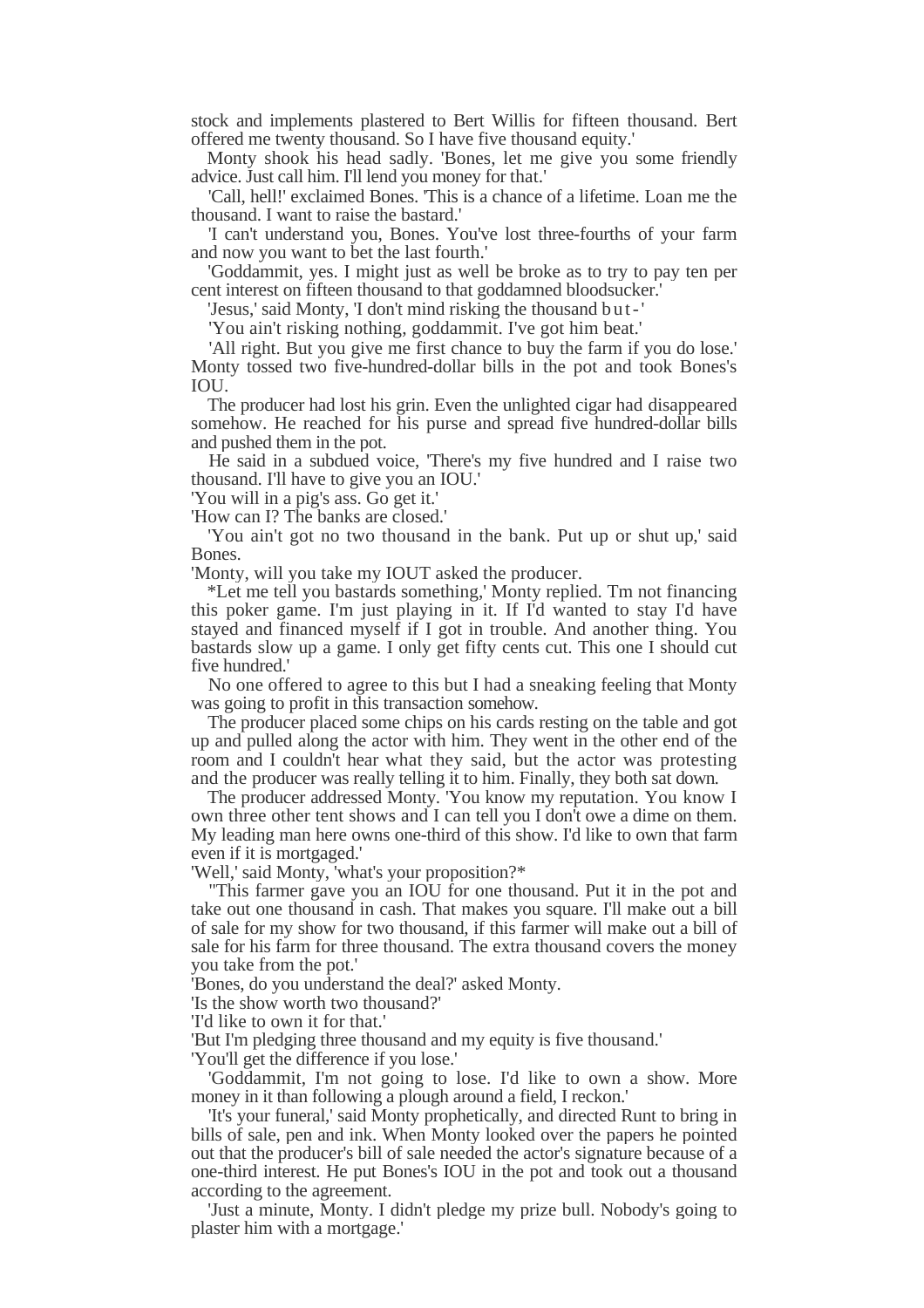stock and implements plastered to Bert Willis for fifteen thousand. Bert offered me twenty thousand. So I have five thousand equity.'

Monty shook his head sadly. 'Bones, let me give you some friendly advice. Just call him. I'll lend you money for that.'

'Call, hell!' exclaimed Bones. 'This is a chance of a lifetime. Loan me the thousand. I want to raise the bastard.'

'I can't understand you, Bones. You've lost three-fourths of your farm and now you want to bet the last fourth.'

'Goddammit, yes. I might just as well be broke as to try to pay ten per cent interest on fifteen thousand to that goddamned bloodsucker.'

'Jesus,' said Monty, 'I don't mind risking the thousand b u t - '

'You ain't risking nothing, goddammit. I've got him beat.'

'All right. But you give me first chance to buy the farm if you do lose.' Monty tossed two five-hundred-dollar bills in the pot and took Bones's IOU.

The producer had lost his grin. Even the unlighted cigar had disappeared somehow. He reached for his purse and spread five hundred-dollar bills and pushed them in the pot.

He said in a subdued voice, 'There's my five hundred and I raise two thousand. I'll have to give you an IOU.'

'You will in a pig's ass. Go get it.'

'How can I? The banks are closed.'

'You ain't got no two thousand in the bank. Put up or shut up,' said Bones.

'Monty, will you take my IOUT asked the producer.

*Let me tell you bastards something,' Monty replied. Tm not financing this poker game. I'm just playing in it. If I'd wanted to stay I'd have stayed and financed myself if I got in trouble. And another thing. You bastards slow up a game. I only get fifty cents cut. This one I should cut five hundred.'

No one offered to agree to this but I had a sneaking feeling that Monty was going to profit in this transaction somehow.

The producer placed some chips on his cards resting on the table and got up and pulled along the actor with him. They went in the other end of the room and I couldn't hear what they said, but the actor was protesting and the producer was really telling it to him. Finally, they both sat down.

The producer addressed Monty. 'You know my reputation. You know I own three other tent shows and I can tell you I don't owe a dime on them. My leading man here owns one-third of this show. I'd like to own that farm even if it is mortgaged.'

'Well,' said Monty, 'what's your proposition?*

"This farmer gave you an IOU for one thousand. Put it in the pot and take out one thousand in cash. That makes you square. I'll make out a bill of sale for my show for two thousand, if this farmer will make out a bill of sale for his farm for three thousand. The extra thousand covers the money you take from the pot.'

'Bones, do you understand the deal?' asked Monty.

'Is the show worth two thousand?'

'I'd like to own it for that.'

'But I'm pledging three thousand and my equity is five thousand.'

'You'll get the difference if you lose.'

'Goddammit, I'm not going to lose. I'd like to own a show. More money in it than following a plough around a field, I reckon.'

'It's your funeral,' said Monty prophetically, and directed Runt to bring in bills of sale, pen and ink. When Monty looked over the papers he pointed out that the producer's bill of sale needed the actor's signature because of a one-third interest. He put Bones's IOU in the pot and took out a thousand according to the agreement.

'Just a minute, Monty. I didn't pledge my prize bull. Nobody's going to plaster him with a mortgage.'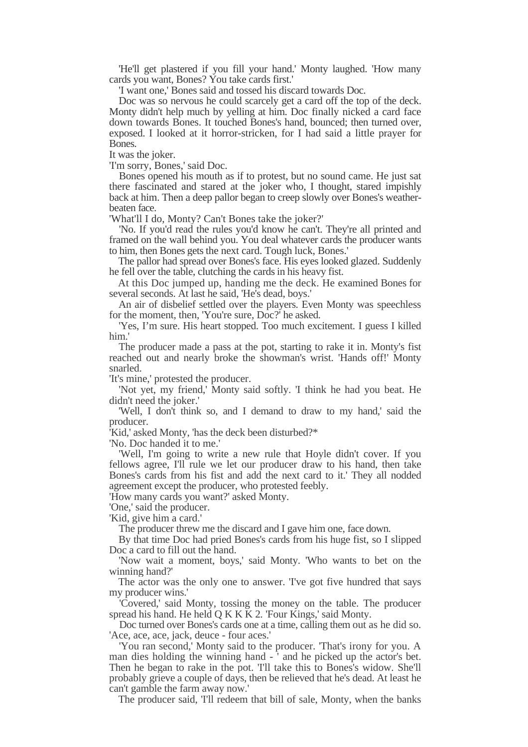'He'll get plastered if you fill your hand.' Monty laughed. 'How many cards you want, Bones? You take cards first.'

'I want one,' Bones said and tossed his discard towards Doc.

Doc was so nervous he could scarcely get a card off the top of the deck. Monty didn't help much by yelling at him. Doc finally nicked a card face down towards Bones. It touched Bones's hand, bounced; then turned over, exposed. I looked at it horror-stricken, for I had said a little prayer for Bones.

It was the joker.

'I'm sorry, Bones,' said Doc.

Bones opened his mouth as if to protest, but no sound came. He just sat there fascinated and stared at the joker who, I thought, stared impishly back at him. Then a deep pallor began to creep slowly over Bones's weather-beaten face.

'What'll I do, Monty? Can't Bones take the joker?'

'No. If you'd read the rules you'd know he can't. They're all printed and framed on the wall behind you. You deal whatever cards the producer wants to him, then Bones gets the next card. Tough luck, Bones.'

The pallor had spread over Bones's face. His eyes looked glazed. Suddenly he fell over the table, clutching the cards in his heavy fist.

At this Doc jumped up, handing me the deck. He examined Bones for several seconds. At last he said, 'He's dead, boys.'

An air of disbelief settled over the players. Even Monty was speechless for the moment, then, 'You're sure, Doc?' he asked.

'Yes, I'm sure. His heart stopped. Too much excitement. I guess I killed him.'

The producer made a pass at the pot, starting to rake it in. Monty's fist reached out and nearly broke the showman's wrist. 'Hands off!' Monty snarled.

'It's mine,' protested the producer.

'Not yet, my friend,' Monty said softly. 'I think he had you beat. He didn't need the joker.'

'Well, I don't think so, and I demand to draw to my hand,' said the producer.

'Kid,' asked Monty, 'has the deck been disturbed?*

'No. Doc handed it to me.'

'Well, I'm going to write a new rule that Hoyle didn't cover. If you fellows agree, I'll rule we let our producer draw to his hand, then take Bones's cards from his fist and add the next card to it.' They all nodded agreement except the producer, who protested feebly.

'How many cards you want?' asked Monty.

'One,' said the producer.

'Kid, give him a card.'

The producer threw me the discard and I gave him one, face down.

By that time Doc had pried Bones's cards from his huge fist, so I slipped Doc a card to fill out the hand.

'Now wait a moment, boys,' said Monty. 'Who wants to bet on the winning hand?'

The actor was the only one to answer. 'I've got five hundred that says my producer wins.'

'Covered,' said Monty, tossing the money on the table. The producer spread his hand. He held Q K K K 2. 'Four Kings,' said Monty.

Doc turned over Bones's cards one at a time, calling them out as he did so. 'Ace, ace, ace, jack, deuce - four aces.'

'You ran second,' Monty said to the producer. 'That's irony for you. A man dies holding the winning hand - ' and he picked up the actor's bet. Then he began to rake in the pot. 'I'll take this to Bones's widow. She'll probably grieve a couple of days, then be relieved that he's dead. At least he can't gamble the farm away now.'

The producer said, 'I'll redeem that bill of sale, Monty, when the banks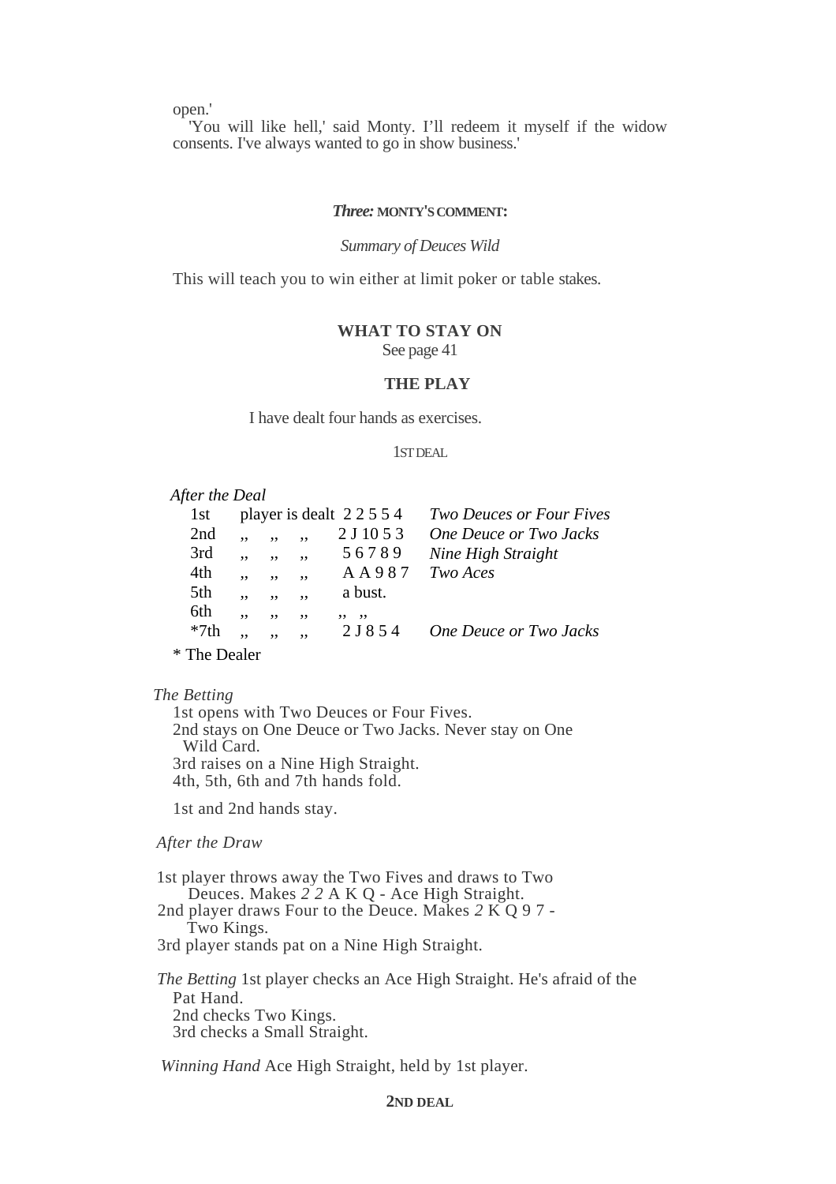open.'

'You will like hell,' said Monty. I'll redeem it myself if the widow consents. I've always wanted to go in show business.'

### *Three:* MONTY'S COMMENT:

*Summary of Deuces Wild*

This will teach you to win either at limit poker or table stakes.

### WHAT TO STAY ON

See page 41

### THE PLAY

I have dealt four hands as exercises.

#### 1ST DEAL

*After the Deal*

| | | | |
|---|---|---|---|
| 1st | player is dealt | 2 2 5 5 4 | *Two Deuces or Four Fives* |
| 2nd | ,, ,, ,, | 2 J 10 5 3 | *One Deuce or Two Jacks* |
| 3rd | ,, ,, ,, | 5 6 7 8 9 | *Nine High Straight* |
| 4th | ,, ,, ,, | A A 9 8 7 | *Two Aces* |
| 5th | ,, ,, ,, | a bust. | |
| 6th | ,, ,, ,, | ,, ,, | |
| *7th | ,, ,, ,, | 2 J 8 5 4 | *One Deuce or Two Jacks* |

* The Dealer

*The Betting*

1st opens with Two Deuces or Four Fives.
2nd stays on One Deuce or Two Jacks. Never stay on One Wild Card.
3rd raises on a Nine High Straight.
4th, 5th, 6th and 7th hands fold.

1st and 2nd hands stay.

*After the Draw*

1st player throws away the Two Fives and draws to Two Deuces. Makes *2 2* A K Q - Ace High Straight.
2nd player draws Four to the Deuce. Makes *2* K Q 9 7 - Two Kings.
3rd player stands pat on a Nine High Straight.

*The Betting* 1st player checks an Ace High Straight. He's afraid of the Pat Hand.
2nd checks Two Kings.
3rd checks a Small Straight.

*Winning Hand* Ace High Straight, held by 1st player.

#### 2ND DEAL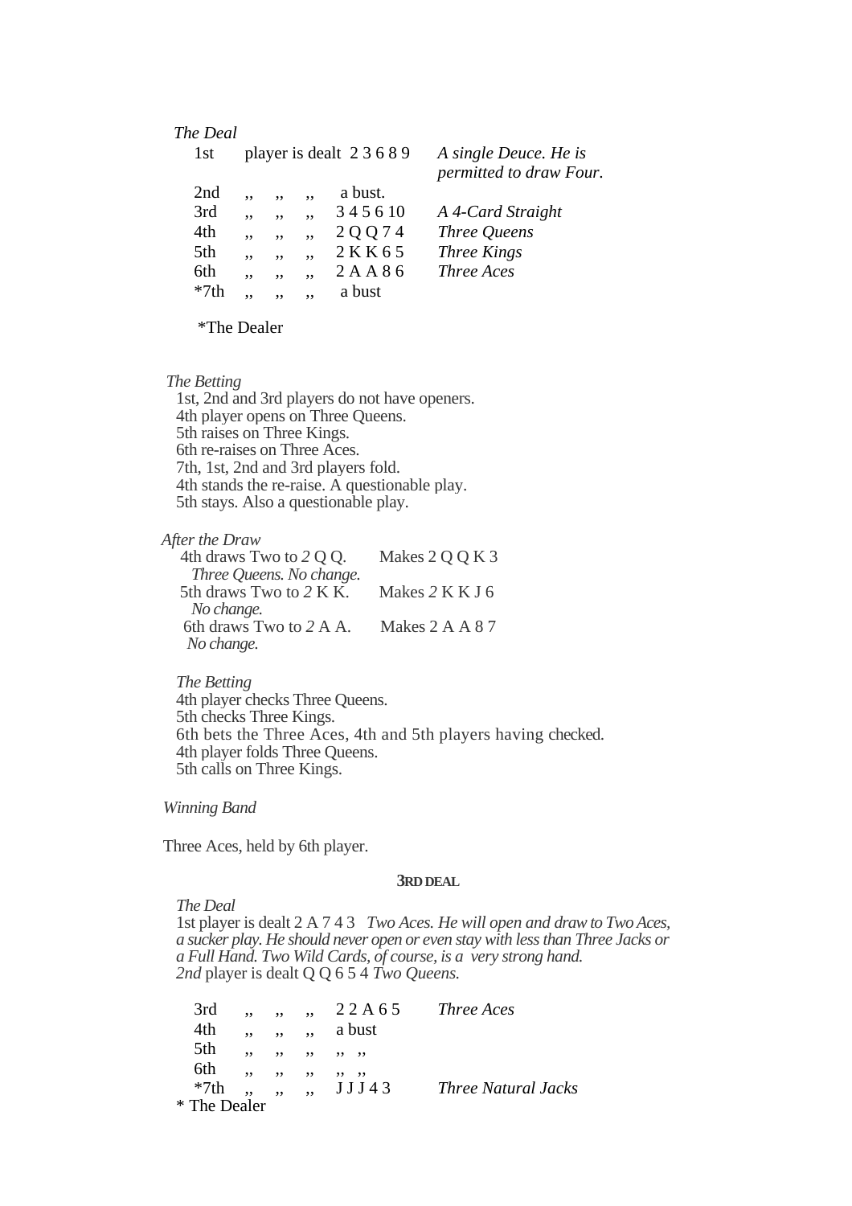*The Deal*

| | | | |
|---|---|---|---|
| 1st | player is dealt | 2 3 6 8 9 | *A single Deuce. He is permitted to draw Four.* |
| 2nd | ,, ,, ,, | a bust. | |
| 3rd | ,, ,, ,, | 3 4 5 6 10 | *A 4-Card Straight* |
| 4th | ,, ,, ,, | 2 Q Q 7 4 | *Three Queens* |
| 5th | ,, ,, ,, | 2 K K 6 5 | *Three Kings* |
| 6th | ,, ,, ,, | 2 A A 8 6 | *Three Aces* |
| *7th | ,, ,, ,, | a bust | |

*The Dealer

*The Betting*

1st, 2nd and 3rd players do not have openers.
4th player opens on Three Queens.
5th raises on Three Kings.
6th re-raises on Three Aces.
7th, 1st, 2nd and 3rd players fold.
4th stands the re-raise. A questionable play.
5th stays. Also a questionable play.

*After the Draw*

4th draws Two to *2* Q Q. Makes 2 Q Q K 3
*Three Queens. No change.*
5th draws Two to *2* K K. Makes *2* K K J 6
*No change.*
6th draws Two to *2* A A. Makes 2 A A 8 7
*No change.*

*The Betting*

4th player checks Three Queens.
5th checks Three Kings.
6th bets the Three Aces, 4th and 5th players having checked.
4th player folds Three Queens.
5th calls on Three Kings.

*Winning Band*

Three Aces, held by 6th player.

### 3RD DEAL

*The Deal*

1st player is dealt 2 A 7 4 3 *Two Aces. He will open and draw to Two Aces, a sucker play. He should never open or even stay with less than Three Jacks or a Full Hand. Two Wild Cards, of course, is a very strong hand.*
*2nd* player is dealt Q Q 6 5 4 *Two Queens.*

| | | | |
|---|---|---|---|
| 3rd | ,, ,, ,, | 2 2 A 6 5 | *Three Aces* |
| 4th | ,, ,, ,, | a bust | |
| 5th | ,, ,, ,, | ,, ,, | |
| 6th | ,, ,, ,, | ,, ,, | |
| *7th | ,, ,, ,, | J J J 4 3 | *Three Natural Jacks* |

\* The Dealer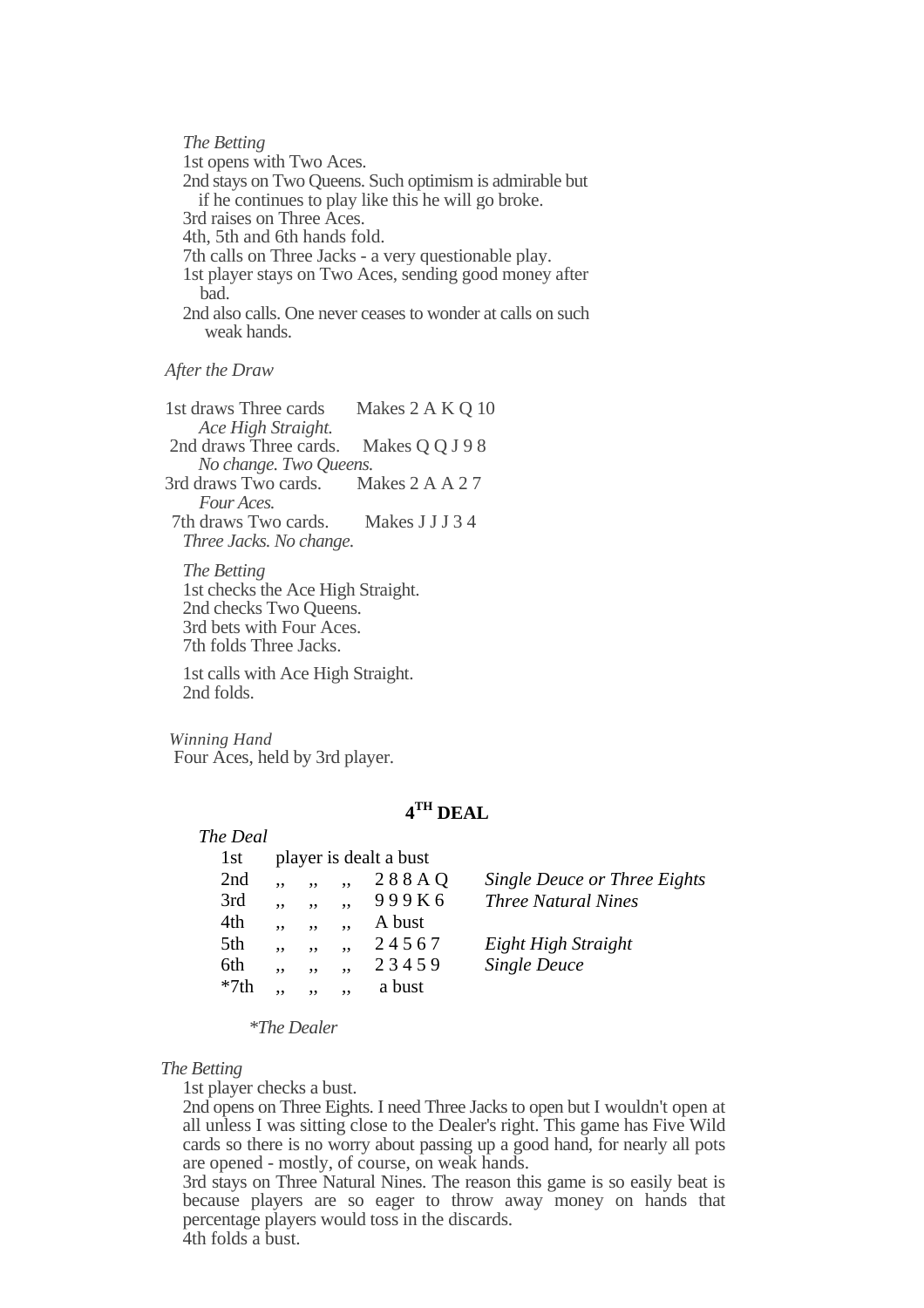*The Betting*

1st opens with Two Aces.

2nd stays on Two Queens. Such optimism is admirable but if he continues to play like this he will go broke.

3rd raises on Three Aces.

4th, 5th and 6th hands fold.

7th calls on Three Jacks - a very questionable play.

1st player stays on Two Aces, sending good money after bad.

2nd also calls. One never ceases to wonder at calls on such weak hands.

*After the Draw*

1st draws Three cards    Makes 2 A K Q 10
*Ace High Straight.*

2nd draws Three cards.    Makes Q Q J 9 8
*No change. Two Queens.*

3rd draws Two cards.    Makes 2 A A 2 7
*Four Aces.*

7th draws Two cards.    Makes J J J 3 4
*Three Jacks. No change.*

*The Betting*

1st checks the Ace High Straight.

2nd checks Two Queens.

3rd bets with Four Aces.

7th folds Three Jacks.

1st calls with Ace High Straight.

2nd folds.

*Winning Hand*

Four Aces, held by 3rd player.

## 4[TH] DEAL

*The Deal*

| | | | |
|---|---|---|---|
| 1st | player is dealt a bust | | |
| 2nd | ,, ,, ,, | 2 8 8 A Q | *Single Deuce or Three Eights* |
| 3rd | ,, ,, ,, | 9 9 9 K 6 | *Three Natural Nines* |
| 4th | ,, ,, ,, | A bust | |
| 5th | ,, ,, ,, | 2 4 5 6 7 | *Eight High Straight* |
| 6th | ,, ,, ,, | 2 3 4 5 9 | *Single Deuce* |
| *7th | ,, ,, ,, | a bust | |

*\*The Dealer*

*The Betting*

1st player checks a bust.

2nd opens on Three Eights. I need Three Jacks to open but I wouldn't open at all unless I was sitting close to the Dealer's right. This game has Five Wild cards so there is no worry about passing up a good hand, for nearly all pots are opened - mostly, of course, on weak hands.

3rd stays on Three Natural Nines. The reason this game is so easily beat is because players are so eager to throw away money on hands that percentage players would toss in the discards.

4th folds a bust.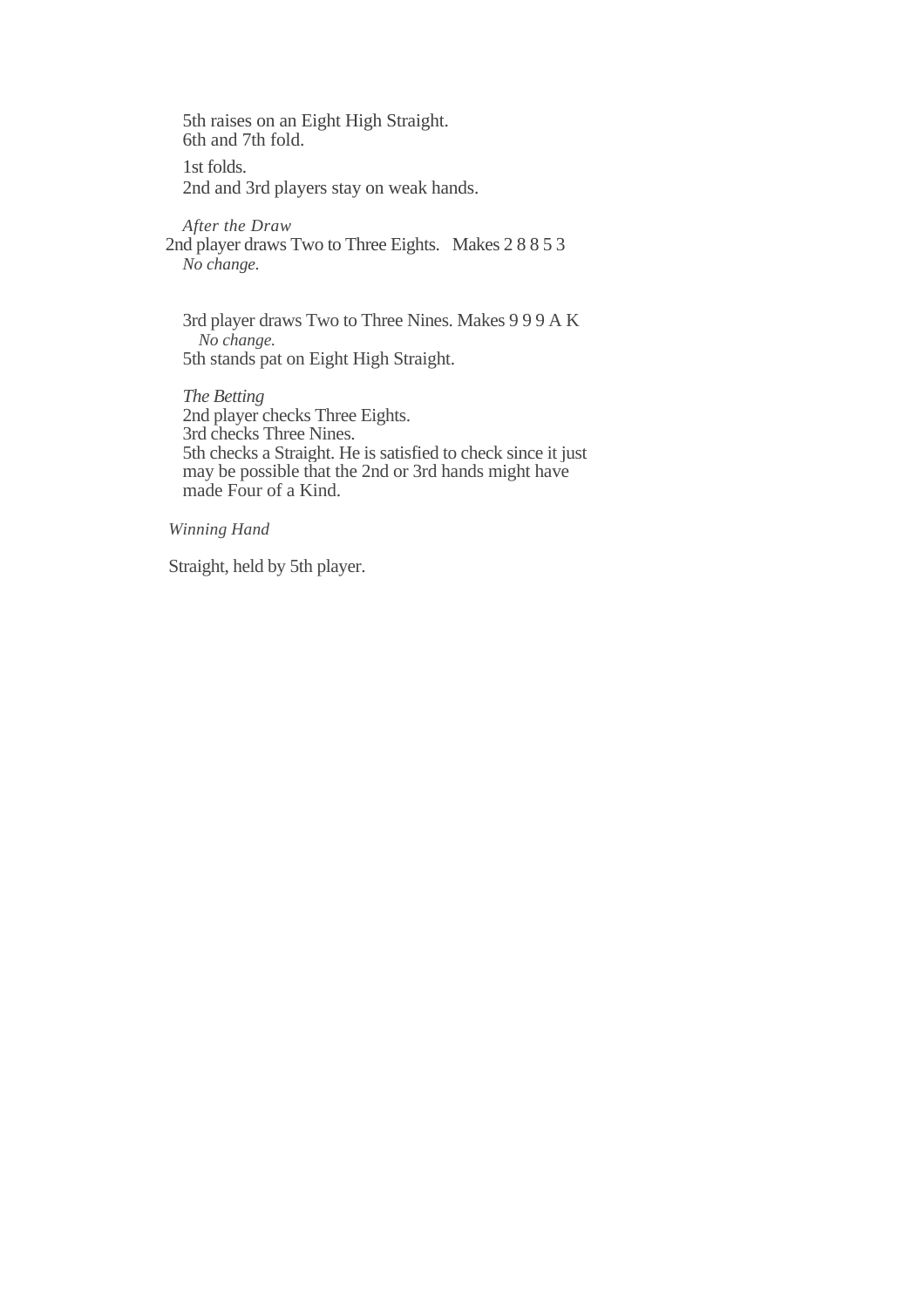5th raises on an Eight High Straight.
6th and 7th fold.

1st folds.
2nd and 3rd players stay on weak hands.

*After the Draw*

2nd player draws Two to Three Eights. Makes 2 8 8 5 3
*No change.*

3rd player draws Two to Three Nines. Makes 9 9 9 A K
*No change.*
5th stands pat on Eight High Straight.

*The Betting*

2nd player checks Three Eights.
3rd checks Three Nines.
5th checks a Straight. He is satisfied to check since it just may be possible that the 2nd or 3rd hands might have made Four of a Kind.

*Winning Hand*

Straight, held by 5th player.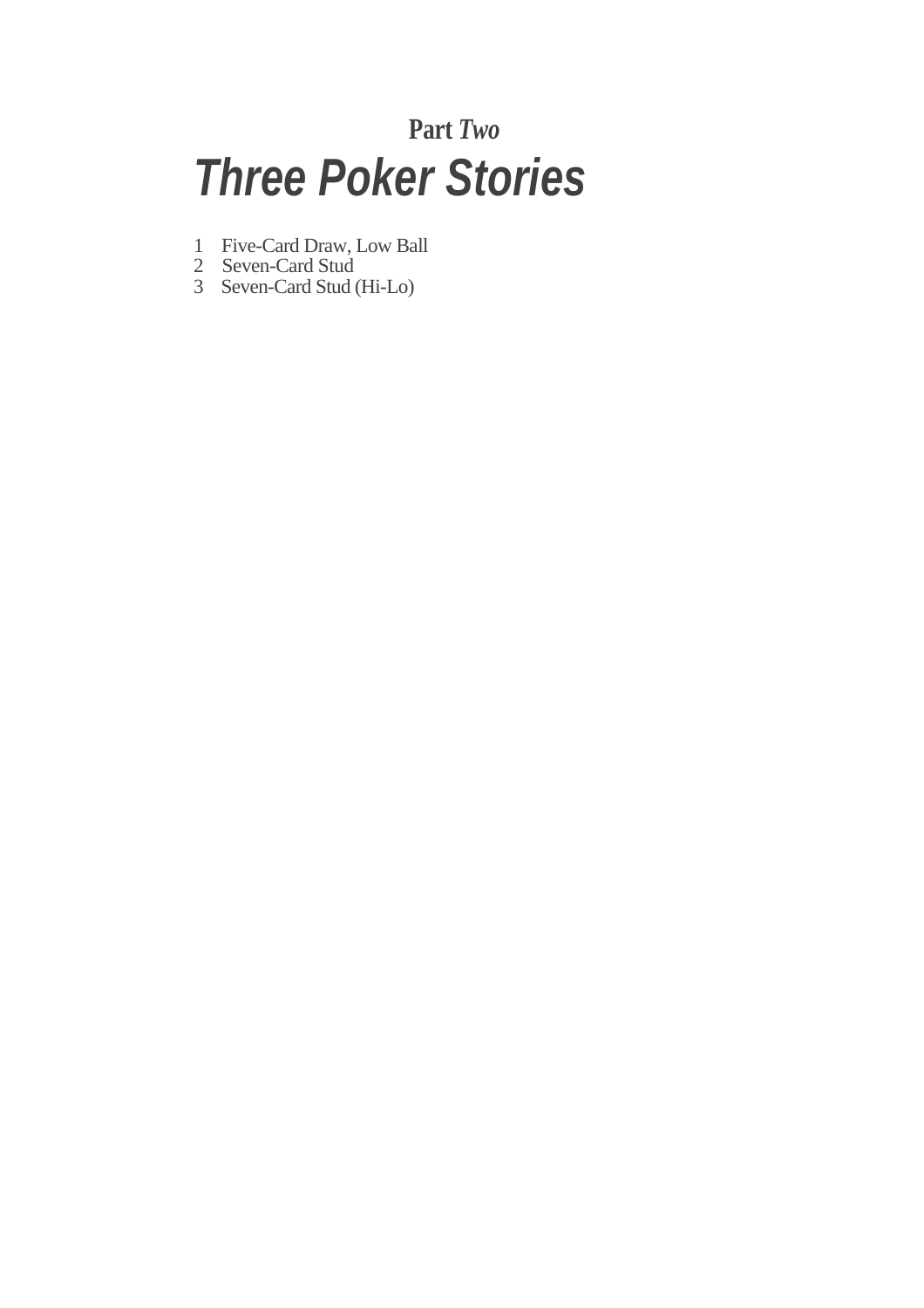**Part** ***Two***

# *Three Poker Stories*

1 Five-Card Draw, Low Ball
2 Seven-Card Stud
3 Seven-Card Stud (Hi-Lo)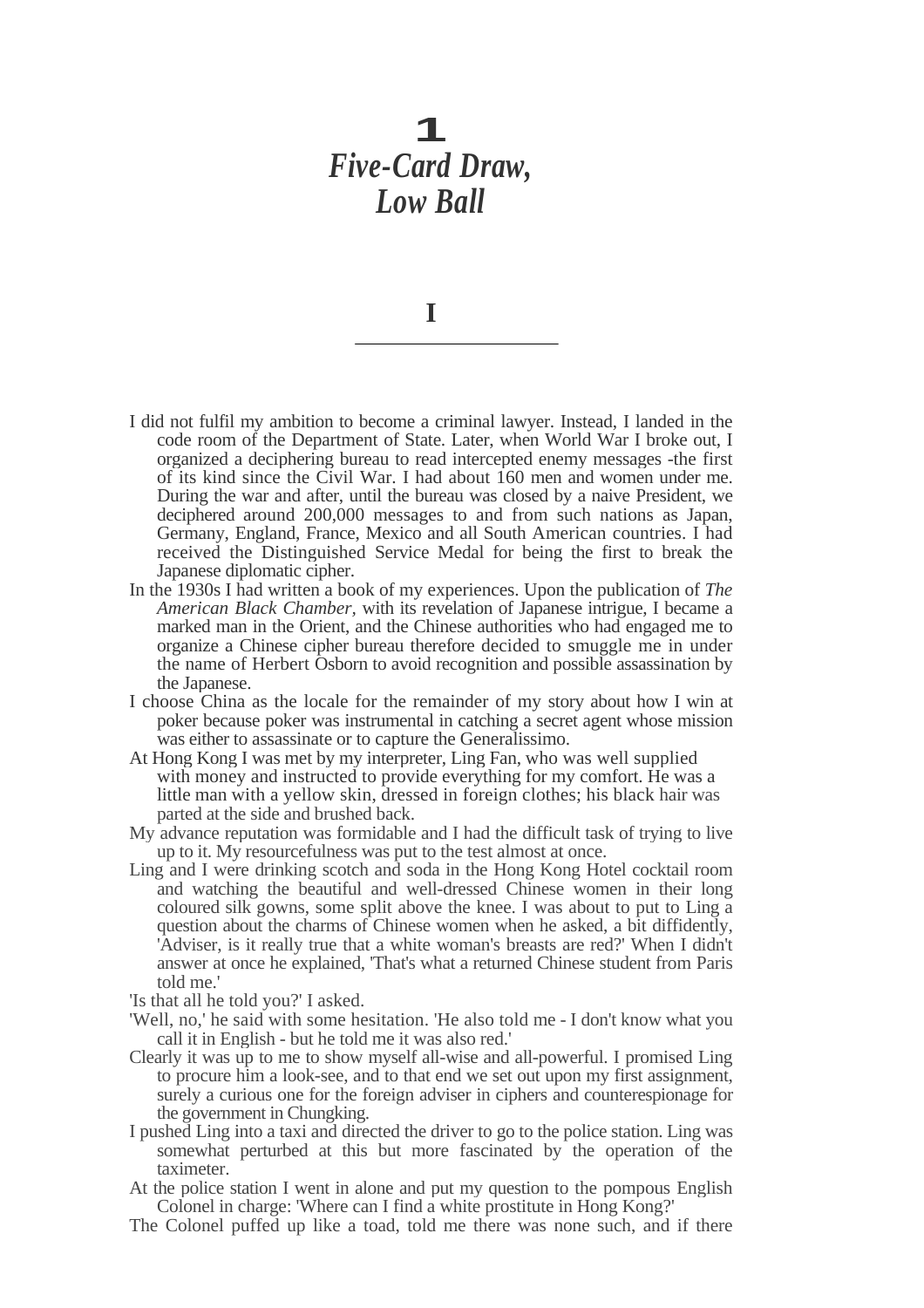# 1
# *Five-Card Draw, Low Ball*

## I

I did not fulfil my ambition to become a criminal lawyer. Instead, I landed in the code room of the Department of State. Later, when World War I broke out, I organized a deciphering bureau to read intercepted enemy messages -the first of its kind since the Civil War. I had about 160 men and women under me. During the war and after, until the bureau was closed by a naive President, we deciphered around 200,000 messages to and from such nations as Japan, Germany, England, France, Mexico and all South American countries. I had received the Distinguished Service Medal for being the first to break the Japanese diplomatic cipher.

In the 1930s I had written a book of my experiences. Upon the publication of *The American Black Chamber*, with its revelation of Japanese intrigue, I became a marked man in the Orient, and the Chinese authorities who had engaged me to organize a Chinese cipher bureau therefore decided to smuggle me in under the name of Herbert Osborn to avoid recognition and possible assassination by the Japanese.

I choose China as the locale for the remainder of my story about how I win at poker because poker was instrumental in catching a secret agent whose mission was either to assassinate or to capture the Generalissimo.

At Hong Kong I was met by my interpreter, Ling Fan, who was well supplied with money and instructed to provide everything for my comfort. He was a little man with a yellow skin, dressed in foreign clothes; his black hair was parted at the side and brushed back.

My advance reputation was formidable and I had the difficult task of trying to live up to it. My resourcefulness was put to the test almost at once.

Ling and I were drinking scotch and soda in the Hong Kong Hotel cocktail room and watching the beautiful and well-dressed Chinese women in their long coloured silk gowns, some split above the knee. I was about to put to Ling a question about the charms of Chinese women when he asked, a bit diffidently, 'Adviser, is it really true that a white woman's breasts are red?' When I didn't answer at once he explained, 'That's what a returned Chinese student from Paris told me.'

'Is that all he told you?' I asked.

'Well, no,' he said with some hesitation. 'He also told me - I don't know what you call it in English - but he told me it was also red.'

Clearly it was up to me to show myself all-wise and all-powerful. I promised Ling to procure him a look-see, and to that end we set out upon my first assignment, surely a curious one for the foreign adviser in ciphers and counterespionage for the government in Chungking.

I pushed Ling into a taxi and directed the driver to go to the police station. Ling was somewhat perturbed at this but more fascinated by the operation of the taximeter.

At the police station I went in alone and put my question to the pompous English Colonel in charge: 'Where can I find a white prostitute in Hong Kong?'

The Colonel puffed up like a toad, told me there was none such, and if there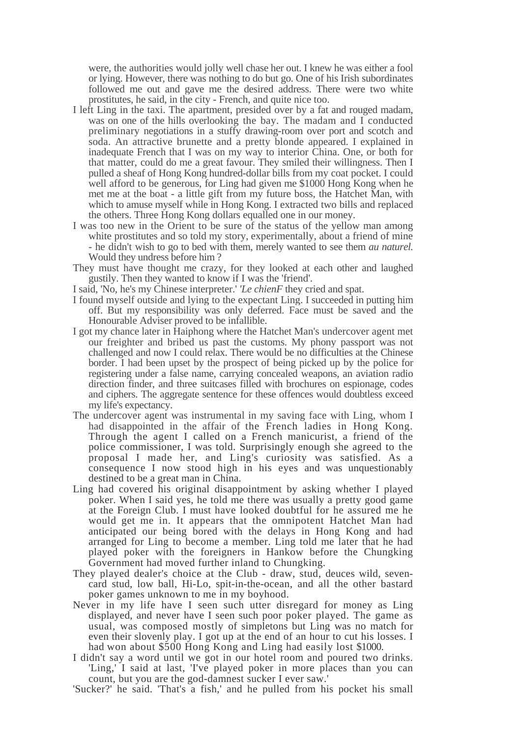were, the authorities would jolly well chase her out. I knew he was either a fool or lying. However, there was nothing to do but go. One of his Irish subordinates followed me out and gave me the desired address. There were two white prostitutes, he said, in the city - French, and quite nice too.

I left Ling in the taxi. The apartment, presided over by a fat and rouged madam, was on one of the hills overlooking the bay. The madam and I conducted preliminary negotiations in a stuffy drawing-room over port and scotch and soda. An attractive brunette and a pretty blonde appeared. I explained in inadequate French that I was on my way to interior China. One, or both for that matter, could do me a great favour. They smiled their willingness. Then I pulled a sheaf of Hong Kong hundred-dollar bills from my coat pocket. I could well afford to be generous, for Ling had given me $1000 Hong Kong when he met me at the boat - a little gift from my future boss, the Hatchet Man, with which to amuse myself while in Hong Kong. I extracted two bills and replaced the others. Three Hong Kong dollars equalled one in our money.

I was too new in the Orient to be sure of the status of the yellow man among white prostitutes and so told my story, experimentally, about a friend of mine - he didn't wish to go to bed with them, merely wanted to see them *au naturel.* Would they undress before him ?

They must have thought me crazy, for they looked at each other and laughed gustily. Then they wanted to know if I was the 'friend'.

I said, 'No, he's my Chinese interpreter.' *'Le chienF* they cried and spat.

I found myself outside and lying to the expectant Ling. I succeeded in putting him off. But my responsibility was only deferred. Face must be saved and the Honourable Adviser proved to be infallible.

I got my chance later in Haiphong where the Hatchet Man's undercover agent met our freighter and bribed us past the customs. My phony passport was not challenged and now I could relax. There would be no difficulties at the Chinese border. I had been upset by the prospect of being picked up by the police for registering under a false name, carrying concealed weapons, an aviation radio direction finder, and three suitcases filled with brochures on espionage, codes and ciphers. The aggregate sentence for these offences would doubtless exceed my life's expectancy.

The undercover agent was instrumental in my saving face with Ling, whom I had disappointed in the affair of the French ladies in Hong Kong. Through the agent I called on a French manicurist, a friend of the police commissioner, I was told. Surprisingly enough she agreed to the proposal I made her, and Ling's curiosity was satisfied. As a consequence I now stood high in his eyes and was unquestionably destined to be a great man in China.

Ling had covered his original disappointment by asking whether I played poker. When I said yes, he told me there was usually a pretty good game at the Foreign Club. I must have looked doubtful for he assured me he would get me in. It appears that the omnipotent Hatchet Man had anticipated our being bored with the delays in Hong Kong and had arranged for Ling to become a member. Ling told me later that he had played poker with the foreigners in Hankow before the Chungking Government had moved further inland to Chungking.

They played dealer's choice at the Club - draw, stud, deuces wild, seven-card stud, low ball, Hi-Lo, spit-in-the-ocean, and all the other bastard poker games unknown to me in my boyhood.

Never in my life have I seen such utter disregard for money as Ling displayed, and never have I seen such poor poker played. The game as usual, was composed mostly of simpletons but Ling was no match for even their slovenly play. I got up at the end of an hour to cut his losses. I had won about $500 Hong Kong and Ling had easily lost $1000.

I didn't say a word until we got in our hotel room and poured two drinks. 'Ling,' I said at last, 'I've played poker in more places than you can count, but you are the god-damnest sucker I ever saw.'

'Sucker?' he said. 'That's a fish,' and he pulled from his pocket his small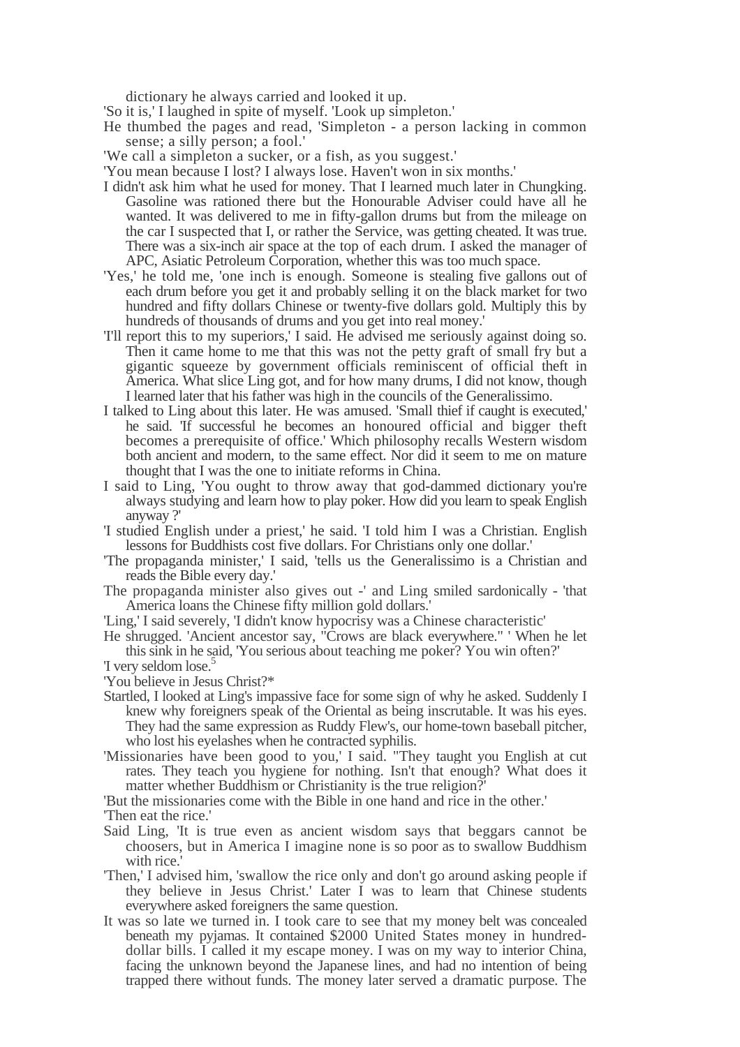dictionary he always carried and looked it up.

'So it is,' I laughed in spite of myself. 'Look up simpleton.'

He thumbed the pages and read, 'Simpleton - a person lacking in common sense; a silly person; a fool.'

'We call a simpleton a sucker, or a fish, as you suggest.'

'You mean because I lost? I always lose. Haven't won in six months.'

I didn't ask him what he used for money. That I learned much later in Chungking. Gasoline was rationed there but the Honourable Adviser could have all he wanted. It was delivered to me in fifty-gallon drums but from the mileage on the car I suspected that I, or rather the Service, was getting cheated. It was true. There was a six-inch air space at the top of each drum. I asked the manager of APC, Asiatic Petroleum Corporation, whether this was too much space.

'Yes,' he told me, 'one inch is enough. Someone is stealing five gallons out of each drum before you get it and probably selling it on the black market for two hundred and fifty dollars Chinese or twenty-five dollars gold. Multiply this by hundreds of thousands of drums and you get into real money.'

'I'll report this to my superiors,' I said. He advised me seriously against doing so. Then it came home to me that this was not the petty graft of small fry but a gigantic squeeze by government officials reminiscent of official theft in America. What slice Ling got, and for how many drums, I did not know, though I learned later that his father was high in the councils of the Generalissimo.

I talked to Ling about this later. He was amused. 'Small thief if caught is executed,' he said. 'If successful he becomes an honoured official and bigger theft becomes a prerequisite of office.' Which philosophy recalls Western wisdom both ancient and modern, to the same effect. Nor did it seem to me on mature thought that I was the one to initiate reforms in China.

I said to Ling, 'You ought to throw away that god-dammed dictionary you're always studying and learn how to play poker. How did you learn to speak English anyway ?'

'I studied English under a priest,' he said. 'I told him I was a Christian. English lessons for Buddhists cost five dollars. For Christians only one dollar.'

'The propaganda minister,' I said, 'tells us the Generalissimo is a Christian and reads the Bible every day.'

The propaganda minister also gives out -' and Ling smiled sardonically - 'that America loans the Chinese fifty million gold dollars.'

'Ling,' I said severely, 'I didn't know hypocrisy was a Chinese characteristic'

He shrugged. 'Ancient ancestor say, "Crows are black everywhere." ' When he let this sink in he said, 'You serious about teaching me poker? You win often?'

'I very seldom lose.[5]

'You believe in Jesus Christ?*

Startled, I looked at Ling's impassive face for some sign of why he asked. Suddenly I knew why foreigners speak of the Oriental as being inscrutable. It was his eyes. They had the same expression as Ruddy Flew's, our home-town baseball pitcher, who lost his eyelashes when he contracted syphilis.

'Missionaries have been good to you,' I said. "They taught you English at cut rates. They teach you hygiene for nothing. Isn't that enough? What does it matter whether Buddhism or Christianity is the true religion?'

'But the missionaries come with the Bible in one hand and rice in the other.'

'Then eat the rice.'

Said Ling, 'It is true even as ancient wisdom says that beggars cannot be choosers, but in America I imagine none is so poor as to swallow Buddhism with rice.'

'Then,' I advised him, 'swallow the rice only and don't go around asking people if they believe in Jesus Christ.' Later I was to learn that Chinese students everywhere asked foreigners the same question.

It was so late we turned in. I took care to see that my money belt was concealed beneath my pyjamas. It contained $2000 United States money in hundred-dollar bills. I called it my escape money. I was on my way to interior China, facing the unknown beyond the Japanese lines, and had no intention of being trapped there without funds. The money later served a dramatic purpose. The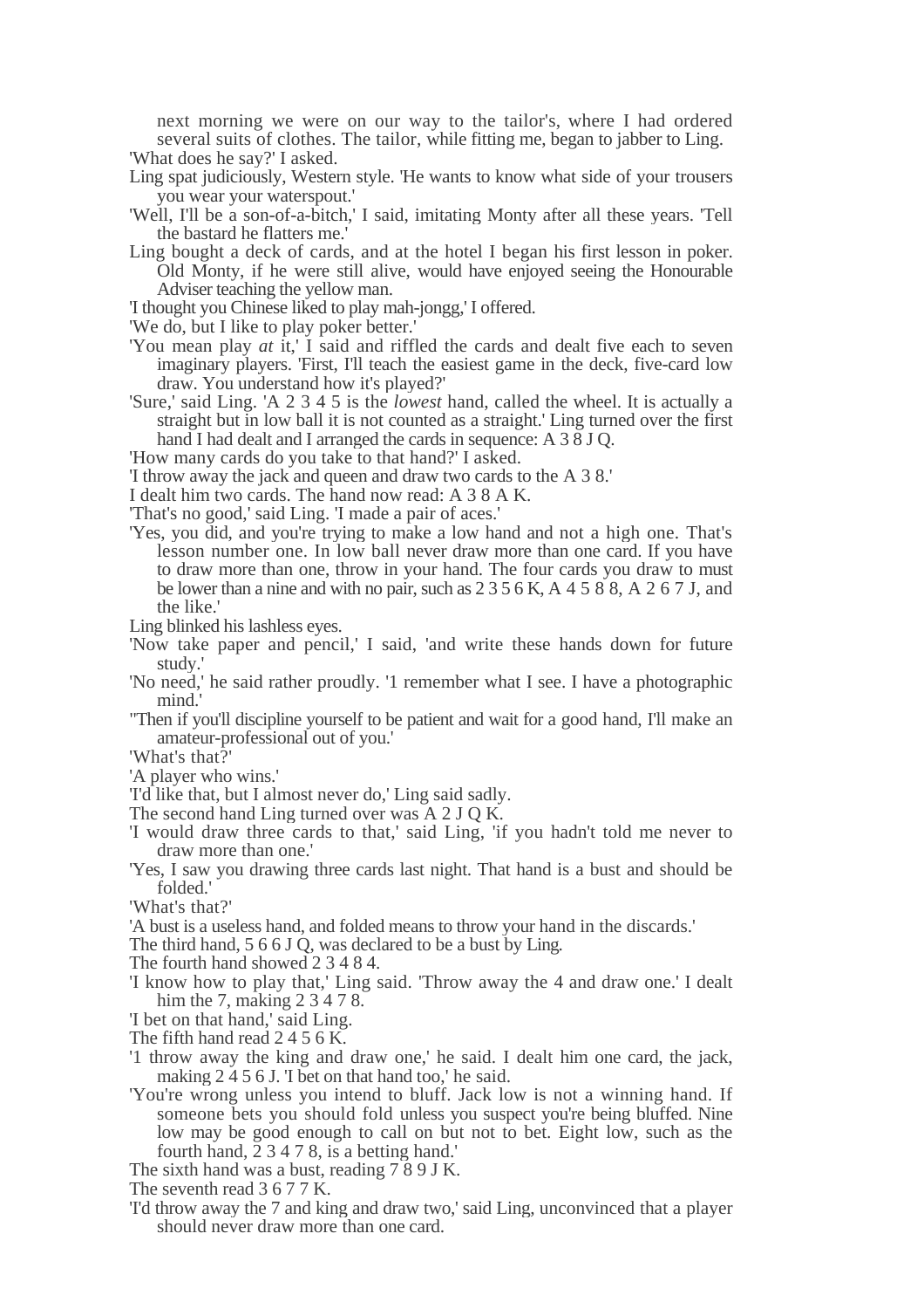next morning we were on our way to the tailor's, where I had ordered several suits of clothes. The tailor, while fitting me, began to jabber to Ling.

'What does he say?' I asked.

Ling spat judiciously, Western style. 'He wants to know what side of your trousers you wear your waterspout.'

'Well, I'll be a son-of-a-bitch,' I said, imitating Monty after all these years. 'Tell the bastard he flatters me.'

Ling bought a deck of cards, and at the hotel I began his first lesson in poker. Old Monty, if he were still alive, would have enjoyed seeing the Honourable Adviser teaching the yellow man.

'I thought you Chinese liked to play mah-jongg,' I offered.

'We do, but I like to play poker better.'

'You mean play *at* it,' I said and riffled the cards and dealt five each to seven imaginary players. 'First, I'll teach the easiest game in the deck, five-card low draw. You understand how it's played?'

'Sure,' said Ling. 'A 2 3 4 5 is the *lowest* hand, called the wheel. It is actually a straight but in low ball it is not counted as a straight.' Ling turned over the first hand I had dealt and I arranged the cards in sequence: A 3 8 J Q.

'How many cards do you take to that hand?' I asked.

'I throw away the jack and queen and draw two cards to the A 3 8.'

I dealt him two cards. The hand now read: A 3 8 A K.

'That's no good,' said Ling. 'I made a pair of aces.'

'Yes, you did, and you're trying to make a low hand and not a high one. That's lesson number one. In low ball never draw more than one card. If you have to draw more than one, throw in your hand. The four cards you draw to must be lower than a nine and with no pair, such as 2 3 5 6 K, A 4 5 8 8, A 2 6 7 J, and the like.'

Ling blinked his lashless eyes.

'Now take paper and pencil,' I said, 'and write these hands down for future study.'

'No need,' he said rather proudly. '1 remember what I see. I have a photographic mind.'

''Then if you'll discipline yourself to be patient and wait for a good hand, I'll make an amateur-professional out of you.'

'What's that?'

'A player who wins.'

'I'd like that, but I almost never do,' Ling said sadly.

The second hand Ling turned over was A 2 J Q K.

'I would draw three cards to that,' said Ling, 'if you hadn't told me never to draw more than one.'

'Yes, I saw you drawing three cards last night. That hand is a bust and should be folded.'

'What's that?'

'A bust is a useless hand, and folded means to throw your hand in the discards.'

The third hand, 5 6 6 J Q, was declared to be a bust by Ling.

The fourth hand showed 2 3 4 8 4.

'I know how to play that,' Ling said. 'Throw away the 4 and draw one.' I dealt him the 7, making 2 3 4 7 8.

'I bet on that hand,' said Ling.

The fifth hand read 2 4 5 6 K.

'1 throw away the king and draw one,' he said. I dealt him one card, the jack, making 2 4 5 6 J. 'I bet on that hand too,' he said.

'You're wrong unless you intend to bluff. Jack low is not a winning hand. If someone bets you should fold unless you suspect you're being bluffed. Nine low may be good enough to call on but not to bet. Eight low, such as the fourth hand, 2 3 4 7 8, is a betting hand.'

The sixth hand was a bust, reading 7 8 9 J K.

The seventh read 3 6 7 7 K.

'I'd throw away the 7 and king and draw two,' said Ling, unconvinced that a player should never draw more than one card.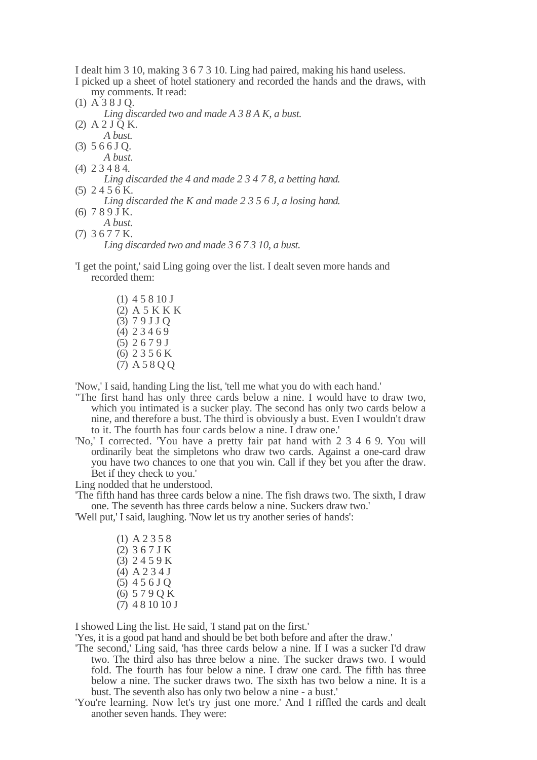I dealt him 3 10, making 3 6 7 3 10. Ling had paired, making his hand useless.

I picked up a sheet of hotel stationery and recorded the hands and the draws, with my comments. It read:

(1) A 3 8 J Q.
    *Ling discarded two and made A 3 8 A K, a bust.*
(2) A 2 J Q K.
    *A bust.*
(3) 5 6 6 J Q.
    *A bust.*
(4) 2 3 4 8 4.
    *Ling discarded the 4 and made 2 3 4 7 8, a betting hand.*
(5) 2 4 5 6 K.
    *Ling discarded the K and made 2 3 5 6 J, a losing hand.*
(6) 7 8 9 J K.
    *A bust.*
(7) 3 6 7 7 K.
    *Ling discarded two and made 3 6 7 3 10, a bust.*

'I get the point,' said Ling going over the list. I dealt seven more hands and recorded them:

(1) 4 5 8 10 J
(2) A 5 K K K
(3) 7 9 J J Q
(4) 2 3 4 6 9
(5) 2 6 7 9 J
(6) 2 3 5 6 K
(7) A 5 8 Q Q

'Now,' I said, handing Ling the list, 'tell me what you do with each hand.'

''The first hand has only three cards below a nine. I would have to draw two, which you intimated is a sucker play. The second has only two cards below a nine, and therefore a bust. The third is obviously a bust. Even I wouldn't draw to it. The fourth has four cards below a nine. I draw one.'

'No,' I corrected. 'You have a pretty fair pat hand with 2 3 4 6 9. You will ordinarily beat the simpletons who draw two cards. Against a one-card draw you have two chances to one that you win. Call if they bet you after the draw. Bet if they check to you.'

Ling nodded that he understood.

'The fifth hand has three cards below a nine. The fish draws two. The sixth, I draw one. The seventh has three cards below a nine. Suckers draw two.'

'Well put,' I said, laughing. 'Now let us try another series of hands':

(1) A 2 3 5 8
(2) 3 6 7 J K
(3) 2 4 5 9 K
(4) A 2 3 4 J
(5) 4 5 6 J Q
(6) 5 7 9 Q K
(7) 4 8 10 10 J

I showed Ling the list. He said, 'I stand pat on the first.'

'Yes, it is a good pat hand and should be bet both before and after the draw.'

'The second,' Ling said, 'has three cards below a nine. If I was a sucker I'd draw two. The third also has three below a nine. The sucker draws two. I would fold. The fourth has four below a nine. I draw one card. The fifth has three below a nine. The sucker draws two. The sixth has two below a nine. It is a bust. The seventh also has only two below a nine - a bust.'

'You're learning. Now let's try just one more.' And I riffled the cards and dealt another seven hands. They were: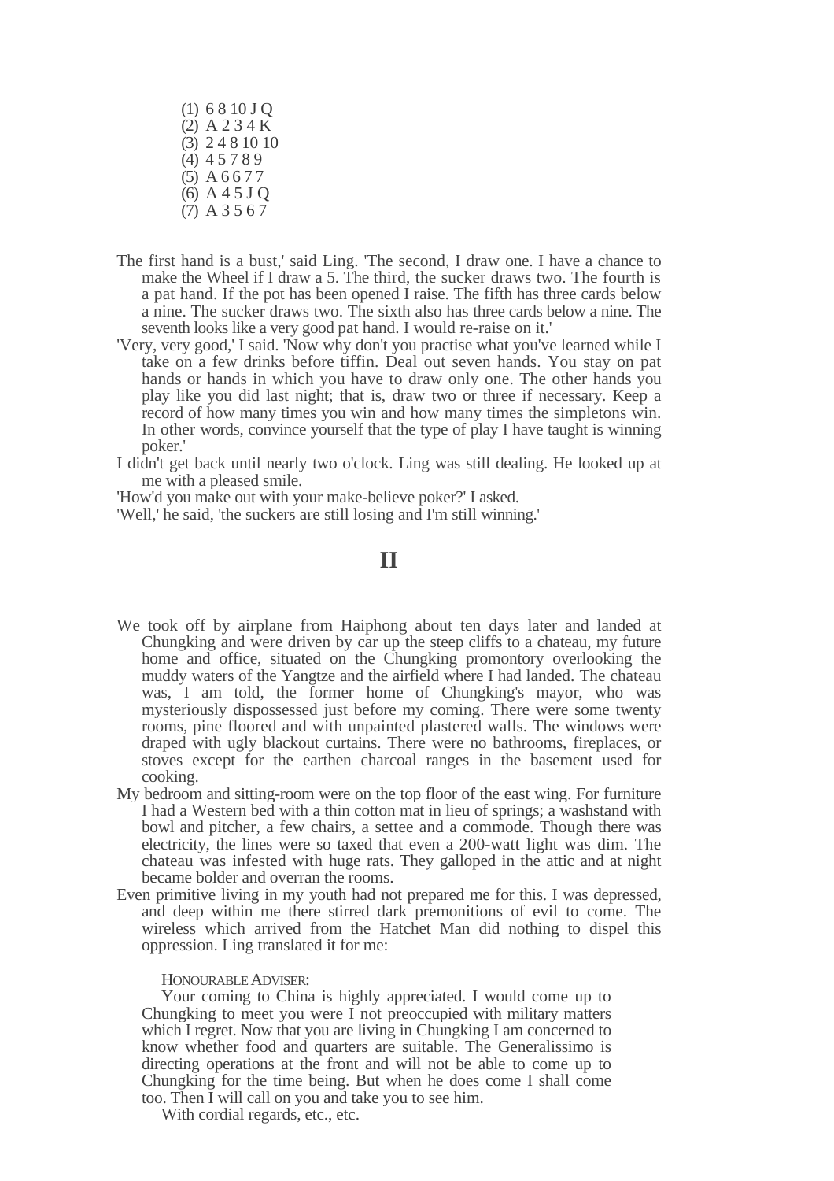(1) 6 8 10 J Q
(2) A 2 3 4 K
(3) 2 4 8 10 10
(4) 4 5 7 8 9
(5) A 6 6 7 7
(6) A 4 5 J Q
(7) A 3 5 6 7

The first hand is a bust,' said Ling. 'The second, I draw one. I have a chance to make the Wheel if I draw a 5. The third, the sucker draws two. The fourth is a pat hand. If the pot has been opened I raise. The fifth has three cards below a nine. The sucker draws two. The sixth also has three cards below a nine. The seventh looks like a very good pat hand. I would re-raise on it.'

'Very, very good,' I said. 'Now why don't you practise what you've learned while I take on a few drinks before tiffin. Deal out seven hands. You stay on pat hands or hands in which you have to draw only one. The other hands you play like you did last night; that is, draw two or three if necessary. Keep a record of how many times you win and how many times the simpletons win. In other words, convince yourself that the type of play I have taught is winning poker.'

I didn't get back until nearly two o'clock. Ling was still dealing. He looked up at me with a pleased smile.

'How'd you make out with your make-believe poker?' I asked.

'Well,' he said, 'the suckers are still losing and I'm still winning.'

## II

We took off by airplane from Haiphong about ten days later and landed at Chungking and were driven by car up the steep cliffs to a chateau, my future home and office, situated on the Chungking promontory overlooking the muddy waters of the Yangtze and the airfield where I had landed. The chateau was, I am told, the former home of Chungking's mayor, who was mysteriously dispossessed just before my coming. There were some twenty rooms, pine floored and with unpainted plastered walls. The windows were draped with ugly blackout curtains. There were no bathrooms, fireplaces, or stoves except for the earthen charcoal ranges in the basement used for cooking.

My bedroom and sitting-room were on the top floor of the east wing. For furniture I had a Western bed with a thin cotton mat in lieu of springs; a washstand with bowl and pitcher, a few chairs, a settee and a commode. Though there was electricity, the lines were so taxed that even a 200-watt light was dim. The chateau was infested with huge rats. They galloped in the attic and at night became bolder and overran the rooms.

Even primitive living in my youth had not prepared me for this. I was depressed, and deep within me there stirred dark premonitions of evil to come. The wireless which arrived from the Hatchet Man did nothing to dispel this oppression. Ling translated it for me:

> HONOURABLE ADVISER:
>
> Your coming to China is highly appreciated. I would come up to Chungking to meet you were I not preoccupied with military matters which I regret. Now that you are living in Chungking I am concerned to know whether food and quarters are suitable. The Generalissimo is directing operations at the front and will not be able to come up to Chungking for the time being. But when he does come I shall come too. Then I will call on you and take you to see him.
>
> With cordial regards, etc., etc.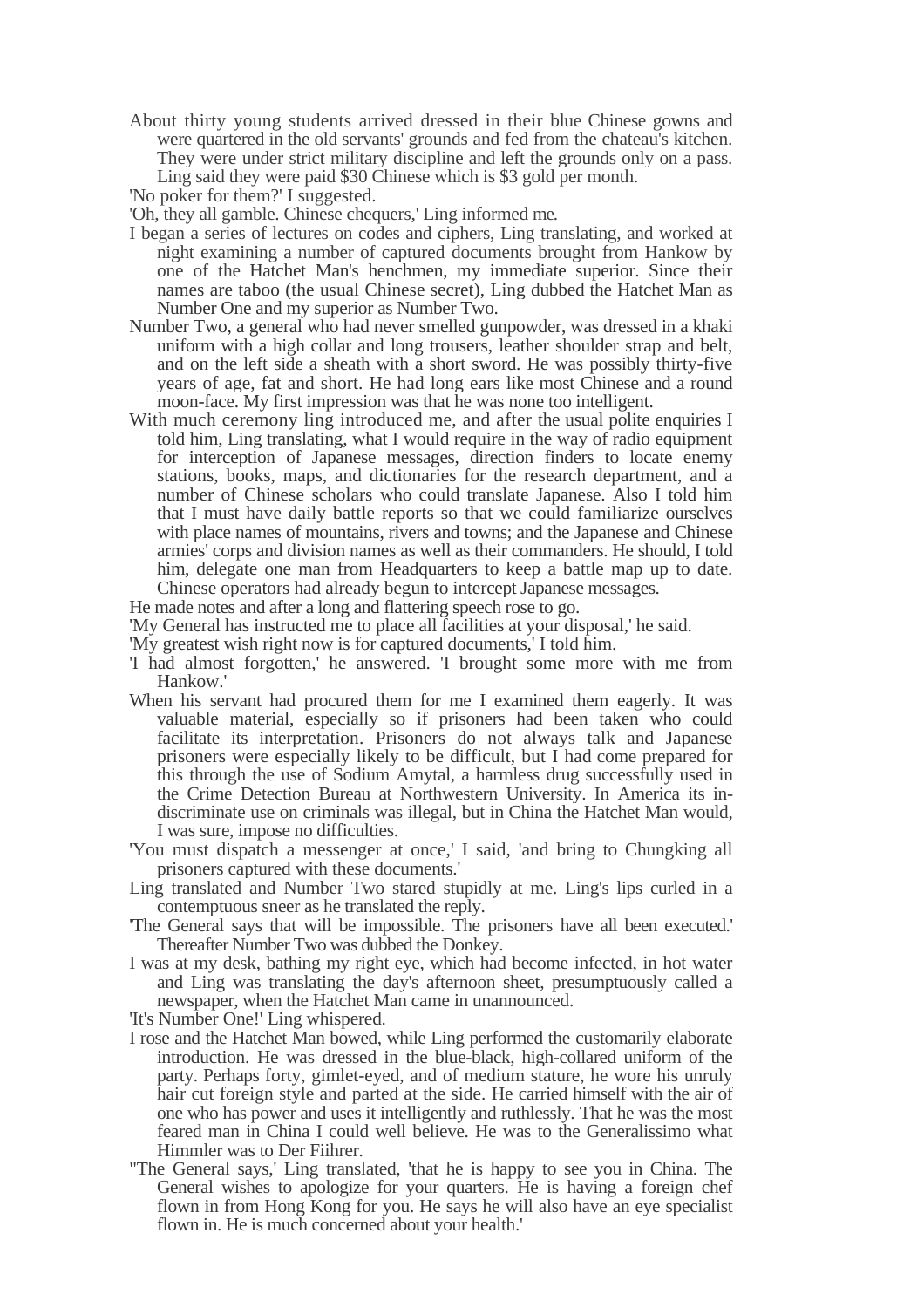About thirty young students arrived dressed in their blue Chinese gowns and were quartered in the old servants' grounds and fed from the chateau's kitchen. They were under strict military discipline and left the grounds only on a pass. Ling said they were paid $30 Chinese which is $3 gold per month.

'No poker for them?' I suggested.

'Oh, they all gamble. Chinese chequers,' Ling informed me.

I began a series of lectures on codes and ciphers, Ling translating, and worked at night examining a number of captured documents brought from Hankow by one of the Hatchet Man's henchmen, my immediate superior. Since their names are taboo (the usual Chinese secret), Ling dubbed the Hatchet Man as Number One and my superior as Number Two.

Number Two, a general who had never smelled gunpowder, was dressed in a khaki uniform with a high collar and long trousers, leather shoulder strap and belt, and on the left side a sheath with a short sword. He was possibly thirty-five years of age, fat and short. He had long ears like most Chinese and a round moon-face. My first impression was that he was none too intelligent.

With much ceremony ling introduced me, and after the usual polite enquiries I told him, Ling translating, what I would require in the way of radio equipment for interception of Japanese messages, direction finders to locate enemy stations, books, maps, and dictionaries for the research department, and a number of Chinese scholars who could translate Japanese. Also I told him that I must have daily battle reports so that we could familiarize ourselves with place names of mountains, rivers and towns; and the Japanese and Chinese armies' corps and division names as well as their commanders. He should, I told him, delegate one man from Headquarters to keep a battle map up to date. Chinese operators had already begun to intercept Japanese messages.

He made notes and after a long and flattering speech rose to go.

'My General has instructed me to place all facilities at your disposal,' he said.

'My greatest wish right now is for captured documents,' I told him.

'I had almost forgotten,' he answered. 'I brought some more with me from Hankow.'

When his servant had procured them for me I examined them eagerly. It was valuable material, especially so if prisoners had been taken who could facilitate its interpretation. Prisoners do not always talk and Japanese prisoners were especially likely to be difficult, but I had come prepared for this through the use of Sodium Amytal, a harmless drug successfully used in the Crime Detection Bureau at Northwestern University. In America its in-discriminate use on criminals was illegal, but in China the Hatchet Man would, I was sure, impose no difficulties.

'You must dispatch a messenger at once,' I said, 'and bring to Chungking all prisoners captured with these documents.'

Ling translated and Number Two stared stupidly at me. Ling's lips curled in a contemptuous sneer as he translated the reply.

'The General says that will be impossible. The prisoners have all been executed.' Thereafter Number Two was dubbed the Donkey.

I was at my desk, bathing my right eye, which had become infected, in hot water and Ling was translating the day's afternoon sheet, presumptuously called a newspaper, when the Hatchet Man came in unannounced.

'It's Number One!' Ling whispered.

I rose and the Hatchet Man bowed, while Ling performed the customarily elaborate introduction. He was dressed in the blue-black, high-collared uniform of the party. Perhaps forty, gimlet-eyed, and of medium stature, he wore his unruly hair cut foreign style and parted at the side. He carried himself with the air of one who has power and uses it intelligently and ruthlessly. That he was the most feared man in China I could well believe. He was to the Generalissimo what Himmler was to Der Fiihrer.

"The General says,' Ling translated, 'that he is happy to see you in China. The General wishes to apologize for your quarters. He is having a foreign chef flown in from Hong Kong for you. He says he will also have an eye specialist flown in. He is much concerned about your health.'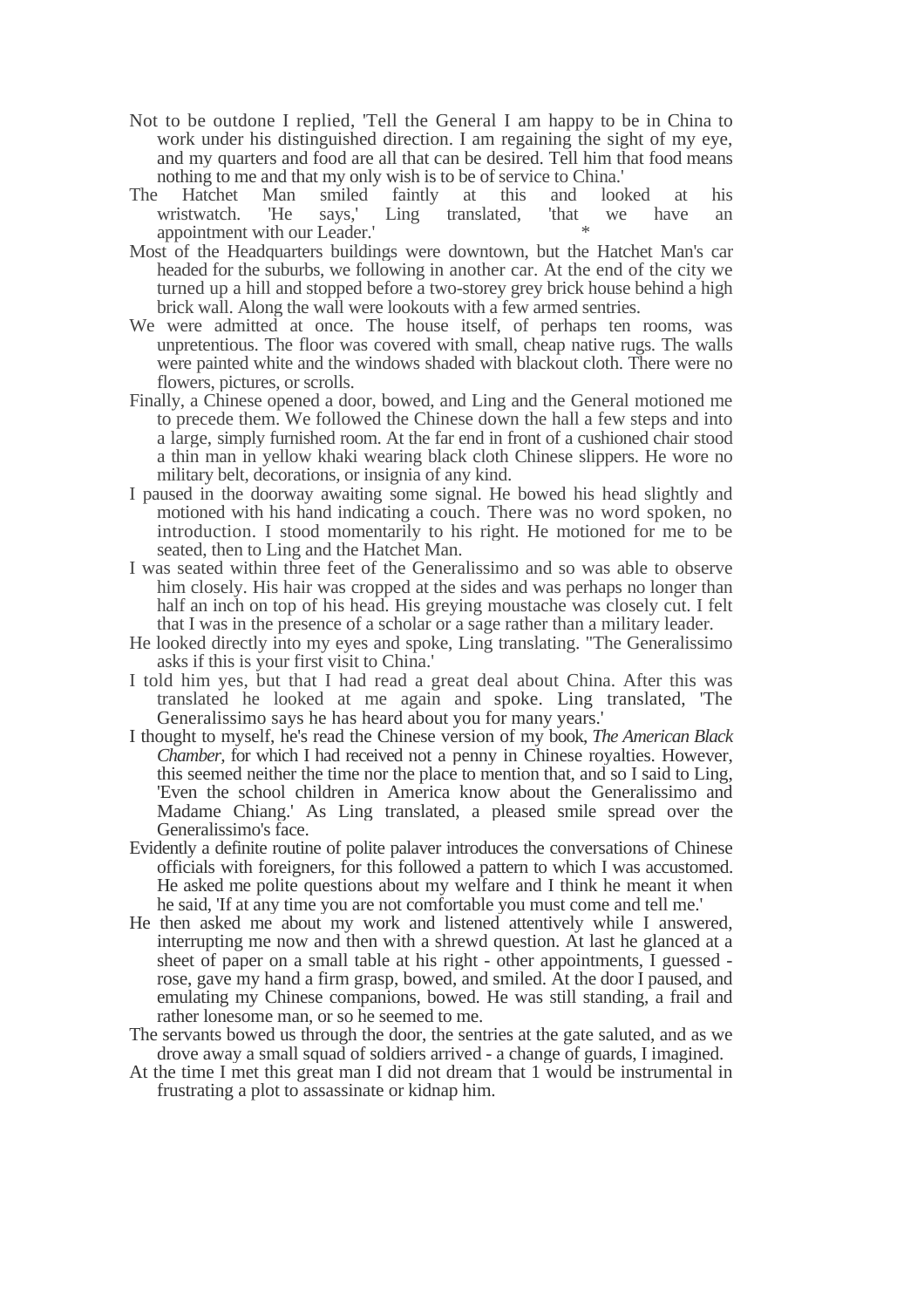Not to be outdone I replied, 'Tell the General I am happy to be in China to work under his distinguished direction. I am regaining the sight of my eye, and my quarters and food are all that can be desired. Tell him that food means nothing to me and that my only wish is to be of service to China.'

The Hatchet Man smiled faintly at this and looked at his wristwatch. 'He says,' Ling translated, 'that we have an appointment with our Leader.'

*

Most of the Headquarters buildings were downtown, but the Hatchet Man's car headed for the suburbs, we following in another car. At the end of the city we turned up a hill and stopped before a two-storey grey brick house behind a high brick wall. Along the wall were lookouts with a few armed sentries.

We were admitted at once. The house itself, of perhaps ten rooms, was unpretentious. The floor was covered with small, cheap native rugs. The walls were painted white and the windows shaded with blackout cloth. There were no flowers, pictures, or scrolls.

Finally, a Chinese opened a door, bowed, and Ling and the General motioned me to precede them. We followed the Chinese down the hall a few steps and into a large, simply furnished room. At the far end in front of a cushioned chair stood a thin man in yellow khaki wearing black cloth Chinese slippers. He wore no military belt, decorations, or insignia of any kind.

I paused in the doorway awaiting some signal. He bowed his head slightly and motioned with his hand indicating a couch. There was no word spoken, no introduction. I stood momentarily to his right. He motioned for me to be seated, then to Ling and the Hatchet Man.

I was seated within three feet of the Generalissimo and so was able to observe him closely. His hair was cropped at the sides and was perhaps no longer than half an inch on top of his head. His greying moustache was closely cut. I felt that I was in the presence of a scholar or a sage rather than a military leader.

He looked directly into my eyes and spoke, Ling translating. "The Generalissimo asks if this is your first visit to China.'

I told him yes, but that I had read a great deal about China. After this was translated he looked at me again and spoke. Ling translated, 'The Generalissimo says he has heard about you for many years.'

I thought to myself, he's read the Chinese version of my book, *The American Black Chamber,* for which I had received not a penny in Chinese royalties. However, this seemed neither the time nor the place to mention that, and so I said to Ling, 'Even the school children in America know about the Generalissimo and Madame Chiang.' As Ling translated, a pleased smile spread over the Generalissimo's face.

Evidently a definite routine of polite palaver introduces the conversations of Chinese officials with foreigners, for this followed a pattern to which I was accustomed. He asked me polite questions about my welfare and I think he meant it when he said, 'If at any time you are not comfortable you must come and tell me.'

He then asked me about my work and listened attentively while I answered, interrupting me now and then with a shrewd question. At last he glanced at a sheet of paper on a small table at his right - other appointments, I guessed - rose, gave my hand a firm grasp, bowed, and smiled. At the door I paused, and emulating my Chinese companions, bowed. He was still standing, a frail and rather lonesome man, or so he seemed to me.

The servants bowed us through the door, the sentries at the gate saluted, and as we drove away a small squad of soldiers arrived - a change of guards, I imagined.

At the time I met this great man I did not dream that 1 would be instrumental in frustrating a plot to assassinate or kidnap him.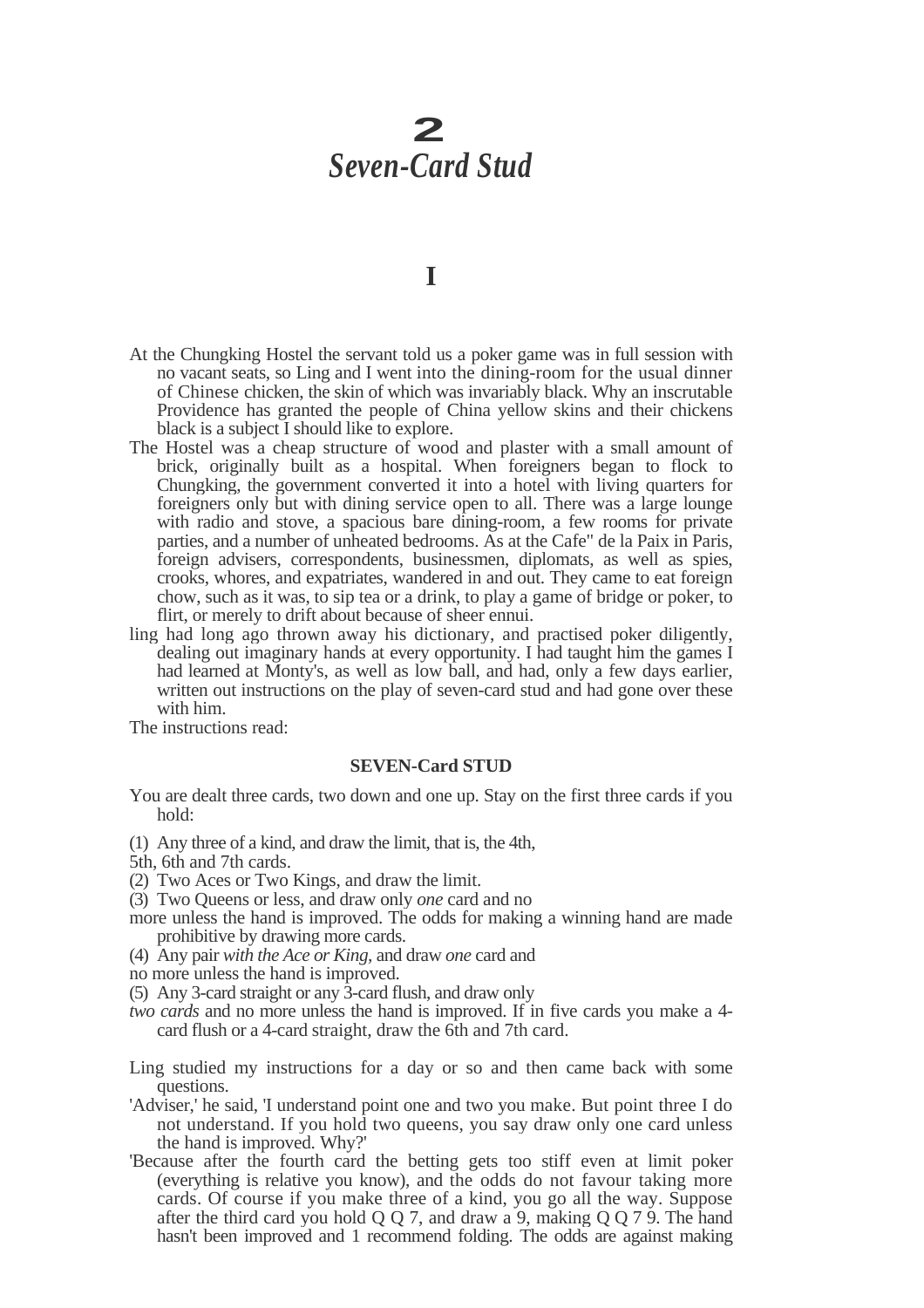# 2
## *Seven-Card Stud*

### I

At the Chungking Hostel the servant told us a poker game was in full session with no vacant seats, so Ling and I went into the dining-room for the usual dinner of Chinese chicken, the skin of which was invariably black. Why an inscrutable Providence has granted the people of China yellow skins and their chickens black is a subject I should like to explore.

The Hostel was a cheap structure of wood and plaster with a small amount of brick, originally built as a hospital. When foreigners began to flock to Chungking, the government converted it into a hotel with living quarters for foreigners only but with dining service open to all. There was a large lounge with radio and stove, a spacious bare dining-room, a few rooms for private parties, and a number of unheated bedrooms. As at the Cafe" de la Paix in Paris, foreign advisers, correspondents, businessmen, diplomats, as well as spies, crooks, whores, and expatriates, wandered in and out. They came to eat foreign chow, such as it was, to sip tea or a drink, to play a game of bridge or poker, to flirt, or merely to drift about because of sheer ennui.

ling had long ago thrown away his dictionary, and practised poker diligently, dealing out imaginary hands at every opportunity. I had taught him the games I had learned at Monty's, as well as low ball, and had, only a few days earlier, written out instructions on the play of seven-card stud and had gone over these with him.

The instructions read:

**SEVEN-Card STUD**

You are dealt three cards, two down and one up. Stay on the first three cards if you hold:

(1) Any three of a kind, and draw the limit, that is, the 4th, 5th, 6th and 7th cards.
(2) Two Aces or Two Kings, and draw the limit.
(3) Two Queens or less, and draw only *one* card and no more unless the hand is improved. The odds for making a winning hand are made prohibitive by drawing more cards.
(4) Any pair *with the Ace or King*, and draw *one* card and no more unless the hand is improved.
(5) Any 3-card straight or any 3-card flush, and draw only *two cards* and no more unless the hand is improved. If in five cards you make a 4-card flush or a 4-card straight, draw the 6th and 7th card.

Ling studied my instructions for a day or so and then came back with some questions.

'Adviser,' he said, 'I understand point one and two you make. But point three I do not understand. If you hold two queens, you say draw only one card unless the hand is improved. Why?'

'Because after the fourth card the betting gets too stiff even at limit poker (everything is relative you know), and the odds do not favour taking more cards. Of course if you make three of a kind, you go all the way. Suppose after the third card you hold Q Q 7, and draw a 9, making Q Q 7 9. The hand hasn't been improved and 1 recommend folding. The odds are against making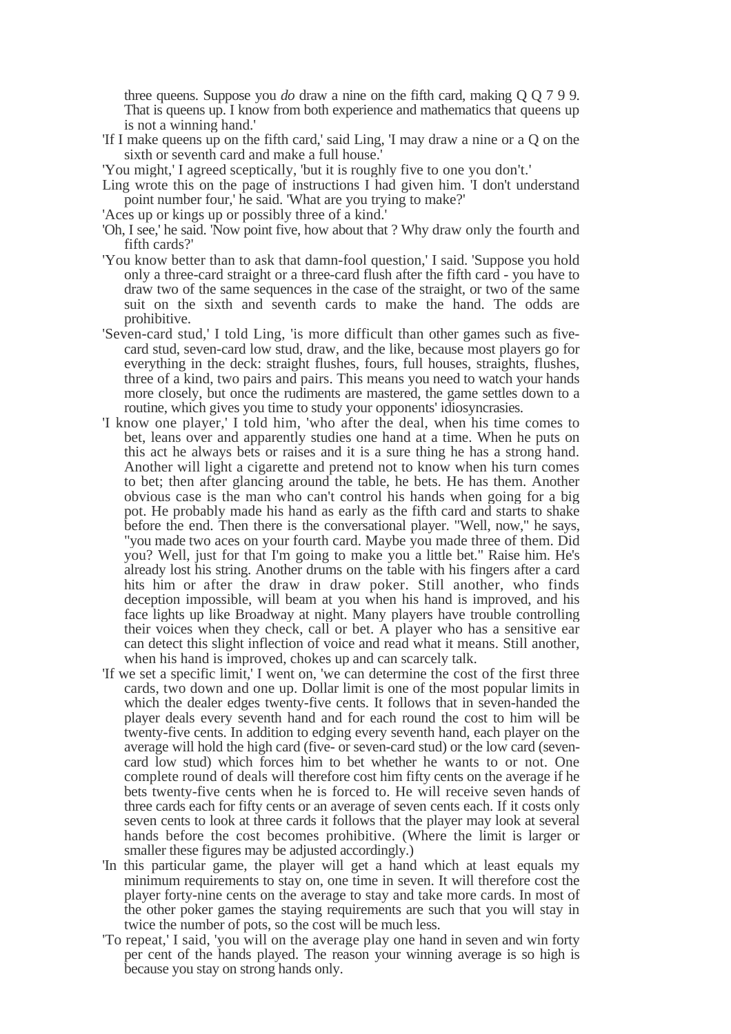three queens. Suppose you *do* draw a nine on the fifth card, making Q Q 7 9 9. That is queens up. I know from both experience and mathematics that queens up is not a winning hand.'

'If I make queens up on the fifth card,' said Ling, 'I may draw a nine or a Q on the sixth or seventh card and make a full house.'

'You might,' I agreed sceptically, 'but it is roughly five to one you don't.'

Ling wrote this on the page of instructions I had given him. 'I don't understand point number four,' he said. 'What are you trying to make?'

'Aces up or kings up or possibly three of a kind.'

'Oh, I see,' he said. 'Now point five, how about that ? Why draw only the fourth and fifth cards?'

'You know better than to ask that damn-fool question,' I said. 'Suppose you hold only a three-card straight or a three-card flush after the fifth card - you have to draw two of the same sequences in the case of the straight, or two of the same suit on the sixth and seventh cards to make the hand. The odds are prohibitive.

'Seven-card stud,' I told Ling, 'is more difficult than other games such as five-card stud, seven-card low stud, draw, and the like, because most players go for everything in the deck: straight flushes, fours, full houses, straights, flushes, three of a kind, two pairs and pairs. This means you need to watch your hands more closely, but once the rudiments are mastered, the game settles down to a routine, which gives you time to study your opponents' idiosyncrasies.

'I know one player,' I told him, 'who after the deal, when his time comes to bet, leans over and apparently studies one hand at a time. When he puts on this act he always bets or raises and it is a sure thing he has a strong hand. Another will light a cigarette and pretend not to know when his turn comes to bet; then after glancing around the table, he bets. He has them. Another obvious case is the man who can't control his hands when going for a big pot. He probably made his hand as early as the fifth card and starts to shake before the end. Then there is the conversational player. "Well, now," he says, "you made two aces on your fourth card. Maybe you made three of them. Did you? Well, just for that I'm going to make you a little bet." Raise him. He's already lost his string. Another drums on the table with his fingers after a card hits him or after the draw in draw poker. Still another, who finds deception impossible, will beam at you when his hand is improved, and his face lights up like Broadway at night. Many players have trouble controlling their voices when they check, call or bet. A player who has a sensitive ear can detect this slight inflection of voice and read what it means. Still another, when his hand is improved, chokes up and can scarcely talk.

'If we set a specific limit,' I went on, 'we can determine the cost of the first three cards, two down and one up. Dollar limit is one of the most popular limits in which the dealer edges twenty-five cents. It follows that in seven-handed the player deals every seventh hand and for each round the cost to him will be twenty-five cents. In addition to edging every seventh hand, each player on the average will hold the high card (five- or seven-card stud) or the low card (seven-card low stud) which forces him to bet whether he wants to or not. One complete round of deals will therefore cost him fifty cents on the average if he bets twenty-five cents when he is forced to. He will receive seven hands of three cards each for fifty cents or an average of seven cents each. If it costs only seven cents to look at three cards it follows that the player may look at several hands before the cost becomes prohibitive. (Where the limit is larger or smaller these figures may be adjusted accordingly.)

'In this particular game, the player will get a hand which at least equals my minimum requirements to stay on, one time in seven. It will therefore cost the player forty-nine cents on the average to stay and take more cards. In most of the other poker games the staying requirements are such that you will stay in twice the number of pots, so the cost will be much less.

'To repeat,' I said, 'you will on the average play one hand in seven and win forty per cent of the hands played. The reason your winning average is so high is because you stay on strong hands only.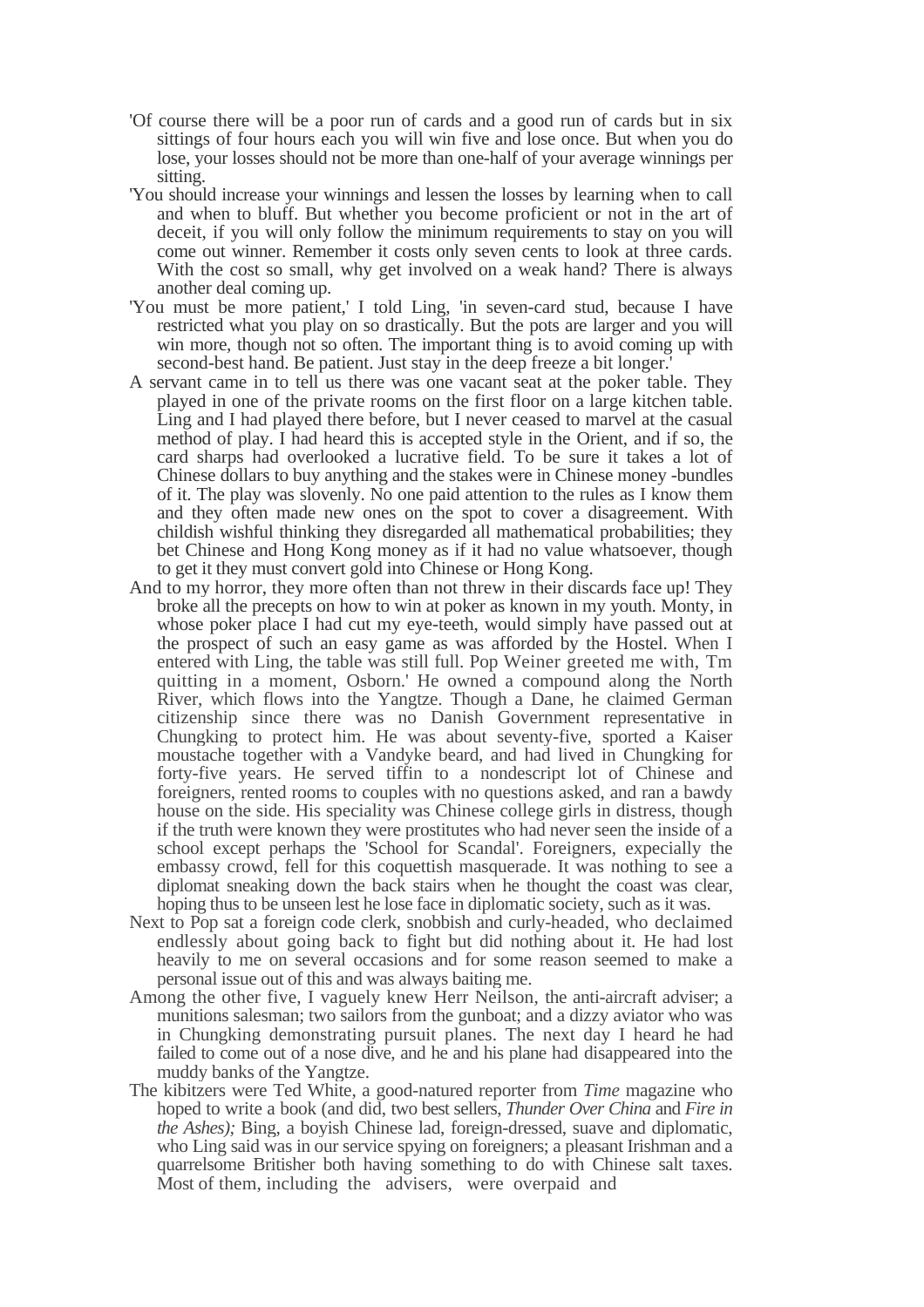'Of course there will be a poor run of cards and a good run of cards but in six sittings of four hours each you will win five and lose once. But when you do lose, your losses should not be more than one-half of your average winnings per sitting.

'You should increase your winnings and lessen the losses by learning when to call and when to bluff. But whether you become proficient or not in the art of deceit, if you will only follow the minimum requirements to stay on you will come out winner. Remember it costs only seven cents to look at three cards. With the cost so small, why get involved on a weak hand? There is always another deal coming up.

'You must be more patient,' I told Ling, 'in seven-card stud, because I have restricted what you play on so drastically. But the pots are larger and you will win more, though not so often. The important thing is to avoid coming up with second-best hand. Be patient. Just stay in the deep freeze a bit longer.'

A servant came in to tell us there was one vacant seat at the poker table. They played in one of the private rooms on the first floor on a large kitchen table. Ling and I had played there before, but I never ceased to marvel at the casual method of play. I had heard this is accepted style in the Orient, and if so, the card sharps had overlooked a lucrative field. To be sure it takes a lot of Chinese dollars to buy anything and the stakes were in Chinese money -bundles of it. The play was slovenly. No one paid attention to the rules as I know them and they often made new ones on the spot to cover a disagreement. With childish wishful thinking they disregarded all mathematical probabilities; they bet Chinese and Hong Kong money as if it had no value whatsoever, though to get it they must convert gold into Chinese or Hong Kong.

And to my horror, they more often than not threw in their discards face up! They broke all the precepts on how to win at poker as known in my youth. Monty, in whose poker place I had cut my eye-teeth, would simply have passed out at the prospect of such an easy game as was afforded by the Hostel. When I entered with Ling, the table was still full. Pop Weiner greeted me with, Tm quitting in a moment, Osborn.' He owned a compound along the North River, which flows into the Yangtze. Though a Dane, he claimed German citizenship since there was no Danish Government representative in Chungking to protect him. He was about seventy-five, sported a Kaiser moustache together with a Vandyke beard, and had lived in Chungking for forty-five years. He served tiffin to a nondescript lot of Chinese and foreigners, rented rooms to couples with no questions asked, and ran a bawdy house on the side. His speciality was Chinese college girls in distress, though if the truth were known they were prostitutes who had never seen the inside of a school except perhaps the 'School for Scandal'. Foreigners, expecially the embassy crowd, fell for this coquettish masquerade. It was nothing to see a diplomat sneaking down the back stairs when he thought the coast was clear, hoping thus to be unseen lest he lose face in diplomatic society, such as it was.

Next to Pop sat a foreign code clerk, snobbish and curly-headed, who declaimed endlessly about going back to fight but did nothing about it. He had lost heavily to me on several occasions and for some reason seemed to make a personal issue out of this and was always baiting me.

Among the other five, I vaguely knew Herr Neilson, the anti-aircraft adviser; a munitions salesman; two sailors from the gunboat; and a dizzy aviator who was in Chungking demonstrating pursuit planes. The next day I heard he had failed to come out of a nose dive, and he and his plane had disappeared into the muddy banks of the Yangtze.

The kibitzers were Ted White, a good-natured reporter from *Time* magazine who hoped to write a book (and did, two best sellers, *Thunder Over China* and *Fire in the Ashes);* Bing, a boyish Chinese lad, foreign-dressed, suave and diplomatic, who Ling said was in our service spying on foreigners; a pleasant Irishman and a quarrelsome Britisher both having something to do with Chinese salt taxes. Most of them, including the advisers, were overpaid and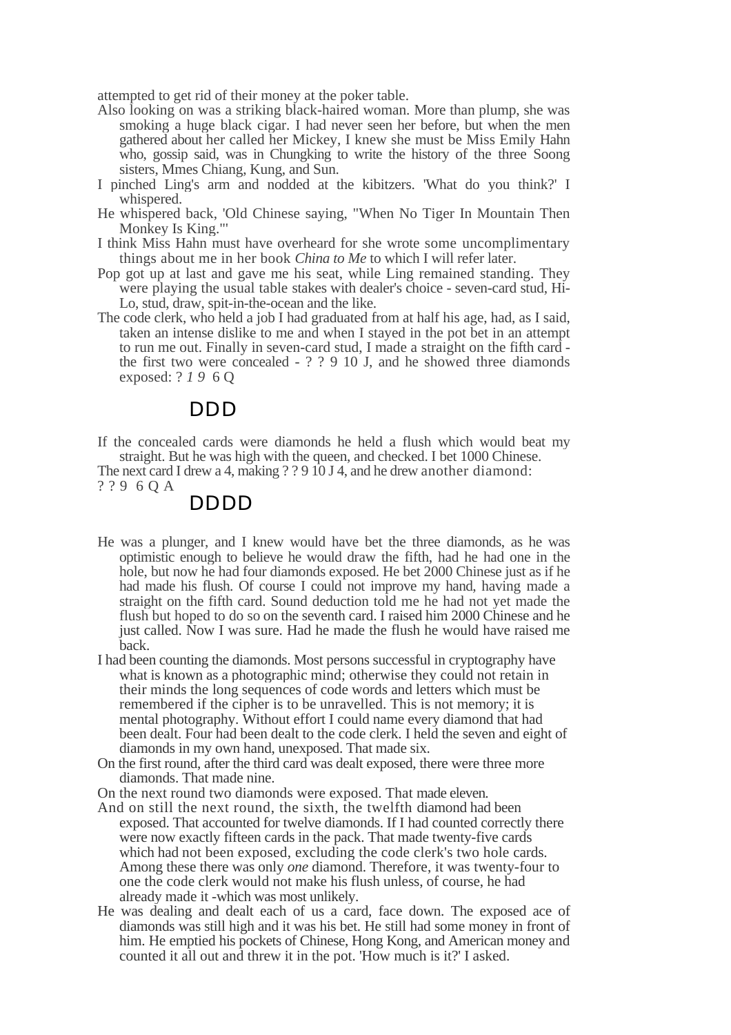attempted to get rid of their money at the poker table.

Also looking on was a striking black-haired woman. More than plump, she was smoking a huge black cigar. I had never seen her before, but when the men gathered about her called her Mickey, I knew she must be Miss Emily Hahn who, gossip said, was in Chungking to write the history of the three Soong sisters, Mmes Chiang, Kung, and Sun.

I pinched Ling's arm and nodded at the kibitzers. 'What do you think?' I whispered.

He whispered back, 'Old Chinese saying, "When No Tiger In Mountain Then Monkey Is King."'

I think Miss Hahn must have overheard for she wrote some uncomplimentary things about me in her book *China to Me* to which I will refer later.

Pop got up at last and gave me his seat, while Ling remained standing. They were playing the usual table stakes with dealer's choice - seven-card stud, Hi-Lo, stud, draw, spit-in-the-ocean and the like.

The code clerk, who held a job I had graduated from at half his age, had, as I said, taken an intense dislike to me and when I stayed in the pot bet in an attempt to run me out. Finally in seven-card stud, I made a straight on the fifth card - the first two were concealed - ? ? 9 10 J, and he showed three diamonds exposed: ? *1 9* 6 Q

DDD

If the concealed cards were diamonds he held a flush which would beat my straight. But he was high with the queen, and checked. I bet 1000 Chinese.

The next card I drew a 4, making ? ? 9 10 J 4, and he drew another diamond:
? ? 9 6 Q A

DDDD

He was a plunger, and I knew would have bet the three diamonds, as he was optimistic enough to believe he would draw the fifth, had he had one in the hole, but now he had four diamonds exposed. He bet 2000 Chinese just as if he had made his flush. Of course I could not improve my hand, having made a straight on the fifth card. Sound deduction told me he had not yet made the flush but hoped to do so on the seventh card. I raised him 2000 Chinese and he just called. Now I was sure. Had he made the flush he would have raised me back.

I had been counting the diamonds. Most persons successful in cryptography have what is known as a photographic mind; otherwise they could not retain in their minds the long sequences of code words and letters which must be remembered if the cipher is to be unravelled. This is not memory; it is mental photography. Without effort I could name every diamond that had been dealt. Four had been dealt to the code clerk. I held the seven and eight of diamonds in my own hand, unexposed. That made six.

On the first round, after the third card was dealt exposed, there were three more diamonds. That made nine.

On the next round two diamonds were exposed. That made eleven.

And on still the next round, the sixth, the twelfth diamond had been exposed. That accounted for twelve diamonds. If I had counted correctly there were now exactly fifteen cards in the pack. That made twenty-five cards which had not been exposed, excluding the code clerk's two hole cards. Among these there was only *one* diamond. Therefore, it was twenty-four to one the code clerk would not make his flush unless, of course, he had already made it -which was most unlikely.

He was dealing and dealt each of us a card, face down. The exposed ace of diamonds was still high and it was his bet. He still had some money in front of him. He emptied his pockets of Chinese, Hong Kong, and American money and counted it all out and threw it in the pot. 'How much is it?' I asked.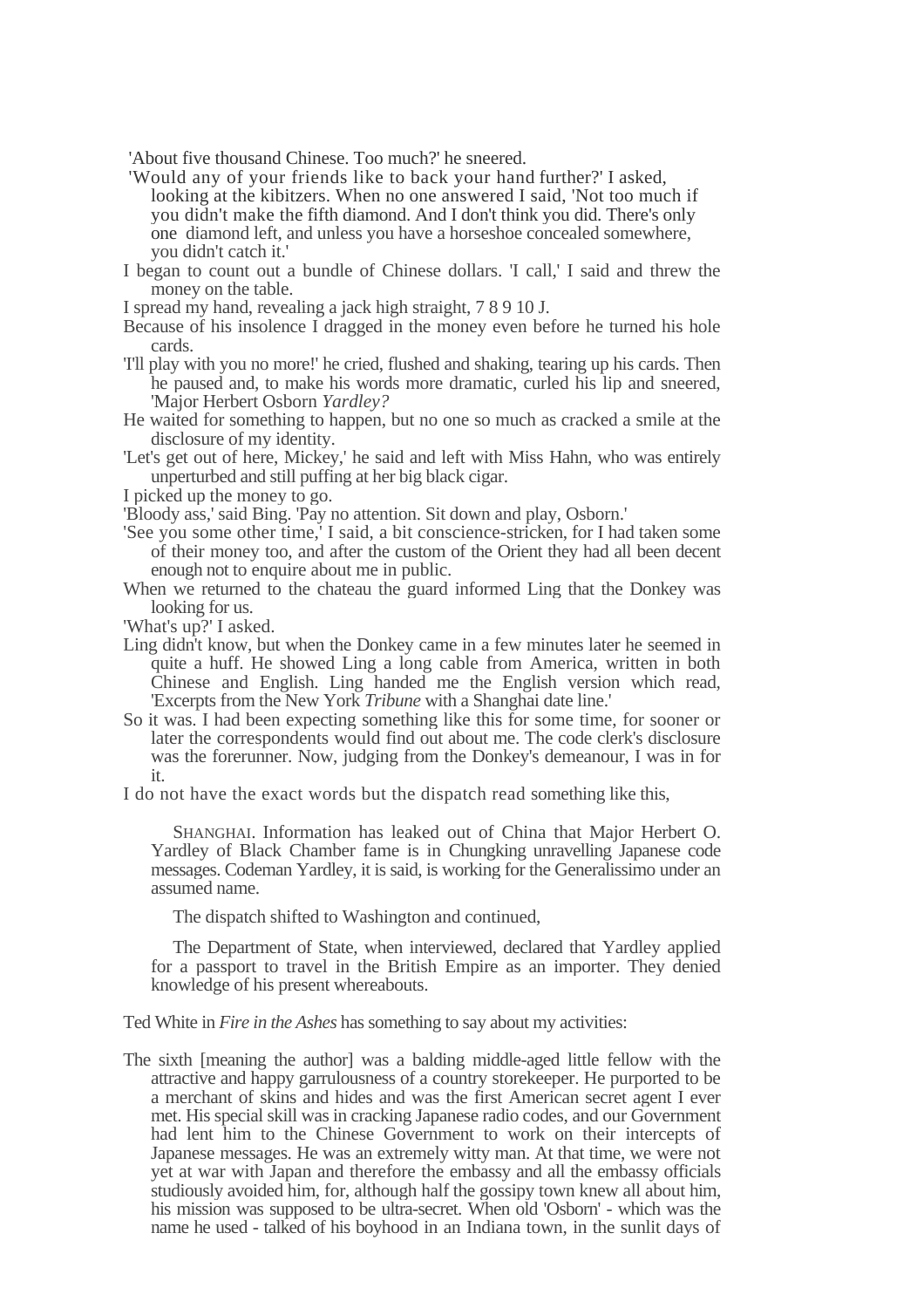'About five thousand Chinese. Too much?' he sneered.

'Would any of your friends like to back your hand further?' I asked, looking at the kibitzers. When no one answered I said, 'Not too much if you didn't make the fifth diamond. And I don't think you did. There's only one diamond left, and unless you have a horseshoe concealed somewhere, you didn't catch it.'

I began to count out a bundle of Chinese dollars. 'I call,' I said and threw the money on the table.

I spread my hand, revealing a jack high straight, 7 8 9 10 J.

Because of his insolence I dragged in the money even before he turned his hole cards.

'I'll play with you no more!' he cried, flushed and shaking, tearing up his cards. Then he paused and, to make his words more dramatic, curled his lip and sneered, 'Major Herbert Osborn *Yardley?*

He waited for something to happen, but no one so much as cracked a smile at the disclosure of my identity.

'Let's get out of here, Mickey,' he said and left with Miss Hahn, who was entirely unperturbed and still puffing at her big black cigar.

I picked up the money to go.

'Bloody ass,' said Bing. 'Pay no attention. Sit down and play, Osborn.'

'See you some other time,' I said, a bit conscience-stricken, for I had taken some of their money too, and after the custom of the Orient they had all been decent enough not to enquire about me in public.

When we returned to the chateau the guard informed Ling that the Donkey was looking for us.

'What's up?' I asked.

Ling didn't know, but when the Donkey came in a few minutes later he seemed in quite a huff. He showed Ling a long cable from America, written in both Chinese and English. Ling handed me the English version which read, 'Excerpts from the New York *Tribune* with a Shanghai date line.'

So it was. I had been expecting something like this for some time, for sooner or later the correspondents would find out about me. The code clerk's disclosure was the forerunner. Now, judging from the Donkey's demeanour, I was in for it.

I do not have the exact words but the dispatch read something like this,

> SHANGHAI. Information has leaked out of China that Major Herbert O. Yardley of Black Chamber fame is in Chungking unravelling Japanese code messages. Codeman Yardley, it is said, is working for the Generalissimo under an assumed name.
>
> The dispatch shifted to Washington and continued,
>
> The Department of State, when interviewed, declared that Yardley applied for a passport to travel in the British Empire as an importer. They denied knowledge of his present whereabouts.

Ted White in *Fire in the Ashes* has something to say about my activities:

> The sixth [meaning the author] was a balding middle-aged little fellow with the attractive and happy garrulousness of a country storekeeper. He purported to be a merchant of skins and hides and was the first American secret agent I ever met. His special skill was in cracking Japanese radio codes, and our Government had lent him to the Chinese Government to work on their intercepts of Japanese messages. He was an extremely witty man. At that time, we were not yet at war with Japan and therefore the embassy and all the embassy officials studiously avoided him, for, although half the gossipy town knew all about him, his mission was supposed to be ultra-secret. When old 'Osborn' - which was the name he used - talked of his boyhood in an Indiana town, in the sunlit days of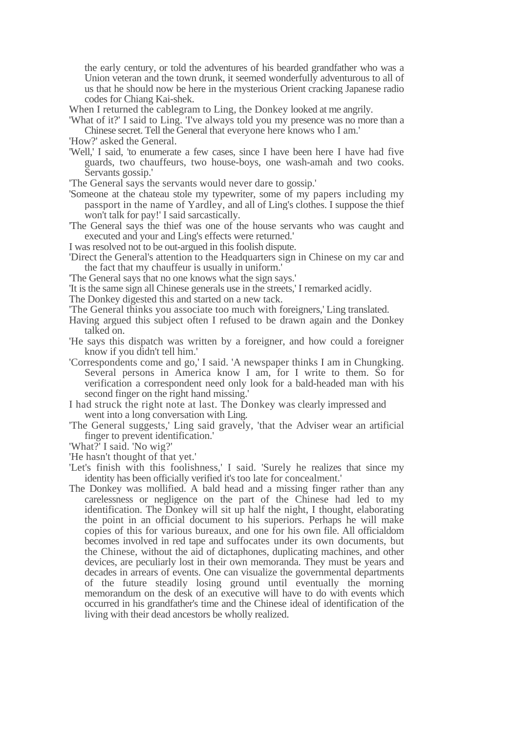the early century, or told the adventures of his bearded grandfather who was a Union veteran and the town drunk, it seemed wonderfully adventurous to all of us that he should now be here in the mysterious Orient cracking Japanese radio codes for Chiang Kai-shek.

When I returned the cablegram to Ling, the Donkey looked at me angrily.

'What of it?' I said to Ling. 'I've always told you my presence was no more than a Chinese secret. Tell the General that everyone here knows who I am.'

'How?' asked the General.

'Well,' I said, 'to enumerate a few cases, since I have been here I have had five guards, two chauffeurs, two house-boys, one wash-amah and two cooks. Servants gossip.'

'The General says the servants would never dare to gossip.'

'Someone at the chateau stole my typewriter, some of my papers including my passport in the name of Yardley, and all of Ling's clothes. I suppose the thief won't talk for pay!' I said sarcastically.

'The General says the thief was one of the house servants who was caught and executed and your and Ling's effects were returned.'

I was resolved not to be out-argued in this foolish dispute.

'Direct the General's attention to the Headquarters sign in Chinese on my car and the fact that my chauffeur is usually in uniform.'

'The General says that no one knows what the sign says.'

'It is the same sign all Chinese generals use in the streets,' I remarked acidly.

The Donkey digested this and started on a new tack.

'The General thinks you associate too much with foreigners,' Ling translated.

Having argued this subject often I refused to be drawn again and the Donkey talked on.

'He says this dispatch was written by a foreigner, and how could a foreigner know if you didn't tell him.'

'Correspondents come and go,' I said. 'A newspaper thinks I am in Chungking. Several persons in America know I am, for I write to them. So for verification a correspondent need only look for a bald-headed man with his second finger on the right hand missing.'

I had struck the right note at last. The Donkey was clearly impressed and went into a long conversation with Ling.

'The General suggests,' Ling said gravely, 'that the Adviser wear an artificial finger to prevent identification.'

'What?' I said. 'No wig?'

'He hasn't thought of that yet.'

'Let's finish with this foolishness,' I said. 'Surely he realizes that since my identity has been officially verified it's too late for concealment.'

The Donkey was mollified. A bald head and a missing finger rather than any carelessness or negligence on the part of the Chinese had led to my identification. The Donkey will sit up half the night, I thought, elaborating the point in an official document to his superiors. Perhaps he will make copies of this for various bureaux, and one for his own file. All officialdom becomes involved in red tape and suffocates under its own documents, but the Chinese, without the aid of dictaphones, duplicating machines, and other devices, are peculiarly lost in their own memoranda. They must be years and decades in arrears of events. One can visualize the governmental departments of the future steadily losing ground until eventually the morning memorandum on the desk of an executive will have to do with events which occurred in his grandfather's time and the Chinese ideal of identification of the living with their dead ancestors be wholly realized.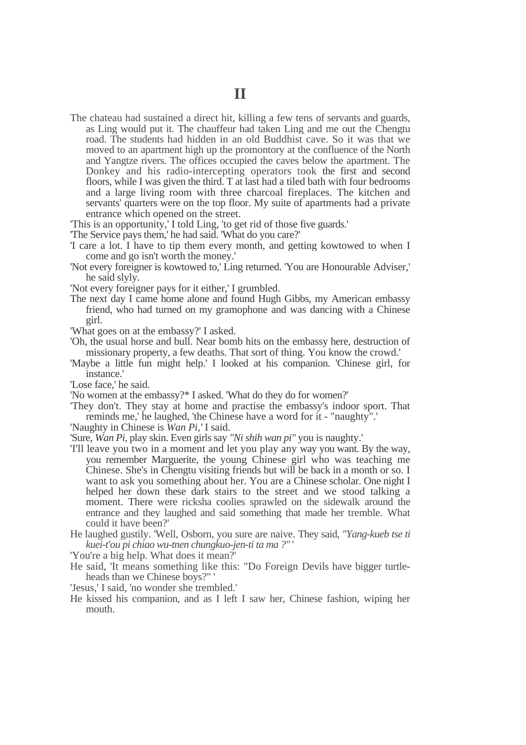# II

The chateau had sustained a direct hit, killing a few tens of servants and guards, as Ling would put it. The chauffeur had taken Ling and me out the Chengtu road. The students had hidden in an old Buddhist cave. So it was that we moved to an apartment high up the promontory at the confluence of the North and Yangtze rivers. The offices occupied the caves below the apartment. The Donkey and his radio-intercepting operators took the first and second floors, while I was given the third. T at last had a tiled bath with four bedrooms and a large living room with three charcoal fireplaces. The kitchen and servants' quarters were on the top floor. My suite of apartments had a private entrance which opened on the street.

'This is an opportunity,' I told Ling, 'to get rid of those five guards.'

'The Service pays them,' he had said. 'What do you care?'

'I care a lot. I have to tip them every month, and getting kowtowed to when I come and go isn't worth the money.'

'Not every foreigner is kowtowed to,' Ling returned. 'You are Honourable Adviser,' he said slyly.

'Not every foreigner pays for it either,' I grumbled.

The next day I came home alone and found Hugh Gibbs, my American embassy friend, who had turned on my gramophone and was dancing with a Chinese girl.

'What goes on at the embassy?' I asked.

'Oh, the usual horse and bull. Near bomb hits on the embassy here, destruction of missionary property, a few deaths. That sort of thing. You know the crowd.'

'Maybe a little fun might help.' I looked at his companion. 'Chinese girl, for instance.'

'Lose face,' he said.

'No women at the embassy?* I asked. 'What do they do for women?'

'They don't. They stay at home and practise the embassy's indoor sport. That reminds me,' he laughed, 'the Chinese have a word for it - "naughty".'

'Naughty in Chinese is *Wan Pi,'* I said.

'Sure, *Wan Pi,* play skin. Even girls say *"Ni shih wan pi"* you is naughty.'

'I'll leave you two in a moment and let you play any way you want. By the way, you remember Marguerite, the young Chinese girl who was teaching me Chinese. She's in Chengtu visiting friends but will be back in a month or so. I want to ask you something about her. You are a Chinese scholar. One night I helped her down these dark stairs to the street and we stood talking a moment. There were ricksha coolies sprawled on the sidewalk around the entrance and they laughed and said something that made her tremble. What could it have been?'

He laughed gustily. 'Well, Osborn, you sure are naive. They said, *"Yang-kueb tse ti kuei-t'ou pi chiao wu-tnen chungkuo-jen-ti ta ma ?"* '

'You're a big help. What does it mean?'

He said, 'It means something like this: "Do Foreign Devils have bigger turtle-heads than we Chinese boys?" '

'Jesus,' I said, 'no wonder she trembled.'

He kissed his companion, and as I left I saw her, Chinese fashion, wiping her mouth.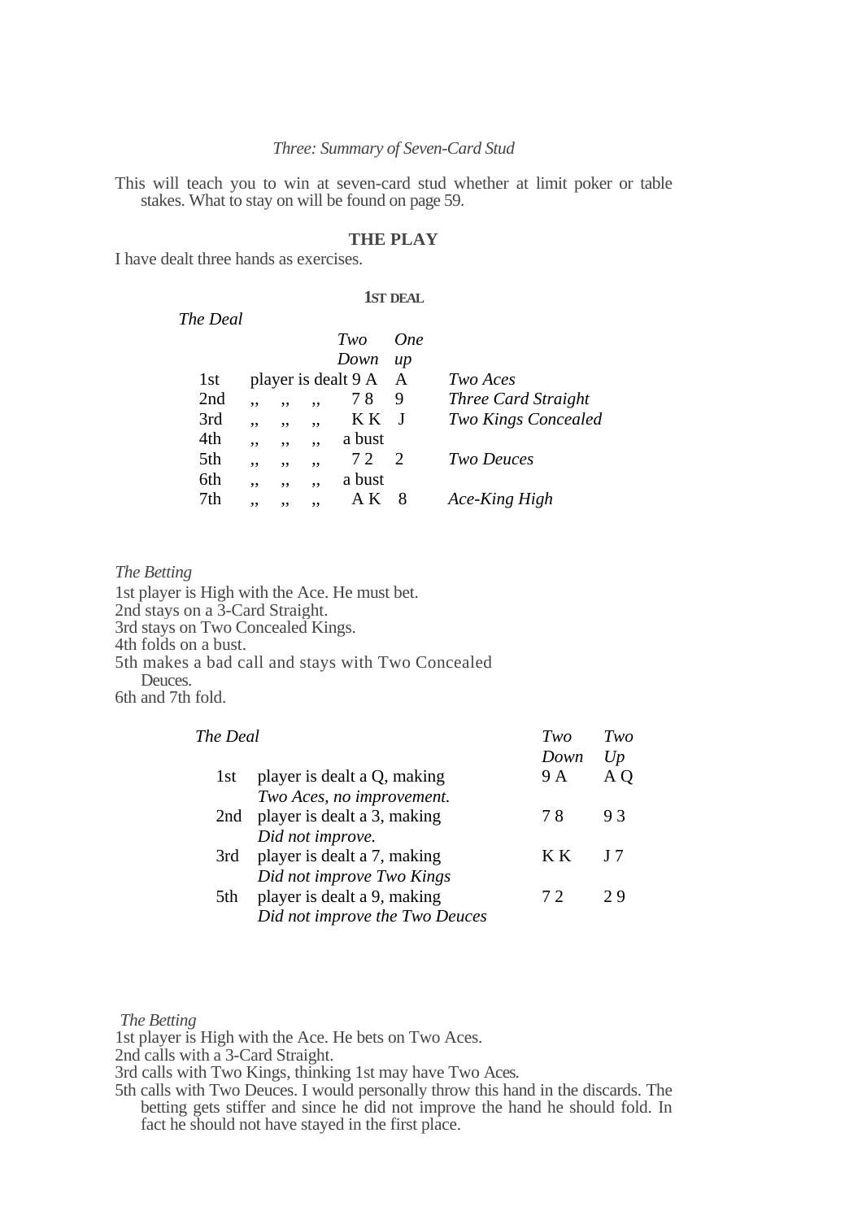*Three: Summary of Seven-Card Stud*

This will teach you to win at seven-card stud whether at limit poker or table stakes. What to stay on will be found on page 59.

## THE PLAY

I have dealt three hands as exercises.

### 1ST DEAL

*The Deal*

| | | *Two Down* | *One up* | |
|---|---|---|---|---|
| 1st | player is dealt | 9 A | A | *Two Aces* |
| 2nd | ,, ,, ,, | 7 8 | 9 | *Three Card Straight* |
| 3rd | ,, ,, ,, | K K | J | *Two Kings Concealed* |
| 4th | ,, ,, ,, | a bust | | |
| 5th | ,, ,, ,, | 7 2 | 2 | *Two Deuces* |
| 6th | ,, ,, ,, | a bust | | |
| 7th | ,, ,, ,, | A K | 8 | *Ace-King High* |

*The Betting*

1st player is High with the Ace. He must bet.
2nd stays on a 3-Card Straight.
3rd stays on Two Concealed Kings.
4th folds on a bust.
5th makes a bad call and stays with Two Concealed Deuces.
6th and 7th fold.

*The Deal*

| | | *Two Down* | *Two Up* |
|---|---|---|---|
| 1st | player is dealt a Q, making *Two Aces, no improvement.* | 9 A | A Q |
| 2nd | player is dealt a 3, making *Did not improve.* | 7 8 | 9 3 |
| 3rd | player is dealt a 7, making *Did not improve Two Kings* | K K | J 7 |
| 5th | player is dealt a 9, making *Did not improve the Two Deuces* | 7 2 | 2 9 |

*The Betting*

1st player is High with the Ace. He bets on Two Aces.
2nd calls with a 3-Card Straight.
3rd calls with Two Kings, thinking 1st may have Two Aces.
5th calls with Two Deuces. I would personally throw this hand in the discards. The betting gets stiffer and since he did not improve the hand he should fold. In fact he should not have stayed in the first place.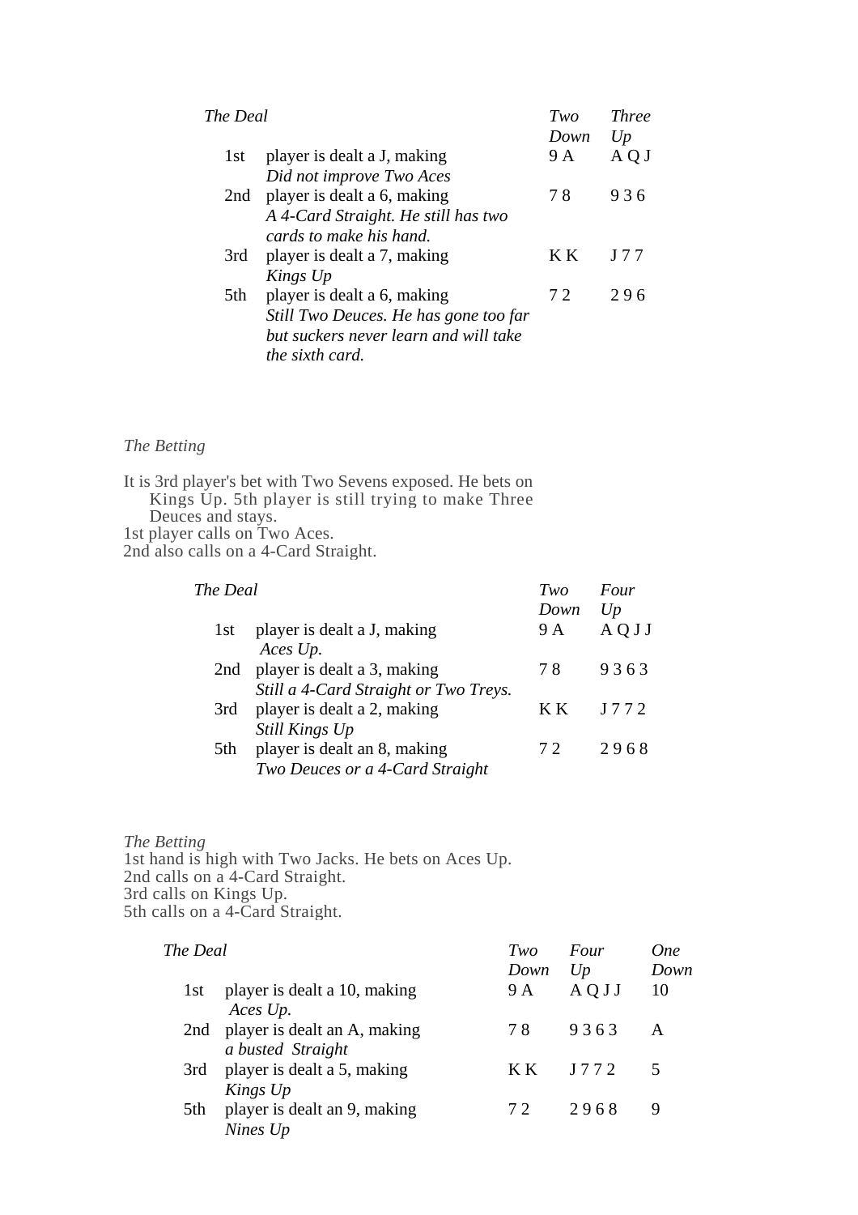| *The Deal* | | *Two Down* | *Three Up* |
|---|---|---|---|
| 1st | player is dealt a J, making *Did not improve Two Aces* | 9 A | A Q J |
| 2nd | player is dealt a 6, making *A 4-Card Straight. He still has two cards to make his hand.* | 7 8 | 9 3 6 |
| 3rd | player is dealt a 7, making *Kings Up* | K K | J 7 7 |
| 5th | player is dealt a 6, making *Still Two Deuces. He has gone too far but suckers never learn and will take the sixth card.* | 7 2 | 2 9 6 |

*The Betting*

It is 3rd player's bet with Two Sevens exposed. He bets on Kings Up. 5th player is still trying to make Three Deuces and stays.
1st player calls on Two Aces.
2nd also calls on a 4-Card Straight.

| *The Deal* | | *Two Down* | *Four Up* |
|---|---|---|---|
| 1st | player is dealt a J, making *Aces Up.* | 9 A | A Q J J |
| 2nd | player is dealt a 3, making *Still a 4-Card Straight or Two Treys.* | 7 8 | 9 3 6 3 |
| 3rd | player is dealt a 2, making *Still Kings Up* | K K | J 7 7 2 |
| 5th | player is dealt an 8, making *Two Deuces or a 4-Card Straight* | 7 2 | 2 9 6 8 |

*The Betting*
1st hand is high with Two Jacks. He bets on Aces Up.
2nd calls on a 4-Card Straight.
3rd calls on Kings Up.
5th calls on a 4-Card Straight.

| *The Deal* | | *Two Down* | *Four Up* | *One Down* |
|---|---|---|---|---|
| 1st | player is dealt a 10, making *Aces Up.* | 9 A | A Q J J | 10 |
| 2nd | player is dealt an A, making *a busted Straight* | 7 8 | 9 3 6 3 | A |
| 3rd | player is dealt a 5, making *Kings Up* | K K | J 7 7 2 | 5 |
| 5th | player is dealt an 9, making *Nines Up* | 7 2 | 2 9 6 8 | 9 |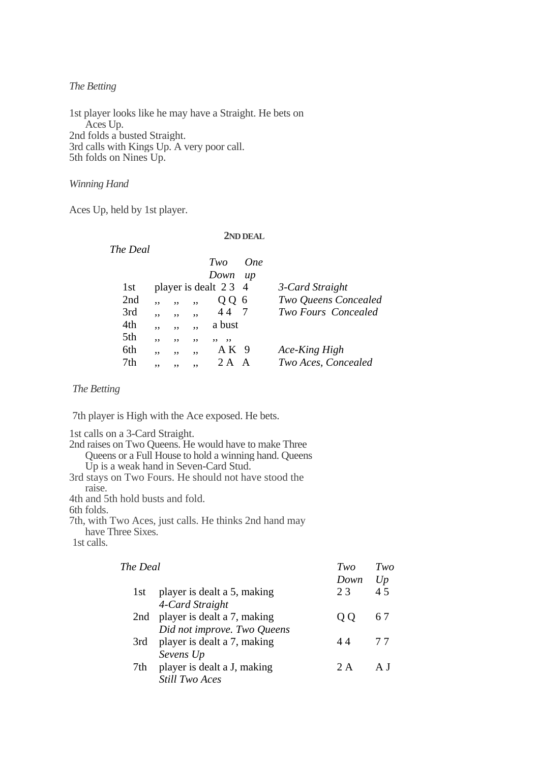*The Betting*

1st player looks like he may have a Straight. He bets on Aces Up.
2nd folds a busted Straight.
3rd calls with Kings Up. A very poor call.
5th folds on Nines Up.

*Winning Hand*

Aces Up, held by 1st player.

## 2ND DEAL

*The Deal*

| | | *Two Down* | *One up* | |
|---|---|---|---|---|
| 1st | player is dealt | 2 3 | 4 | *3-Card Straight* |
| 2nd | ,, ,, ,, | Q Q | 6 | *Two Queens Concealed* |
| 3rd | ,, ,, ,, | 4 4 | 7 | *Two Fours Concealed* |
| 4th | ,, ,, ,, | a bust | | |
| 5th | ,, ,, ,, | ,, ,, | | |
| 6th | ,, ,, ,, | A K | 9 | *Ace-King High* |
| 7th | ,, ,, ,, | 2 A | A | *Two Aces, Concealed* |

*The Betting*

7th player is High with the Ace exposed. He bets.

1st calls on a 3-Card Straight.
2nd raises on Two Queens. He would have to make Three Queens or a Full House to hold a winning hand. Queens Up is a weak hand in Seven-Card Stud.
3rd stays on Two Fours. He should not have stood the raise.
4th and 5th hold busts and fold.
6th folds.
7th, with Two Aces, just calls. He thinks 2nd hand may have Three Sixes.
1st calls.

| *The Deal* | | *Two Down* | *Two Up* |
|---|---|---|---|
| 1st | player is dealt a 5, making *4-Card Straight* | 2 3 | 4 5 |
| 2nd | player is dealt a 7, making *Did not improve. Two Queens* | Q Q | 6 7 |
| 3rd | player is dealt a 7, making *Sevens Up* | 4 4 | 7 7 |
| 7th | player is dealt a J, making *Still Two Aces* | 2 A | A J |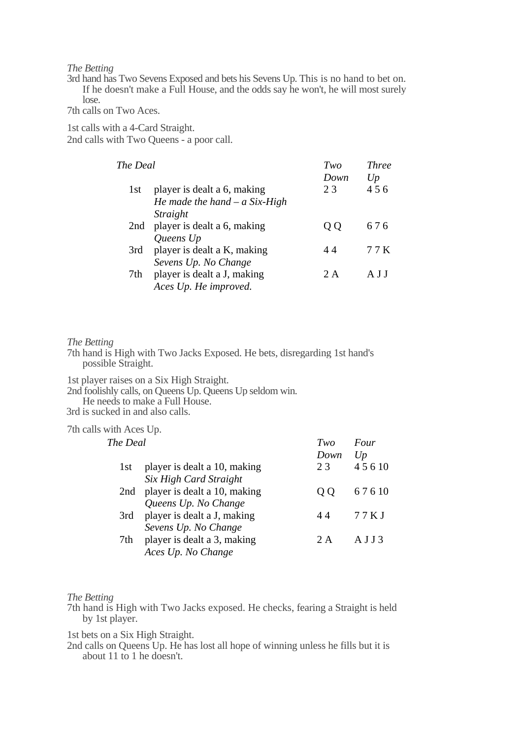*The Betting*

3rd hand has Two Sevens Exposed and bets his Sevens Up. This is no hand to bet on. If he doesn't make a Full House, and the odds say he won't, he will most surely lose.

7th calls on Two Aces.

1st calls with a 4-Card Straight.

2nd calls with Two Queens - a poor call.

| *The Deal* | | *Two Down* | *Three Up* |
|---|---|---|---|
| 1st | player is dealt a 6, making *He made the hand – a Six-High Straight* | 2 3 | 4 5 6 |
| 2nd | player is dealt a 6, making *Queens Up* | Q Q | 6 7 6 |
| 3rd | player is dealt a K, making *Sevens Up. No Change* | 4 4 | 7 7 K |
| 7th | player is dealt a J, making *Aces Up. He improved.* | 2 A | A J J |

*The Betting*

7th hand is High with Two Jacks Exposed. He bets, disregarding 1st hand's possible Straight.

1st player raises on a Six High Straight.

2nd foolishly calls, on Queens Up. Queens Up seldom win. He needs to make a Full House.

3rd is sucked in and also calls.

7th calls with Aces Up.

| *The Deal* | | *Two Down* | *Four Up* |
|---|---|---|---|
| 1st | player is dealt a 10, making *Six High Card Straight* | 2 3 | 4 5 6 10 |
| 2nd | player is dealt a 10, making *Queens Up. No Change* | Q Q | 6 7 6 10 |
| 3rd | player is dealt a J, making *Sevens Up. No Change* | 4 4 | 7 7 K J |
| 7th | player is dealt a 3, making *Aces Up. No Change* | 2 A | A J J 3 |

*The Betting*

7th hand is High with Two Jacks exposed. He checks, fearing a Straight is held by 1st player.

1st bets on a Six High Straight.

2nd calls on Queens Up. He has lost all hope of winning unless he fills but it is about 11 to 1 he doesn't.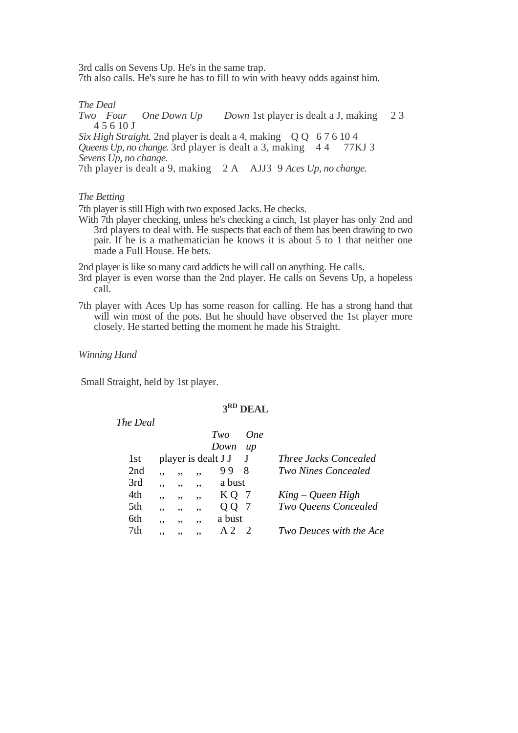3rd calls on Sevens Up. He's in the same trap.
7th also calls. He's sure he has to fill to win with heavy odds against him.

*The Deal*

*Two Four One Down Up Down* 1st player is dealt a J, making 2 3 4 5 6 10 J
*Six High Straight.* 2nd player is dealt a 4, making Q Q 6 7 6 10 4
*Queens Up, no change.* 3rd player is dealt a 3, making 4 4 77KJ 3
*Sevens Up, no change.*
7th player is dealt a 9, making 2 A AJJ3 9 *Aces Up, no change.*

*The Betting*

7th player is still High with two exposed Jacks. He checks.

With 7th player checking, unless he's checking a cinch, 1st player has only 2nd and 3rd players to deal with. He suspects that each of them has been drawing to two pair. If he is a mathematician he knows it is about 5 to 1 that neither one made a Full House. He bets.

2nd player is like so many card addicts he will call on anything. He calls.

3rd player is even worse than the 2nd player. He calls on Sevens Up, a hopeless call.

7th player with Aces Up has some reason for calling. He has a strong hand that will win most of the pots. But he should have observed the 1st player more closely. He started betting the moment he made his Straight.

*Winning Hand*

Small Straight, held by 1st player.

## 3RD DEAL

*The Deal*

| | | *Two Down* | *One up* | |
|---|---|---|---|---|
| 1st | player is dealt | J J | J | *Three Jacks Concealed* |
| 2nd | ,, ,, ,, | 9 9 | 8 | *Two Nines Concealed* |
| 3rd | ,, ,, ,, | a bust | | |
| 4th | ,, ,, ,, | K Q | 7 | *King – Queen High* |
| 5th | ,, ,, ,, | Q Q | 7 | *Two Queens Concealed* |
| 6th | ,, ,, ,, | a bust | | |
| 7th | ,, ,, ,, | A 2 | 2 | *Two Deuces with the Ace* |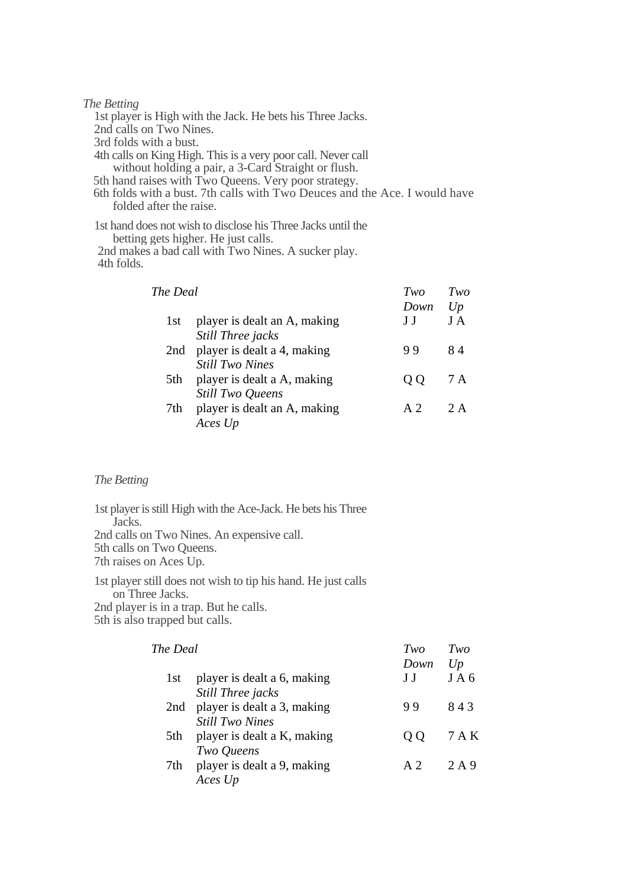*The Betting*

1st player is High with the Jack. He bets his Three Jacks.
2nd calls on Two Nines.
3rd folds with a bust.
4th calls on King High. This is a very poor call. Never call without holding a pair, a 3-Card Straight or flush.
5th hand raises with Two Queens. Very poor strategy.
6th folds with a bust. 7th calls with Two Deuces and the Ace. I would have folded after the raise.

1st hand does not wish to disclose his Three Jacks until the betting gets higher. He just calls.
2nd makes a bad call with Two Nines. A sucker play.
4th folds.

| *The Deal* | | *Two Down* | *Two Up* |
|---|---|---|---|
| 1st | player is dealt an A, making *Still Three jacks* | J J | J A |
| 2nd | player is dealt a 4, making *Still Two Nines* | 9 9 | 8 4 |
| 5th | player is dealt a A, making *Still Two Queens* | Q Q | 7 A |
| 7th | player is dealt an A, making *Aces Up* | A 2 | 2 A |

*The Betting*

1st player is still High with the Ace-Jack. He bets his Three Jacks.
2nd calls on Two Nines. An expensive call.
5th calls on Two Queens.
7th raises on Aces Up.

1st player still does not wish to tip his hand. He just calls on Three Jacks.
2nd player is in a trap. But he calls.
5th is also trapped but calls.

| *The Deal* | | *Two Down* | *Two Up* |
|---|---|---|---|
| 1st | player is dealt a 6, making *Still Three jacks* | J J | J A 6 |
| 2nd | player is dealt a 3, making *Still Two Nines* | 9 9 | 8 4 3 |
| 5th | player is dealt a K, making *Two Queens* | Q Q | 7 A K |
| 7th | player is dealt a 9, making *Aces Up* | A 2 | 2 A 9 |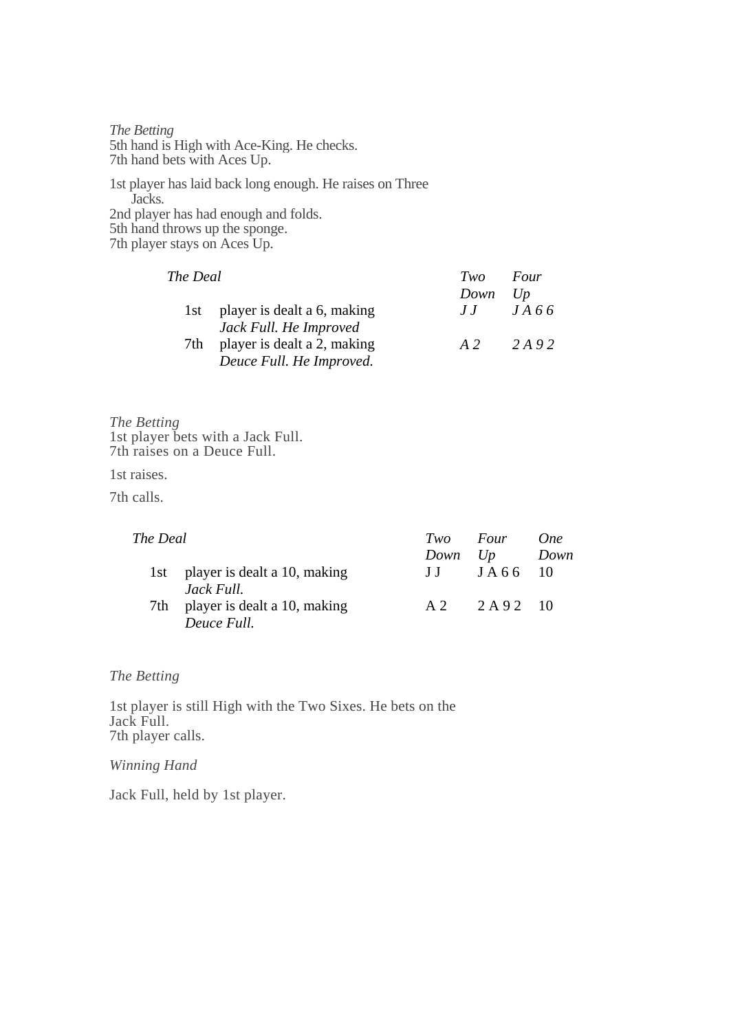*The Betting*
5th hand is High with Ace-King. He checks.
7th hand bets with Aces Up.

1st player has laid back long enough. He raises on Three Jacks.
2nd player has had enough and folds.
5th hand throws up the sponge.
7th player stays on Aces Up.

| *The Deal* | | *Two Down* | *Four Up* |
|---|---|---|---|
| 1st | player is dealt a 6, making *Jack Full. He Improved* | *J J* | *J A 6 6* |
| 7th | player is dealt a 2, making *Deuce Full. He Improved.* | *A 2* | *2 A 9 2* |

*The Betting*
1st player bets with a Jack Full.
7th raises on a Deuce Full.

1st raises.

7th calls.

| *The Deal* | | *Two Down* | *Four Up* | *One Down* |
|---|---|---|---|---|
| 1st | player is dealt a 10, making *Jack Full.* | J J | J A 6 6 | 10 |
| 7th | player is dealt a 10, making *Deuce Full.* | A 2 | 2 A 9 2 | 10 |

*The Betting*

1st player is still High with the Two Sixes. He bets on the Jack Full.
7th player calls.

*Winning Hand*

Jack Full, held by 1st player.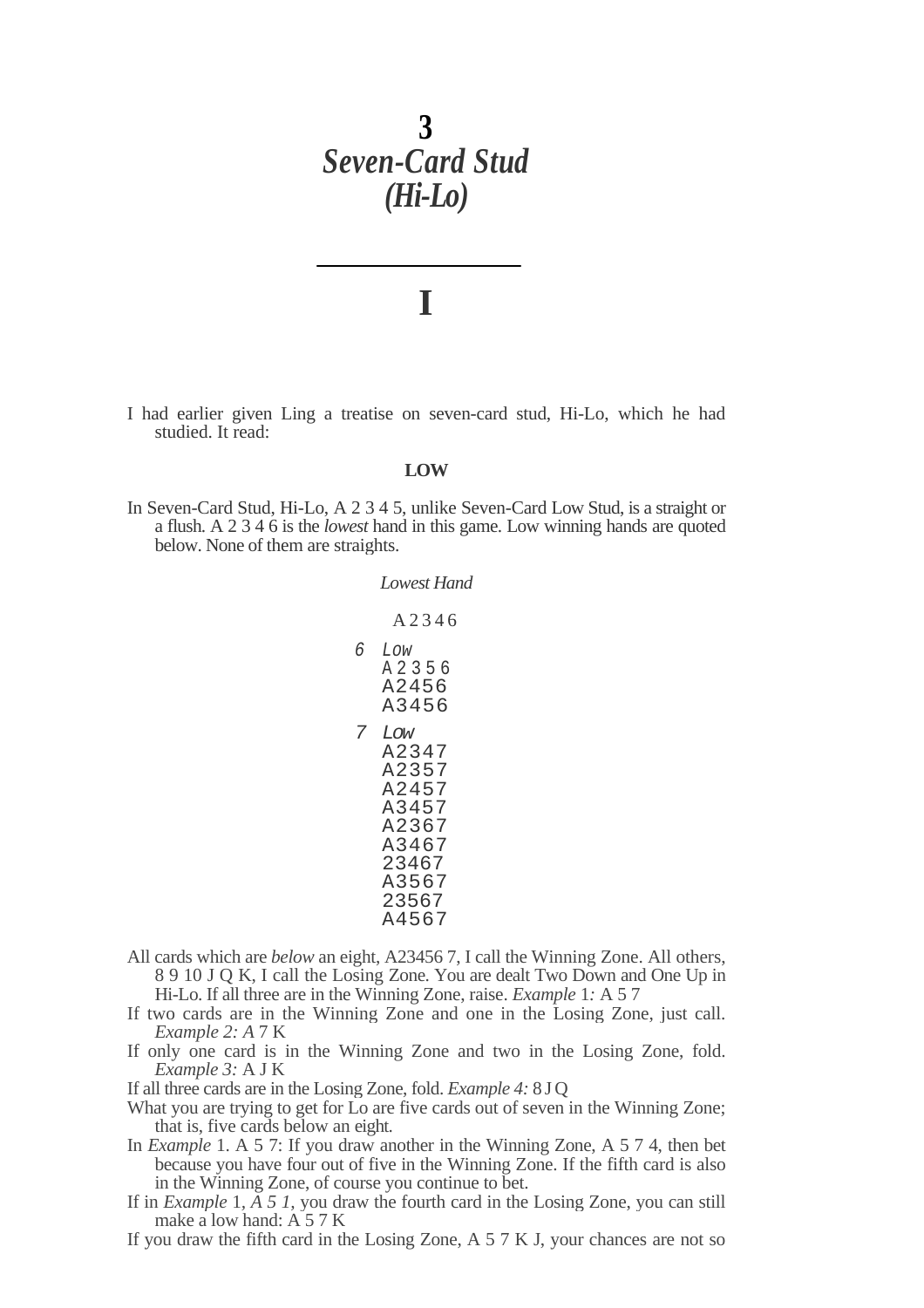# 3
# *Seven-Card Stud (Hi-Lo)*

---

## I

I had earlier given Ling a treatise on seven-card stud, Hi-Lo, which he had studied. It read:

**LOW**

In Seven-Card Stud, Hi-Lo, A 2 3 4 5, unlike Seven-Card Low Stud, is a straight or a flush. A 2 3 4 6 is the *lowest* hand in this game. Low winning hands are quoted below. None of them are straights.

*Lowest Hand*

A 2 3 4 6

*6 Low*
A 2 3 5 6
A2456
A3456

*7 Low*
A2347
A2357
A2457
A3457
A2367
A3467
23467
A3567
23567
A4567

All cards which are *below* an eight, A23456 7, I call the Winning Zone. All others, 8 9 10 J Q K, I call the Losing Zone. You are dealt Two Down and One Up in Hi-Lo. If all three are in the Winning Zone, raise. *Example* 1*:* A 5 7

If two cards are in the Winning Zone and one in the Losing Zone, just call. *Example 2: A* 7 K

If only one card is in the Winning Zone and two in the Losing Zone, fold. *Example 3:* A J K

If all three cards are in the Losing Zone, fold. *Example 4:* 8 J Q

What you are trying to get for Lo are five cards out of seven in the Winning Zone; that is, five cards below an eight.

In *Example* 1. A 5 7: If you draw another in the Winning Zone, A 5 7 4, then bet because you have four out of five in the Winning Zone. If the fifth card is also in the Winning Zone, of course you continue to bet.

If in *Example* 1, *A 5 1,* you draw the fourth card in the Losing Zone, you can still make a low hand: A 5 7 K

If you draw the fifth card in the Losing Zone, A 5 7 K J, your chances are not so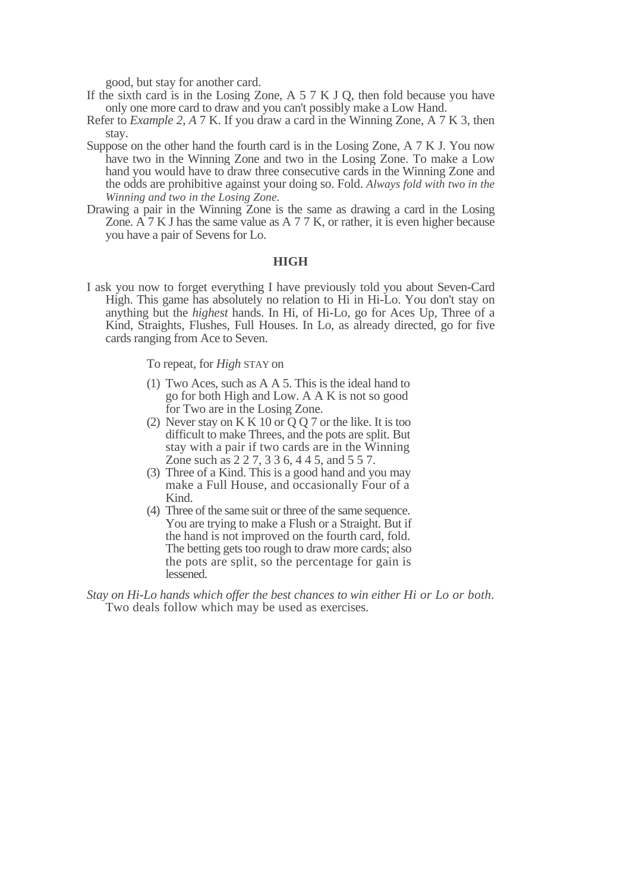good, but stay for another card.

If the sixth card is in the Losing Zone, A 5 7 K J Q, then fold because you have only one more card to draw and you can't possibly make a Low Hand.

Refer to *Example 2, A* 7 K. If you draw a card in the Winning Zone, A 7 K 3, then stay.

Suppose on the other hand the fourth card is in the Losing Zone, A 7 K J. You now have two in the Winning Zone and two in the Losing Zone. To make a Low hand you would have to draw three consecutive cards in the Winning Zone and the odds are prohibitive against your doing so. Fold. *Always fold with two in the Winning and two in the Losing Zone.*

Drawing a pair in the Winning Zone is the same as drawing a card in the Losing Zone. A 7 K J has the same value as A 7 7 K, or rather, it is even higher because you have a pair of Sevens for Lo.

## HIGH

I ask you now to forget everything I have previously told you about Seven-Card High. This game has absolutely no relation to Hi in Hi-Lo. You don't stay on anything but the *highest* hands. In Hi, of Hi-Lo, go for Aces Up, Three of a Kind, Straights, Flushes, Full Houses. In Lo, as already directed, go for five cards ranging from Ace to Seven.

To repeat, for *High* STAY on

(1) Two Aces, such as A A 5. This is the ideal hand to go for both High and Low. A A K is not so good for Two are in the Losing Zone.

(2) Never stay on K K 10 or Q Q 7 or the like. It is too difficult to make Threes, and the pots are split. But stay with a pair if two cards are in the Winning Zone such as 2 2 7, 3 3 6, 4 4 5, and 5 5 7.

(3) Three of a Kind. This is a good hand and you may make a Full House, and occasionally Four of a Kind.

(4) Three of the same suit or three of the same sequence. You are trying to make a Flush or a Straight. But if the hand is not improved on the fourth card, fold. The betting gets too rough to draw more cards; also the pots are split, so the percentage for gain is lessened.

*Stay on Hi-Lo hands which offer the best chances to win either Hi or Lo or both.* Two deals follow which may be used as exercises.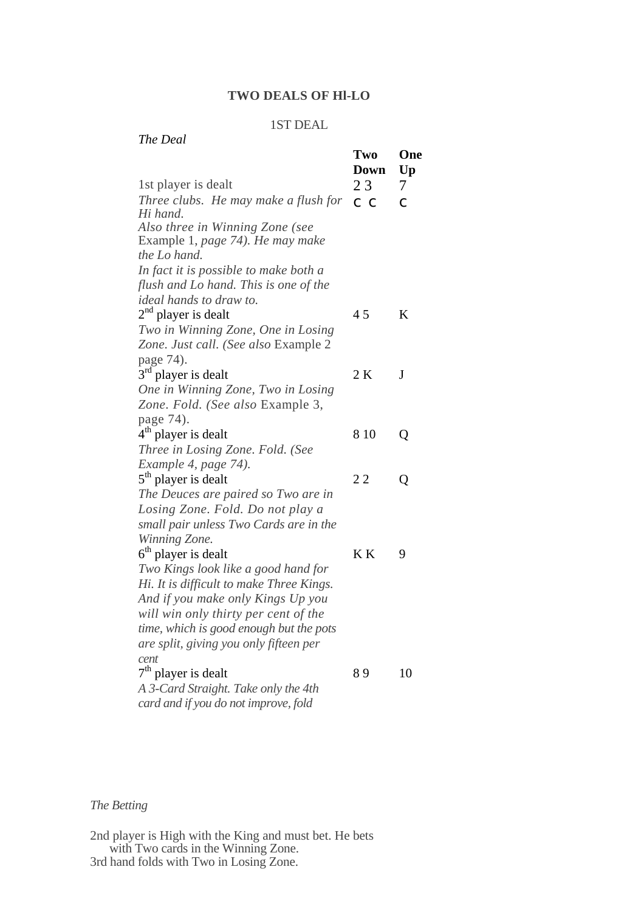## TWO DEALS OF HI-LO

1ST DEAL

*The Deal*

| | Two Down | One Up |
|---|---|---|
| 1st player is dealt | 2 3 | 7 |
| *Three clubs. He may make a flush for Hi hand.* *Also three in Winning Zone (see* Example 1, *page 74). He may make the Lo hand.* *In fact it is possible to make both a flush and Lo hand. This is one of the ideal hands to draw to.* | C C | C |
| 2nd player is dealt | 4 5 | K |
| *Two in Winning Zone, One in Losing Zone. Just call. (See also* Example 2 page 74). | | |
| 3rd player is dealt | 2 K | J |
| *One in Winning Zone, Two in Losing Zone. Fold. (See also* Example 3, page 74). | | |
| 4th player is dealt | 8 10 | Q |
| *Three in Losing Zone. Fold. (See Example 4, page 74).* | | |
| 5th player is dealt | 2 2 | Q |
| *The Deuces are paired so Two are in Losing Zone. Fold. Do not play a small pair unless Two Cards are in the Winning Zone.* | | |
| 6th player is dealt | K K | 9 |
| *Two Kings look like a good hand for Hi. It is difficult to make Three Kings. And if you make only Kings Up you will win only thirty per cent of the time, which is good enough but the pots are split, giving you only fifteen per cent* | | |
| 7th player is dealt | 8 9 | 10 |
| *A 3-Card Straight. Take only the 4th card and if you do not improve, fold* | | |

*The Betting*

2nd player is High with the King and must bet. He bets with Two cards in the Winning Zone.
3rd hand folds with Two in Losing Zone.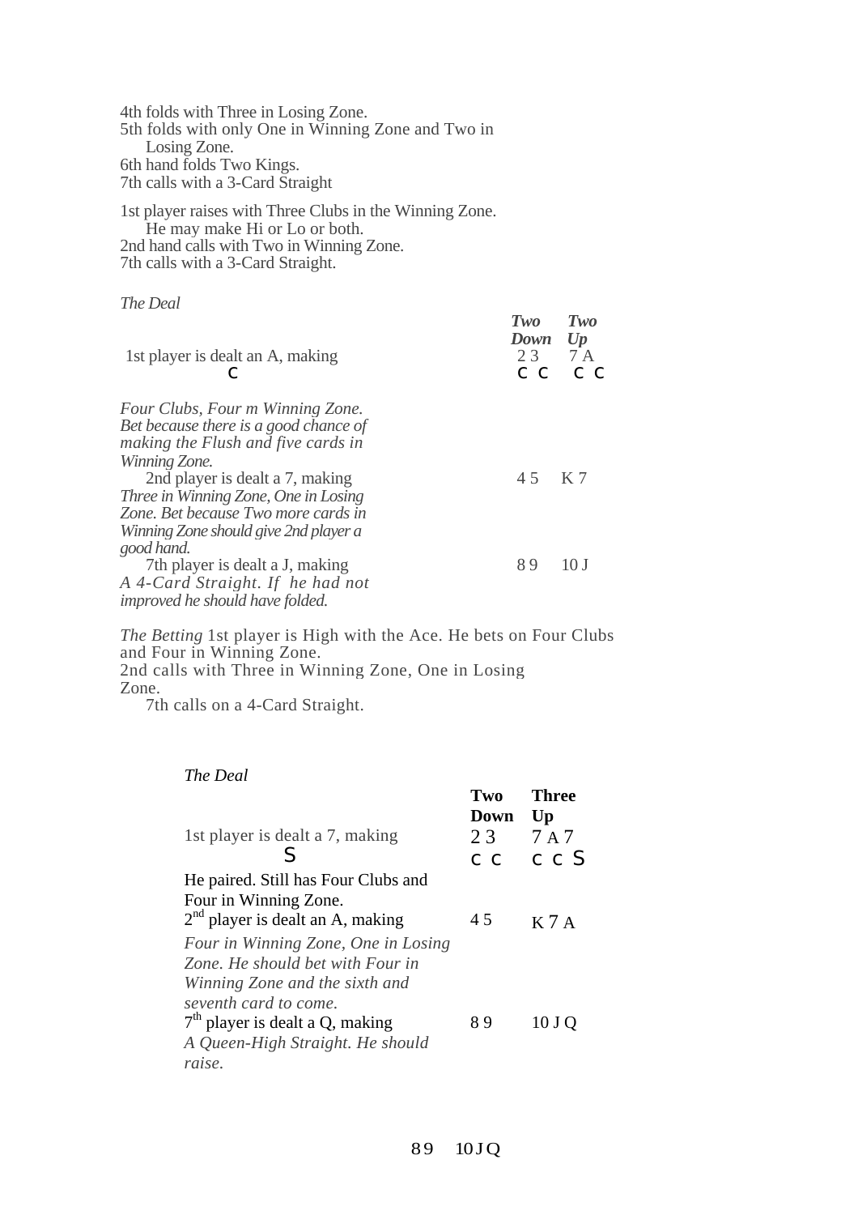4th folds with Three in Losing Zone.
5th folds with only One in Winning Zone and Two in
  Losing Zone.
6th hand folds Two Kings.
7th calls with a 3-Card Straight

1st player raises with Three Clubs in the Winning Zone.
  He may make Hi or Lo or both.
2nd hand calls with Two in Winning Zone.
7th calls with a 3-Card Straight.

*The Deal*

| | ***Two Down*** | ***Two Up*** |
|---|---|---|
| 1st player is dealt an A, making | 2 3 | 7 A |
| C | C C | C C |
| *Four Clubs, Four m Winning Zone. Bet because there is a good chance of making the Flush and five cards in Winning Zone.* | | |
| 2nd player is dealt a 7, making | 4 5 | K 7 |
| *Three in Winning Zone, One in Losing Zone. Bet because Two more cards in Winning Zone should give 2nd player a good hand.* | | |
| 7th player is dealt a J, making | 8 9 | 10 J |
| *A 4-Card Straight. If he had not improved he should have folded.* | | |

*The Betting* 1st player is High with the Ace. He bets on Four Clubs and Four in Winning Zone.
2nd calls with Three in Winning Zone, One in Losing Zone.
  7th calls on a 4-Card Straight.

*The Deal*

| | **Two Down** | **Three Up** |
|---|---|---|
| 1st player is dealt a 7, making | 2 3 | 7 A 7 |
| S | C C | C C S |
| He paired. Still has Four Clubs and Four in Winning Zone. | | |
| 2nd player is dealt an A, making | 4 5 | K 7 A |
| *Four in Winning Zone, One in Losing Zone. He should bet with Four in Winning Zone and the sixth and seventh card to come.* | | |
| 7th player is dealt a Q, making | 8 9 | 10 J Q |
| *A Queen-High Straight. He should raise.* | | |

8 9  10 J Q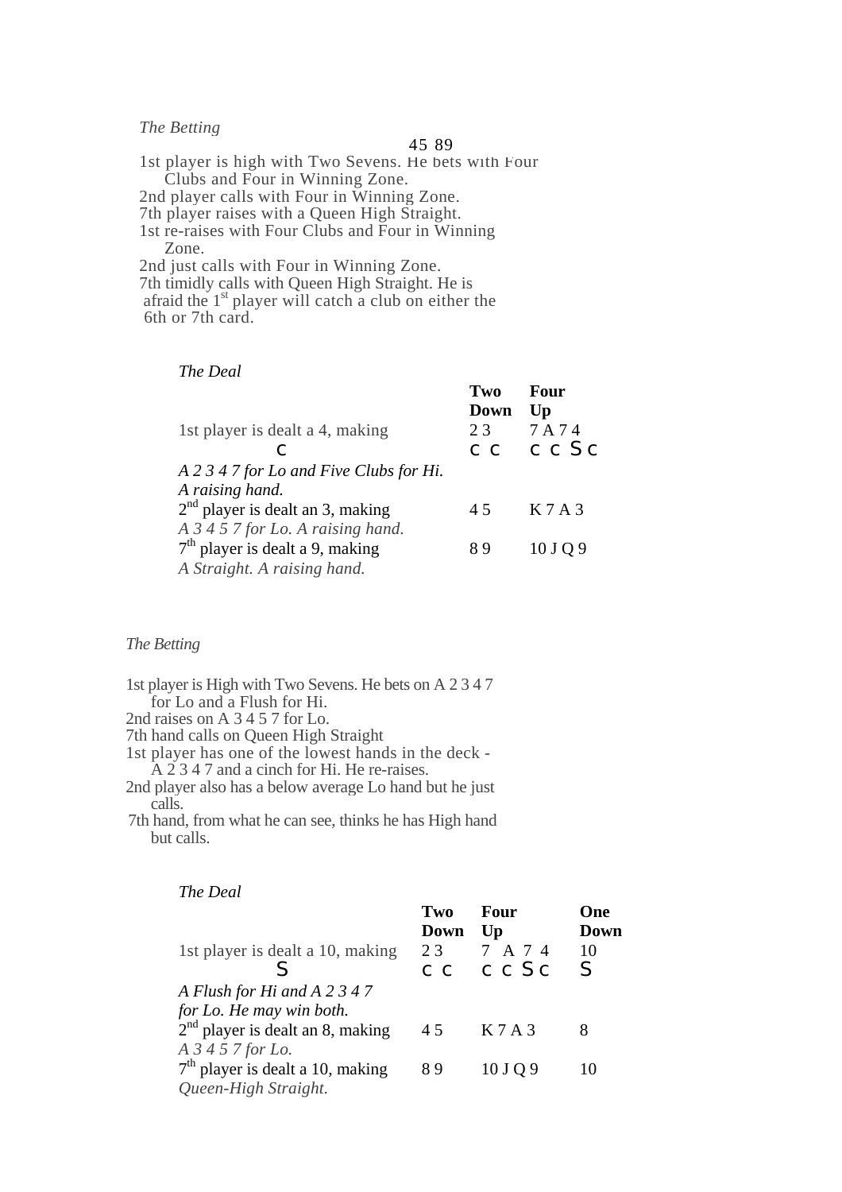*The Betting*

45 89

1st player is high with Two Sevens. He bets with Four Clubs and Four in Winning Zone.
2nd player calls with Four in Winning Zone.
7th player raises with a Queen High Straight.
1st re-raises with Four Clubs and Four in Winning Zone.
2nd just calls with Four in Winning Zone.
7th timidly calls with Queen High Straight. He is afraid the 1st player will catch a club on either the 6th or 7th card.

*The Deal*

| | Two Down | Four Up |
|---|---|---|
| 1st player is dealt a 4, making c | 2 3<br>c c | 7 A 7 4<br>c c S c |
| *A 2 3 4 7 for Lo and Five Clubs for Hi. A raising hand.* | | |
| 2nd player is dealt an 3, making | 4 5 | K 7 A 3 |
| *A 3 4 5 7 for Lo. A raising hand.* | | |
| 7th player is dealt a 9, making | 8 9 | 10 J Q 9 |
| *A Straight. A raising hand.* | | |

*The Betting*

1st player is High with Two Sevens. He bets on A 2 3 4 7 for Lo and a Flush for Hi.
2nd raises on A 3 4 5 7 for Lo.
7th hand calls on Queen High Straight
1st player has one of the lowest hands in the deck - A 2 3 4 7 and a cinch for Hi. He re-raises.
2nd player also has a below average Lo hand but he just calls.
7th hand, from what he can see, thinks he has High hand but calls.

*The Deal*

| | Two Down | Four Up | One Down |
|---|---|---|---|
| 1st player is dealt a 10, making S | 2 3<br>c c | 7 A 7 4<br>c c S c | 10<br>S |
| *A Flush for Hi and A 2 3 4 7 for Lo. He may win both.* | | | |
| 2nd player is dealt an 8, making | 4 5 | K 7 A 3 | 8 |
| *A 3 4 5 7 for Lo.* | | | |
| 7th player is dealt a 10, making | 8 9 | 10 J Q 9 | 10 |
| *Queen-High Straight.* | | | |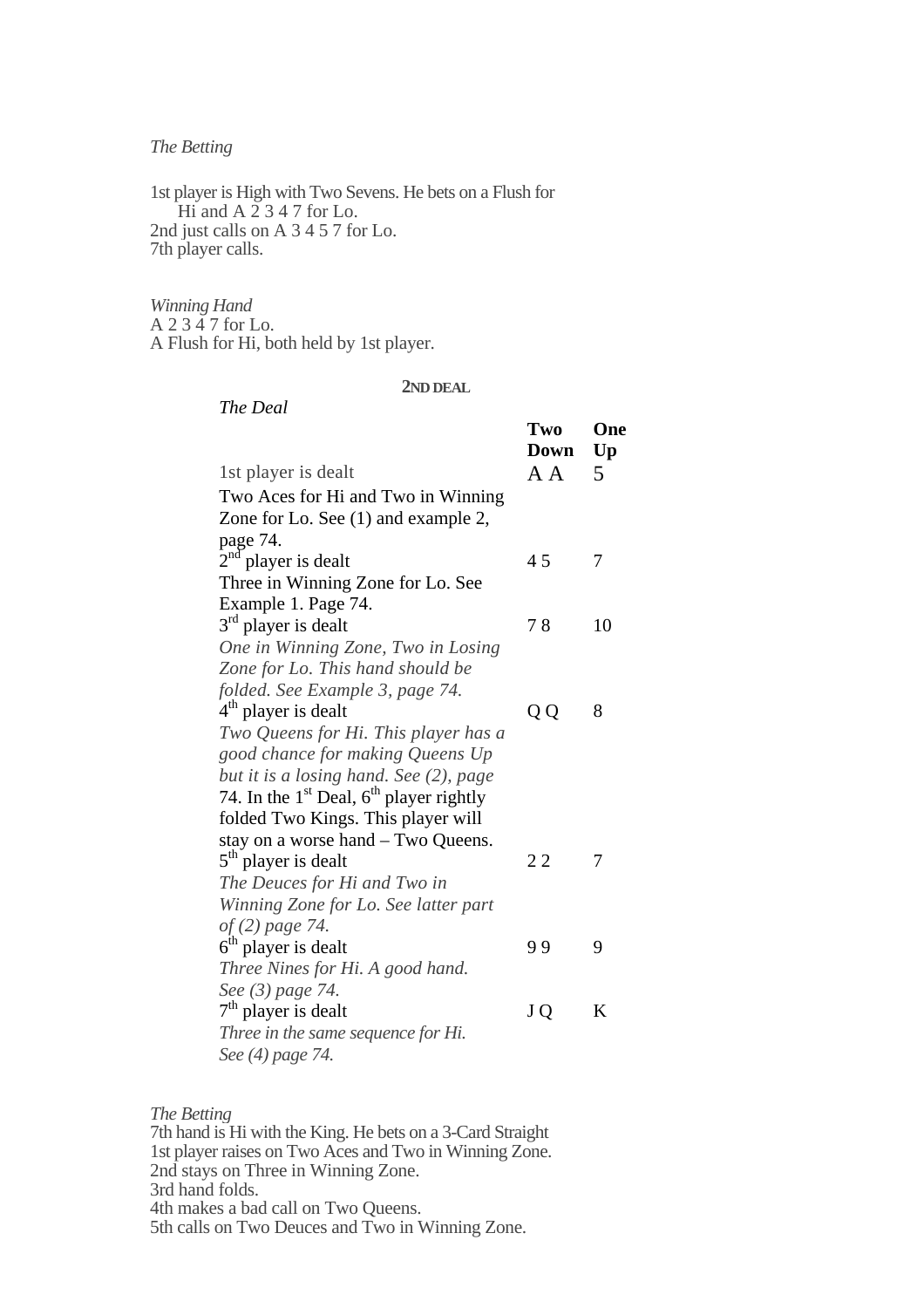*The Betting*

1st player is High with Two Sevens. He bets on a Flush for Hi and A 2 3 4 7 for Lo.
2nd just calls on A 3 4 5 7 for Lo.
7th player calls.

*Winning Hand*
A 2 3 4 7 for Lo.
A Flush for Hi, both held by 1st player.

## 2ND DEAL

*The Deal*

| | **Two Down** | **One Up** |
|---|---|---|
| 1st player is dealt | A A | 5 |
| Two Aces for Hi and Two in Winning Zone for Lo. See (1) and example 2, page 74. | | |
| 2nd player is dealt | 4 5 | 7 |
| Three in Winning Zone for Lo. See Example 1. Page 74. | | |
| 3rd player is dealt | 7 8 | 10 |
| *One in Winning Zone, Two in Losing Zone for Lo. This hand should be folded. See Example 3, page 74.* | | |
| 4th player is dealt | Q Q | 8 |
| *Two Queens for Hi. This player has a good chance for making Queens Up but it is a losing hand. See (2), page* 74. In the 1st Deal, 6th player rightly folded Two Kings. This player will stay on a worse hand – Two Queens. | | |
| 5th player is dealt | 2 2 | 7 |
| *The Deuces for Hi and Two in Winning Zone for Lo. See latter part of (2) page 74.* | | |
| 6th player is dealt | 9 9 | 9 |
| *Three Nines for Hi. A good hand. See (3) page 74.* | | |
| 7th player is dealt | J Q | K |
| *Three in the same sequence for Hi. See (4) page 74.* | | |

*The Betting*
7th hand is Hi with the King. He bets on a 3-Card Straight
1st player raises on Two Aces and Two in Winning Zone.
2nd stays on Three in Winning Zone.
3rd hand folds.
4th makes a bad call on Two Queens.
5th calls on Two Deuces and Two in Winning Zone.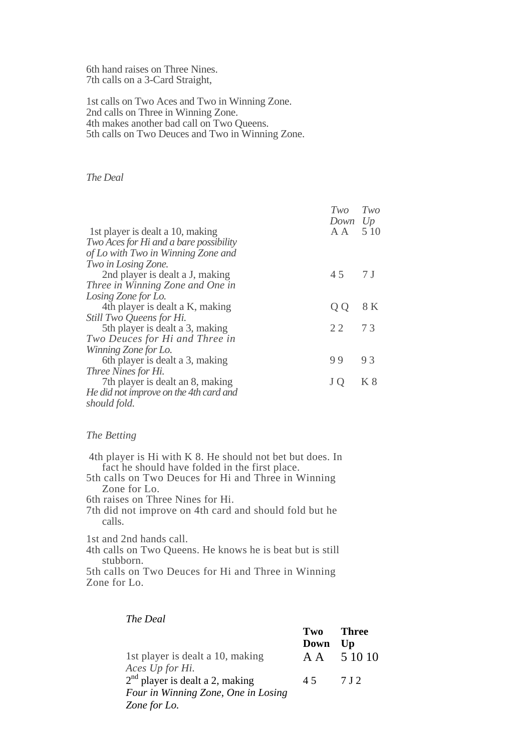6th hand raises on Three Nines.
7th calls on a 3-Card Straight,

1st calls on Two Aces and Two in Winning Zone.
2nd calls on Three in Winning Zone.
4th makes another bad call on Two Queens.
5th calls on Two Deuces and Two in Winning Zone.

*The Deal*

| | *Two Down* | *Two Up* |
|---|---|---|
| 1st player is dealt a 10, making *Two Aces for Hi and a bare possibility of Lo with Two in Winning Zone and Two in Losing Zone.* | A A | 5 10 |
| 2nd player is dealt a J, making *Three in Winning Zone and One in Losing Zone for Lo.* | 4 5 | 7 J |
| 4th player is dealt a K, making *Still Two Queens for Hi.* | Q Q | 8 K |
| 5th player is dealt a 3, making *Two Deuces for Hi and Three in Winning Zone for Lo.* | 2 2 | 7 3 |
| 6th player is dealt a 3, making *Three Nines for Hi.* | 9 9 | 9 3 |
| 7th player is dealt an 8, making *He did not improve on the 4th card and should fold.* | J Q | K 8 |

*The Betting*

4th player is Hi with K 8. He should not bet but does. In fact he should have folded in the first place.
5th calls on Two Deuces for Hi and Three in Winning Zone for Lo.
6th raises on Three Nines for Hi.
7th did not improve on 4th card and should fold but he calls.

1st and 2nd hands call.
4th calls on Two Queens. He knows he is beat but is still stubborn.
5th calls on Two Deuces for Hi and Three in Winning Zone for Lo.

*The Deal*

| | **Two Down** | **Three Up** |
|---|---|---|
| 1st player is dealt a 10, making *Aces Up for Hi.* | A A | 5 10 10 |
| 2nd player is dealt a 2, making *Four in Winning Zone, One in Losing Zone for Lo.* | 4 5 | 7 J 2 |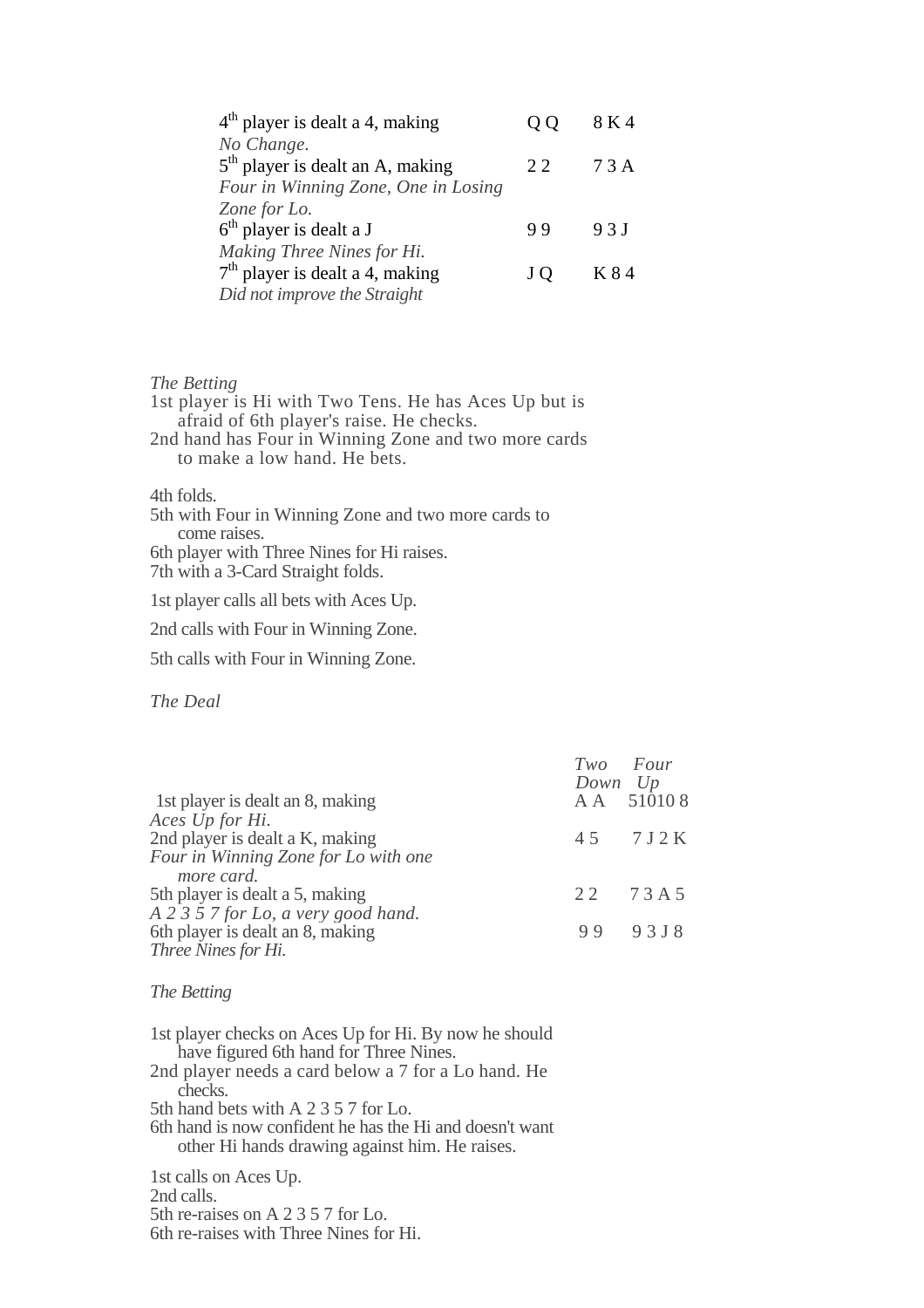| | | |
|---|---|---|
| 4th player is dealt a 4, making | Q Q | 8 K 4 |
| *No Change.* | | |
| 5th player is dealt an A, making | 2 2 | 7 3 A |
| *Four in Winning Zone, One in Losing Zone for Lo.* | | |
| 6th player is dealt a J | 9 9 | 9 3 J |
| *Making Three Nines for Hi.* | | |
| 7th player is dealt a 4, making | J Q | K 8 4 |
| *Did not improve the Straight* | | |

*The Betting*

1st player is Hi with Two Tens. He has Aces Up but is afraid of 6th player's raise. He checks.
2nd hand has Four in Winning Zone and two more cards to make a low hand. He bets.

4th folds.
5th with Four in Winning Zone and two more cards to come raises.
6th player with Three Nines for Hi raises.
7th with a 3-Card Straight folds.

1st player calls all bets with Aces Up.

2nd calls with Four in Winning Zone.

5th calls with Four in Winning Zone.

*The Deal*

| | *Two Down* | *Four Up* |
|---|---|---|
| 1st player is dealt an 8, making | A A | 5 10 10 8 |
| *Aces Up for Hi.* | | |
| 2nd player is dealt a K, making | 4 5 | 7 J 2 K |
| *Four in Winning Zone for Lo with one more card.* | | |
| 5th player is dealt a 5, making | 2 2 | 7 3 A 5 |
| *A 2 3 5 7 for Lo, a very good hand.* | | |
| 6th player is dealt an 8, making | 9 9 | 9 3 J 8 |
| *Three Nines for Hi.* | | |

*The Betting*

1st player checks on Aces Up for Hi. By now he should have figured 6th hand for Three Nines.
2nd player needs a card below a 7 for a Lo hand. He checks.
5th hand bets with A 2 3 5 7 for Lo.
6th hand is now confident he has the Hi and doesn't want other Hi hands drawing against him. He raises.

1st calls on Aces Up.
2nd calls.
5th re-raises on A 2 3 5 7 for Lo.
6th re-raises with Three Nines for Hi.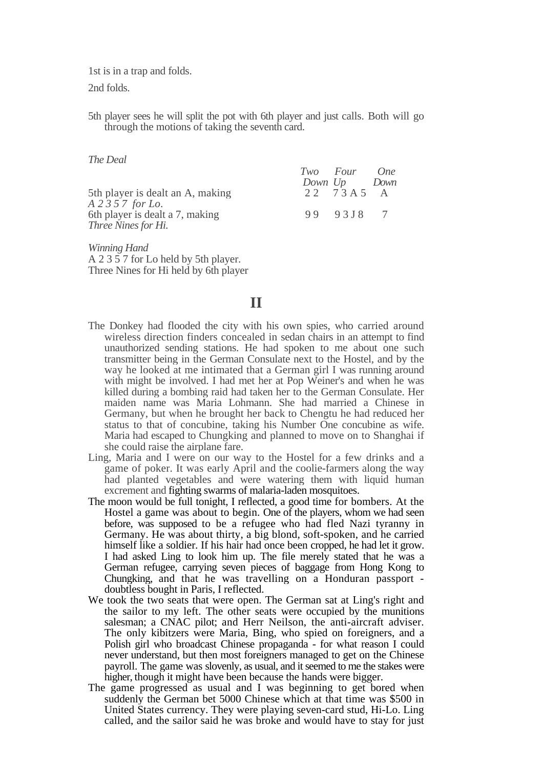1st is in a trap and folds.

2nd folds.

5th player sees he will split the pot with 6th player and just calls. Both will go through the motions of taking the seventh card.

*The Deal*

| | *Two Down* | *Four Up* | *One Down* |
|---|---|---|---|
| 5th player is dealt an A, making *A 2 3 5 7 for Lo*. | 2 2 | 7 3 A 5 | A |
| 6th player is dealt a 7, making *Three Nines for Hi.* | 9 9 | 9 3 J 8 | 7 |

*Winning Hand*
A 2 3 5 7 for Lo held by 5th player.
Three Nines for Hi held by 6th player

## II

The Donkey had flooded the city with his own spies, who carried around wireless direction finders concealed in sedan chairs in an attempt to find unauthorized sending stations. He had spoken to me about one such transmitter being in the German Consulate next to the Hostel, and by the way he looked at me intimated that a German girl I was running around with might be involved. I had met her at Pop Weiner's and when he was killed during a bombing raid had taken her to the German Consulate. Her maiden name was Maria Lohmann. She had married a Chinese in Germany, but when he brought her back to Chengtu he had reduced her status to that of concubine, taking his Number One concubine as wife. Maria had escaped to Chungking and planned to move on to Shanghai if she could raise the airplane fare.

Ling, Maria and I were on our way to the Hostel for a few drinks and a game of poker. It was early April and the coolie-farmers along the way had planted vegetables and were watering them with liquid human excrement and fighting swarms of malaria-laden mosquitoes.

The moon would be full tonight, I reflected, a good time for bombers. At the Hostel a game was about to begin. One of the players, whom we had seen before, was supposed to be a refugee who had fled Nazi tyranny in Germany. He was about thirty, a big blond, soft-spoken, and he carried himself like a soldier. If his hair had once been cropped, he had let it grow. I had asked Ling to look him up. The file merely stated that he was a German refugee, carrying seven pieces of baggage from Hong Kong to Chungking, and that he was travelling on a Honduran passport - doubtless bought in Paris, I reflected.

We took the two seats that were open. The German sat at Ling's right and the sailor to my left. The other seats were occupied by the munitions salesman; a CNAC pilot; and Herr Neilson, the anti-aircraft adviser. The only kibitzers were Maria, Bing, who spied on foreigners, and a Polish girl who broadcast Chinese propaganda - for what reason I could never understand, but then most foreigners managed to get on the Chinese payroll. The game was slovenly, as usual, and it seemed to me the stakes were higher, though it might have been because the hands were bigger.

The game progressed as usual and I was beginning to get bored when suddenly the German bet 5000 Chinese which at that time was $500 in United States currency. They were playing seven-card stud, Hi-Lo. Ling called, and the sailor said he was broke and would have to stay for just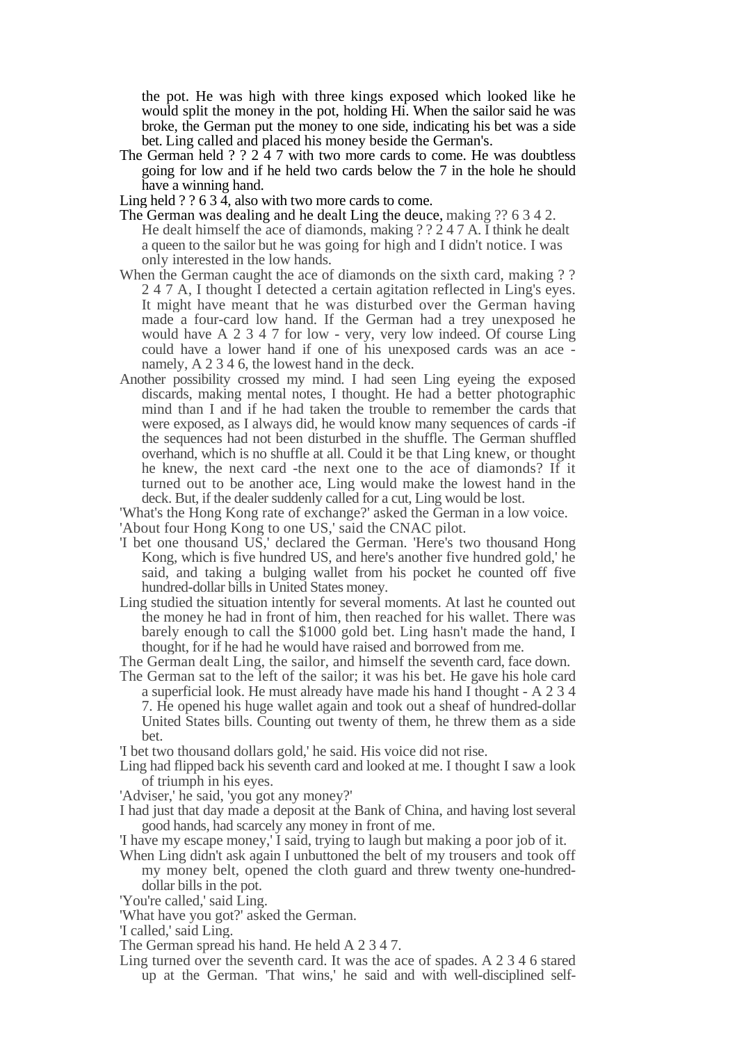the pot. He was high with three kings exposed which looked like he would split the money in the pot, holding Hi. When the sailor said he was broke, the German put the money to one side, indicating his bet was a side bet. Ling called and placed his money beside the German's.

The German held ? ? 2 4 7 with two more cards to come. He was doubtless going for low and if he held two cards below the 7 in the hole he should have a winning hand.

Ling held ? ? 6 3 4, also with two more cards to come.

The German was dealing and he dealt Ling the deuce, making ?? 6 3 4 2. He dealt himself the ace of diamonds, making ? ? 2 4 7 A. I think he dealt a queen to the sailor but he was going for high and I didn't notice. I was only interested in the low hands.

When the German caught the ace of diamonds on the sixth card, making ? ? 2 4 7 A, I thought I detected a certain agitation reflected in Ling's eyes. It might have meant that he was disturbed over the German having made a four-card low hand. If the German had a trey unexposed he would have A 2 3 4 7 for low - very, very low indeed. Of course Ling could have a lower hand if one of his unexposed cards was an ace - namely, A 2 3 4 6, the lowest hand in the deck.

Another possibility crossed my mind. I had seen Ling eyeing the exposed discards, making mental notes, I thought. He had a better photographic mind than I and if he had taken the trouble to remember the cards that were exposed, as I always did, he would know many sequences of cards -if the sequences had not been disturbed in the shuffle. The German shuffled overhand, which is no shuffle at all. Could it be that Ling knew, or thought he knew, the next card -the next one to the ace of diamonds? If it turned out to be another ace, Ling would make the lowest hand in the deck. But, if the dealer suddenly called for a cut, Ling would be lost.

'What's the Hong Kong rate of exchange?' asked the German in a low voice.

'About four Hong Kong to one US,' said the CNAC pilot.

'I bet one thousand US,' declared the German. 'Here's two thousand Hong Kong, which is five hundred US, and here's another five hundred gold,' he said, and taking a bulging wallet from his pocket he counted off five hundred-dollar bills in United States money.

Ling studied the situation intently for several moments. At last he counted out the money he had in front of him, then reached for his wallet. There was barely enough to call the $1000 gold bet. Ling hasn't made the hand, I thought, for if he had he would have raised and borrowed from me.

The German dealt Ling, the sailor, and himself the seventh card, face down.

The German sat to the left of the sailor; it was his bet. He gave his hole card a superficial look. He must already have made his hand I thought - A 2 3 4 7. He opened his huge wallet again and took out a sheaf of hundred-dollar United States bills. Counting out twenty of them, he threw them as a side bet.

'I bet two thousand dollars gold,' he said. His voice did not rise.

Ling had flipped back his seventh card and looked at me. I thought I saw a look of triumph in his eyes.

'Adviser,' he said, 'you got any money?'

I had just that day made a deposit at the Bank of China, and having lost several good hands, had scarcely any money in front of me.

'I have my escape money,' I said, trying to laugh but making a poor job of it.

When Ling didn't ask again I unbuttoned the belt of my trousers and took off my money belt, opened the cloth guard and threw twenty one-hundred-dollar bills in the pot.

'You're called,' said Ling.

'What have you got?' asked the German.

'I called,' said Ling.

The German spread his hand. He held A 2 3 4 7.

Ling turned over the seventh card. It was the ace of spades. A 2 3 4 6 stared up at the German. 'That wins,' he said and with well-disciplined self-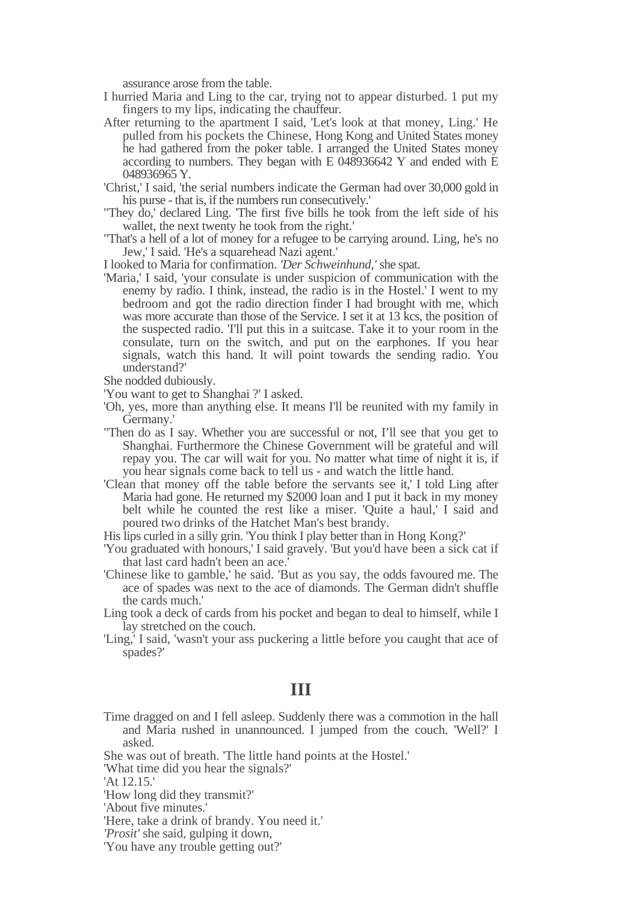assurance arose from the table.

I hurried Maria and Ling to the car, trying not to appear disturbed. 1 put my fingers to my lips, indicating the chauffeur.

After returning to the apartment I said, 'Let's look at that money, Ling.' He pulled from his pockets the Chinese, Hong Kong and United States money he had gathered from the poker table. I arranged the United States money according to numbers. They began with E 048936642 Y and ended with E 048936965 Y.

'Christ,' I said, 'the serial numbers indicate the German had over 30,000 gold in his purse - that is, if the numbers run consecutively.'

"They do,' declared Ling. 'The first five bills he took from the left side of his wallet, the next twenty he took from the right.'

"That's a hell of a lot of money for a refugee to be carrying around. Ling, he's no Jew,' I said. 'He's a squarehead Nazi agent.'

I looked to Maria for confirmation. *'Der Schweinhund,'* she spat.

'Maria,' I said, 'your consulate is under suspicion of communication with the enemy by radio. I think, instead, the radio is in the Hostel.' I went to my bedroom and got the radio direction finder I had brought with me, which was more accurate than those of the Service. I set it at 13 kcs, the position of the suspected radio. 'I'll put this in a suitcase. Take it to your room in the consulate, turn on the switch, and put on the earphones. If you hear signals, watch this hand. It will point towards the sending radio. You understand?'

She nodded dubiously.

'You want to get to Shanghai ?' I asked.

'Oh, yes, more than anything else. It means I'll be reunited with my family in Germany.'

"Then do as I say. Whether you are successful or not, I'll see that you get to Shanghai. Furthermore the Chinese Government will be grateful and will repay you. The car will wait for you. No matter what time of night it is, if you hear signals come back to tell us - and watch the little hand.

'Clean that money off the table before the servants see it,' I told Ling after Maria had gone. He returned my $2000 loan and I put it back in my money belt while he counted the rest like a miser. 'Quite a haul,' I said and poured two drinks of the Hatchet Man's best brandy.

His lips curled in a silly grin. 'You think I play better than in Hong Kong?'

'You graduated with honours,' I said gravely. 'But you'd have been a sick cat if that last card hadn't been an ace.'

'Chinese like to gamble,' he said. 'But as you say, the odds favoured me. The ace of spades was next to the ace of diamonds. The German didn't shuffle the cards much.'

Ling took a deck of cards from his pocket and began to deal to himself, while I lay stretched on the couch.

'Ling,' I said, 'wasn't your ass puckering a little before you caught that ace of spades?'

## III

Time dragged on and I fell asleep. Suddenly there was a commotion in the hall and Maria rushed in unannounced. I jumped from the couch. 'Well?' I asked.

She was out of breath. 'The little hand points at the Hostel.'

'What time did you hear the signals?'

'At 12.15.'

'How long did they transmit?'

'About five minutes.'

'Here, take a drink of brandy. You need it.'

*'Prosit'* she said, gulping it down,

'You have any trouble getting out?'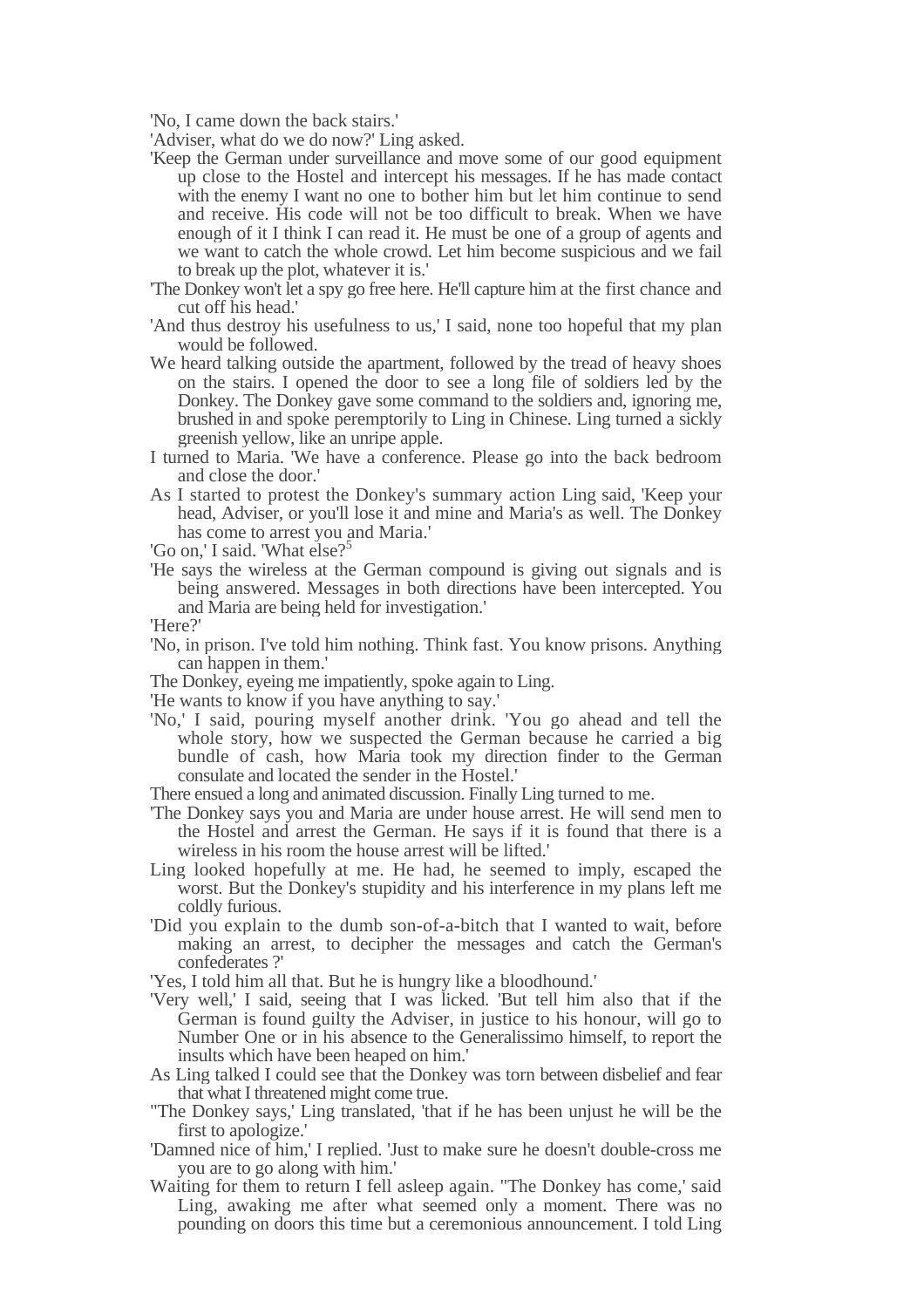'No, I came down the back stairs.'

'Adviser, what do we do now?' Ling asked.

'Keep the German under surveillance and move some of our good equipment up close to the Hostel and intercept his messages. If he has made contact with the enemy I want no one to bother him but let him continue to send and receive. His code will not be too difficult to break. When we have enough of it I think I can read it. He must be one of a group of agents and we want to catch the whole crowd. Let him become suspicious and we fail to break up the plot, whatever it is.'

'The Donkey won't let a spy go free here. He'll capture him at the first chance and cut off his head.'

'And thus destroy his usefulness to us,' I said, none too hopeful that my plan would be followed.

We heard talking outside the apartment, followed by the tread of heavy shoes on the stairs. I opened the door to see a long file of soldiers led by the Donkey. The Donkey gave some command to the soldiers and, ignoring me, brushed in and spoke peremptorily to Ling in Chinese. Ling turned a sickly greenish yellow, like an unripe apple.

I turned to Maria. 'We have a conference. Please go into the back bedroom and close the door.'

As I started to protest the Donkey's summary action Ling said, 'Keep your head, Adviser, or you'll lose it and mine and Maria's as well. The Donkey has come to arrest you and Maria.'

'Go on,' I said. 'What else?[5]

'He says the wireless at the German compound is giving out signals and is being answered. Messages in both directions have been intercepted. You and Maria are being held for investigation.'

'Here?'

'No, in prison. I've told him nothing. Think fast. You know prisons. Anything can happen in them.'

The Donkey, eyeing me impatiently, spoke again to Ling.

'He wants to know if you have anything to say.'

'No,' I said, pouring myself another drink. 'You go ahead and tell the whole story, how we suspected the German because he carried a big bundle of cash, how Maria took my direction finder to the German consulate and located the sender in the Hostel.'

There ensued a long and animated discussion. Finally Ling turned to me.

'The Donkey says you and Maria are under house arrest. He will send men to the Hostel and arrest the German. He says if it is found that there is a wireless in his room the house arrest will be lifted.'

Ling looked hopefully at me. He had, he seemed to imply, escaped the worst. But the Donkey's stupidity and his interference in my plans left me coldly furious.

'Did you explain to the dumb son-of-a-bitch that I wanted to wait, before making an arrest, to decipher the messages and catch the German's confederates ?'

'Yes, I told him all that. But he is hungry like a bloodhound.'

'Very well,' I said, seeing that I was licked. 'But tell him also that if the German is found guilty the Adviser, in justice to his honour, will go to Number One or in his absence to the Generalissimo himself, to report the insults which have been heaped on him.'

As Ling talked I could see that the Donkey was torn between disbelief and fear that what I threatened might come true.

''The Donkey says,' Ling translated, 'that if he has been unjust he will be the first to apologize.'

'Damned nice of him,' I replied. 'Just to make sure he doesn't double-cross me you are to go along with him.'

Waiting for them to return I fell asleep again. ''The Donkey has come,' said Ling, awaking me after what seemed only a moment. There was no pounding on doors this time but a ceremonious announcement. I told Ling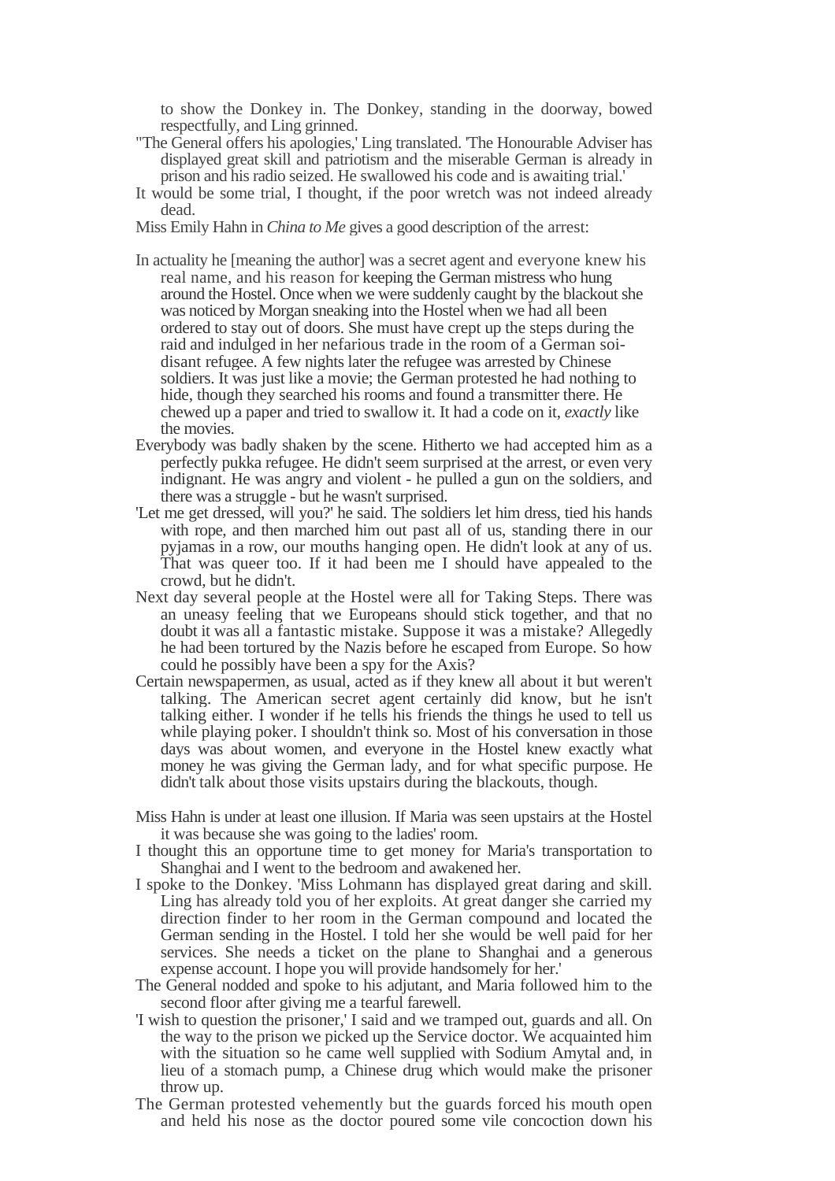to show the Donkey in. The Donkey, standing in the doorway, bowed respectfully, and Ling grinned.

''The General offers his apologies,' Ling translated. 'The Honourable Adviser has displayed great skill and patriotism and the miserable German is already in prison and his radio seized. He swallowed his code and is awaiting trial.'

It would be some trial, I thought, if the poor wretch was not indeed already dead.

Miss Emily Hahn in *China to Me* gives a good description of the arrest:

In actuality he [meaning the author] was a secret agent and everyone knew his real name, and his reason for keeping the German mistress who hung around the Hostel. Once when we were suddenly caught by the blackout she was noticed by Morgan sneaking into the Hostel when we had all been ordered to stay out of doors. She must have crept up the steps during the raid and indulged in her nefarious trade in the room of a German soi-disant refugee. A few nights later the refugee was arrested by Chinese soldiers. It was just like a movie; the German protested he had nothing to hide, though they searched his rooms and found a transmitter there. He chewed up a paper and tried to swallow it. It had a code on it, *exactly* like the movies.

Everybody was badly shaken by the scene. Hitherto we had accepted him as a perfectly pukka refugee. He didn't seem surprised at the arrest, or even very indignant. He was angry and violent - he pulled a gun on the soldiers, and there was a struggle - but he wasn't surprised.

'Let me get dressed, will you?' he said. The soldiers let him dress, tied his hands with rope, and then marched him out past all of us, standing there in our pyjamas in a row, our mouths hanging open. He didn't look at any of us. That was queer too. If it had been me I should have appealed to the crowd, but he didn't.

Next day several people at the Hostel were all for Taking Steps. There was an uneasy feeling that we Europeans should stick together, and that no doubt it was all a fantastic mistake. Suppose it was a mistake? Allegedly he had been tortured by the Nazis before he escaped from Europe. So how could he possibly have been a spy for the Axis?

Certain newspapermen, as usual, acted as if they knew all about it but weren't talking. The American secret agent certainly did know, but he isn't talking either. I wonder if he tells his friends the things he used to tell us while playing poker. I shouldn't think so. Most of his conversation in those days was about women, and everyone in the Hostel knew exactly what money he was giving the German lady, and for what specific purpose. He didn't talk about those visits upstairs during the blackouts, though.

Miss Hahn is under at least one illusion. If Maria was seen upstairs at the Hostel it was because she was going to the ladies' room.

I thought this an opportune time to get money for Maria's transportation to Shanghai and I went to the bedroom and awakened her.

I spoke to the Donkey. 'Miss Lohmann has displayed great daring and skill. Ling has already told you of her exploits. At great danger she carried my direction finder to her room in the German compound and located the German sending in the Hostel. I told her she would be well paid for her services. She needs a ticket on the plane to Shanghai and a generous expense account. I hope you will provide handsomely for her.'

The General nodded and spoke to his adjutant, and Maria followed him to the second floor after giving me a tearful farewell.

'I wish to question the prisoner,' I said and we tramped out, guards and all. On the way to the prison we picked up the Service doctor. We acquainted him with the situation so he came well supplied with Sodium Amytal and, in lieu of a stomach pump, a Chinese drug which would make the prisoner throw up.

The German protested vehemently but the guards forced his mouth open and held his nose as the doctor poured some vile concoction down his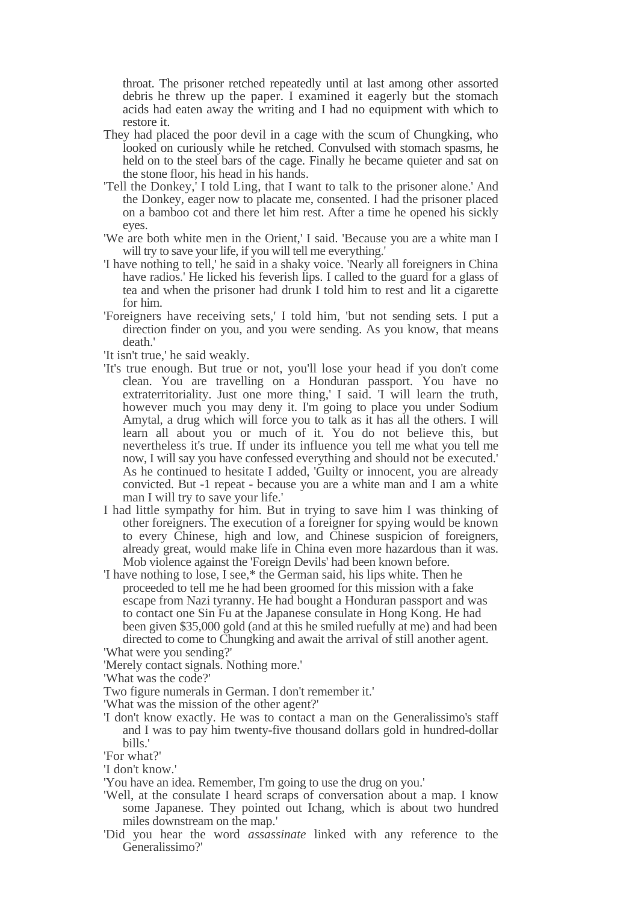throat. The prisoner retched repeatedly until at last among other assorted debris he threw up the paper. I examined it eagerly but the stomach acids had eaten away the writing and I had no equipment with which to restore it.

They had placed the poor devil in a cage with the scum of Chungking, who looked on curiously while he retched. Convulsed with stomach spasms, he held on to the steel bars of the cage. Finally he became quieter and sat on the stone floor, his head in his hands.

'Tell the Donkey,' I told Ling, that I want to talk to the prisoner alone.' And the Donkey, eager now to placate me, consented. I had the prisoner placed on a bamboo cot and there let him rest. After a time he opened his sickly eyes.

'We are both white men in the Orient,' I said. 'Because you are a white man I will try to save your life, if you will tell me everything.'

'I have nothing to tell,' he said in a shaky voice. 'Nearly all foreigners in China have radios.' He licked his feverish lips. I called to the guard for a glass of tea and when the prisoner had drunk I told him to rest and lit a cigarette for him.

'Foreigners have receiving sets,' I told him, 'but not sending sets. I put a direction finder on you, and you were sending. As you know, that means death.'

'It isn't true,' he said weakly.

'It's true enough. But true or not, you'll lose your head if you don't come clean. You are travelling on a Honduran passport. You have no extraterritoriality. Just one more thing,' I said. 'I will learn the truth, however much you may deny it. I'm going to place you under Sodium Amytal, a drug which will force you to talk as it has all the others. I will learn all about you or much of it. You do not believe this, but nevertheless it's true. If under its influence you tell me what you tell me now, I will say you have confessed everything and should not be executed.' As he continued to hesitate I added, 'Guilty or innocent, you are already convicted. But -1 repeat - because you are a white man and I am a white man I will try to save your life.'

I had little sympathy for him. But in trying to save him I was thinking of other foreigners. The execution of a foreigner for spying would be known to every Chinese, high and low, and Chinese suspicion of foreigners, already great, would make life in China even more hazardous than it was. Mob violence against the 'Foreign Devils' had been known before.

'I have nothing to lose, I see,* the German said, his lips white. Then he proceeded to tell me he had been groomed for this mission with a fake escape from Nazi tyranny. He had bought a Honduran passport and was to contact one Sin Fu at the Japanese consulate in Hong Kong. He had been given $35,000 gold (and at this he smiled ruefully at me) and had been directed to come to Chungking and await the arrival of still another agent.

'What were you sending?'

'Merely contact signals. Nothing more.'

'What was the code?'

Two figure numerals in German. I don't remember it.'

'What was the mission of the other agent?'

'I don't know exactly. He was to contact a man on the Generalissimo's staff and I was to pay him twenty-five thousand dollars gold in hundred-dollar bills.'

'For what?'

'I don't know.'

'You have an idea. Remember, I'm going to use the drug on you.'

'Well, at the consulate I heard scraps of conversation about a map. I know some Japanese. They pointed out Ichang, which is about two hundred miles downstream on the map.'

'Did you hear the word *assassinate* linked with any reference to the Generalissimo?'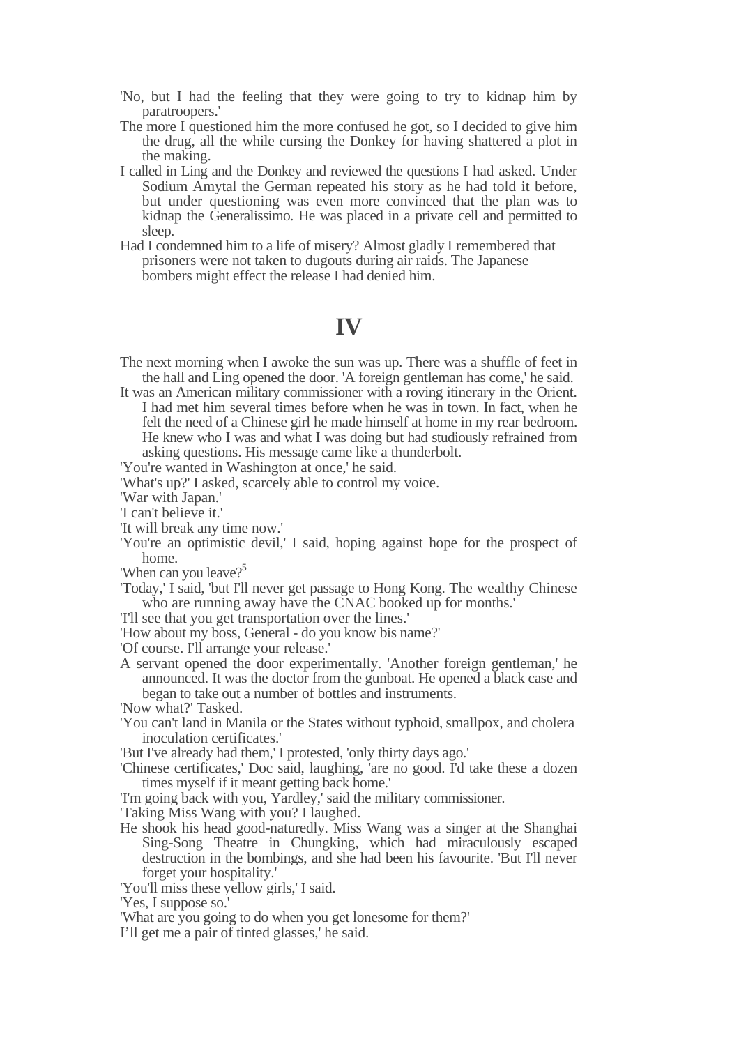'No, but I had the feeling that they were going to try to kidnap him by paratroopers.'

The more I questioned him the more confused he got, so I decided to give him the drug, all the while cursing the Donkey for having shattered a plot in the making.

I called in Ling and the Donkey and reviewed the questions I had asked. Under Sodium Amytal the German repeated his story as he had told it before, but under questioning was even more convinced that the plan was to kidnap the Generalissimo. He was placed in a private cell and permitted to sleep.

Had I condemned him to a life of misery? Almost gladly I remembered that prisoners were not taken to dugouts during air raids. The Japanese bombers might effect the release I had denied him.

# IV

The next morning when I awoke the sun was up. There was a shuffle of feet in the hall and Ling opened the door. 'A foreign gentleman has come,' he said.

It was an American military commissioner with a roving itinerary in the Orient. I had met him several times before when he was in town. In fact, when he felt the need of a Chinese girl he made himself at home in my rear bedroom. He knew who I was and what I was doing but had studiously refrained from asking questions. His message came like a thunderbolt.

'You're wanted in Washington at once,' he said.

'What's up?' I asked, scarcely able to control my voice.

'War with Japan.'

'I can't believe it.'

'It will break any time now.'

'You're an optimistic devil,' I said, hoping against hope for the prospect of home.

'When can you leave?[5]

'Today,' I said, 'but I'll never get passage to Hong Kong. The wealthy Chinese who are running away have the CNAC booked up for months.'

'I'll see that you get transportation over the lines.'

'How about my boss, General - do you know bis name?'

'Of course. I'll arrange your release.'

A servant opened the door experimentally. 'Another foreign gentleman,' he announced. It was the doctor from the gunboat. He opened a black case and began to take out a number of bottles and instruments.

'Now what?' Tasked.

'You can't land in Manila or the States without typhoid, smallpox, and cholera inoculation certificates.'

'But I've already had them,' I protested, 'only thirty days ago.'

'Chinese certificates,' Doc said, laughing, 'are no good. I'd take these a dozen times myself if it meant getting back home.'

'I'm going back with you, Yardley,' said the military commissioner.

'Taking Miss Wang with you? I laughed.

He shook his head good-naturedly. Miss Wang was a singer at the Shanghai Sing-Song Theatre in Chungking, which had miraculously escaped destruction in the bombings, and she had been his favourite. 'But I'll never forget your hospitality.'

'You'll miss these yellow girls,' I said.

'Yes, I suppose so.'

'What are you going to do when you get lonesome for them?'

I'll get me a pair of tinted glasses,' he said.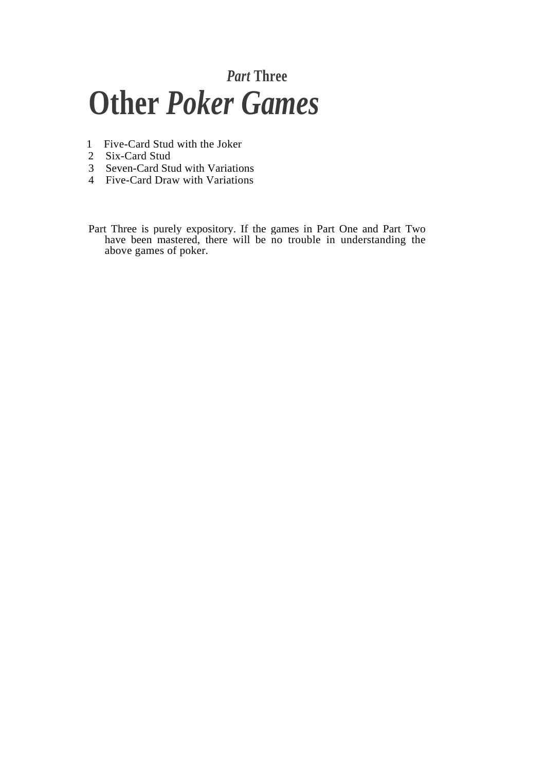# *Part* Three

# Other *Poker Games*

1. Five-Card Stud with the Joker
2. Six-Card Stud
3. Seven-Card Stud with Variations
4. Five-Card Draw with Variations

Part Three is purely expository. If the games in Part One and Part Two have been mastered, there will be no trouble in understanding the above games of poker.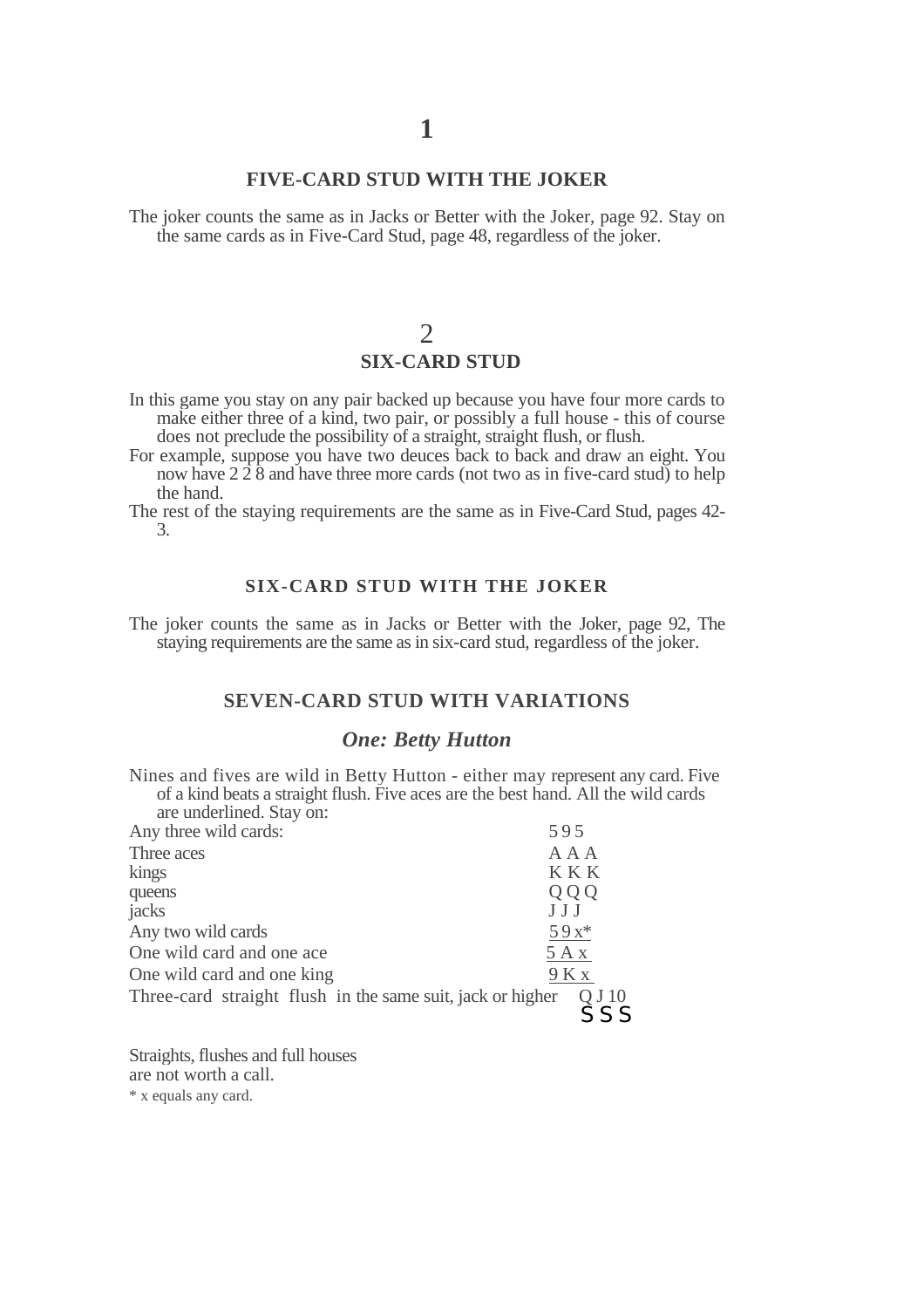# 1

## FIVE-CARD STUD WITH THE JOKER

The joker counts the same as in Jacks or Better with the Joker, page 92. Stay on the same cards as in Five-Card Stud, page 48, regardless of the joker.

# 2

## SIX-CARD STUD

In this game you stay on any pair backed up because you have four more cards to make either three of a kind, two pair, or possibly a full house - this of course does not preclude the possibility of a straight, straight flush, or flush.

For example, suppose you have two deuces back to back and draw an eight. You now have 2 2 8 and have three more cards (not two as in five-card stud) to help the hand.

The rest of the staying requirements are the same as in Five-Card Stud, pages 42-3.

## SIX-CARD STUD WITH THE JOKER

The joker counts the same as in Jacks or Better with the Joker, page 92, The staying requirements are the same as in six-card stud, regardless of the joker.

## SEVEN-CARD STUD WITH VARIATIONS

### *One: Betty Hutton*

Nines and fives are wild in Betty Hutton - either may represent any card. Five of a kind beats a straight flush. Five aces are the best hand. All the wild cards are underlined. Stay on:

| | |
|---|---|
| Any three wild cards: | 5 9 5 |
| Three aces | A A A |
| kings | K K K |
| queens | Q Q Q |
| jacks | J J J |
| Any two wild cards | 5 9 x* |
| One wild card and one ace | 5 A x |
| One wild card and one king | 9 K x |
| Three-card straight flush in the same suit, jack or higher | Q J 10<br>S S S |

Straights, flushes and full houses are not worth a call.

\* x equals any card.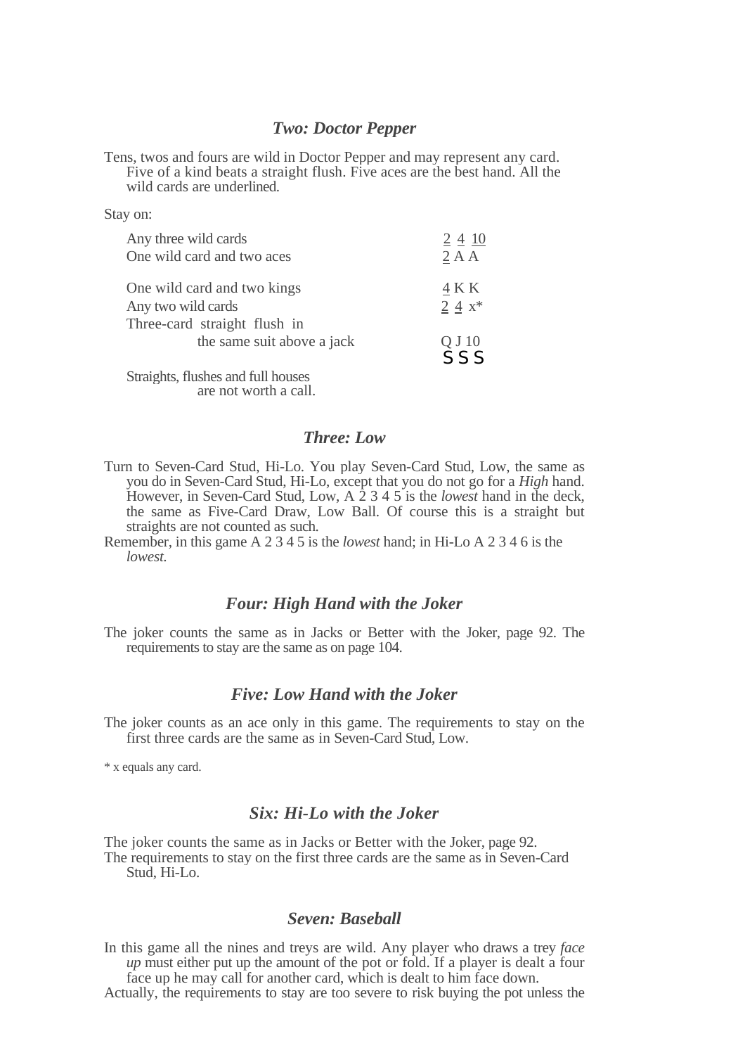### *Two: Doctor Pepper*

Tens, twos and fours are wild in Doctor Pepper and may represent any card. Five of a kind beats a straight flush. Five aces are the best hand. All the wild cards are underlined.

Stay on:

| | |
|---|---|
| Any three wild cards | <u>2</u> <u>4</u> <u>10</u> |
| One wild card and two aces | <u>2</u> A A |
| One wild card and two kings | <u>4</u> K K |
| Any two wild cards | <u>2</u> <u>4</u> x* |
| Three-card straight flush in the same suit above a jack | Q J 10<br>S S S |

Straights, flushes and full houses are not worth a call.

### *Three: Low*

Turn to Seven-Card Stud, Hi-Lo. You play Seven-Card Stud, Low, the same as you do in Seven-Card Stud, Hi-Lo, except that you do not go for a *High* hand. However, in Seven-Card Stud, Low, A 2 3 4 5 is the *lowest* hand in the deck, the same as Five-Card Draw, Low Ball. Of course this is a straight but straights are not counted as such.

Remember, in this game A 2 3 4 5 is the *lowest* hand; in Hi-Lo A 2 3 4 6 is the *lowest.*

### *Four: High Hand with the Joker*

The joker counts the same as in Jacks or Better with the Joker, page 92. The requirements to stay are the same as on page 104.

### *Five: Low Hand with the Joker*

The joker counts as an ace only in this game. The requirements to stay on the first three cards are the same as in Seven-Card Stud, Low.

* x equals any card.

### *Six: Hi-Lo with the Joker*

The joker counts the same as in Jacks or Better with the Joker, page 92.

The requirements to stay on the first three cards are the same as in Seven-Card Stud, Hi-Lo.

### *Seven: Baseball*

In this game all the nines and treys are wild. Any player who draws a trey *face up* must either put up the amount of the pot or fold. If a player is dealt a four face up he may call for another card, which is dealt to him face down.

Actually, the requirements to stay are too severe to risk buying the pot unless the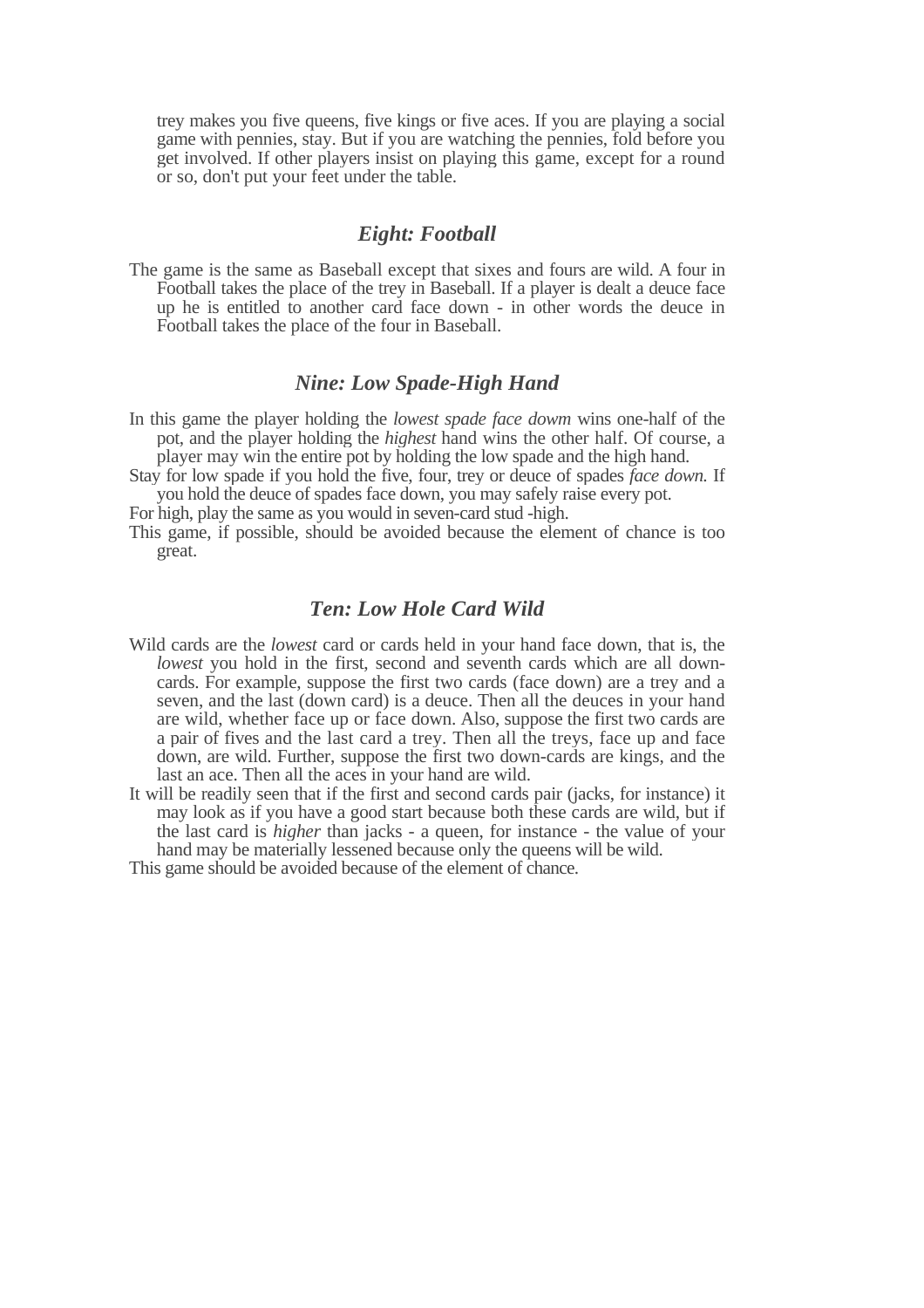trey makes you five queens, five kings or five aces. If you are playing a social game with pennies, stay. But if you are watching the pennies, fold before you get involved. If other players insist on playing this game, except for a round or so, don't put your feet under the table.

### *Eight: Football*

The game is the same as Baseball except that sixes and fours are wild. A four in Football takes the place of the trey in Baseball. If a player is dealt a deuce face up he is entitled to another card face down - in other words the deuce in Football takes the place of the four in Baseball.

### *Nine: Low Spade-High Hand*

In this game the player holding the *lowest spade face dowm* wins one-half of the pot, and the player holding the *highest* hand wins the other half. Of course, a player may win the entire pot by holding the low spade and the high hand.

Stay for low spade if you hold the five, four, trey or deuce of spades *face down.* If you hold the deuce of spades face down, you may safely raise every pot.

For high, play the same as you would in seven-card stud -high.

This game, if possible, should be avoided because the element of chance is too great.

### *Ten: Low Hole Card Wild*

Wild cards are the *lowest* card or cards held in your hand face down, that is, the *lowest* you hold in the first, second and seventh cards which are all down-cards. For example, suppose the first two cards (face down) are a trey and a seven, and the last (down card) is a deuce. Then all the deuces in your hand are wild, whether face up or face down. Also, suppose the first two cards are a pair of fives and the last card a trey. Then all the treys, face up and face down, are wild. Further, suppose the first two down-cards are kings, and the last an ace. Then all the aces in your hand are wild.

It will be readily seen that if the first and second cards pair (jacks, for instance) it may look as if you have a good start because both these cards are wild, but if the last card is *higher* than jacks - a queen, for instance - the value of your hand may be materially lessened because only the queens will be wild.

This game should be avoided because of the element of chance.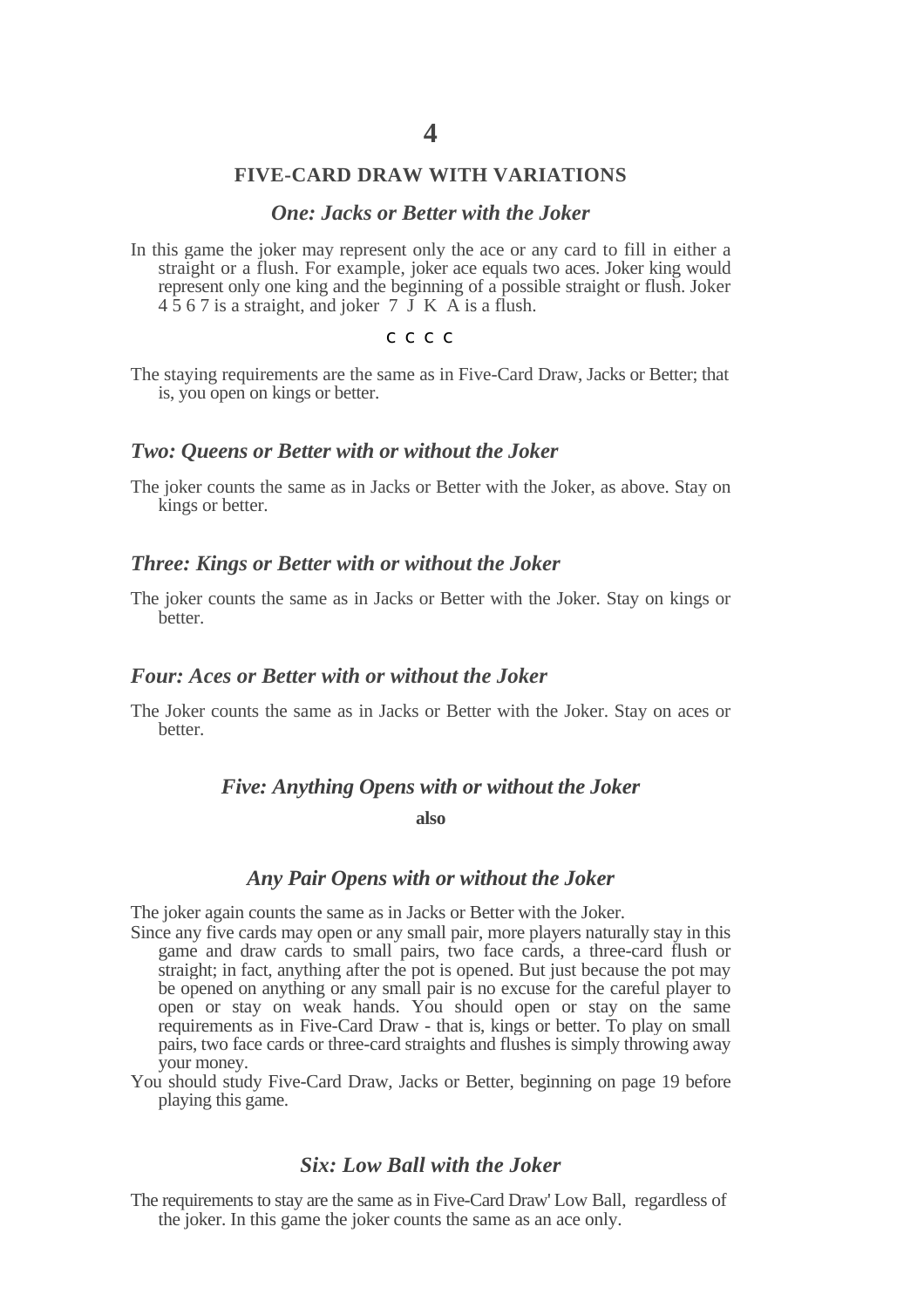# 4

## FIVE-CARD DRAW WITH VARIATIONS

### *One: Jacks or Better with the Joker*

In this game the joker may represent only the ace or any card to fill in either a straight or a flush. For example, joker ace equals two aces. Joker king would represent only one king and the beginning of a possible straight or flush. Joker 4 5 6 7 is a straight, and joker 7 J K A is a flush.

c c c c

The staying requirements are the same as in Five-Card Draw, Jacks or Better; that is, you open on kings or better.

### *Two: Queens or Better with or without the Joker*

The joker counts the same as in Jacks or Better with the Joker, as above. Stay on kings or better.

### *Three: Kings or Better with or without the Joker*

The joker counts the same as in Jacks or Better with the Joker. Stay on kings or better.

### *Four: Aces or Better with or without the Joker*

The Joker counts the same as in Jacks or Better with the Joker. Stay on aces or better.

### *Five: Anything Opens with or without the Joker*

**also**

### *Any Pair Opens with or without the Joker*

The joker again counts the same as in Jacks or Better with the Joker.

Since any five cards may open or any small pair, more players naturally stay in this game and draw cards to small pairs, two face cards, a three-card flush or straight; in fact, anything after the pot is opened. But just because the pot may be opened on anything or any small pair is no excuse for the careful player to open or stay on weak hands. You should open or stay on the same requirements as in Five-Card Draw - that is, kings or better. To play on small pairs, two face cards or three-card straights and flushes is simply throwing away your money.

You should study Five-Card Draw, Jacks or Better, beginning on page 19 before playing this game.

### *Six: Low Ball with the Joker*

The requirements to stay are the same as in Five-Card Draw' Low Ball, regardless of the joker. In this game the joker counts the same as an ace only.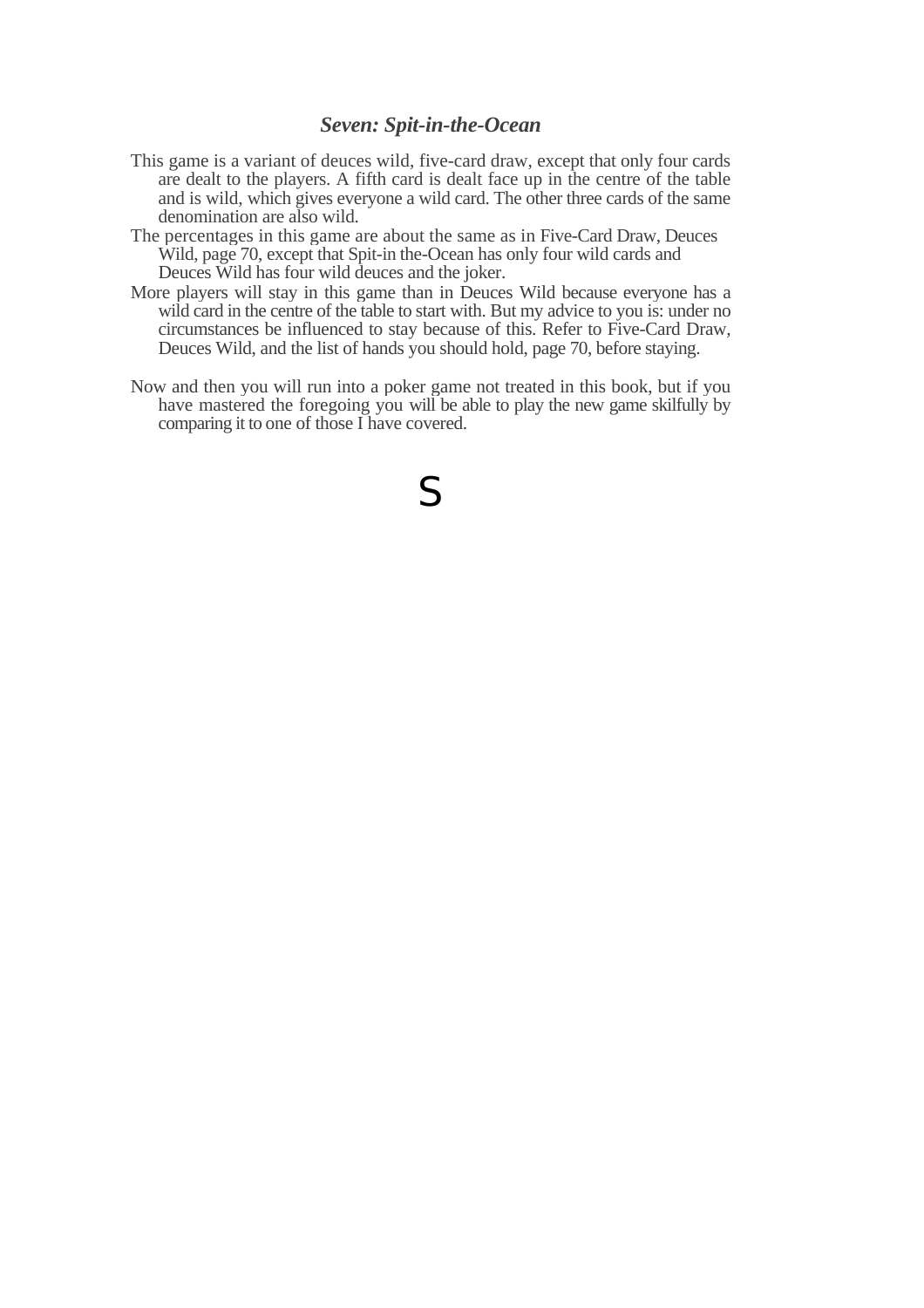### *Seven: Spit-in-the-Ocean*

This game is a variant of deuces wild, five-card draw, except that only four cards are dealt to the players. A fifth card is dealt face up in the centre of the table and is wild, which gives everyone a wild card. The other three cards of the same denomination are also wild.

The percentages in this game are about the same as in Five-Card Draw, Deuces Wild, page 70, except that Spit-in the-Ocean has only four wild cards and Deuces Wild has four wild deuces and the joker.

More players will stay in this game than in Deuces Wild because everyone has a wild card in the centre of the table to start with. But my advice to you is: under no circumstances be influenced to stay because of this. Refer to Five-Card Draw, Deuces Wild, and the list of hands you should hold, page 70, before staying.

Now and then you will run into a poker game not treated in this book, but if you have mastered the foregoing you will be able to play the new game skilfully by comparing it to one of those I have covered.

S